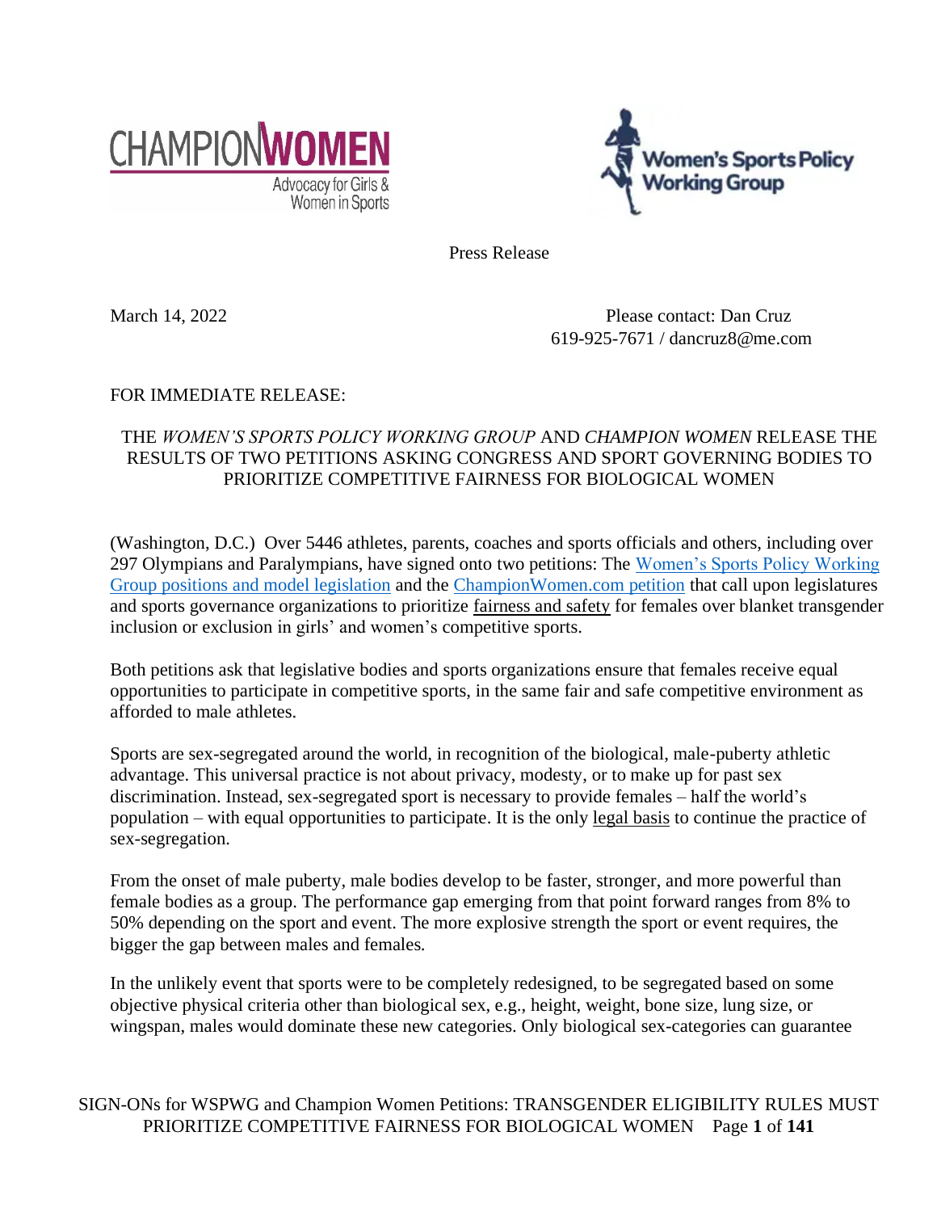CHAMPIONWOMEN
Advocacy for Girls & Women in Sports

Women's Sports Policy Working Group

Press Release

March 14, 2022

Please contact: Dan Cruz
619-925-7671 / dancruz8@me.com

FOR IMMEDIATE RELEASE:

## THE *WOMEN'S SPORTS POLICY WORKING GROUP* AND *CHAMPION WOMEN* RELEASE THE RESULTS OF TWO PETITIONS ASKING CONGRESS AND SPORT GOVERNING BODIES TO PRIORITIZE COMPETITIVE FAIRNESS FOR BIOLOGICAL WOMEN

(Washington, D.C.) Over 5446 athletes, parents, coaches and sports officials and others, including over 297 Olympians and Paralympians, have signed onto two petitions: The Women's Sports Policy Working Group positions and model legislation and the ChampionWomen.com petition that call upon legislatures and sports governance organizations to prioritize fairness and safety for females over blanket transgender inclusion or exclusion in girls' and women's competitive sports.

Both petitions ask that legislative bodies and sports organizations ensure that females receive equal opportunities to participate in competitive sports, in the same fair and safe competitive environment as afforded to male athletes.

Sports are sex-segregated around the world, in recognition of the biological, male-puberty athletic advantage. This universal practice is not about privacy, modesty, or to make up for past sex discrimination. Instead, sex-segregated sport is necessary to provide females – half the world's population – with equal opportunities to participate. It is the only legal basis to continue the practice of sex-segregation.

From the onset of male puberty, male bodies develop to be faster, stronger, and more powerful than female bodies as a group. The performance gap emerging from that point forward ranges from 8% to 50% depending on the sport and event. The more explosive strength the sport or event requires, the bigger the gap between males and females.

In the unlikely event that sports were to be completely redesigned, to be segregated based on some objective physical criteria other than biological sex, e.g., height, weight, bone size, lung size, or wingspan, males would dominate these new categories. Only biological sex-categories can guarantee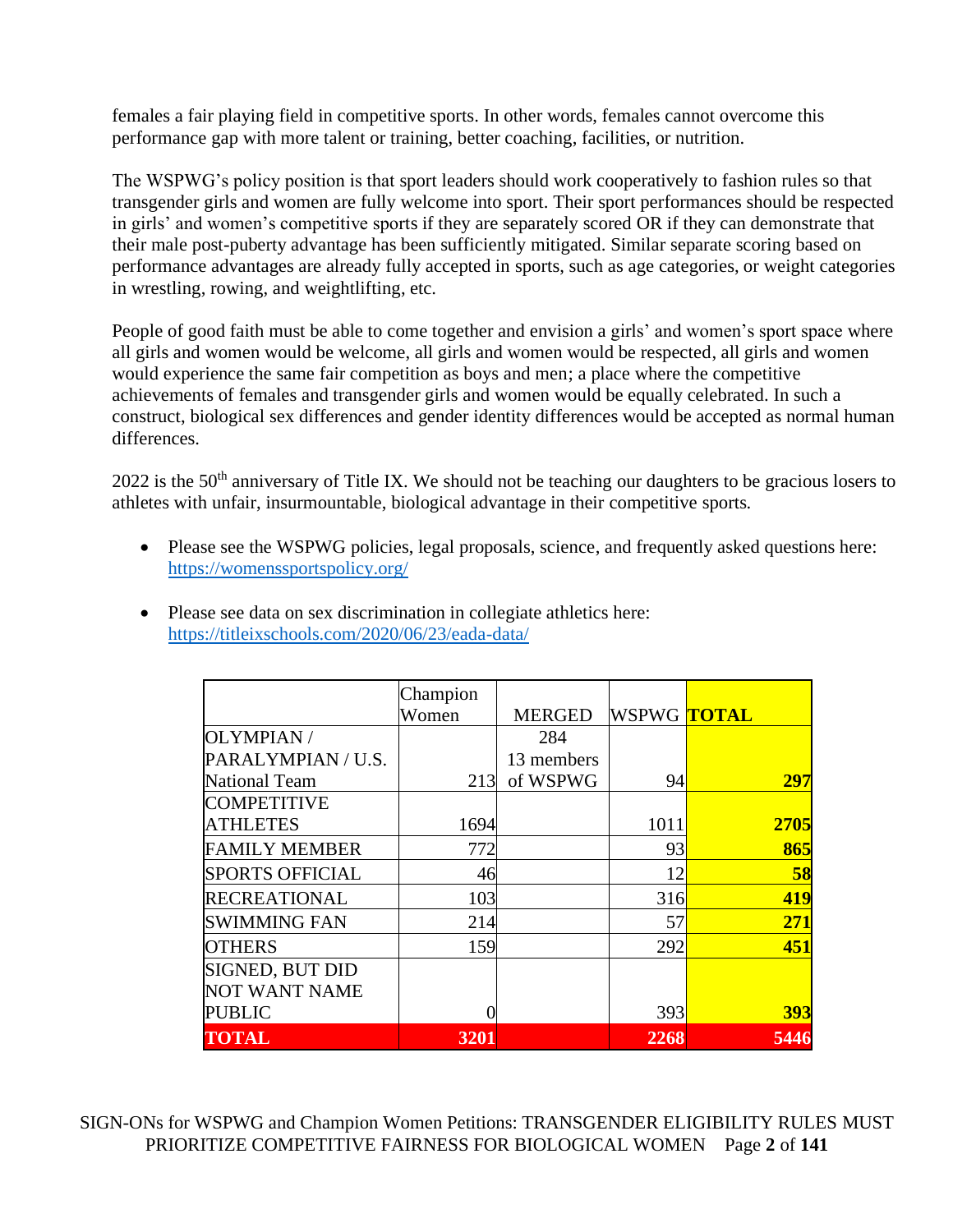females a fair playing field in competitive sports. In other words, females cannot overcome this performance gap with more talent or training, better coaching, facilities, or nutrition.

The WSPWG's policy position is that sport leaders should work cooperatively to fashion rules so that transgender girls and women are fully welcome into sport. Their sport performances should be respected in girls' and women's competitive sports if they are separately scored OR if they can demonstrate that their male post-puberty advantage has been sufficiently mitigated. Similar separate scoring based on performance advantages are already fully accepted in sports, such as age categories, or weight categories in wrestling, rowing, and weightlifting, etc.

People of good faith must be able to come together and envision a girls' and women's sport space where all girls and women would be welcome, all girls and women would be respected, all girls and women would experience the same fair competition as boys and men; a place where the competitive achievements of females and transgender girls and women would be equally celebrated. In such a construct, biological sex differences and gender identity differences would be accepted as normal human differences.

2022 is the 50th anniversary of Title IX. We should not be teaching our daughters to be gracious losers to athletes with unfair, insurmountable, biological advantage in their competitive sports.

- Please see the WSPWG policies, legal proposals, science, and frequently asked questions here: https://womenssportspolicy.org/

- Please see data on sex discrimination in collegiate athletics here: https://titleixschools.com/2020/06/23/eada-data/

| | Champion Women | MERGED | WSPWG | **TOTAL** |
|---|---|---|---|---|
| OLYMPIAN / PARALYMPIAN / U.S. National Team | 213 | 284 13 members of WSPWG | 94 | **297** |
| COMPETITIVE ATHLETES | 1694 | | 1011 | **2705** |
| FAMILY MEMBER | 772 | | 93 | **865** |
| SPORTS OFFICIAL | 46 | | 12 | **58** |
| RECREATIONAL | 103 | | 316 | **419** |
| SWIMMING FAN | 214 | | 57 | **271** |
| OTHERS | 159 | | 292 | **451** |
| SIGNED, BUT DID NOT WANT NAME PUBLIC | 0 | | 393 | **393** |
| **TOTAL** | **3201** | | **2268** | **5446** |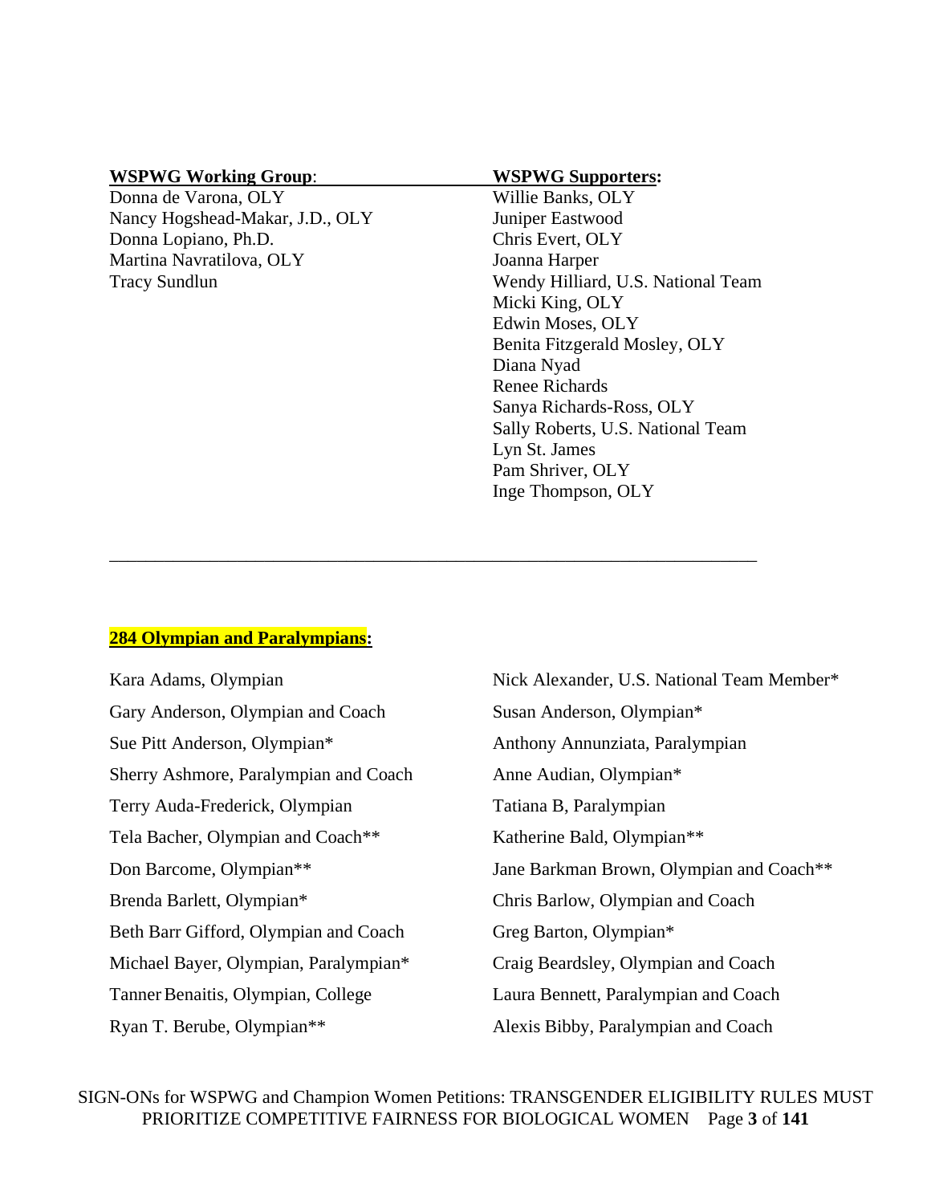**WSPWG Working Group**:

Donna de Varona, OLY
Nancy Hogshead-Makar, J.D., OLY
Donna Lopiano, Ph.D.
Martina Navratilova, OLY
Tracy Sundlun

**WSPWG Supporters:**

Willie Banks, OLY
Juniper Eastwood
Chris Evert, OLY
Joanna Harper
Wendy Hilliard, U.S. National Team
Micki King, OLY
Edwin Moses, OLY
Benita Fitzgerald Mosley, OLY
Diana Nyad
Renee Richards
Sanya Richards-Ross, OLY
Sally Roberts, U.S. National Team
Lyn St. James
Pam Shriver, OLY
Inge Thompson, OLY

---

**284 Olympian and Paralympians:**

Kara Adams, Olympian
Nick Alexander, U.S. National Team Member*
Gary Anderson, Olympian and Coach
Susan Anderson, Olympian*
Sue Pitt Anderson, Olympian*
Anthony Annunziata, Paralympian
Sherry Ashmore, Paralympian and Coach
Anne Audian, Olympian*
Terry Auda-Frederick, Olympian
Tatiana B, Paralympian
Tela Bacher, Olympian and Coach**
Katherine Bald, Olympian**
Don Barcome, Olympian**
Jane Barkman Brown, Olympian and Coach**
Brenda Barlett, Olympian*
Chris Barlow, Olympian and Coach
Beth Barr Gifford, Olympian and Coach
Greg Barton, Olympian*
Michael Bayer, Olympian, Paralympian*
Craig Beardsley, Olympian and Coach
Tanner Benaitis, Olympian, College
Laura Bennett, Paralympian and Coach
Ryan T. Berube, Olympian**
Alexis Bibby, Paralympian and Coach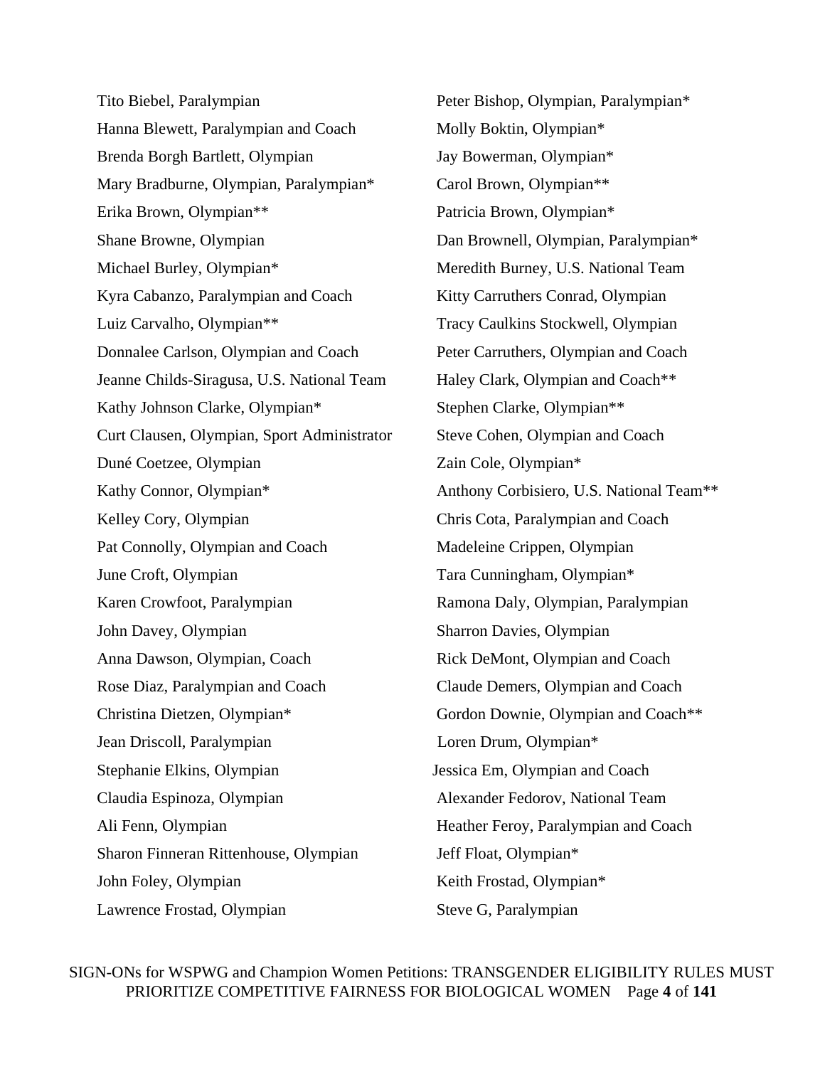Tito Biebel, Paralympian

Hanna Blewett, Paralympian and Coach

Brenda Borgh Bartlett, Olympian

Mary Bradburne, Olympian, Paralympian*

Erika Brown, Olympian**

Shane Browne, Olympian

Michael Burley, Olympian*

Kyra Cabanzo, Paralympian and Coach

Luiz Carvalho, Olympian**

Donnalee Carlson, Olympian and Coach

Jeanne Childs-Siragusa, U.S. National Team

Kathy Johnson Clarke, Olympian*

Curt Clausen, Olympian, Sport Administrator

Duné Coetzee, Olympian

Kathy Connor, Olympian*

Kelley Cory, Olympian

Pat Connolly, Olympian and Coach

June Croft, Olympian

Karen Crowfoot, Paralympian

John Davey, Olympian

Anna Dawson, Olympian, Coach

Rose Diaz, Paralympian and Coach

Christina Dietzen, Olympian*

Jean Driscoll, Paralympian

Stephanie Elkins, Olympian

Claudia Espinoza, Olympian

Ali Fenn, Olympian

Sharon Finneran Rittenhouse, Olympian

John Foley, Olympian

Lawrence Frostad, Olympian

Peter Bishop, Olympian, Paralympian*

Molly Boktin, Olympian*

Jay Bowerman, Olympian*

Carol Brown, Olympian**

Patricia Brown, Olympian*

Dan Brownell, Olympian, Paralympian*

Meredith Burney, U.S. National Team

Kitty Carruthers Conrad, Olympian

Tracy Caulkins Stockwell, Olympian

Peter Carruthers, Olympian and Coach

Haley Clark, Olympian and Coach**

Stephen Clarke, Olympian**

Steve Cohen, Olympian and Coach

Zain Cole, Olympian*

Anthony Corbisiero, U.S. National Team**

Chris Cota, Paralympian and Coach

Madeleine Crippen, Olympian

Tara Cunningham, Olympian*

Ramona Daly, Olympian, Paralympian

Sharron Davies, Olympian

Rick DeMont, Olympian and Coach

Claude Demers, Olympian and Coach

Gordon Downie, Olympian and Coach**

Loren Drum, Olympian*

Jessica Em, Olympian and Coach

Alexander Fedorov, National Team

Heather Feroy, Paralympian and Coach

Jeff Float, Olympian*

Keith Frostad, Olympian*

Steve G, Paralympian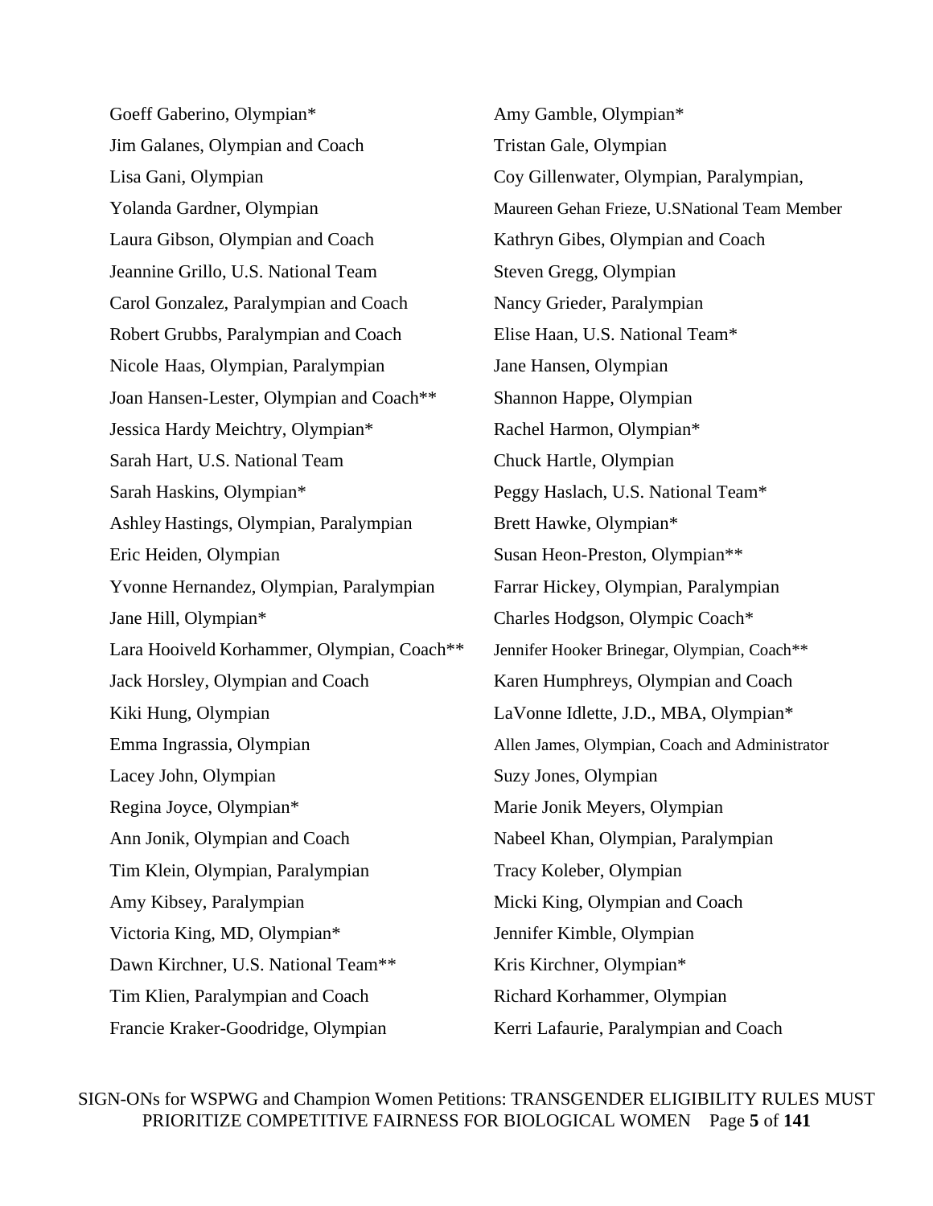Goeff Gaberino, Olympian*

Jim Galanes, Olympian and Coach

Lisa Gani, Olympian

Yolanda Gardner, Olympian

Laura Gibson, Olympian and Coach

Jeannine Grillo, U.S. National Team

Carol Gonzalez, Paralympian and Coach

Robert Grubbs, Paralympian and Coach

Nicole Haas, Olympian, Paralympian

Joan Hansen-Lester, Olympian and Coach**

Jessica Hardy Meichtry, Olympian*

Sarah Hart, U.S. National Team

Sarah Haskins, Olympian*

Ashley Hastings, Olympian, Paralympian

Eric Heiden, Olympian

Yvonne Hernandez, Olympian, Paralympian

Jane Hill, Olympian*

Lara Hooiveld Korhammer, Olympian, Coach**

Jack Horsley, Olympian and Coach

Kiki Hung, Olympian

Emma Ingrassia, Olympian

Lacey John, Olympian

Regina Joyce, Olympian*

Ann Jonik, Olympian and Coach

Tim Klein, Olympian, Paralympian

Amy Kibsey, Paralympian

Victoria King, MD, Olympian*

Dawn Kirchner, U.S. National Team**

Tim Klien, Paralympian and Coach

Francie Kraker-Goodridge, Olympian

Amy Gamble, Olympian*

Tristan Gale, Olympian

Coy Gillenwater, Olympian, Paralympian,

Maureen Gehan Frieze, U.SNational Team Member

Kathryn Gibes, Olympian and Coach

Steven Gregg, Olympian

Nancy Grieder, Paralympian

Elise Haan, U.S. National Team*

Jane Hansen, Olympian

Shannon Happe, Olympian

Rachel Harmon, Olympian*

Chuck Hartle, Olympian

Peggy Haslach, U.S. National Team*

Brett Hawke, Olympian*

Susan Heon-Preston, Olympian**

Farrar Hickey, Olympian, Paralympian

Charles Hodgson, Olympic Coach*

Jennifer Hooker Brinegar, Olympian, Coach**

Karen Humphreys, Olympian and Coach

LaVonne Idlette, J.D., MBA, Olympian*

Allen James, Olympian, Coach and Administrator

Suzy Jones, Olympian

Marie Jonik Meyers, Olympian

Nabeel Khan, Olympian, Paralympian

Tracy Koleber, Olympian

Micki King, Olympian and Coach

Jennifer Kimble, Olympian

Kris Kirchner, Olympian*

Richard Korhammer, Olympian

Kerri Lafaurie, Paralympian and Coach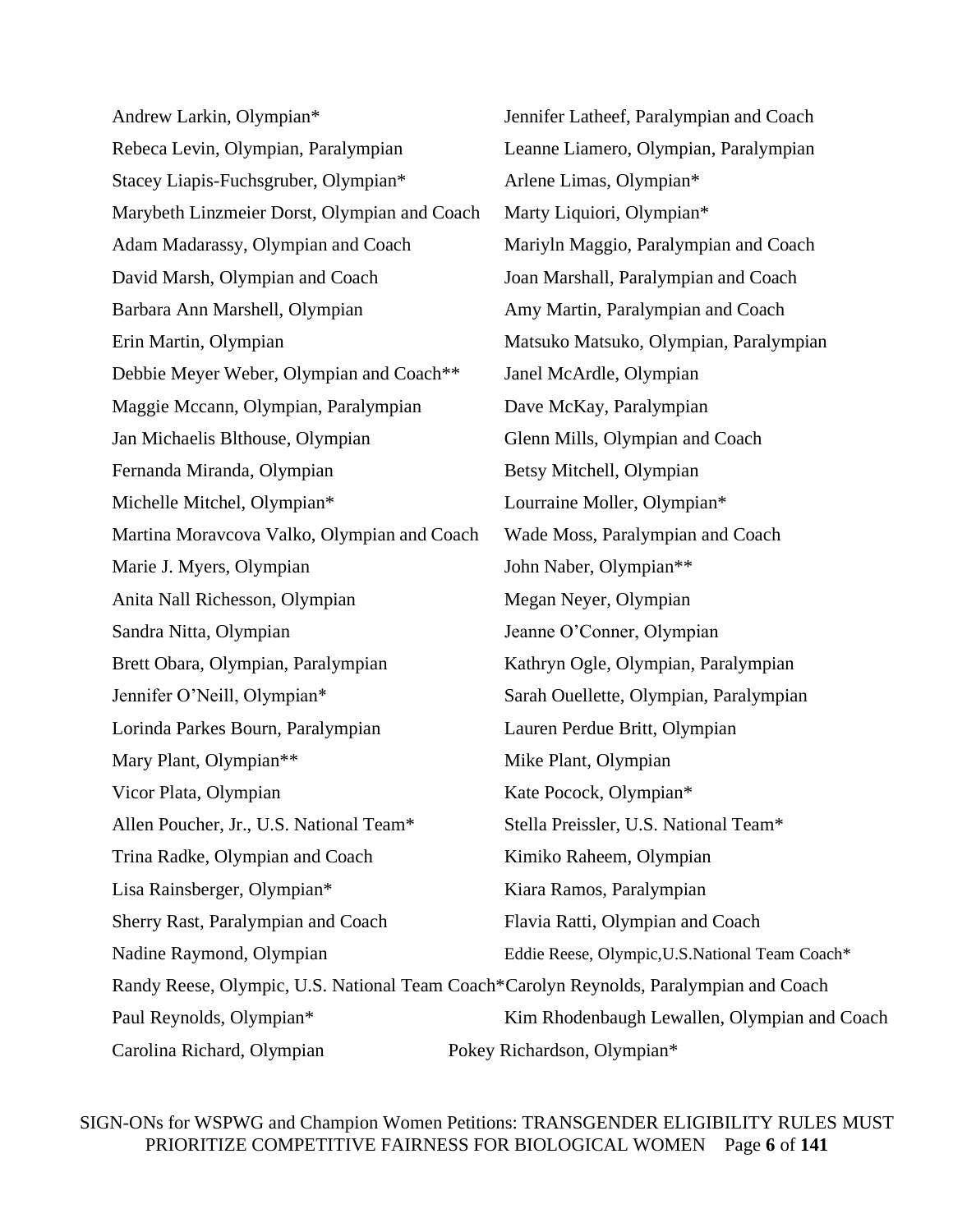Andrew Larkin, Olympian*

Jennifer Latheef, Paralympian and Coach

Rebeca Levin, Olympian, Paralympian

Leanne Liamero, Olympian, Paralympian

Stacey Liapis-Fuchsgruber, Olympian*

Arlene Limas, Olympian*

Marybeth Linzmeier Dorst, Olympian and Coach

Marty Liquiori, Olympian*

Adam Madarassy, Olympian and Coach

Mariyln Maggio, Paralympian and Coach

David Marsh, Olympian and Coach

Joan Marshall, Paralympian and Coach

Barbara Ann Marshell, Olympian

Amy Martin, Paralympian and Coach

Erin Martin, Olympian

Matsuko Matsuko, Olympian, Paralympian

Debbie Meyer Weber, Olympian and Coach**

Janel McArdle, Olympian

Maggie Mccann, Olympian, Paralympian

Dave McKay, Paralympian

Jan Michaelis Blthouse, Olympian

Glenn Mills, Olympian and Coach

Fernanda Miranda, Olympian

Betsy Mitchell, Olympian

Michelle Mitchel, Olympian*

Lourraine Moller, Olympian*

Martina Moravcova Valko, Olympian and Coach

Wade Moss, Paralympian and Coach

Marie J. Myers, Olympian

John Naber, Olympian**

Anita Nall Richesson, Olympian

Megan Neyer, Olympian

Sandra Nitta, Olympian

Jeanne O'Conner, Olympian

Brett Obara, Olympian, Paralympian

Kathryn Ogle, Olympian, Paralympian

Jennifer O'Neill, Olympian*

Sarah Ouellette, Olympian, Paralympian

Lorinda Parkes Bourn, Paralympian

Lauren Perdue Britt, Olympian

Mary Plant, Olympian**

Mike Plant, Olympian

Vicor Plata, Olympian

Kate Pocock, Olympian*

Allen Poucher, Jr., U.S. National Team*

Stella Preissler, U.S. National Team*

Trina Radke, Olympian and Coach

Kimiko Raheem, Olympian

Lisa Rainsberger, Olympian*

Kiara Ramos, Paralympian

Sherry Rast, Paralympian and Coach

Flavia Ratti, Olympian and Coach

Nadine Raymond, Olympian

Eddie Reese, Olympic,U.S.National Team Coach*

Randy Reese, Olympic, U.S. National Team Coach*

Carolyn Reynolds, Paralympian and Coach

Paul Reynolds, Olympian*

Kim Rhodenbaugh Lewallen, Olympian and Coach

Carolina Richard, Olympian

Pokey Richardson, Olympian*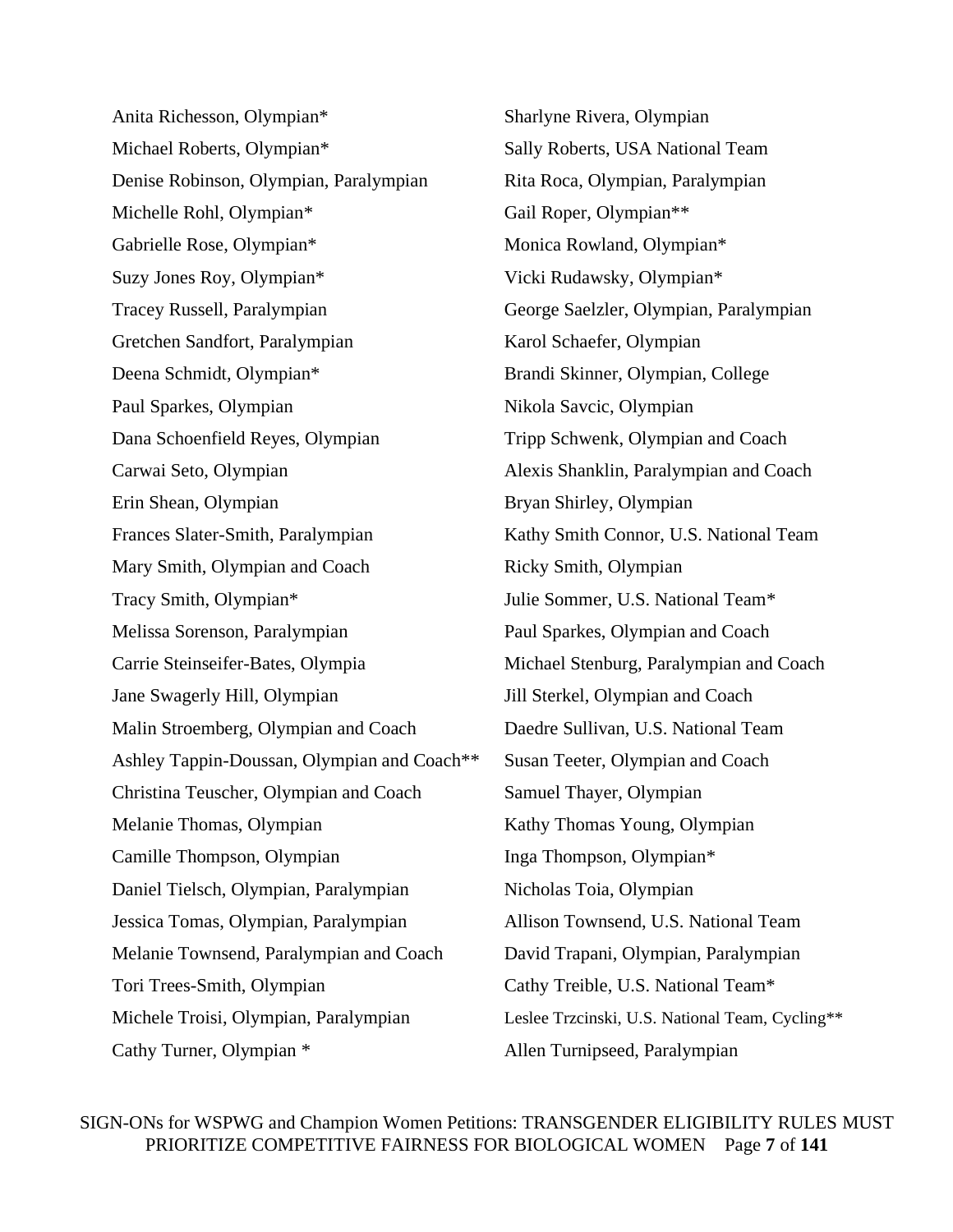Anita Richesson, Olympian*

Michael Roberts, Olympian*

Denise Robinson, Olympian, Paralympian

Michelle Rohl, Olympian*

Gabrielle Rose, Olympian*

Suzy Jones Roy, Olympian*

Tracey Russell, Paralympian

Gretchen Sandfort, Paralympian

Deena Schmidt, Olympian*

Paul Sparkes, Olympian

Dana Schoenfield Reyes, Olympian

Carwai Seto, Olympian

Erin Shean, Olympian

Frances Slater-Smith, Paralympian

Mary Smith, Olympian and Coach

Tracy Smith, Olympian*

Melissa Sorenson, Paralympian

Carrie Steinseifer-Bates, Olympia

Jane Swagerly Hill, Olympian

Malin Stroemberg, Olympian and Coach

Ashley Tappin-Doussan, Olympian and Coach**

Christina Teuscher, Olympian and Coach

Melanie Thomas, Olympian

Camille Thompson, Olympian

Daniel Tielsch, Olympian, Paralympian

Jessica Tomas, Olympian, Paralympian

Melanie Townsend, Paralympian and Coach

Tori Trees-Smith, Olympian

Michele Troisi, Olympian, Paralympian

Cathy Turner, Olympian *

Sharlyne Rivera, Olympian

Sally Roberts, USA National Team

Rita Roca, Olympian, Paralympian

Gail Roper, Olympian**

Monica Rowland, Olympian*

Vicki Rudawsky, Olympian*

George Saelzler, Olympian, Paralympian

Karol Schaefer, Olympian

Brandi Skinner, Olympian, College

Nikola Savcic, Olympian

Tripp Schwenk, Olympian and Coach

Alexis Shanklin, Paralympian and Coach

Bryan Shirley, Olympian

Kathy Smith Connor, U.S. National Team

Ricky Smith, Olympian

Julie Sommer, U.S. National Team*

Paul Sparkes, Olympian and Coach

Michael Stenburg, Paralympian and Coach

Jill Sterkel, Olympian and Coach

Daedre Sullivan, U.S. National Team

Susan Teeter, Olympian and Coach

Samuel Thayer, Olympian

Kathy Thomas Young, Olympian

Inga Thompson, Olympian*

Nicholas Toia, Olympian

Allison Townsend, U.S. National Team

David Trapani, Olympian, Paralympian

Cathy Treible, U.S. National Team*

Leslee Trzcinski, U.S. National Team, Cycling**

Allen Turnipseed, Paralympian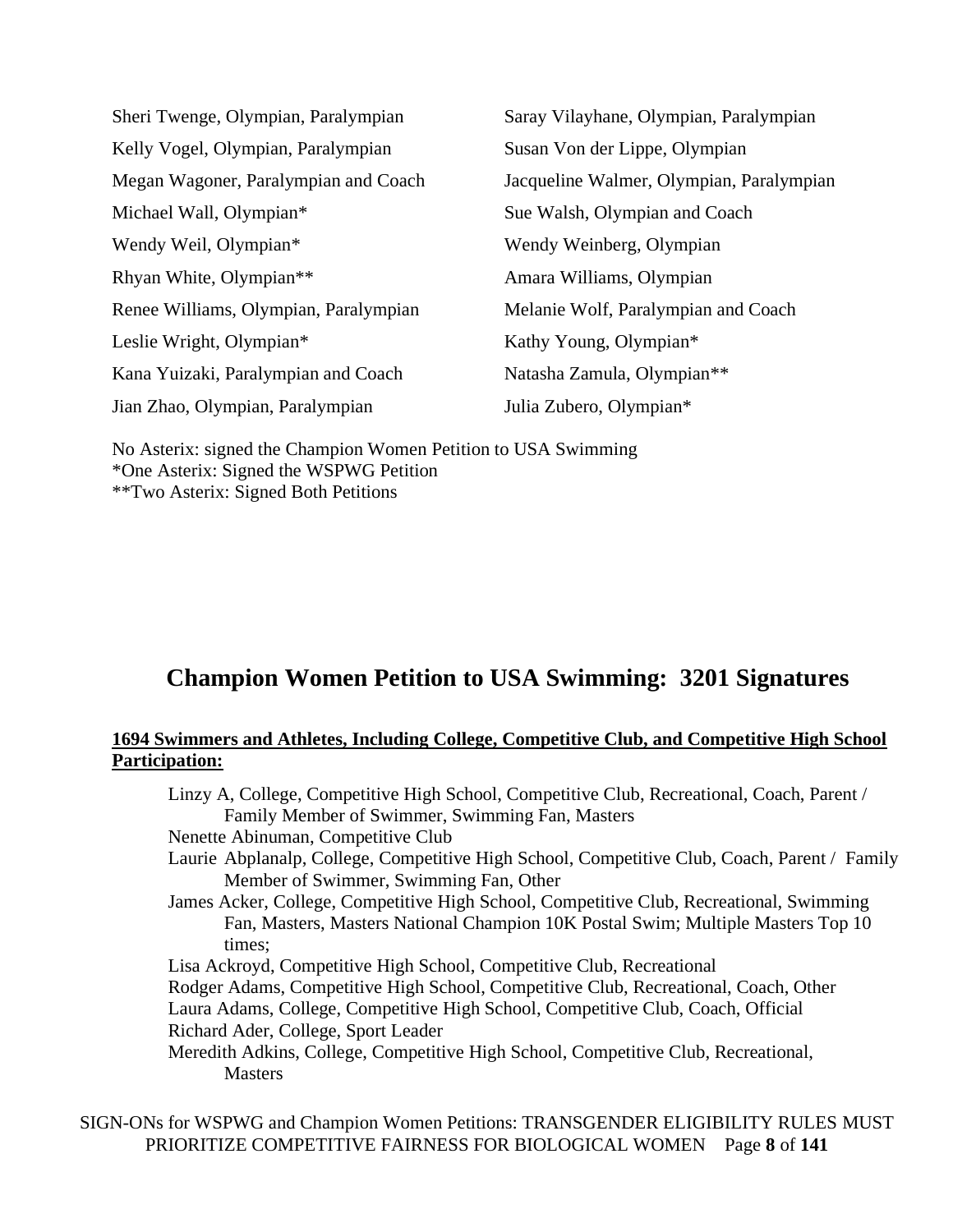Sheri Twenge, Olympian, Paralympian

Saray Vilayhane, Olympian, Paralympian

Kelly Vogel, Olympian, Paralympian

Susan Von der Lippe, Olympian

Megan Wagoner, Paralympian and Coach

Jacqueline Walmer, Olympian, Paralympian

Michael Wall, Olympian*

Sue Walsh, Olympian and Coach

Wendy Weil, Olympian*

Wendy Weinberg, Olympian

Rhyan White, Olympian**

Amara Williams, Olympian

Renee Williams, Olympian, Paralympian

Melanie Wolf, Paralympian and Coach

Leslie Wright, Olympian*

Kathy Young, Olympian*

Kana Yuizaki, Paralympian and Coach

Natasha Zamula, Olympian**

Jian Zhao, Olympian, Paralympian

Julia Zubero, Olympian*

No Asterix: signed the Champion Women Petition to USA Swimming
*One Asterix: Signed the WSPWG Petition
**Two Asterix: Signed Both Petitions

## Champion Women Petition to USA Swimming: 3201 Signatures

**1694 Swimmers and Athletes, Including College, Competitive Club, and Competitive High School Participation:**

Linzy A, College, Competitive High School, Competitive Club, Recreational, Coach, Parent / Family Member of Swimmer, Swimming Fan, Masters
Nenette Abinuman, Competitive Club
Laurie Abplanalp, College, Competitive High School, Competitive Club, Coach, Parent / Family Member of Swimmer, Swimming Fan, Other
James Acker, College, Competitive High School, Competitive Club, Recreational, Swimming Fan, Masters, Masters National Champion 10K Postal Swim; Multiple Masters Top 10 times;
Lisa Ackroyd, Competitive High School, Competitive Club, Recreational
Rodger Adams, Competitive High School, Competitive Club, Recreational, Coach, Other
Laura Adams, College, Competitive High School, Competitive Club, Coach, Official
Richard Ader, College, Sport Leader
Meredith Adkins, College, Competitive High School, Competitive Club, Recreational, Masters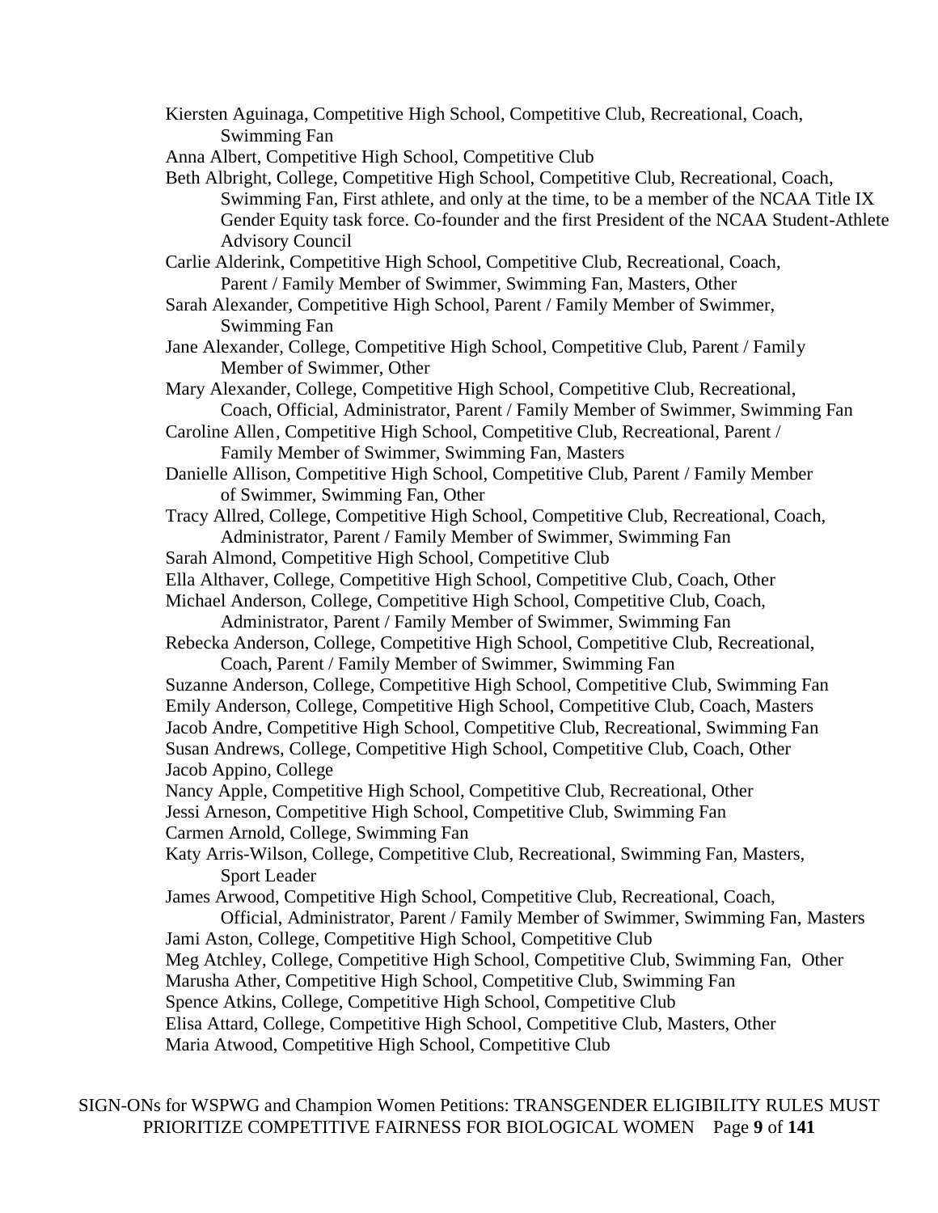Kiersten Aguinaga, Competitive High School, Competitive Club, Recreational, Coach, Swimming Fan

Anna Albert, Competitive High School, Competitive Club

Beth Albright, College, Competitive High School, Competitive Club, Recreational, Coach, Swimming Fan, First athlete, and only at the time, to be a member of the NCAA Title IX Gender Equity task force. Co-founder and the first President of the NCAA Student-Athlete Advisory Council

Carlie Alderink, Competitive High School, Competitive Club, Recreational, Coach, Parent / Family Member of Swimmer, Swimming Fan, Masters, Other

Sarah Alexander, Competitive High School, Parent / Family Member of Swimmer, Swimming Fan

Jane Alexander, College, Competitive High School, Competitive Club, Parent / Family Member of Swimmer, Other

Mary Alexander, College, Competitive High School, Competitive Club, Recreational, Coach, Official, Administrator, Parent / Family Member of Swimmer, Swimming Fan

Caroline Allen, Competitive High School, Competitive Club, Recreational, Parent / Family Member of Swimmer, Swimming Fan, Masters

Danielle Allison, Competitive High School, Competitive Club, Parent / Family Member of Swimmer, Swimming Fan, Other

Tracy Allred, College, Competitive High School, Competitive Club, Recreational, Coach, Administrator, Parent / Family Member of Swimmer, Swimming Fan

Sarah Almond, Competitive High School, Competitive Club

Ella Althaver, College, Competitive High School, Competitive Club, Coach, Other

Michael Anderson, College, Competitive High School, Competitive Club, Coach, Administrator, Parent / Family Member of Swimmer, Swimming Fan

Rebecka Anderson, College, Competitive High School, Competitive Club, Recreational, Coach, Parent / Family Member of Swimmer, Swimming Fan

Suzanne Anderson, College, Competitive High School, Competitive Club, Swimming Fan

Emily Anderson, College, Competitive High School, Competitive Club, Coach, Masters

Jacob Andre, Competitive High School, Competitive Club, Recreational, Swimming Fan

Susan Andrews, College, Competitive High School, Competitive Club, Coach, Other

Jacob Appino, College

Nancy Apple, Competitive High School, Competitive Club, Recreational, Other

Jessi Arneson, Competitive High School, Competitive Club, Swimming Fan

Carmen Arnold, College, Swimming Fan

Katy Arris-Wilson, College, Competitive Club, Recreational, Swimming Fan, Masters, Sport Leader

James Arwood, Competitive High School, Competitive Club, Recreational, Coach, Official, Administrator, Parent / Family Member of Swimmer, Swimming Fan, Masters

Jami Aston, College, Competitive High School, Competitive Club

Meg Atchley, College, Competitive High School, Competitive Club, Swimming Fan, Other

Marusha Ather, Competitive High School, Competitive Club, Swimming Fan

Spence Atkins, College, Competitive High School, Competitive Club

Elisa Attard, College, Competitive High School, Competitive Club, Masters, Other

Maria Atwood, Competitive High School, Competitive Club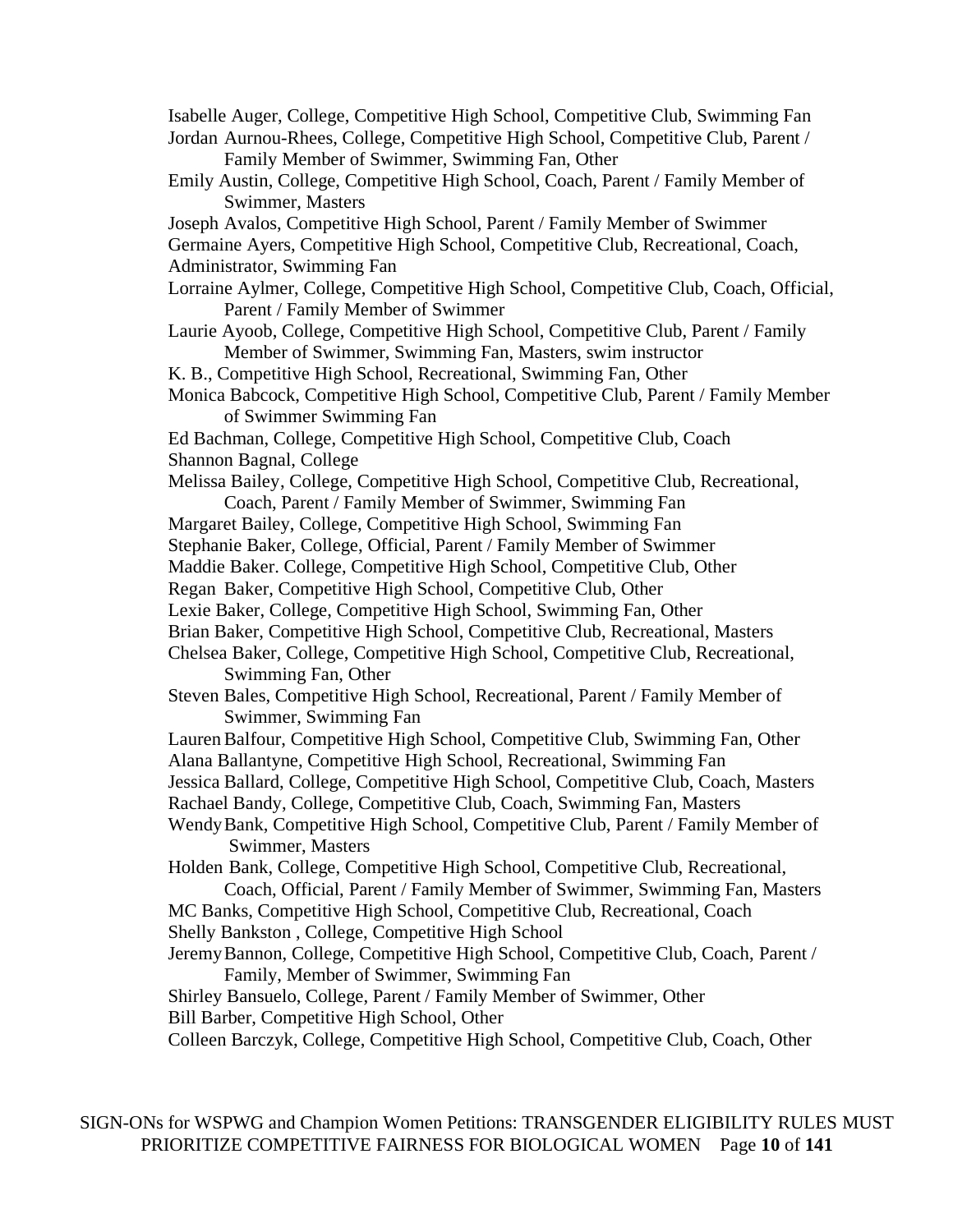Isabelle Auger, College, Competitive High School, Competitive Club, Swimming Fan

Jordan Aurnou-Rhees, College, Competitive High School, Competitive Club, Parent / Family Member of Swimmer, Swimming Fan, Other

Emily Austin, College, Competitive High School, Coach, Parent / Family Member of Swimmer, Masters

Joseph Avalos, Competitive High School, Parent / Family Member of Swimmer

Germaine Ayers, Competitive High School, Competitive Club, Recreational, Coach, Administrator, Swimming Fan

Lorraine Aylmer, College, Competitive High School, Competitive Club, Coach, Official, Parent / Family Member of Swimmer

Laurie Ayoob, College, Competitive High School, Competitive Club, Parent / Family Member of Swimmer, Swimming Fan, Masters, swim instructor

K. B., Competitive High School, Recreational, Swimming Fan, Other

Monica Babcock, Competitive High School, Competitive Club, Parent / Family Member of Swimmer Swimming Fan

Ed Bachman, College, Competitive High School, Competitive Club, Coach

Shannon Bagnal, College

Melissa Bailey, College, Competitive High School, Competitive Club, Recreational, Coach, Parent / Family Member of Swimmer, Swimming Fan

Margaret Bailey, College, Competitive High School, Swimming Fan

Stephanie Baker, College, Official, Parent / Family Member of Swimmer

Maddie Baker. College, Competitive High School, Competitive Club, Other

Regan Baker, Competitive High School, Competitive Club, Other

Lexie Baker, College, Competitive High School, Swimming Fan, Other

Brian Baker, Competitive High School, Competitive Club, Recreational, Masters

Chelsea Baker, College, Competitive High School, Competitive Club, Recreational, Swimming Fan, Other

Steven Bales, Competitive High School, Recreational, Parent / Family Member of Swimmer, Swimming Fan

Lauren Balfour, Competitive High School, Competitive Club, Swimming Fan, Other

Alana Ballantyne, Competitive High School, Recreational, Swimming Fan

Jessica Ballard, College, Competitive High School, Competitive Club, Coach, Masters

Rachael Bandy, College, Competitive Club, Coach, Swimming Fan, Masters

Wendy Bank, Competitive High School, Competitive Club, Parent / Family Member of Swimmer, Masters

Holden Bank, College, Competitive High School, Competitive Club, Recreational, Coach, Official, Parent / Family Member of Swimmer, Swimming Fan, Masters

MC Banks, Competitive High School, Competitive Club, Recreational, Coach

Shelly Bankston , College, Competitive High School

Jeremy Bannon, College, Competitive High School, Competitive Club, Coach, Parent / Family, Member of Swimmer, Swimming Fan

Shirley Bansuelo, College, Parent / Family Member of Swimmer, Other

Bill Barber, Competitive High School, Other

Colleen Barczyk, College, Competitive High School, Competitive Club, Coach, Other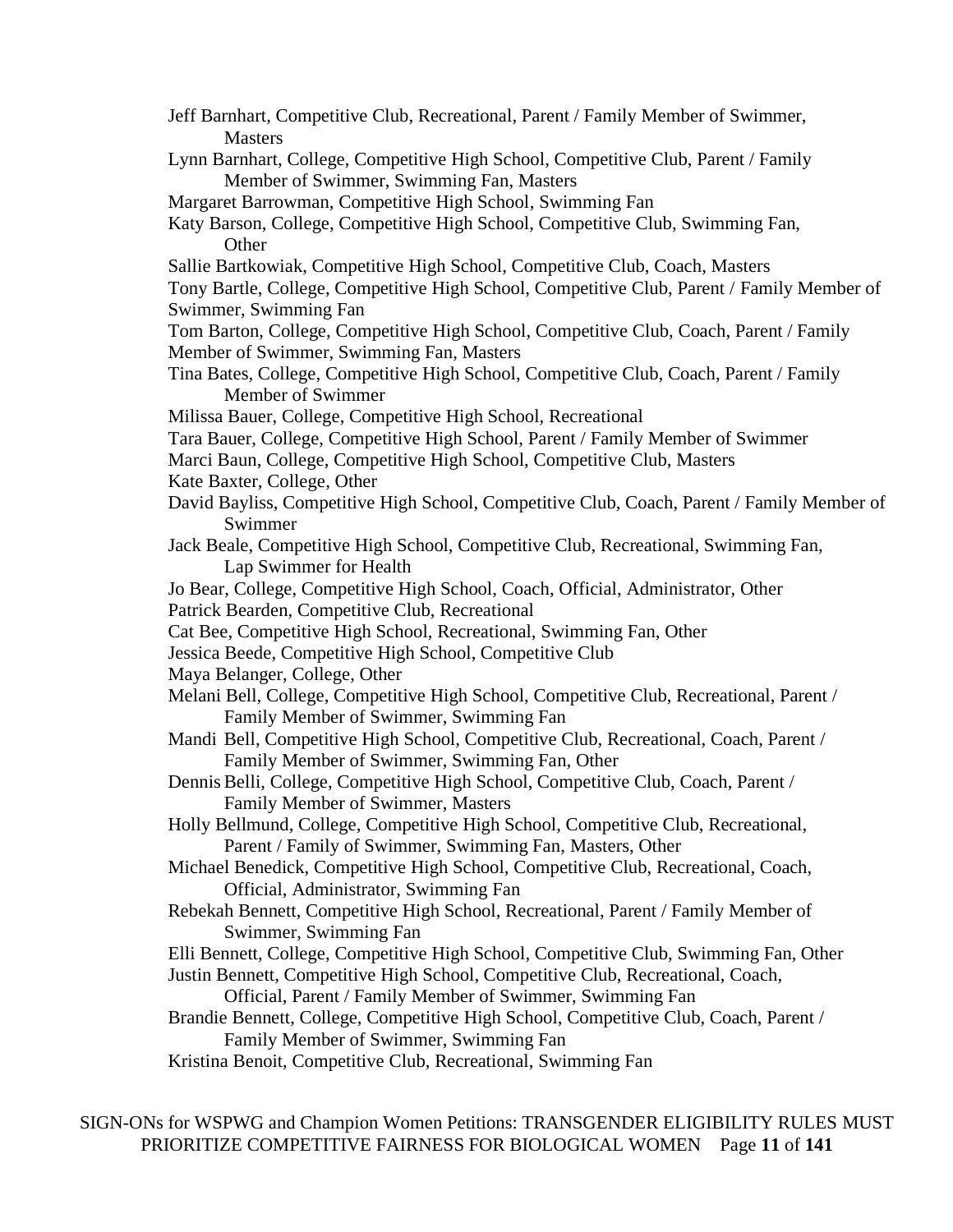Jeff Barnhart, Competitive Club, Recreational, Parent / Family Member of Swimmer, Masters

Lynn Barnhart, College, Competitive High School, Competitive Club, Parent / Family Member of Swimmer, Swimming Fan, Masters

Margaret Barrowman, Competitive High School, Swimming Fan

Katy Barson, College, Competitive High School, Competitive Club, Swimming Fan, Other

Sallie Bartkowiak, Competitive High School, Competitive Club, Coach, Masters

Tony Bartle, College, Competitive High School, Competitive Club, Parent / Family Member of Swimmer, Swimming Fan

Tom Barton, College, Competitive High School, Competitive Club, Coach, Parent / Family Member of Swimmer, Swimming Fan, Masters

Tina Bates, College, Competitive High School, Competitive Club, Coach, Parent / Family Member of Swimmer

Milissa Bauer, College, Competitive High School, Recreational

Tara Bauer, College, Competitive High School, Parent / Family Member of Swimmer

Marci Baun, College, Competitive High School, Competitive Club, Masters

Kate Baxter, College, Other

David Bayliss, Competitive High School, Competitive Club, Coach, Parent / Family Member of Swimmer

Jack Beale, Competitive High School, Competitive Club, Recreational, Swimming Fan, Lap Swimmer for Health

Jo Bear, College, Competitive High School, Coach, Official, Administrator, Other

Patrick Bearden, Competitive Club, Recreational

Cat Bee, Competitive High School, Recreational, Swimming Fan, Other

Jessica Beede, Competitive High School, Competitive Club

Maya Belanger, College, Other

Melani Bell, College, Competitive High School, Competitive Club, Recreational, Parent / Family Member of Swimmer, Swimming Fan

Mandi Bell, Competitive High School, Competitive Club, Recreational, Coach, Parent / Family Member of Swimmer, Swimming Fan, Other

Dennis Belli, College, Competitive High School, Competitive Club, Coach, Parent / Family Member of Swimmer, Masters

Holly Bellmund, College, Competitive High School, Competitive Club, Recreational, Parent / Family of Swimmer, Swimming Fan, Masters, Other

Michael Benedick, Competitive High School, Competitive Club, Recreational, Coach, Official, Administrator, Swimming Fan

Rebekah Bennett, Competitive High School, Recreational, Parent / Family Member of Swimmer, Swimming Fan

Elli Bennett, College, Competitive High School, Competitive Club, Swimming Fan, Other

Justin Bennett, Competitive High School, Competitive Club, Recreational, Coach, Official, Parent / Family Member of Swimmer, Swimming Fan

Brandie Bennett, College, Competitive High School, Competitive Club, Coach, Parent / Family Member of Swimmer, Swimming Fan

Kristina Benoit, Competitive Club, Recreational, Swimming Fan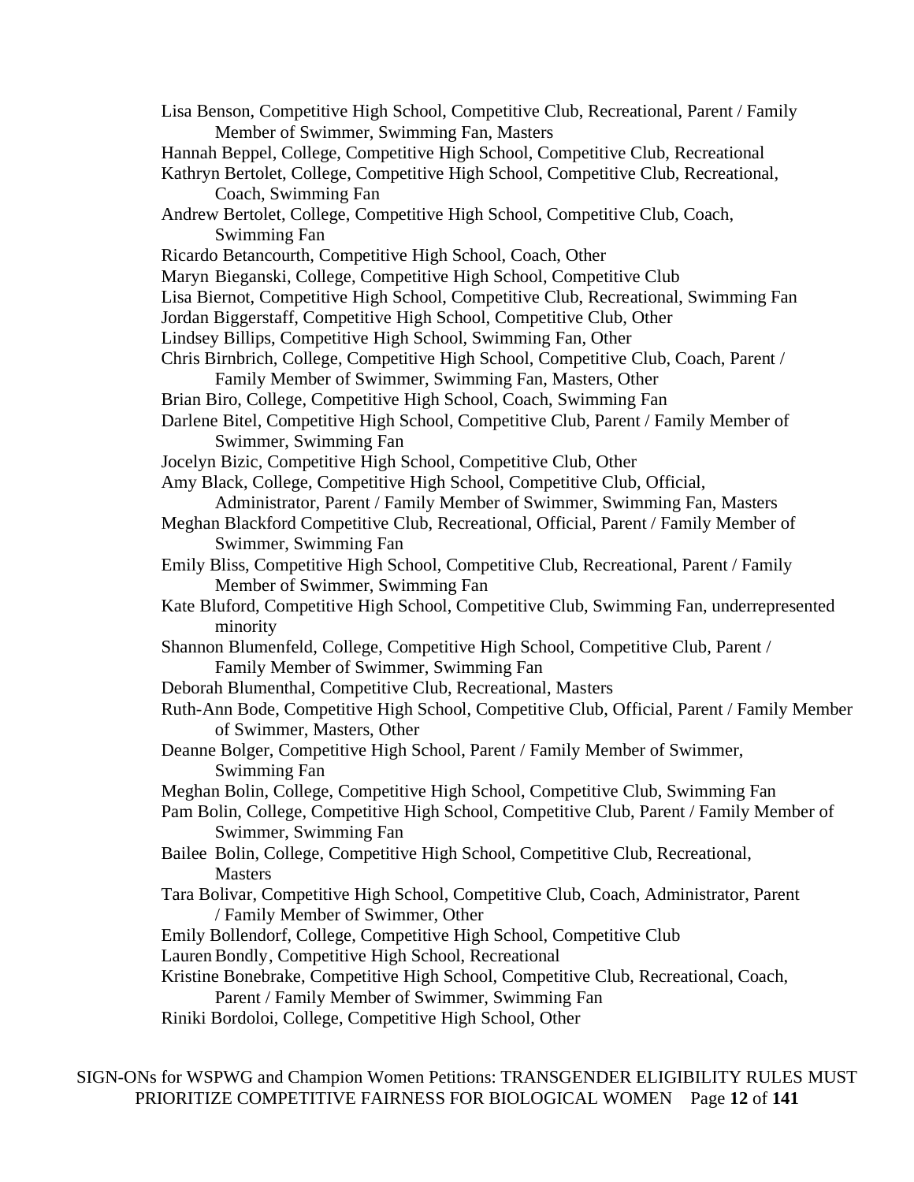Lisa Benson, Competitive High School, Competitive Club, Recreational, Parent / Family Member of Swimmer, Swimming Fan, Masters

Hannah Beppel, College, Competitive High School, Competitive Club, Recreational

Kathryn Bertolet, College, Competitive High School, Competitive Club, Recreational, Coach, Swimming Fan

Andrew Bertolet, College, Competitive High School, Competitive Club, Coach, Swimming Fan

Ricardo Betancourth, Competitive High School, Coach, Other

Maryn Bieganski, College, Competitive High School, Competitive Club

Lisa Biernot, Competitive High School, Competitive Club, Recreational, Swimming Fan

Jordan Biggerstaff, Competitive High School, Competitive Club, Other

Lindsey Billips, Competitive High School, Swimming Fan, Other

Chris Birnbrich, College, Competitive High School, Competitive Club, Coach, Parent / Family Member of Swimmer, Swimming Fan, Masters, Other

Brian Biro, College, Competitive High School, Coach, Swimming Fan

Darlene Bitel, Competitive High School, Competitive Club, Parent / Family Member of Swimmer, Swimming Fan

Jocelyn Bizic, Competitive High School, Competitive Club, Other

Amy Black, College, Competitive High School, Competitive Club, Official, Administrator, Parent / Family Member of Swimmer, Swimming Fan, Masters

Meghan Blackford Competitive Club, Recreational, Official, Parent / Family Member of Swimmer, Swimming Fan

Emily Bliss, Competitive High School, Competitive Club, Recreational, Parent / Family Member of Swimmer, Swimming Fan

Kate Bluford, Competitive High School, Competitive Club, Swimming Fan, underrepresented minority

Shannon Blumenfeld, College, Competitive High School, Competitive Club, Parent / Family Member of Swimmer, Swimming Fan

Deborah Blumenthal, Competitive Club, Recreational, Masters

Ruth-Ann Bode, Competitive High School, Competitive Club, Official, Parent / Family Member of Swimmer, Masters, Other

Deanne Bolger, Competitive High School, Parent / Family Member of Swimmer, Swimming Fan

Meghan Bolin, College, Competitive High School, Competitive Club, Swimming Fan

Pam Bolin, College, Competitive High School, Competitive Club, Parent / Family Member of Swimmer, Swimming Fan

Bailee Bolin, College, Competitive High School, Competitive Club, Recreational, Masters

Tara Bolivar, Competitive High School, Competitive Club, Coach, Administrator, Parent / Family Member of Swimmer, Other

Emily Bollendorf, College, Competitive High School, Competitive Club

Lauren Bondly, Competitive High School, Recreational

Kristine Bonebrake, Competitive High School, Competitive Club, Recreational, Coach, Parent / Family Member of Swimmer, Swimming Fan

Riniki Bordoloi, College, Competitive High School, Other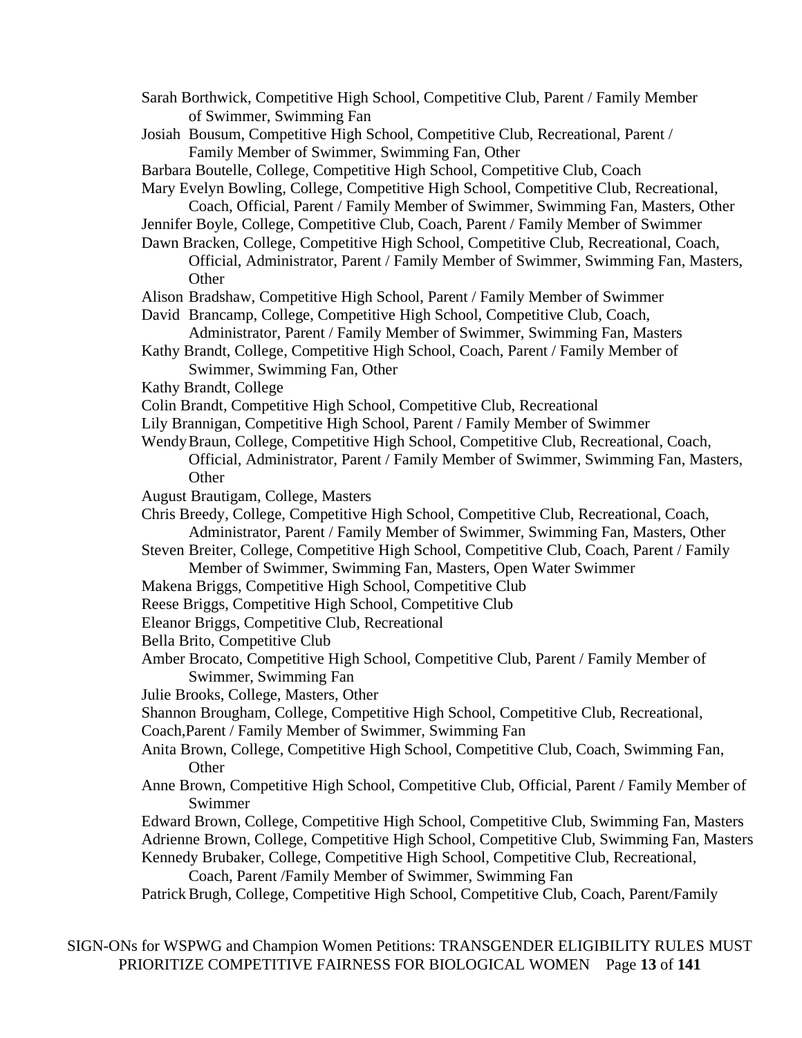Sarah Borthwick, Competitive High School, Competitive Club, Parent / Family Member of Swimmer, Swimming Fan

Josiah Bousum, Competitive High School, Competitive Club, Recreational, Parent / Family Member of Swimmer, Swimming Fan, Other

Barbara Boutelle, College, Competitive High School, Competitive Club, Coach

Mary Evelyn Bowling, College, Competitive High School, Competitive Club, Recreational, Coach, Official, Parent / Family Member of Swimmer, Swimming Fan, Masters, Other

Jennifer Boyle, College, Competitive Club, Coach, Parent / Family Member of Swimmer

Dawn Bracken, College, Competitive High School, Competitive Club, Recreational, Coach, Official, Administrator, Parent / Family Member of Swimmer, Swimming Fan, Masters, Other

Alison Bradshaw, Competitive High School, Parent / Family Member of Swimmer

David Brancamp, College, Competitive High School, Competitive Club, Coach, Administrator, Parent / Family Member of Swimmer, Swimming Fan, Masters

Kathy Brandt, College, Competitive High School, Coach, Parent / Family Member of Swimmer, Swimming Fan, Other

Kathy Brandt, College

Colin Brandt, Competitive High School, Competitive Club, Recreational

Lily Brannigan, Competitive High School, Parent / Family Member of Swimmer

Wendy Braun, College, Competitive High School, Competitive Club, Recreational, Coach, Official, Administrator, Parent / Family Member of Swimmer, Swimming Fan, Masters, Other

August Brautigam, College, Masters

Chris Breedy, College, Competitive High School, Competitive Club, Recreational, Coach, Administrator, Parent / Family Member of Swimmer, Swimming Fan, Masters, Other

Steven Breiter, College, Competitive High School, Competitive Club, Coach, Parent / Family Member of Swimmer, Swimming Fan, Masters, Open Water Swimmer

Makena Briggs, Competitive High School, Competitive Club

Reese Briggs, Competitive High School, Competitive Club

Eleanor Briggs, Competitive Club, Recreational

Bella Brito, Competitive Club

Amber Brocato, Competitive High School, Competitive Club, Parent / Family Member of Swimmer, Swimming Fan

Julie Brooks, College, Masters, Other

Shannon Brougham, College, Competitive High School, Competitive Club, Recreational, Coach,Parent / Family Member of Swimmer, Swimming Fan

Anita Brown, College, Competitive High School, Competitive Club, Coach, Swimming Fan, Other

Anne Brown, Competitive High School, Competitive Club, Official, Parent / Family Member of Swimmer

Edward Brown, College, Competitive High School, Competitive Club, Swimming Fan, Masters

Adrienne Brown, College, Competitive High School, Competitive Club, Swimming Fan, Masters

Kennedy Brubaker, College, Competitive High School, Competitive Club, Recreational, Coach, Parent /Family Member of Swimmer, Swimming Fan

Patrick Brugh, College, Competitive High School, Competitive Club, Coach, Parent/Family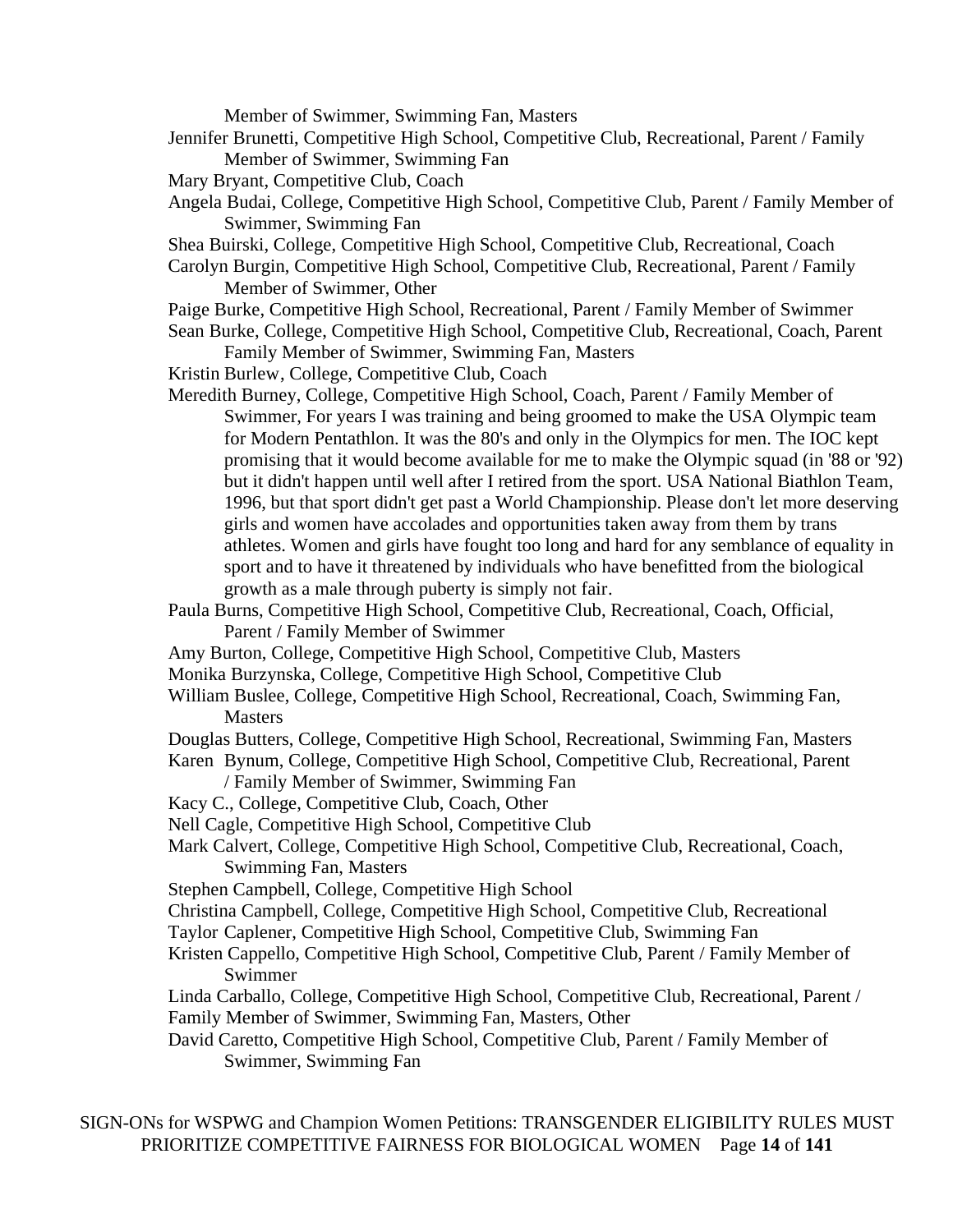Member of Swimmer, Swimming Fan, Masters

Jennifer Brunetti, Competitive High School, Competitive Club, Recreational, Parent / Family Member of Swimmer, Swimming Fan

Mary Bryant, Competitive Club, Coach

Angela Budai, College, Competitive High School, Competitive Club, Parent / Family Member of Swimmer, Swimming Fan

Shea Buirski, College, Competitive High School, Competitive Club, Recreational, Coach

Carolyn Burgin, Competitive High School, Competitive Club, Recreational, Parent / Family Member of Swimmer, Other

Paige Burke, Competitive High School, Recreational, Parent / Family Member of Swimmer

Sean Burke, College, Competitive High School, Competitive Club, Recreational, Coach, Parent Family Member of Swimmer, Swimming Fan, Masters

Kristin Burlew, College, Competitive Club, Coach

Meredith Burney, College, Competitive High School, Coach, Parent / Family Member of Swimmer, For years I was training and being groomed to make the USA Olympic team for Modern Pentathlon. It was the 80's and only in the Olympics for men. The IOC kept promising that it would become available for me to make the Olympic squad (in '88 or '92) but it didn't happen until well after I retired from the sport. USA National Biathlon Team, 1996, but that sport didn't get past a World Championship. Please don't let more deserving girls and women have accolades and opportunities taken away from them by trans athletes. Women and girls have fought too long and hard for any semblance of equality in sport and to have it threatened by individuals who have benefitted from the biological growth as a male through puberty is simply not fair.

Paula Burns, Competitive High School, Competitive Club, Recreational, Coach, Official, Parent / Family Member of Swimmer

Amy Burton, College, Competitive High School, Competitive Club, Masters

Monika Burzynska, College, Competitive High School, Competitive Club

William Buslee, College, Competitive High School, Recreational, Coach, Swimming Fan, Masters

Douglas Butters, College, Competitive High School, Recreational, Swimming Fan, Masters

Karen Bynum, College, Competitive High School, Competitive Club, Recreational, Parent / Family Member of Swimmer, Swimming Fan

Kacy C., College, Competitive Club, Coach, Other

Nell Cagle, Competitive High School, Competitive Club

Mark Calvert, College, Competitive High School, Competitive Club, Recreational, Coach, Swimming Fan, Masters

Stephen Campbell, College, Competitive High School

Christina Campbell, College, Competitive High School, Competitive Club, Recreational

Taylor Caplener, Competitive High School, Competitive Club, Swimming Fan

Kristen Cappello, Competitive High School, Competitive Club, Parent / Family Member of Swimmer

Linda Carballo, College, Competitive High School, Competitive Club, Recreational, Parent / Family Member of Swimmer, Swimming Fan, Masters, Other

David Caretto, Competitive High School, Competitive Club, Parent / Family Member of Swimmer, Swimming Fan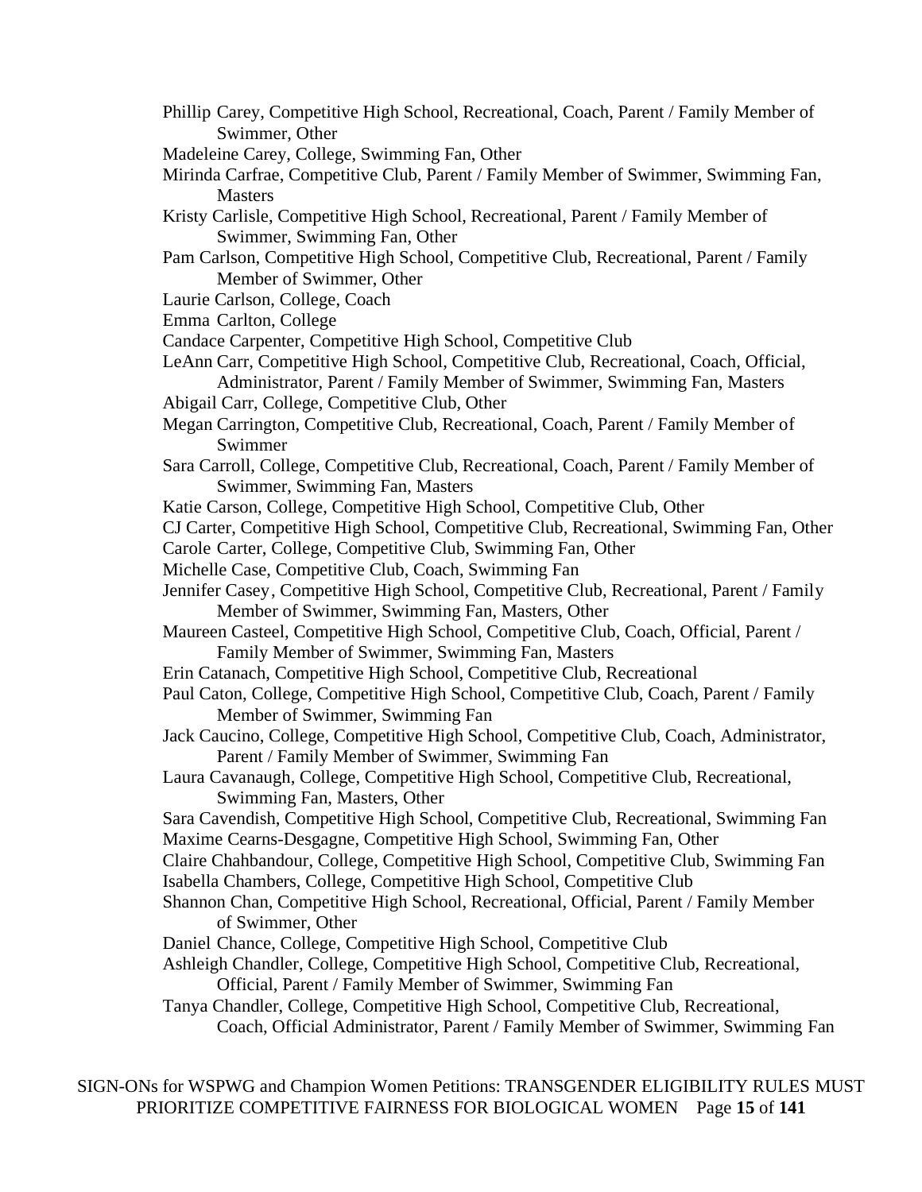Phillip Carey, Competitive High School, Recreational, Coach, Parent / Family Member of Swimmer, Other

Madeleine Carey, College, Swimming Fan, Other

Mirinda Carfrae, Competitive Club, Parent / Family Member of Swimmer, Swimming Fan, Masters

Kristy Carlisle, Competitive High School, Recreational, Parent / Family Member of Swimmer, Swimming Fan, Other

Pam Carlson, Competitive High School, Competitive Club, Recreational, Parent / Family Member of Swimmer, Other

Laurie Carlson, College, Coach

Emma Carlton, College

Candace Carpenter, Competitive High School, Competitive Club

LeAnn Carr, Competitive High School, Competitive Club, Recreational, Coach, Official, Administrator, Parent / Family Member of Swimmer, Swimming Fan, Masters

Abigail Carr, College, Competitive Club, Other

Megan Carrington, Competitive Club, Recreational, Coach, Parent / Family Member of Swimmer

Sara Carroll, College, Competitive Club, Recreational, Coach, Parent / Family Member of Swimmer, Swimming Fan, Masters

Katie Carson, College, Competitive High School, Competitive Club, Other

CJ Carter, Competitive High School, Competitive Club, Recreational, Swimming Fan, Other

Carole Carter, College, Competitive Club, Swimming Fan, Other

Michelle Case, Competitive Club, Coach, Swimming Fan

Jennifer Casey, Competitive High School, Competitive Club, Recreational, Parent / Family Member of Swimmer, Swimming Fan, Masters, Other

Maureen Casteel, Competitive High School, Competitive Club, Coach, Official, Parent / Family Member of Swimmer, Swimming Fan, Masters

Erin Catanach, Competitive High School, Competitive Club, Recreational

Paul Caton, College, Competitive High School, Competitive Club, Coach, Parent / Family Member of Swimmer, Swimming Fan

Jack Caucino, College, Competitive High School, Competitive Club, Coach, Administrator, Parent / Family Member of Swimmer, Swimming Fan

Laura Cavanaugh, College, Competitive High School, Competitive Club, Recreational, Swimming Fan, Masters, Other

Sara Cavendish, Competitive High School, Competitive Club, Recreational, Swimming Fan

Maxime Cearns-Desgagne, Competitive High School, Swimming Fan, Other

Claire Chahbandour, College, Competitive High School, Competitive Club, Swimming Fan

Isabella Chambers, College, Competitive High School, Competitive Club

Shannon Chan, Competitive High School, Recreational, Official, Parent / Family Member of Swimmer, Other

Daniel Chance, College, Competitive High School, Competitive Club

Ashleigh Chandler, College, Competitive High School, Competitive Club, Recreational, Official, Parent / Family Member of Swimmer, Swimming Fan

Tanya Chandler, College, Competitive High School, Competitive Club, Recreational, Coach, Official Administrator, Parent / Family Member of Swimmer, Swimming Fan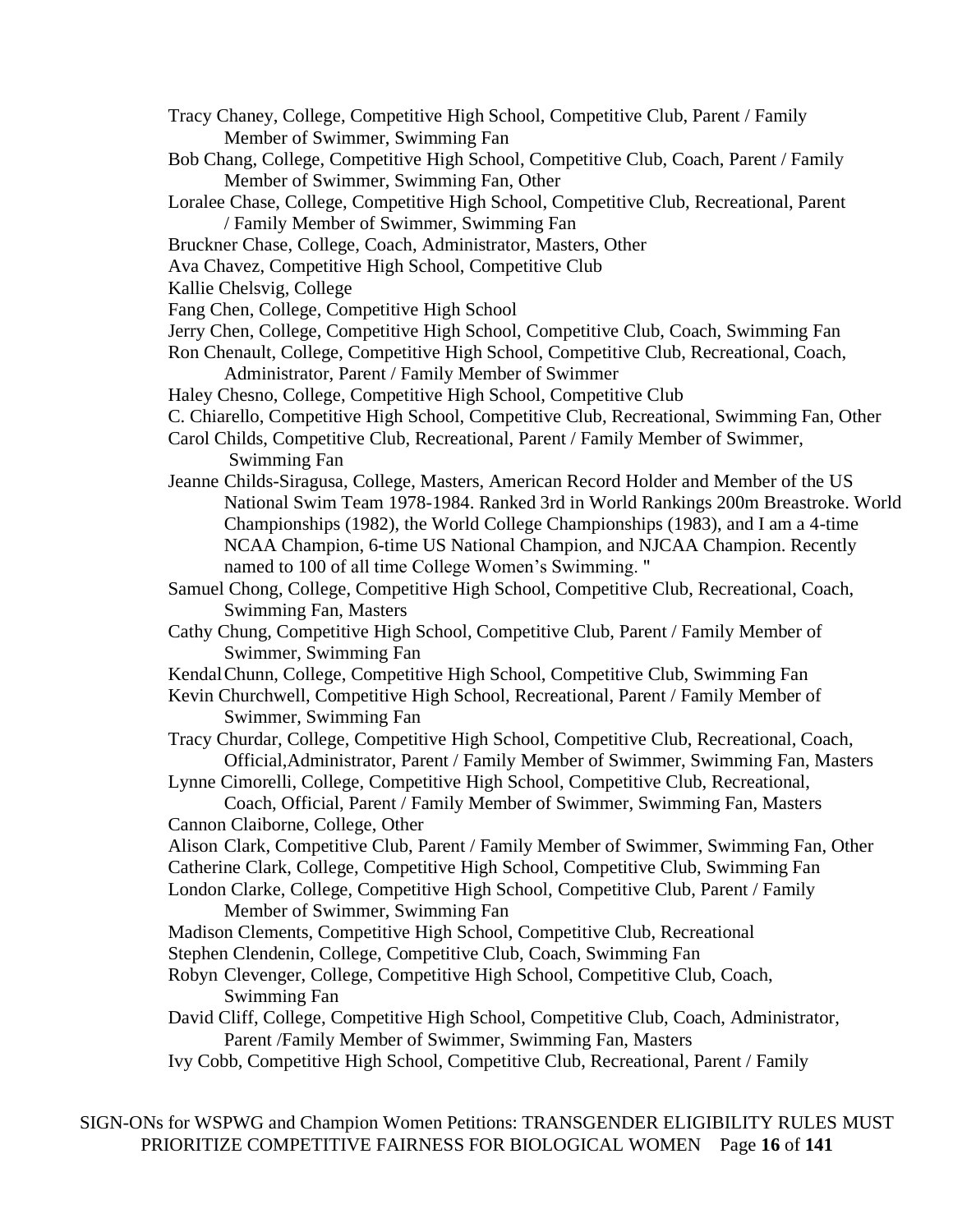Tracy Chaney, College, Competitive High School, Competitive Club, Parent / Family Member of Swimmer, Swimming Fan

Bob Chang, College, Competitive High School, Competitive Club, Coach, Parent / Family Member of Swimmer, Swimming Fan, Other

Loralee Chase, College, Competitive High School, Competitive Club, Recreational, Parent / Family Member of Swimmer, Swimming Fan

Bruckner Chase, College, Coach, Administrator, Masters, Other

Ava Chavez, Competitive High School, Competitive Club

Kallie Chelsvig, College

Fang Chen, College, Competitive High School

Jerry Chen, College, Competitive High School, Competitive Club, Coach, Swimming Fan

Ron Chenault, College, Competitive High School, Competitive Club, Recreational, Coach, Administrator, Parent / Family Member of Swimmer

Haley Chesno, College, Competitive High School, Competitive Club

C. Chiarello, Competitive High School, Competitive Club, Recreational, Swimming Fan, Other

Carol Childs, Competitive Club, Recreational, Parent / Family Member of Swimmer, Swimming Fan

Jeanne Childs-Siragusa, College, Masters, American Record Holder and Member of the US National Swim Team 1978-1984. Ranked 3rd in World Rankings 200m Breastroke. World Championships (1982), the World College Championships (1983), and I am a 4-time NCAA Champion, 6-time US National Champion, and NJCAA Champion. Recently named to 100 of all time College Women's Swimming. "

Samuel Chong, College, Competitive High School, Competitive Club, Recreational, Coach, Swimming Fan, Masters

Cathy Chung, Competitive High School, Competitive Club, Parent / Family Member of Swimmer, Swimming Fan

Kendal Chunn, College, Competitive High School, Competitive Club, Swimming Fan

Kevin Churchwell, Competitive High School, Recreational, Parent / Family Member of Swimmer, Swimming Fan

Tracy Churdar, College, Competitive High School, Competitive Club, Recreational, Coach, Official,Administrator, Parent / Family Member of Swimmer, Swimming Fan, Masters

Lynne Cimorelli, College, Competitive High School, Competitive Club, Recreational, Coach, Official, Parent / Family Member of Swimmer, Swimming Fan, Masters

Cannon Claiborne, College, Other

Alison Clark, Competitive Club, Parent / Family Member of Swimmer, Swimming Fan, Other

Catherine Clark, College, Competitive High School, Competitive Club, Swimming Fan

London Clarke, College, Competitive High School, Competitive Club, Parent / Family Member of Swimmer, Swimming Fan

Madison Clements, Competitive High School, Competitive Club, Recreational

Stephen Clendenin, College, Competitive Club, Coach, Swimming Fan

Robyn Clevenger, College, Competitive High School, Competitive Club, Coach, Swimming Fan

David Cliff, College, Competitive High School, Competitive Club, Coach, Administrator, Parent /Family Member of Swimmer, Swimming Fan, Masters

Ivy Cobb, Competitive High School, Competitive Club, Recreational, Parent / Family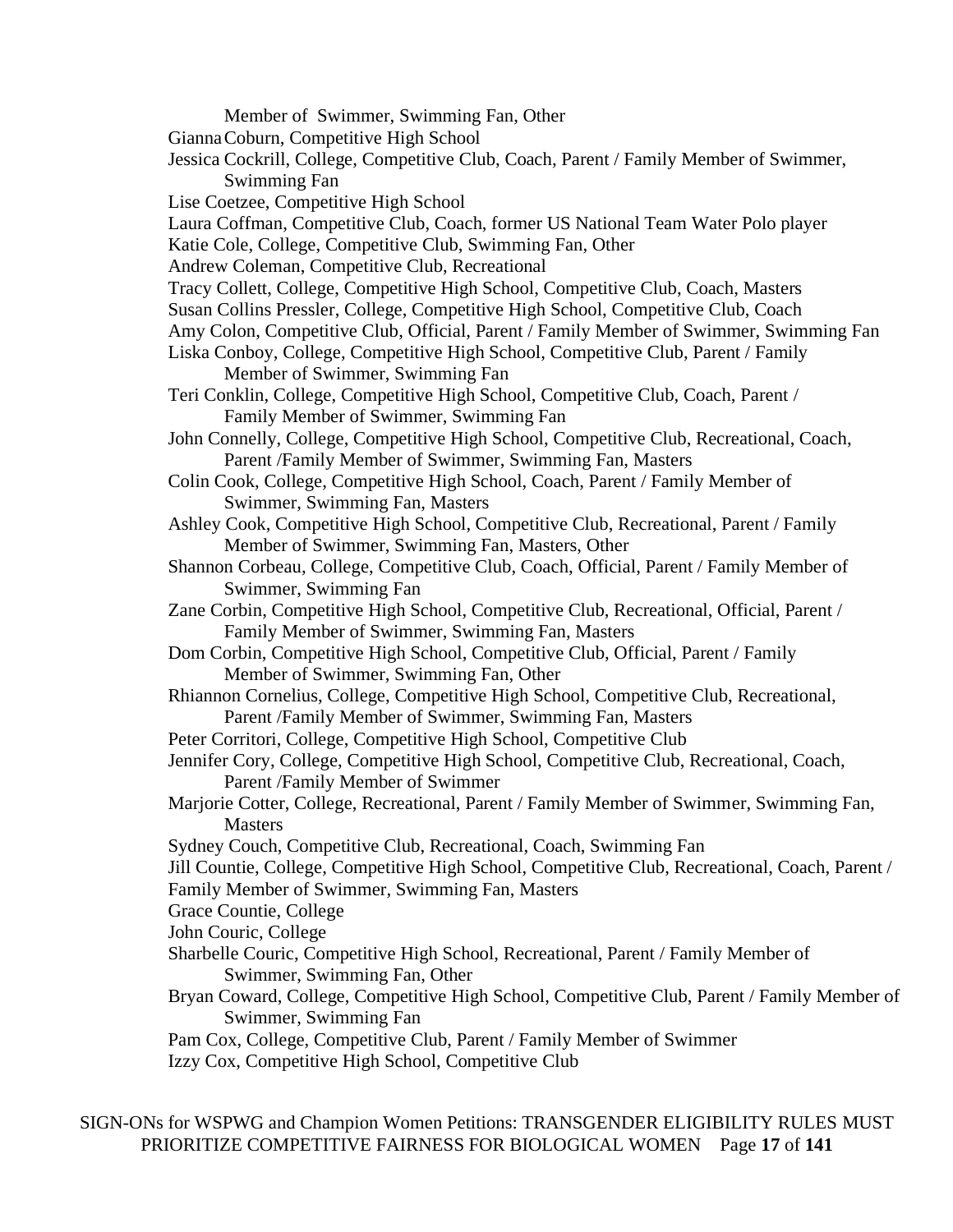Member of Swimmer, Swimming Fan, Other

Gianna Coburn, Competitive High School

Jessica Cockrill, College, Competitive Club, Coach, Parent / Family Member of Swimmer, Swimming Fan

Lise Coetzee, Competitive High School

Laura Coffman, Competitive Club, Coach, former US National Team Water Polo player

Katie Cole, College, Competitive Club, Swimming Fan, Other

Andrew Coleman, Competitive Club, Recreational

Tracy Collett, College, Competitive High School, Competitive Club, Coach, Masters

Susan Collins Pressler, College, Competitive High School, Competitive Club, Coach

Amy Colon, Competitive Club, Official, Parent / Family Member of Swimmer, Swimming Fan

Liska Conboy, College, Competitive High School, Competitive Club, Parent / Family Member of Swimmer, Swimming Fan

Teri Conklin, College, Competitive High School, Competitive Club, Coach, Parent / Family Member of Swimmer, Swimming Fan

John Connelly, College, Competitive High School, Competitive Club, Recreational, Coach, Parent /Family Member of Swimmer, Swimming Fan, Masters

Colin Cook, College, Competitive High School, Coach, Parent / Family Member of Swimmer, Swimming Fan, Masters

Ashley Cook, Competitive High School, Competitive Club, Recreational, Parent / Family Member of Swimmer, Swimming Fan, Masters, Other

Shannon Corbeau, College, Competitive Club, Coach, Official, Parent / Family Member of Swimmer, Swimming Fan

Zane Corbin, Competitive High School, Competitive Club, Recreational, Official, Parent / Family Member of Swimmer, Swimming Fan, Masters

Dom Corbin, Competitive High School, Competitive Club, Official, Parent / Family Member of Swimmer, Swimming Fan, Other

Rhiannon Cornelius, College, Competitive High School, Competitive Club, Recreational, Parent /Family Member of Swimmer, Swimming Fan, Masters

Peter Corritori, College, Competitive High School, Competitive Club

Jennifer Cory, College, Competitive High School, Competitive Club, Recreational, Coach, Parent /Family Member of Swimmer

Marjorie Cotter, College, Recreational, Parent / Family Member of Swimmer, Swimming Fan, Masters

Sydney Couch, Competitive Club, Recreational, Coach, Swimming Fan

Jill Countie, College, Competitive High School, Competitive Club, Recreational, Coach, Parent / Family Member of Swimmer, Swimming Fan, Masters

Grace Countie, College

John Couric, College

Sharbelle Couric, Competitive High School, Recreational, Parent / Family Member of Swimmer, Swimming Fan, Other

Bryan Coward, College, Competitive High School, Competitive Club, Parent / Family Member of Swimmer, Swimming Fan

Pam Cox, College, Competitive Club, Parent / Family Member of Swimmer

Izzy Cox, Competitive High School, Competitive Club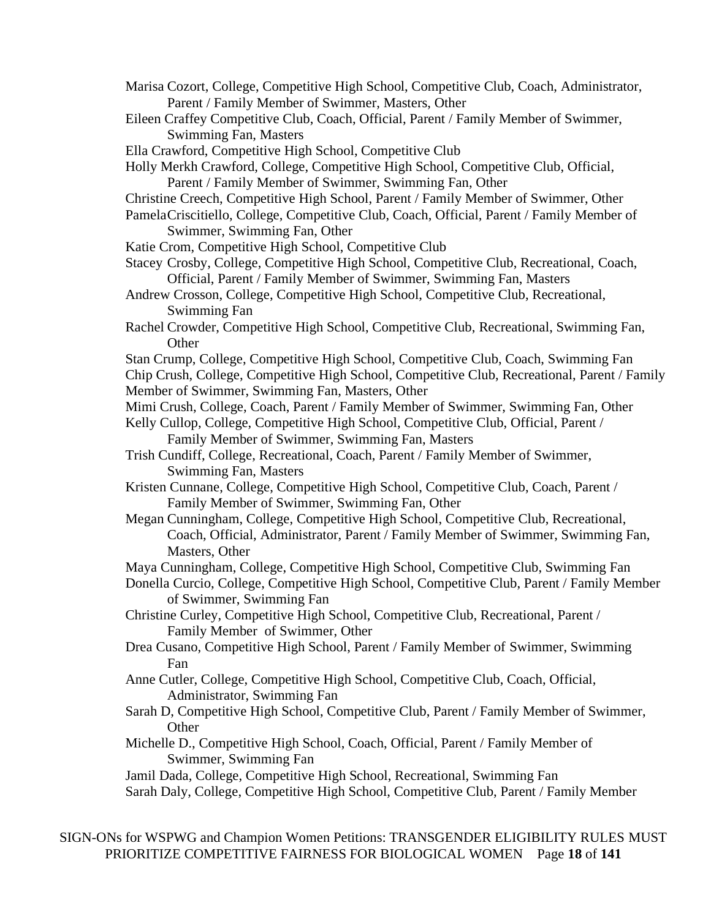Marisa Cozort, College, Competitive High School, Competitive Club, Coach, Administrator, Parent / Family Member of Swimmer, Masters, Other

Eileen Craffey Competitive Club, Coach, Official, Parent / Family Member of Swimmer, Swimming Fan, Masters

Ella Crawford, Competitive High School, Competitive Club

Holly Merkh Crawford, College, Competitive High School, Competitive Club, Official, Parent / Family Member of Swimmer, Swimming Fan, Other

Christine Creech, Competitive High School, Parent / Family Member of Swimmer, Other

PamelaCriscitiello, College, Competitive Club, Coach, Official, Parent / Family Member of Swimmer, Swimming Fan, Other

Katie Crom, Competitive High School, Competitive Club

Stacey Crosby, College, Competitive High School, Competitive Club, Recreational, Coach, Official, Parent / Family Member of Swimmer, Swimming Fan, Masters

Andrew Crosson, College, Competitive High School, Competitive Club, Recreational, Swimming Fan

Rachel Crowder, Competitive High School, Competitive Club, Recreational, Swimming Fan, Other

Stan Crump, College, Competitive High School, Competitive Club, Coach, Swimming Fan

Chip Crush, College, Competitive High School, Competitive Club, Recreational, Parent / Family Member of Swimmer, Swimming Fan, Masters, Other

Mimi Crush, College, Coach, Parent / Family Member of Swimmer, Swimming Fan, Other

Kelly Cullop, College, Competitive High School, Competitive Club, Official, Parent / Family Member of Swimmer, Swimming Fan, Masters

Trish Cundiff, College, Recreational, Coach, Parent / Family Member of Swimmer, Swimming Fan, Masters

Kristen Cunnane, College, Competitive High School, Competitive Club, Coach, Parent / Family Member of Swimmer, Swimming Fan, Other

Megan Cunningham, College, Competitive High School, Competitive Club, Recreational, Coach, Official, Administrator, Parent / Family Member of Swimmer, Swimming Fan, Masters, Other

Maya Cunningham, College, Competitive High School, Competitive Club, Swimming Fan

Donella Curcio, College, Competitive High School, Competitive Club, Parent / Family Member of Swimmer, Swimming Fan

Christine Curley, Competitive High School, Competitive Club, Recreational, Parent / Family Member of Swimmer, Other

Drea Cusano, Competitive High School, Parent / Family Member of Swimmer, Swimming Fan

Anne Cutler, College, Competitive High School, Competitive Club, Coach, Official, Administrator, Swimming Fan

Sarah D, Competitive High School, Competitive Club, Parent / Family Member of Swimmer, Other

Michelle D., Competitive High School, Coach, Official, Parent / Family Member of Swimmer, Swimming Fan

Jamil Dada, College, Competitive High School, Recreational, Swimming Fan

Sarah Daly, College, Competitive High School, Competitive Club, Parent / Family Member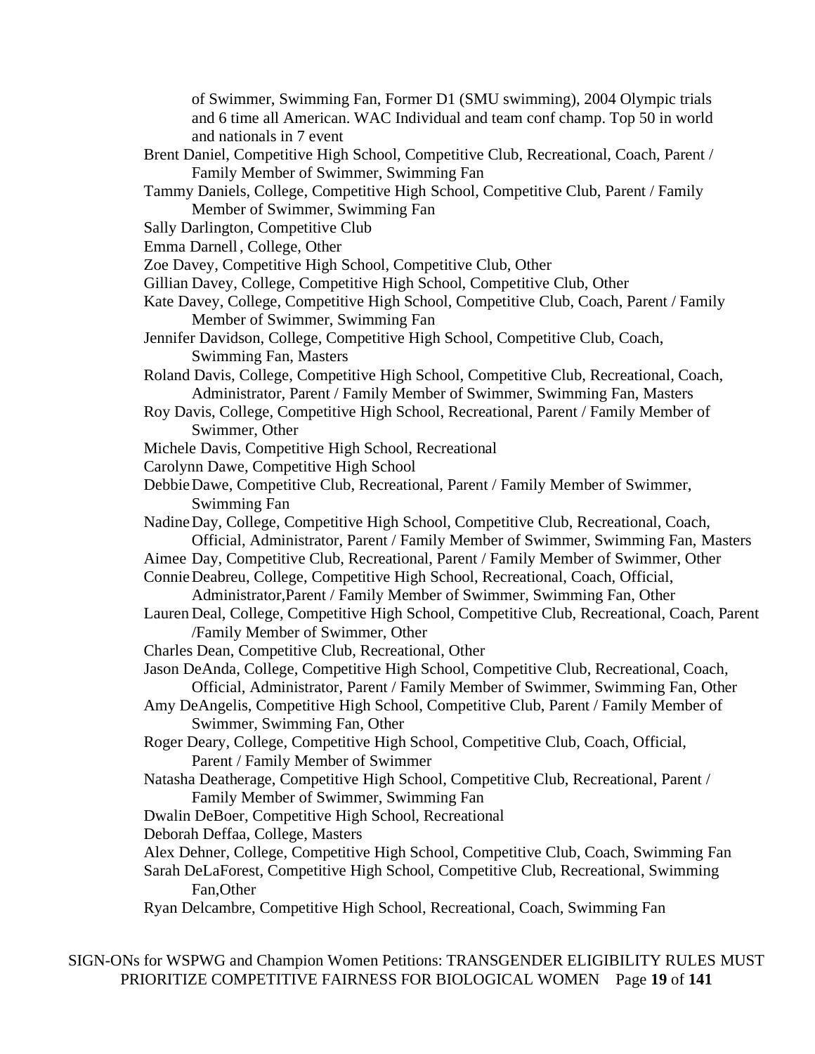of Swimmer, Swimming Fan, Former D1 (SMU swimming), 2004 Olympic trials and 6 time all American. WAC Individual and team conf champ. Top 50 in world and nationals in 7 event

Brent Daniel, Competitive High School, Competitive Club, Recreational, Coach, Parent / Family Member of Swimmer, Swimming Fan

Tammy Daniels, College, Competitive High School, Competitive Club, Parent / Family Member of Swimmer, Swimming Fan

Sally Darlington, Competitive Club

Emma Darnell, College, Other

Zoe Davey, Competitive High School, Competitive Club, Other

Gillian Davey, College, Competitive High School, Competitive Club, Other

Kate Davey, College, Competitive High School, Competitive Club, Coach, Parent / Family Member of Swimmer, Swimming Fan

Jennifer Davidson, College, Competitive High School, Competitive Club, Coach, Swimming Fan, Masters

Roland Davis, College, Competitive High School, Competitive Club, Recreational, Coach, Administrator, Parent / Family Member of Swimmer, Swimming Fan, Masters

Roy Davis, College, Competitive High School, Recreational, Parent / Family Member of Swimmer, Other

Michele Davis, Competitive High School, Recreational

Carolynn Dawe, Competitive High School

Debbie Dawe, Competitive Club, Recreational, Parent / Family Member of Swimmer, Swimming Fan

Nadine Day, College, Competitive High School, Competitive Club, Recreational, Coach, Official, Administrator, Parent / Family Member of Swimmer, Swimming Fan, Masters

Aimee Day, Competitive Club, Recreational, Parent / Family Member of Swimmer, Other

Connie Deabreu, College, Competitive High School, Recreational, Coach, Official, Administrator,Parent / Family Member of Swimmer, Swimming Fan, Other

Lauren Deal, College, Competitive High School, Competitive Club, Recreational, Coach, Parent /Family Member of Swimmer, Other

Charles Dean, Competitive Club, Recreational, Other

Jason DeAnda, College, Competitive High School, Competitive Club, Recreational, Coach, Official, Administrator, Parent / Family Member of Swimmer, Swimming Fan, Other

Amy DeAngelis, Competitive High School, Competitive Club, Parent / Family Member of Swimmer, Swimming Fan, Other

Roger Deary, College, Competitive High School, Competitive Club, Coach, Official, Parent / Family Member of Swimmer

Natasha Deatherage, Competitive High School, Competitive Club, Recreational, Parent / Family Member of Swimmer, Swimming Fan

Dwalin DeBoer, Competitive High School, Recreational

Deborah Deffaa, College, Masters

Alex Dehner, College, Competitive High School, Competitive Club, Coach, Swimming Fan

Sarah DeLaForest, Competitive High School, Competitive Club, Recreational, Swimming Fan,Other

Ryan Delcambre, Competitive High School, Recreational, Coach, Swimming Fan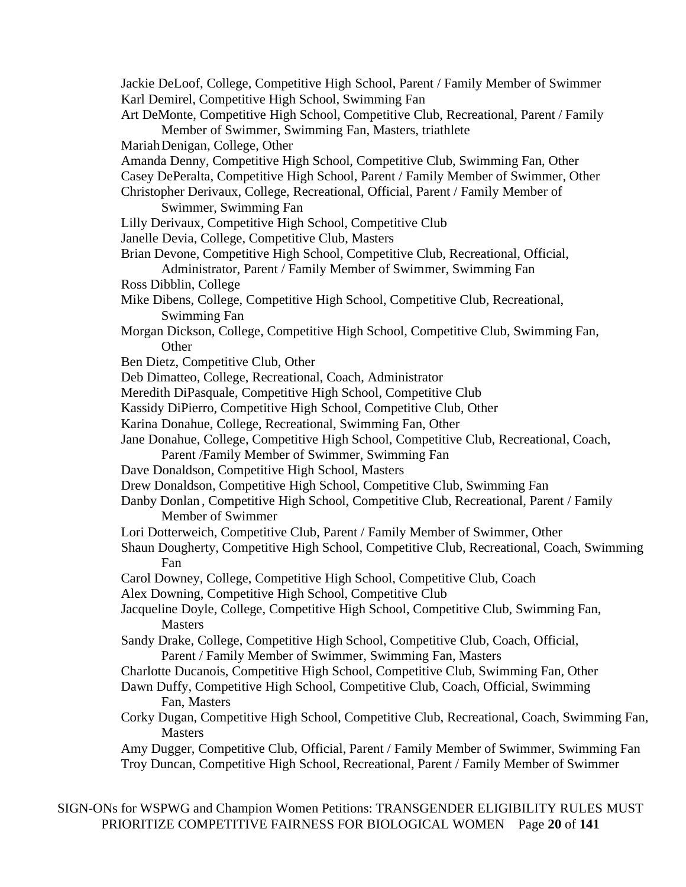Jackie DeLoof, College, Competitive High School, Parent / Family Member of Swimmer
Karl Demirel, Competitive High School, Swimming Fan
Art DeMonte, Competitive High School, Competitive Club, Recreational, Parent / Family Member of Swimmer, Swimming Fan, Masters, triathlete
Mariah Denigan, College, Other
Amanda Denny, Competitive High School, Competitive Club, Swimming Fan, Other
Casey DePeralta, Competitive High School, Parent / Family Member of Swimmer, Other
Christopher Derivaux, College, Recreational, Official, Parent / Family Member of Swimmer, Swimming Fan
Lilly Derivaux, Competitive High School, Competitive Club
Janelle Devia, College, Competitive Club, Masters
Brian Devone, Competitive High School, Competitive Club, Recreational, Official, Administrator, Parent / Family Member of Swimmer, Swimming Fan
Ross Dibblin, College
Mike Dibens, College, Competitive High School, Competitive Club, Recreational, Swimming Fan
Morgan Dickson, College, Competitive High School, Competitive Club, Swimming Fan, Other
Ben Dietz, Competitive Club, Other
Deb Dimatteo, College, Recreational, Coach, Administrator
Meredith DiPasquale, Competitive High School, Competitive Club
Kassidy DiPierro, Competitive High School, Competitive Club, Other
Karina Donahue, College, Recreational, Swimming Fan, Other
Jane Donahue, College, Competitive High School, Competitive Club, Recreational, Coach, Parent /Family Member of Swimmer, Swimming Fan
Dave Donaldson, Competitive High School, Masters
Drew Donaldson, Competitive High School, Competitive Club, Swimming Fan
Danby Donlan, Competitive High School, Competitive Club, Recreational, Parent / Family Member of Swimmer
Lori Dotterweich, Competitive Club, Parent / Family Member of Swimmer, Other
Shaun Dougherty, Competitive High School, Competitive Club, Recreational, Coach, Swimming Fan
Carol Downey, College, Competitive High School, Competitive Club, Coach
Alex Downing, Competitive High School, Competitive Club
Jacqueline Doyle, College, Competitive High School, Competitive Club, Swimming Fan, Masters
Sandy Drake, College, Competitive High School, Competitive Club, Coach, Official, Parent / Family Member of Swimmer, Swimming Fan, Masters
Charlotte Ducanois, Competitive High School, Competitive Club, Swimming Fan, Other
Dawn Duffy, Competitive High School, Competitive Club, Coach, Official, Swimming Fan, Masters
Corky Dugan, Competitive High School, Competitive Club, Recreational, Coach, Swimming Fan, Masters
Amy Dugger, Competitive Club, Official, Parent / Family Member of Swimmer, Swimming Fan
Troy Duncan, Competitive High School, Recreational, Parent / Family Member of Swimmer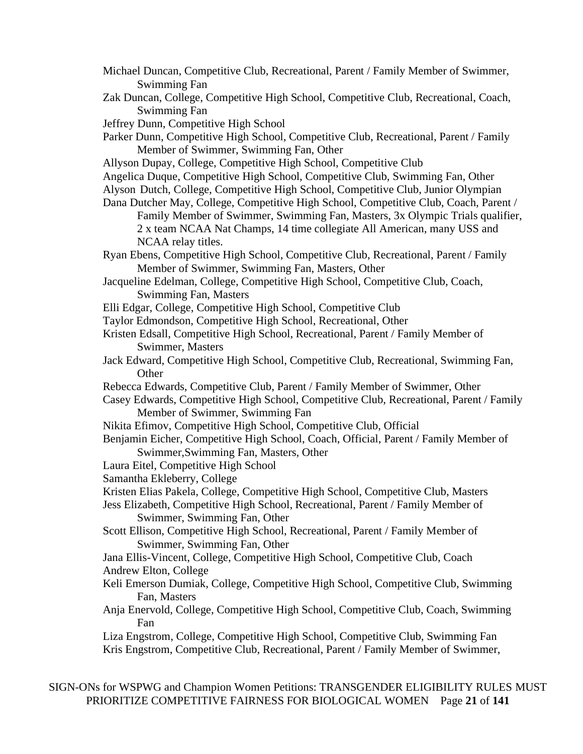Michael Duncan, Competitive Club, Recreational, Parent / Family Member of Swimmer, Swimming Fan

Zak Duncan, College, Competitive High School, Competitive Club, Recreational, Coach, Swimming Fan

Jeffrey Dunn, Competitive High School

Parker Dunn, Competitive High School, Competitive Club, Recreational, Parent / Family Member of Swimmer, Swimming Fan, Other

Allyson Dupay, College, Competitive High School, Competitive Club

Angelica Duque, Competitive High School, Competitive Club, Swimming Fan, Other

Alyson Dutch, College, Competitive High School, Competitive Club, Junior Olympian

Dana Dutcher May, College, Competitive High School, Competitive Club, Coach, Parent / Family Member of Swimmer, Swimming Fan, Masters, 3x Olympic Trials qualifier, 2 x team NCAA Nat Champs, 14 time collegiate All American, many USS and NCAA relay titles.

Ryan Ebens, Competitive High School, Competitive Club, Recreational, Parent / Family Member of Swimmer, Swimming Fan, Masters, Other

Jacqueline Edelman, College, Competitive High School, Competitive Club, Coach, Swimming Fan, Masters

Elli Edgar, College, Competitive High School, Competitive Club

Taylor Edmondson, Competitive High School, Recreational, Other

Kristen Edsall, Competitive High School, Recreational, Parent / Family Member of Swimmer, Masters

Jack Edward, Competitive High School, Competitive Club, Recreational, Swimming Fan, Other

Rebecca Edwards, Competitive Club, Parent / Family Member of Swimmer, Other

Casey Edwards, Competitive High School, Competitive Club, Recreational, Parent / Family Member of Swimmer, Swimming Fan

Nikita Efimov, Competitive High School, Competitive Club, Official

Benjamin Eicher, Competitive High School, Coach, Official, Parent / Family Member of Swimmer,Swimming Fan, Masters, Other

Laura Eitel, Competitive High School

Samantha Ekleberry, College

Kristen Elias Pakela, College, Competitive High School, Competitive Club, Masters

Jess Elizabeth, Competitive High School, Recreational, Parent / Family Member of Swimmer, Swimming Fan, Other

Scott Ellison, Competitive High School, Recreational, Parent / Family Member of Swimmer, Swimming Fan, Other

Jana Ellis-Vincent, College, Competitive High School, Competitive Club, Coach

Andrew Elton, College

Keli Emerson Dumiak, College, Competitive High School, Competitive Club, Swimming Fan, Masters

Anja Enervold, College, Competitive High School, Competitive Club, Coach, Swimming Fan

Liza Engstrom, College, Competitive High School, Competitive Club, Swimming Fan

Kris Engstrom, Competitive Club, Recreational, Parent / Family Member of Swimmer,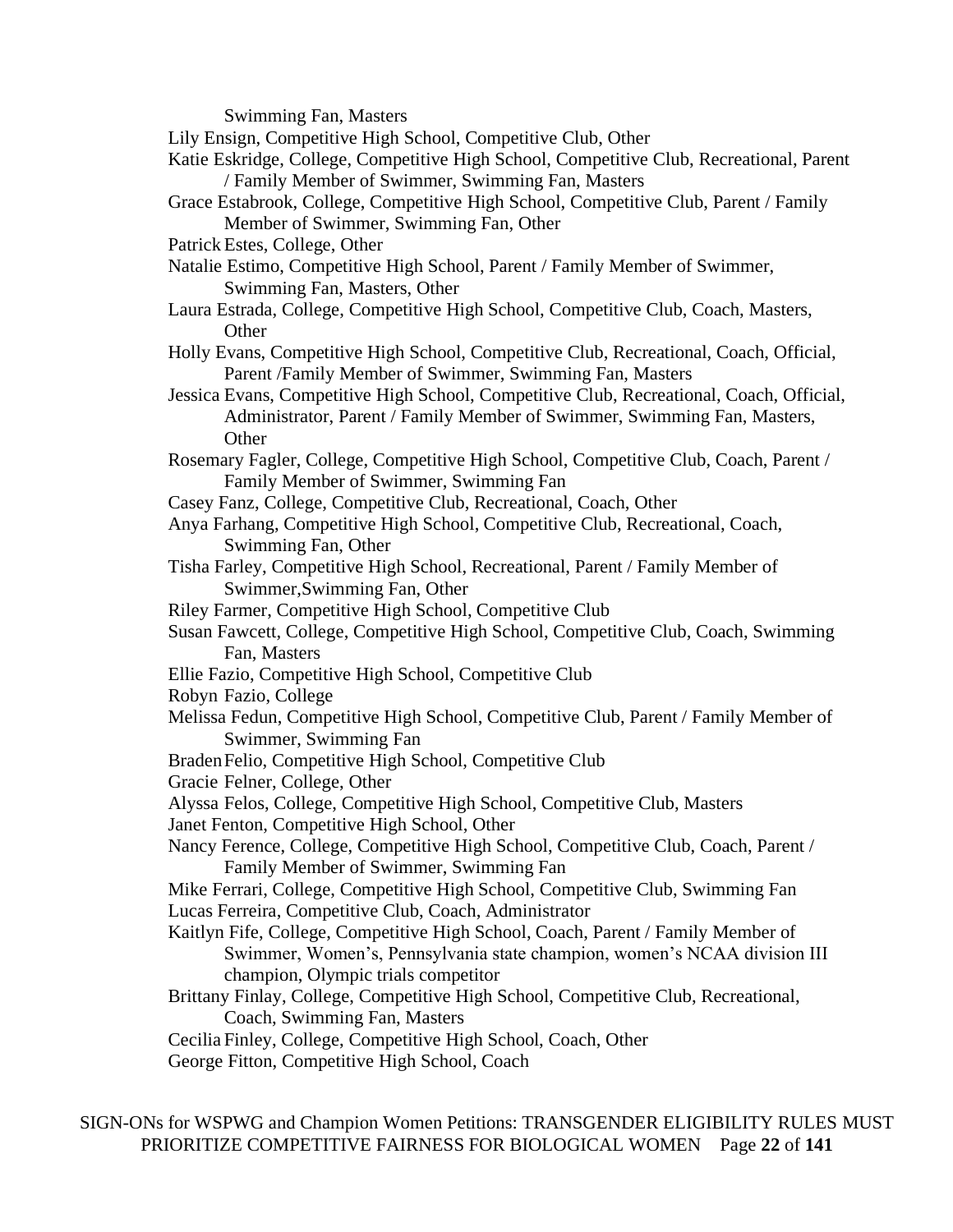Swimming Fan, Masters

Lily Ensign, Competitive High School, Competitive Club, Other

Katie Eskridge, College, Competitive High School, Competitive Club, Recreational, Parent / Family Member of Swimmer, Swimming Fan, Masters

Grace Estabrook, College, Competitive High School, Competitive Club, Parent / Family Member of Swimmer, Swimming Fan, Other

Patrick Estes, College, Other

Natalie Estimo, Competitive High School, Parent / Family Member of Swimmer, Swimming Fan, Masters, Other

Laura Estrada, College, Competitive High School, Competitive Club, Coach, Masters, Other

Holly Evans, Competitive High School, Competitive Club, Recreational, Coach, Official, Parent /Family Member of Swimmer, Swimming Fan, Masters

Jessica Evans, Competitive High School, Competitive Club, Recreational, Coach, Official, Administrator, Parent / Family Member of Swimmer, Swimming Fan, Masters, Other

Rosemary Fagler, College, Competitive High School, Competitive Club, Coach, Parent / Family Member of Swimmer, Swimming Fan

Casey Fanz, College, Competitive Club, Recreational, Coach, Other

Anya Farhang, Competitive High School, Competitive Club, Recreational, Coach, Swimming Fan, Other

Tisha Farley, Competitive High School, Recreational, Parent / Family Member of Swimmer,Swimming Fan, Other

Riley Farmer, Competitive High School, Competitive Club

Susan Fawcett, College, Competitive High School, Competitive Club, Coach, Swimming Fan, Masters

Ellie Fazio, Competitive High School, Competitive Club

Robyn Fazio, College

Melissa Fedun, Competitive High School, Competitive Club, Parent / Family Member of Swimmer, Swimming Fan

Braden Felio, Competitive High School, Competitive Club

Gracie Felner, College, Other

Alyssa Felos, College, Competitive High School, Competitive Club, Masters

Janet Fenton, Competitive High School, Other

Nancy Ference, College, Competitive High School, Competitive Club, Coach, Parent / Family Member of Swimmer, Swimming Fan

Mike Ferrari, College, Competitive High School, Competitive Club, Swimming Fan

Lucas Ferreira, Competitive Club, Coach, Administrator

Kaitlyn Fife, College, Competitive High School, Coach, Parent / Family Member of Swimmer, Women's, Pennsylvania state champion, women's NCAA division III champion, Olympic trials competitor

Brittany Finlay, College, Competitive High School, Competitive Club, Recreational, Coach, Swimming Fan, Masters

Cecilia Finley, College, Competitive High School, Coach, Other

George Fitton, Competitive High School, Coach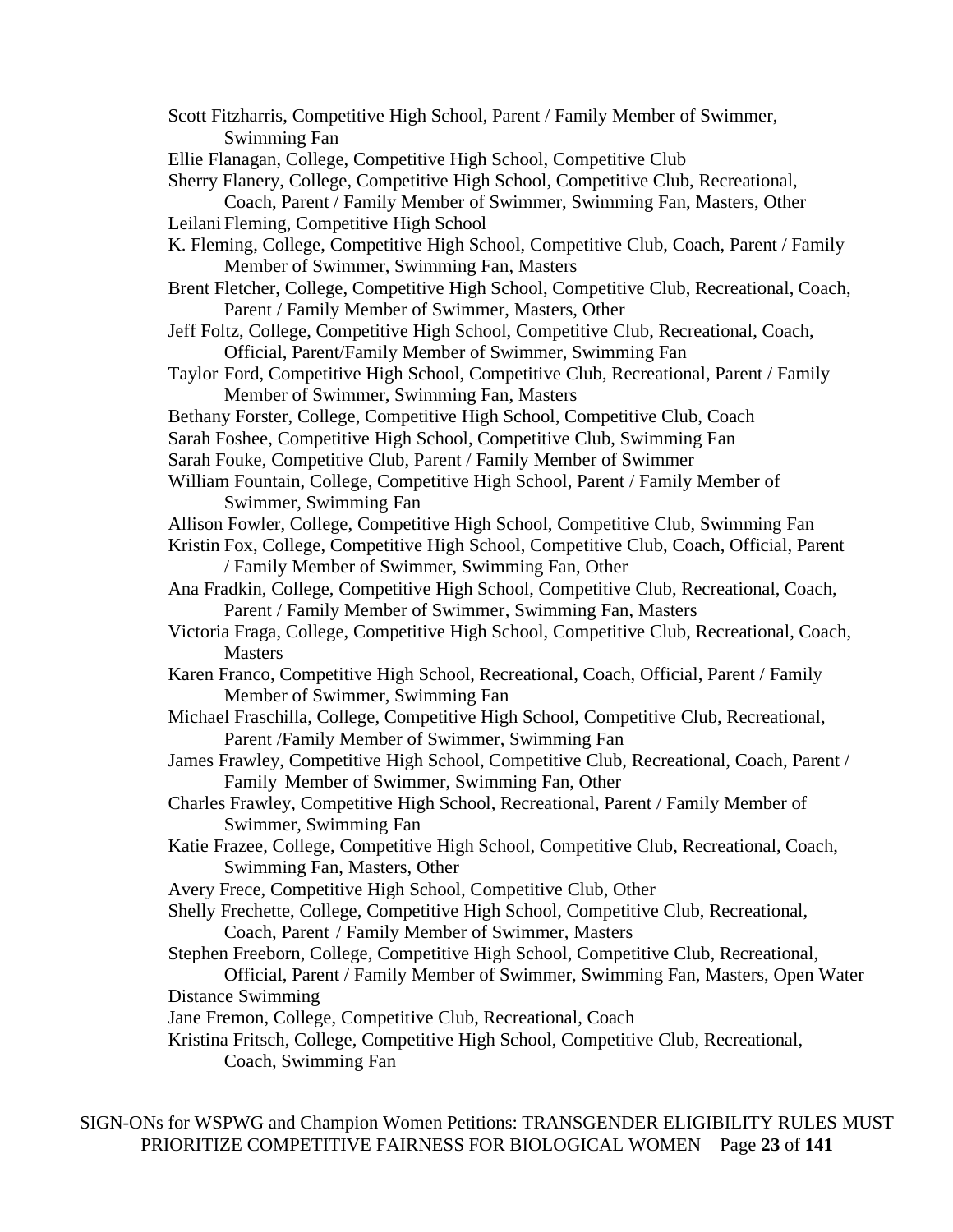Scott Fitzharris, Competitive High School, Parent / Family Member of Swimmer, Swimming Fan

Ellie Flanagan, College, Competitive High School, Competitive Club

Sherry Flanery, College, Competitive High School, Competitive Club, Recreational, Coach, Parent / Family Member of Swimmer, Swimming Fan, Masters, Other

Leilani Fleming, Competitive High School

K. Fleming, College, Competitive High School, Competitive Club, Coach, Parent / Family Member of Swimmer, Swimming Fan, Masters

Brent Fletcher, College, Competitive High School, Competitive Club, Recreational, Coach, Parent / Family Member of Swimmer, Masters, Other

Jeff Foltz, College, Competitive High School, Competitive Club, Recreational, Coach, Official, Parent/Family Member of Swimmer, Swimming Fan

Taylor Ford, Competitive High School, Competitive Club, Recreational, Parent / Family Member of Swimmer, Swimming Fan, Masters

Bethany Forster, College, Competitive High School, Competitive Club, Coach

Sarah Foshee, Competitive High School, Competitive Club, Swimming Fan

Sarah Fouke, Competitive Club, Parent / Family Member of Swimmer

William Fountain, College, Competitive High School, Parent / Family Member of Swimmer, Swimming Fan

Allison Fowler, College, Competitive High School, Competitive Club, Swimming Fan

Kristin Fox, College, Competitive High School, Competitive Club, Coach, Official, Parent / Family Member of Swimmer, Swimming Fan, Other

Ana Fradkin, College, Competitive High School, Competitive Club, Recreational, Coach, Parent / Family Member of Swimmer, Swimming Fan, Masters

Victoria Fraga, College, Competitive High School, Competitive Club, Recreational, Coach, Masters

Karen Franco, Competitive High School, Recreational, Coach, Official, Parent / Family Member of Swimmer, Swimming Fan

Michael Fraschilla, College, Competitive High School, Competitive Club, Recreational, Parent /Family Member of Swimmer, Swimming Fan

James Frawley, Competitive High School, Competitive Club, Recreational, Coach, Parent / Family Member of Swimmer, Swimming Fan, Other

Charles Frawley, Competitive High School, Recreational, Parent / Family Member of Swimmer, Swimming Fan

Katie Frazee, College, Competitive High School, Competitive Club, Recreational, Coach, Swimming Fan, Masters, Other

Avery Frece, Competitive High School, Competitive Club, Other

Shelly Frechette, College, Competitive High School, Competitive Club, Recreational, Coach, Parent / Family Member of Swimmer, Masters

Stephen Freeborn, College, Competitive High School, Competitive Club, Recreational, Official, Parent / Family Member of Swimmer, Swimming Fan, Masters, Open Water Distance Swimming

Jane Fremon, College, Competitive Club, Recreational, Coach

Kristina Fritsch, College, Competitive High School, Competitive Club, Recreational, Coach, Swimming Fan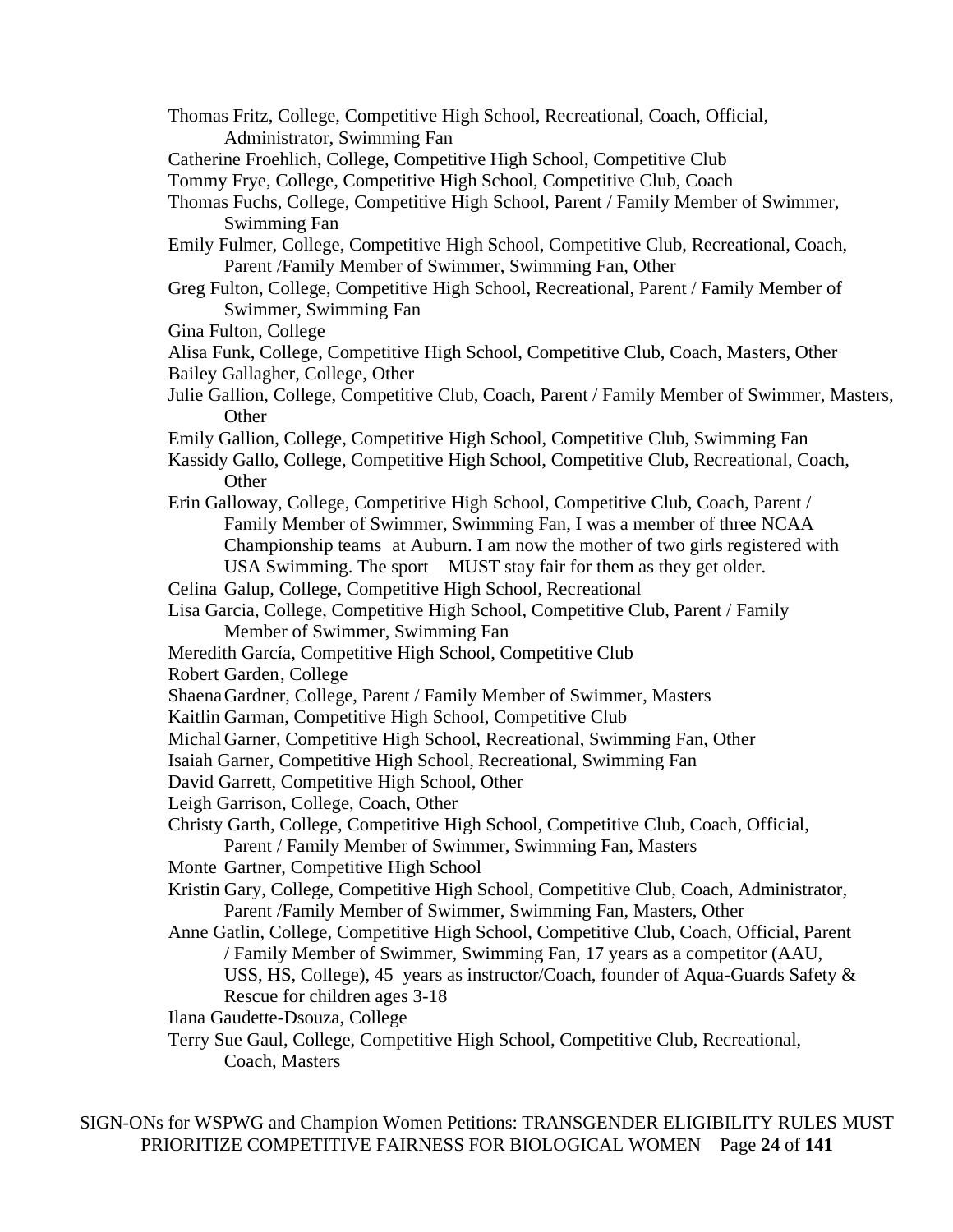Thomas Fritz, College, Competitive High School, Recreational, Coach, Official, Administrator, Swimming Fan

Catherine Froehlich, College, Competitive High School, Competitive Club

Tommy Frye, College, Competitive High School, Competitive Club, Coach

Thomas Fuchs, College, Competitive High School, Parent / Family Member of Swimmer, Swimming Fan

Emily Fulmer, College, Competitive High School, Competitive Club, Recreational, Coach, Parent /Family Member of Swimmer, Swimming Fan, Other

Greg Fulton, College, Competitive High School, Recreational, Parent / Family Member of Swimmer, Swimming Fan

Gina Fulton, College

Alisa Funk, College, Competitive High School, Competitive Club, Coach, Masters, Other

Bailey Gallagher, College, Other

Julie Gallion, College, Competitive Club, Coach, Parent / Family Member of Swimmer, Masters, Other

Emily Gallion, College, Competitive High School, Competitive Club, Swimming Fan

Kassidy Gallo, College, Competitive High School, Competitive Club, Recreational, Coach, Other

Erin Galloway, College, Competitive High School, Competitive Club, Coach, Parent / Family Member of Swimmer, Swimming Fan, I was a member of three NCAA Championship teams at Auburn. I am now the mother of two girls registered with USA Swimming. The sport MUST stay fair for them as they get older.

Celina Galup, College, Competitive High School, Recreational

Lisa Garcia, College, Competitive High School, Competitive Club, Parent / Family Member of Swimmer, Swimming Fan

Meredith García, Competitive High School, Competitive Club

Robert Garden, College

Shaena Gardner, College, Parent / Family Member of Swimmer, Masters

Kaitlin Garman, Competitive High School, Competitive Club

Michal Garner, Competitive High School, Recreational, Swimming Fan, Other

Isaiah Garner, Competitive High School, Recreational, Swimming Fan

David Garrett, Competitive High School, Other

Leigh Garrison, College, Coach, Other

Christy Garth, College, Competitive High School, Competitive Club, Coach, Official, Parent / Family Member of Swimmer, Swimming Fan, Masters

Monte Gartner, Competitive High School

Kristin Gary, College, Competitive High School, Competitive Club, Coach, Administrator, Parent /Family Member of Swimmer, Swimming Fan, Masters, Other

Anne Gatlin, College, Competitive High School, Competitive Club, Coach, Official, Parent / Family Member of Swimmer, Swimming Fan, 17 years as a competitor (AAU, USS, HS, College), 45 years as instructor/Coach, founder of Aqua-Guards Safety & Rescue for children ages 3-18

Ilana Gaudette-Dsouza, College

Terry Sue Gaul, College, Competitive High School, Competitive Club, Recreational, Coach, Masters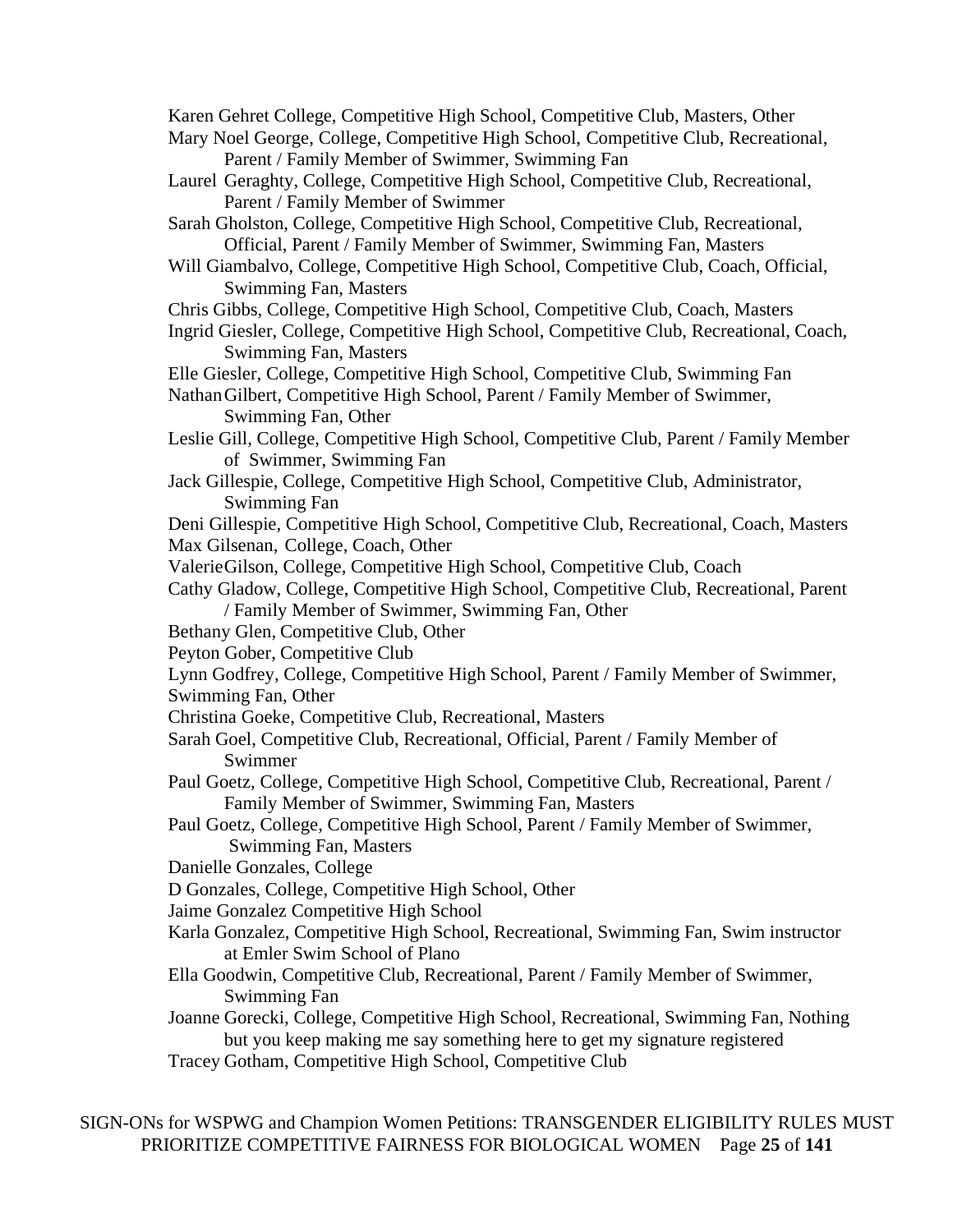Karen Gehret College, Competitive High School, Competitive Club, Masters, Other

Mary Noel George, College, Competitive High School, Competitive Club, Recreational, Parent / Family Member of Swimmer, Swimming Fan

Laurel Geraghty, College, Competitive High School, Competitive Club, Recreational, Parent / Family Member of Swimmer

Sarah Gholston, College, Competitive High School, Competitive Club, Recreational, Official, Parent / Family Member of Swimmer, Swimming Fan, Masters

Will Giambalvo, College, Competitive High School, Competitive Club, Coach, Official, Swimming Fan, Masters

Chris Gibbs, College, Competitive High School, Competitive Club, Coach, Masters

Ingrid Giesler, College, Competitive High School, Competitive Club, Recreational, Coach, Swimming Fan, Masters

Elle Giesler, College, Competitive High School, Competitive Club, Swimming Fan

Nathan Gilbert, Competitive High School, Parent / Family Member of Swimmer, Swimming Fan, Other

Leslie Gill, College, Competitive High School, Competitive Club, Parent / Family Member of Swimmer, Swimming Fan

Jack Gillespie, College, Competitive High School, Competitive Club, Administrator, Swimming Fan

Deni Gillespie, Competitive High School, Competitive Club, Recreational, Coach, Masters

Max Gilsenan, College, Coach, Other

Valerie Gilson, College, Competitive High School, Competitive Club, Coach

Cathy Gladow, College, Competitive High School, Competitive Club, Recreational, Parent / Family Member of Swimmer, Swimming Fan, Other

Bethany Glen, Competitive Club, Other

Peyton Gober, Competitive Club

Lynn Godfrey, College, Competitive High School, Parent / Family Member of Swimmer, Swimming Fan, Other

Christina Goeke, Competitive Club, Recreational, Masters

Sarah Goel, Competitive Club, Recreational, Official, Parent / Family Member of Swimmer

Paul Goetz, College, Competitive High School, Competitive Club, Recreational, Parent / Family Member of Swimmer, Swimming Fan, Masters

Paul Goetz, College, Competitive High School, Parent / Family Member of Swimmer, Swimming Fan, Masters

Danielle Gonzales, College

D Gonzales, College, Competitive High School, Other

Jaime Gonzalez Competitive High School

Karla Gonzalez, Competitive High School, Recreational, Swimming Fan, Swim instructor at Emler Swim School of Plano

Ella Goodwin, Competitive Club, Recreational, Parent / Family Member of Swimmer, Swimming Fan

Joanne Gorecki, College, Competitive High School, Recreational, Swimming Fan, Nothing but you keep making me say something here to get my signature registered

Tracey Gotham, Competitive High School, Competitive Club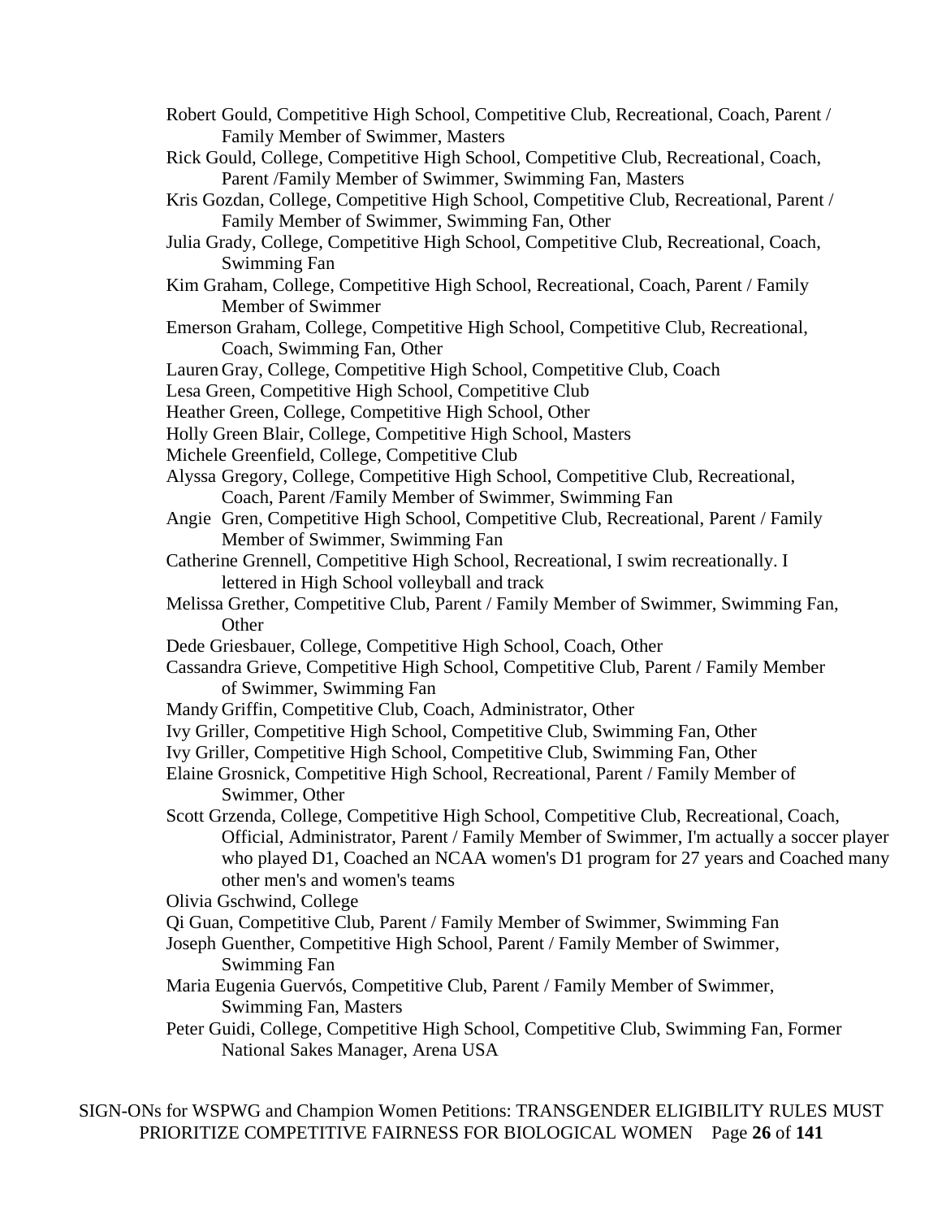Robert Gould, Competitive High School, Competitive Club, Recreational, Coach, Parent / Family Member of Swimmer, Masters

Rick Gould, College, Competitive High School, Competitive Club, Recreational, Coach, Parent /Family Member of Swimmer, Swimming Fan, Masters

Kris Gozdan, College, Competitive High School, Competitive Club, Recreational, Parent / Family Member of Swimmer, Swimming Fan, Other

Julia Grady, College, Competitive High School, Competitive Club, Recreational, Coach, Swimming Fan

Kim Graham, College, Competitive High School, Recreational, Coach, Parent / Family Member of Swimmer

Emerson Graham, College, Competitive High School, Competitive Club, Recreational, Coach, Swimming Fan, Other

Lauren Gray, College, Competitive High School, Competitive Club, Coach

Lesa Green, Competitive High School, Competitive Club

Heather Green, College, Competitive High School, Other

Holly Green Blair, College, Competitive High School, Masters

Michele Greenfield, College, Competitive Club

Alyssa Gregory, College, Competitive High School, Competitive Club, Recreational, Coach, Parent /Family Member of Swimmer, Swimming Fan

Angie Gren, Competitive High School, Competitive Club, Recreational, Parent / Family Member of Swimmer, Swimming Fan

Catherine Grennell, Competitive High School, Recreational, I swim recreationally. I lettered in High School volleyball and track

Melissa Grether, Competitive Club, Parent / Family Member of Swimmer, Swimming Fan, Other

Dede Griesbauer, College, Competitive High School, Coach, Other

Cassandra Grieve, Competitive High School, Competitive Club, Parent / Family Member of Swimmer, Swimming Fan

Mandy Griffin, Competitive Club, Coach, Administrator, Other

Ivy Griller, Competitive High School, Competitive Club, Swimming Fan, Other

Ivy Griller, Competitive High School, Competitive Club, Swimming Fan, Other

Elaine Grosnick, Competitive High School, Recreational, Parent / Family Member of Swimmer, Other

Scott Grzenda, College, Competitive High School, Competitive Club, Recreational, Coach, Official, Administrator, Parent / Family Member of Swimmer, I'm actually a soccer player who played D1, Coached an NCAA women's D1 program for 27 years and Coached many other men's and women's teams

Olivia Gschwind, College

Qi Guan, Competitive Club, Parent / Family Member of Swimmer, Swimming Fan

Joseph Guenther, Competitive High School, Parent / Family Member of Swimmer, Swimming Fan

Maria Eugenia Guervós, Competitive Club, Parent / Family Member of Swimmer, Swimming Fan, Masters

Peter Guidi, College, Competitive High School, Competitive Club, Swimming Fan, Former National Sakes Manager, Arena USA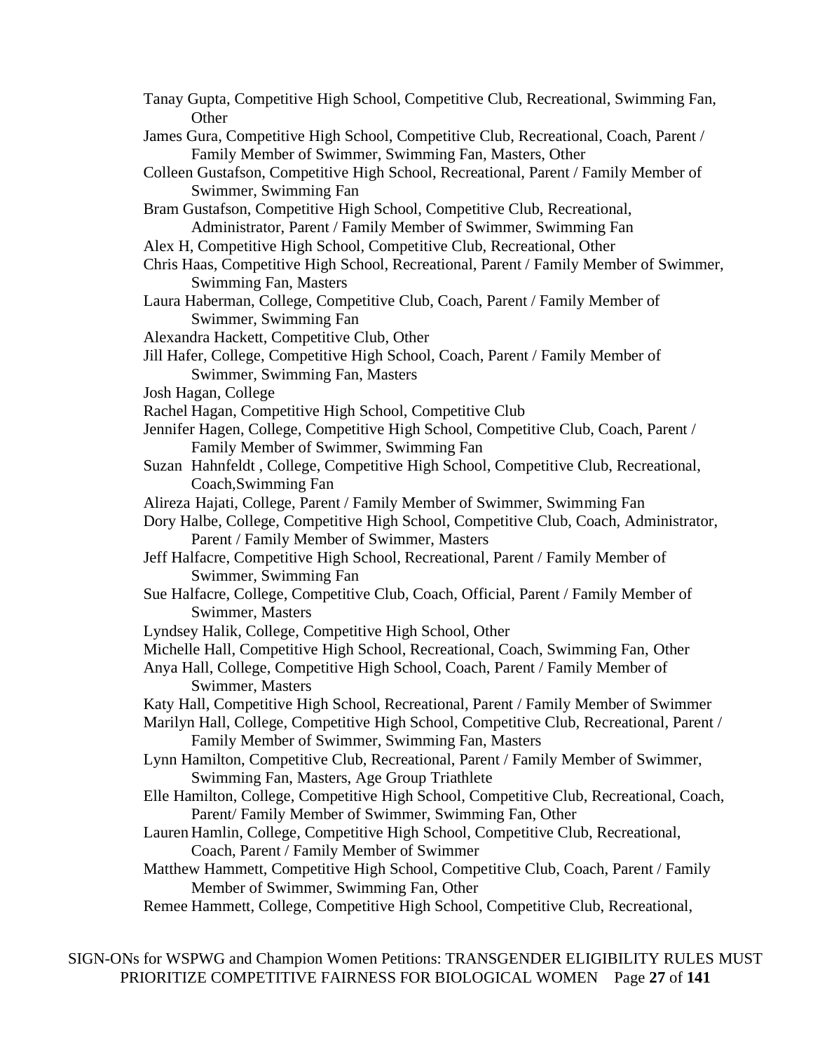Tanay Gupta, Competitive High School, Competitive Club, Recreational, Swimming Fan, Other

James Gura, Competitive High School, Competitive Club, Recreational, Coach, Parent / Family Member of Swimmer, Swimming Fan, Masters, Other

Colleen Gustafson, Competitive High School, Recreational, Parent / Family Member of Swimmer, Swimming Fan

Bram Gustafson, Competitive High School, Competitive Club, Recreational, Administrator, Parent / Family Member of Swimmer, Swimming Fan

Alex H, Competitive High School, Competitive Club, Recreational, Other

Chris Haas, Competitive High School, Recreational, Parent / Family Member of Swimmer, Swimming Fan, Masters

Laura Haberman, College, Competitive Club, Coach, Parent / Family Member of Swimmer, Swimming Fan

Alexandra Hackett, Competitive Club, Other

Jill Hafer, College, Competitive High School, Coach, Parent / Family Member of Swimmer, Swimming Fan, Masters

Josh Hagan, College

Rachel Hagan, Competitive High School, Competitive Club

Jennifer Hagen, College, Competitive High School, Competitive Club, Coach, Parent / Family Member of Swimmer, Swimming Fan

Suzan Hahnfeldt , College, Competitive High School, Competitive Club, Recreational, Coach,Swimming Fan

Alireza Hajati, College, Parent / Family Member of Swimmer, Swimming Fan

Dory Halbe, College, Competitive High School, Competitive Club, Coach, Administrator, Parent / Family Member of Swimmer, Masters

Jeff Halfacre, Competitive High School, Recreational, Parent / Family Member of Swimmer, Swimming Fan

Sue Halfacre, College, Competitive Club, Coach, Official, Parent / Family Member of Swimmer, Masters

Lyndsey Halik, College, Competitive High School, Other

Michelle Hall, Competitive High School, Recreational, Coach, Swimming Fan, Other

Anya Hall, College, Competitive High School, Coach, Parent / Family Member of Swimmer, Masters

Katy Hall, Competitive High School, Recreational, Parent / Family Member of Swimmer

Marilyn Hall, College, Competitive High School, Competitive Club, Recreational, Parent / Family Member of Swimmer, Swimming Fan, Masters

Lynn Hamilton, Competitive Club, Recreational, Parent / Family Member of Swimmer, Swimming Fan, Masters, Age Group Triathlete

Elle Hamilton, College, Competitive High School, Competitive Club, Recreational, Coach, Parent/ Family Member of Swimmer, Swimming Fan, Other

Lauren Hamlin, College, Competitive High School, Competitive Club, Recreational, Coach, Parent / Family Member of Swimmer

Matthew Hammett, Competitive High School, Competitive Club, Coach, Parent / Family Member of Swimmer, Swimming Fan, Other

Remee Hammett, College, Competitive High School, Competitive Club, Recreational,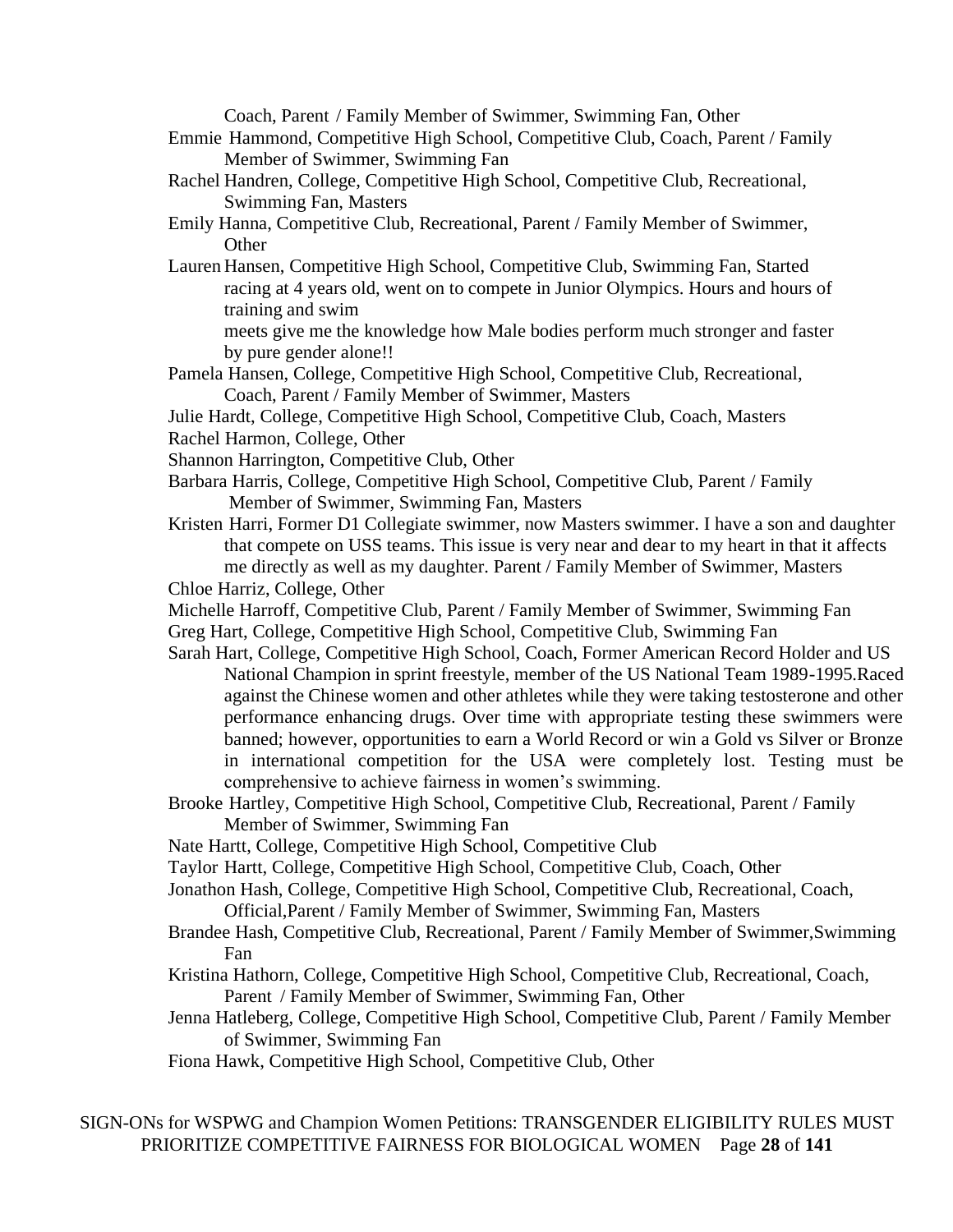Coach, Parent / Family Member of Swimmer, Swimming Fan, Other

Emmie Hammond, Competitive High School, Competitive Club, Coach, Parent / Family Member of Swimmer, Swimming Fan

Rachel Handren, College, Competitive High School, Competitive Club, Recreational, Swimming Fan, Masters

Emily Hanna, Competitive Club, Recreational, Parent / Family Member of Swimmer, Other

Lauren Hansen, Competitive High School, Competitive Club, Swimming Fan, Started racing at 4 years old, went on to compete in Junior Olympics. Hours and hours of training and swim meets give me the knowledge how Male bodies perform much stronger and faster by pure gender alone!!

Pamela Hansen, College, Competitive High School, Competitive Club, Recreational, Coach, Parent / Family Member of Swimmer, Masters

Julie Hardt, College, Competitive High School, Competitive Club, Coach, Masters

Rachel Harmon, College, Other

Shannon Harrington, Competitive Club, Other

Barbara Harris, College, Competitive High School, Competitive Club, Parent / Family Member of Swimmer, Swimming Fan, Masters

Kristen Harri, Former D1 Collegiate swimmer, now Masters swimmer. I have a son and daughter that compete on USS teams. This issue is very near and dear to my heart in that it affects me directly as well as my daughter. Parent / Family Member of Swimmer, Masters

Chloe Harriz, College, Other

Michelle Harroff, Competitive Club, Parent / Family Member of Swimmer, Swimming Fan

Greg Hart, College, Competitive High School, Competitive Club, Swimming Fan

Sarah Hart, College, Competitive High School, Coach, Former American Record Holder and US National Champion in sprint freestyle, member of the US National Team 1989-1995.Raced against the Chinese women and other athletes while they were taking testosterone and other performance enhancing drugs. Over time with appropriate testing these swimmers were banned; however, opportunities to earn a World Record or win a Gold vs Silver or Bronze in international competition for the USA were completely lost. Testing must be comprehensive to achieve fairness in women's swimming.

Brooke Hartley, Competitive High School, Competitive Club, Recreational, Parent / Family Member of Swimmer, Swimming Fan

Nate Hartt, College, Competitive High School, Competitive Club

Taylor Hartt, College, Competitive High School, Competitive Club, Coach, Other

Jonathon Hash, College, Competitive High School, Competitive Club, Recreational, Coach, Official,Parent / Family Member of Swimmer, Swimming Fan, Masters

Brandee Hash, Competitive Club, Recreational, Parent / Family Member of Swimmer,Swimming Fan

Kristina Hathorn, College, Competitive High School, Competitive Club, Recreational, Coach, Parent / Family Member of Swimmer, Swimming Fan, Other

Jenna Hatleberg, College, Competitive High School, Competitive Club, Parent / Family Member of Swimmer, Swimming Fan

Fiona Hawk, Competitive High School, Competitive Club, Other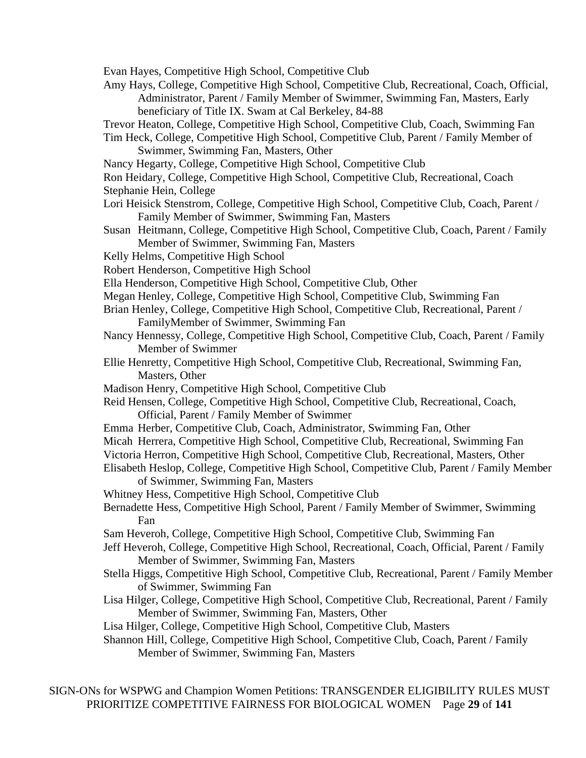Evan Hayes, Competitive High School, Competitive Club

Amy Hays, College, Competitive High School, Competitive Club, Recreational, Coach, Official, Administrator, Parent / Family Member of Swimmer, Swimming Fan, Masters, Early beneficiary of Title IX. Swam at Cal Berkeley, 84-88

Trevor Heaton, College, Competitive High School, Competitive Club, Coach, Swimming Fan

Tim Heck, College, Competitive High School, Competitive Club, Parent / Family Member of Swimmer, Swimming Fan, Masters, Other

Nancy Hegarty, College, Competitive High School, Competitive Club

Ron Heidary, College, Competitive High School, Competitive Club, Recreational, Coach

Stephanie Hein, College

Lori Heisick Stenstrom, College, Competitive High School, Competitive Club, Coach, Parent / Family Member of Swimmer, Swimming Fan, Masters

Susan Heitmann, College, Competitive High School, Competitive Club, Coach, Parent / Family Member of Swimmer, Swimming Fan, Masters

Kelly Helms, Competitive High School

Robert Henderson, Competitive High School

Ella Henderson, Competitive High School, Competitive Club, Other

Megan Henley, College, Competitive High School, Competitive Club, Swimming Fan

Brian Henley, College, Competitive High School, Competitive Club, Recreational, Parent / FamilyMember of Swimmer, Swimming Fan

Nancy Hennessy, College, Competitive High School, Competitive Club, Coach, Parent / Family Member of Swimmer

Ellie Henretty, Competitive High School, Competitive Club, Recreational, Swimming Fan, Masters, Other

Madison Henry, Competitive High School, Competitive Club

Reid Hensen, College, Competitive High School, Competitive Club, Recreational, Coach, Official, Parent / Family Member of Swimmer

Emma Herber, Competitive Club, Coach, Administrator, Swimming Fan, Other

Micah Herrera, Competitive High School, Competitive Club, Recreational, Swimming Fan

Victoria Herron, Competitive High School, Competitive Club, Recreational, Masters, Other

Elisabeth Heslop, College, Competitive High School, Competitive Club, Parent / Family Member of Swimmer, Swimming Fan, Masters

Whitney Hess, Competitive High School, Competitive Club

Bernadette Hess, Competitive High School, Parent / Family Member of Swimmer, Swimming Fan

Sam Heveroh, College, Competitive High School, Competitive Club, Swimming Fan

Jeff Heveroh, College, Competitive High School, Recreational, Coach, Official, Parent / Family Member of Swimmer, Swimming Fan, Masters

Stella Higgs, Competitive High School, Competitive Club, Recreational, Parent / Family Member of Swimmer, Swimming Fan

Lisa Hilger, College, Competitive High School, Competitive Club, Recreational, Parent / Family Member of Swimmer, Swimming Fan, Masters, Other

Lisa Hilger, College, Competitive High School, Competitive Club, Masters

Shannon Hill, College, Competitive High School, Competitive Club, Coach, Parent / Family Member of Swimmer, Swimming Fan, Masters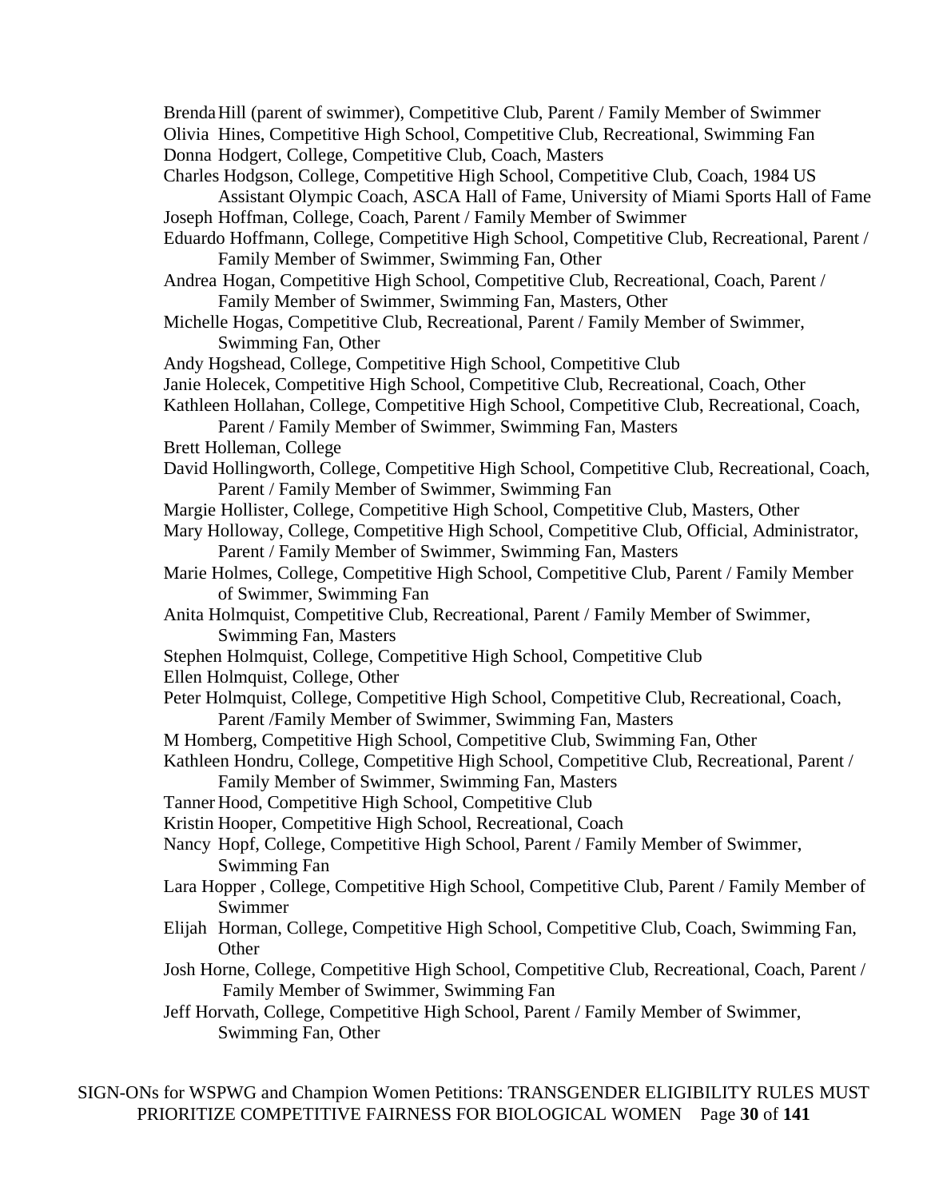Brenda Hill (parent of swimmer), Competitive Club, Parent / Family Member of Swimmer

Olivia Hines, Competitive High School, Competitive Club, Recreational, Swimming Fan

Donna Hodgert, College, Competitive Club, Coach, Masters

Charles Hodgson, College, Competitive High School, Competitive Club, Coach, 1984 US Assistant Olympic Coach, ASCA Hall of Fame, University of Miami Sports Hall of Fame

Joseph Hoffman, College, Coach, Parent / Family Member of Swimmer

Eduardo Hoffmann, College, Competitive High School, Competitive Club, Recreational, Parent / Family Member of Swimmer, Swimming Fan, Other

Andrea Hogan, Competitive High School, Competitive Club, Recreational, Coach, Parent / Family Member of Swimmer, Swimming Fan, Masters, Other

Michelle Hogas, Competitive Club, Recreational, Parent / Family Member of Swimmer, Swimming Fan, Other

Andy Hogshead, College, Competitive High School, Competitive Club

Janie Holecek, Competitive High School, Competitive Club, Recreational, Coach, Other

Kathleen Hollahan, College, Competitive High School, Competitive Club, Recreational, Coach, Parent / Family Member of Swimmer, Swimming Fan, Masters

Brett Holleman, College

David Hollingworth, College, Competitive High School, Competitive Club, Recreational, Coach, Parent / Family Member of Swimmer, Swimming Fan

Margie Hollister, College, Competitive High School, Competitive Club, Masters, Other

Mary Holloway, College, Competitive High School, Competitive Club, Official, Administrator, Parent / Family Member of Swimmer, Swimming Fan, Masters

Marie Holmes, College, Competitive High School, Competitive Club, Parent / Family Member of Swimmer, Swimming Fan

Anita Holmquist, Competitive Club, Recreational, Parent / Family Member of Swimmer, Swimming Fan, Masters

Stephen Holmquist, College, Competitive High School, Competitive Club

Ellen Holmquist, College, Other

Peter Holmquist, College, Competitive High School, Competitive Club, Recreational, Coach, Parent /Family Member of Swimmer, Swimming Fan, Masters

M Homberg, Competitive High School, Competitive Club, Swimming Fan, Other

Kathleen Hondru, College, Competitive High School, Competitive Club, Recreational, Parent / Family Member of Swimmer, Swimming Fan, Masters

Tanner Hood, Competitive High School, Competitive Club

Kristin Hooper, Competitive High School, Recreational, Coach

Nancy Hopf, College, Competitive High School, Parent / Family Member of Swimmer, Swimming Fan

Lara Hopper , College, Competitive High School, Competitive Club, Parent / Family Member of Swimmer

Elijah Horman, College, Competitive High School, Competitive Club, Coach, Swimming Fan, Other

Josh Horne, College, Competitive High School, Competitive Club, Recreational, Coach, Parent / Family Member of Swimmer, Swimming Fan

Jeff Horvath, College, Competitive High School, Parent / Family Member of Swimmer, Swimming Fan, Other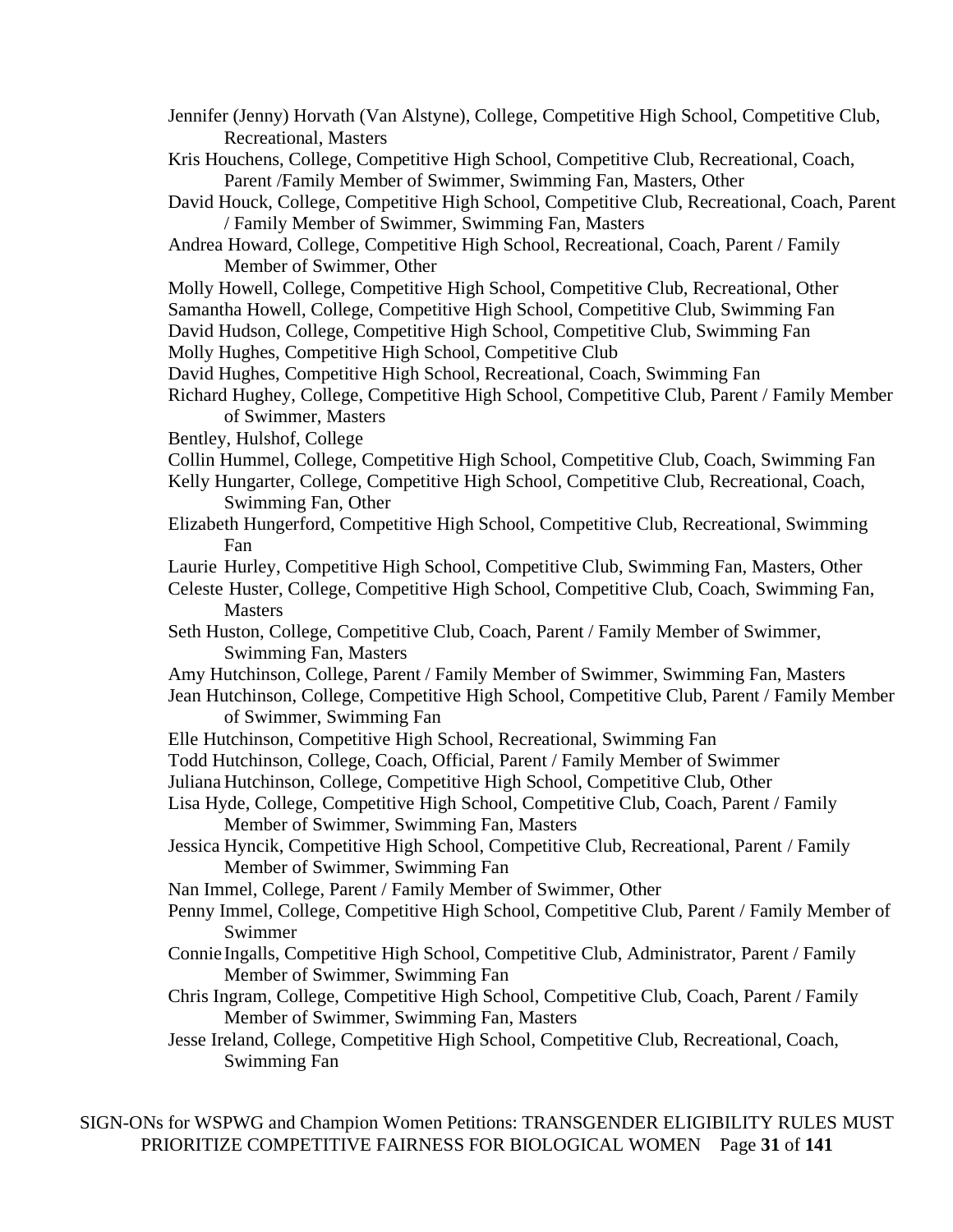Jennifer (Jenny) Horvath (Van Alstyne), College, Competitive High School, Competitive Club, Recreational, Masters

Kris Houchens, College, Competitive High School, Competitive Club, Recreational, Coach, Parent /Family Member of Swimmer, Swimming Fan, Masters, Other

David Houck, College, Competitive High School, Competitive Club, Recreational, Coach, Parent / Family Member of Swimmer, Swimming Fan, Masters

Andrea Howard, College, Competitive High School, Recreational, Coach, Parent / Family Member of Swimmer, Other

Molly Howell, College, Competitive High School, Competitive Club, Recreational, Other

Samantha Howell, College, Competitive High School, Competitive Club, Swimming Fan

David Hudson, College, Competitive High School, Competitive Club, Swimming Fan

Molly Hughes, Competitive High School, Competitive Club

David Hughes, Competitive High School, Recreational, Coach, Swimming Fan

Richard Hughey, College, Competitive High School, Competitive Club, Parent / Family Member of Swimmer, Masters

Bentley, Hulshof, College

Collin Hummel, College, Competitive High School, Competitive Club, Coach, Swimming Fan

Kelly Hungarter, College, Competitive High School, Competitive Club, Recreational, Coach, Swimming Fan, Other

Elizabeth Hungerford, Competitive High School, Competitive Club, Recreational, Swimming Fan

Laurie Hurley, Competitive High School, Competitive Club, Swimming Fan, Masters, Other

Celeste Huster, College, Competitive High School, Competitive Club, Coach, Swimming Fan, Masters

Seth Huston, College, Competitive Club, Coach, Parent / Family Member of Swimmer, Swimming Fan, Masters

Amy Hutchinson, College, Parent / Family Member of Swimmer, Swimming Fan, Masters

Jean Hutchinson, College, Competitive High School, Competitive Club, Parent / Family Member of Swimmer, Swimming Fan

Elle Hutchinson, Competitive High School, Recreational, Swimming Fan

Todd Hutchinson, College, Coach, Official, Parent / Family Member of Swimmer

Juliana Hutchinson, College, Competitive High School, Competitive Club, Other

Lisa Hyde, College, Competitive High School, Competitive Club, Coach, Parent / Family Member of Swimmer, Swimming Fan, Masters

Jessica Hyncik, Competitive High School, Competitive Club, Recreational, Parent / Family Member of Swimmer, Swimming Fan

Nan Immel, College, Parent / Family Member of Swimmer, Other

Penny Immel, College, Competitive High School, Competitive Club, Parent / Family Member of Swimmer

Connie Ingalls, Competitive High School, Competitive Club, Administrator, Parent / Family Member of Swimmer, Swimming Fan

Chris Ingram, College, Competitive High School, Competitive Club, Coach, Parent / Family Member of Swimmer, Swimming Fan, Masters

Jesse Ireland, College, Competitive High School, Competitive Club, Recreational, Coach, Swimming Fan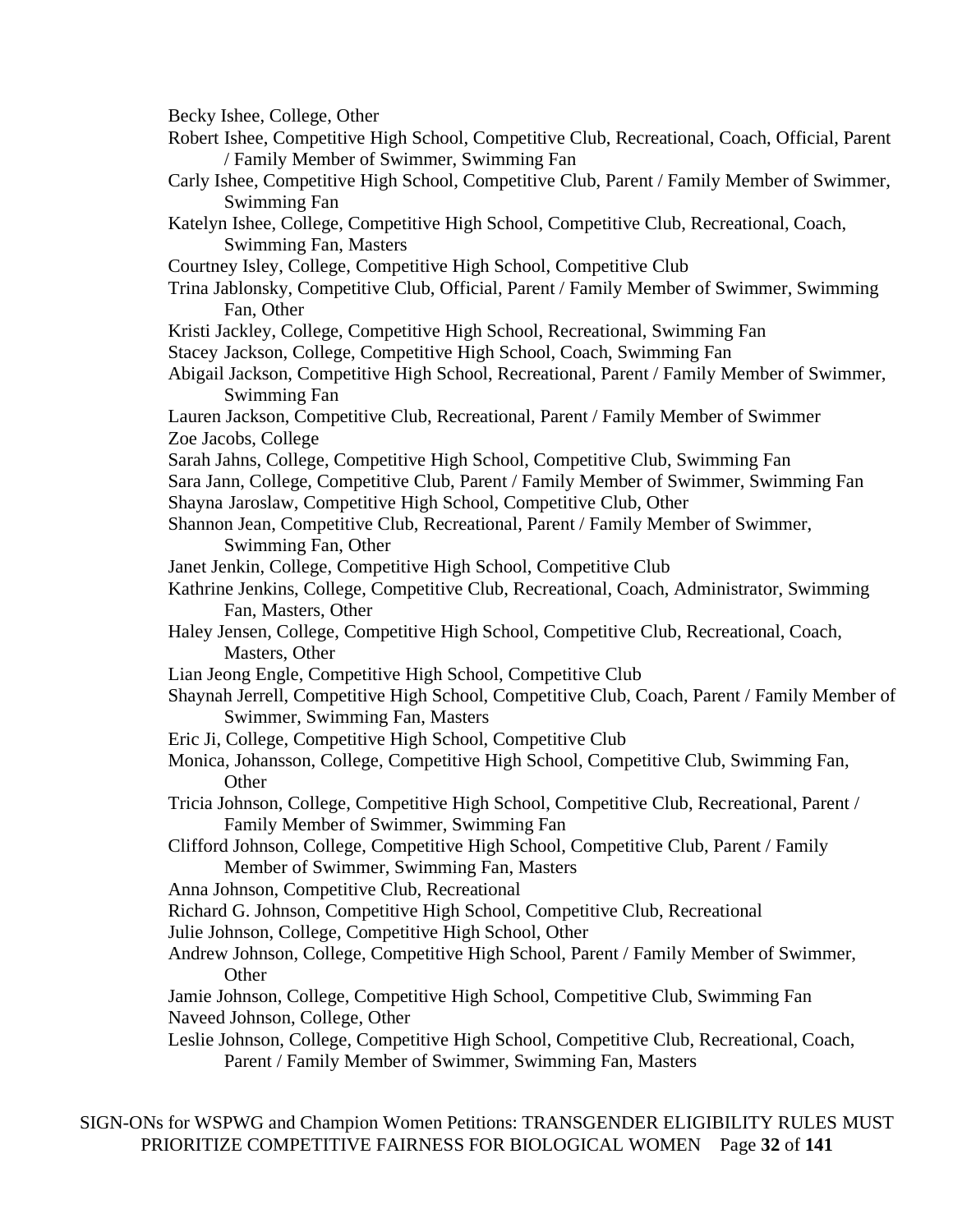Becky Ishee, College, Other

Robert Ishee, Competitive High School, Competitive Club, Recreational, Coach, Official, Parent / Family Member of Swimmer, Swimming Fan

Carly Ishee, Competitive High School, Competitive Club, Parent / Family Member of Swimmer, Swimming Fan

Katelyn Ishee, College, Competitive High School, Competitive Club, Recreational, Coach, Swimming Fan, Masters

Courtney Isley, College, Competitive High School, Competitive Club

Trina Jablonsky, Competitive Club, Official, Parent / Family Member of Swimmer, Swimming Fan, Other

Kristi Jackley, College, Competitive High School, Recreational, Swimming Fan

Stacey Jackson, College, Competitive High School, Coach, Swimming Fan

Abigail Jackson, Competitive High School, Recreational, Parent / Family Member of Swimmer, Swimming Fan

Lauren Jackson, Competitive Club, Recreational, Parent / Family Member of Swimmer

Zoe Jacobs, College

Sarah Jahns, College, Competitive High School, Competitive Club, Swimming Fan

Sara Jann, College, Competitive Club, Parent / Family Member of Swimmer, Swimming Fan

Shayna Jaroslaw, Competitive High School, Competitive Club, Other

Shannon Jean, Competitive Club, Recreational, Parent / Family Member of Swimmer, Swimming Fan, Other

Janet Jenkin, College, Competitive High School, Competitive Club

Kathrine Jenkins, College, Competitive Club, Recreational, Coach, Administrator, Swimming Fan, Masters, Other

Haley Jensen, College, Competitive High School, Competitive Club, Recreational, Coach, Masters, Other

Lian Jeong Engle, Competitive High School, Competitive Club

Shaynah Jerrell, Competitive High School, Competitive Club, Coach, Parent / Family Member of Swimmer, Swimming Fan, Masters

Eric Ji, College, Competitive High School, Competitive Club

Monica, Johansson, College, Competitive High School, Competitive Club, Swimming Fan, Other

Tricia Johnson, College, Competitive High School, Competitive Club, Recreational, Parent / Family Member of Swimmer, Swimming Fan

Clifford Johnson, College, Competitive High School, Competitive Club, Parent / Family Member of Swimmer, Swimming Fan, Masters

Anna Johnson, Competitive Club, Recreational

Richard G. Johnson, Competitive High School, Competitive Club, Recreational

Julie Johnson, College, Competitive High School, Other

Andrew Johnson, College, Competitive High School, Parent / Family Member of Swimmer, Other

Jamie Johnson, College, Competitive High School, Competitive Club, Swimming Fan

Naveed Johnson, College, Other

Leslie Johnson, College, Competitive High School, Competitive Club, Recreational, Coach, Parent / Family Member of Swimmer, Swimming Fan, Masters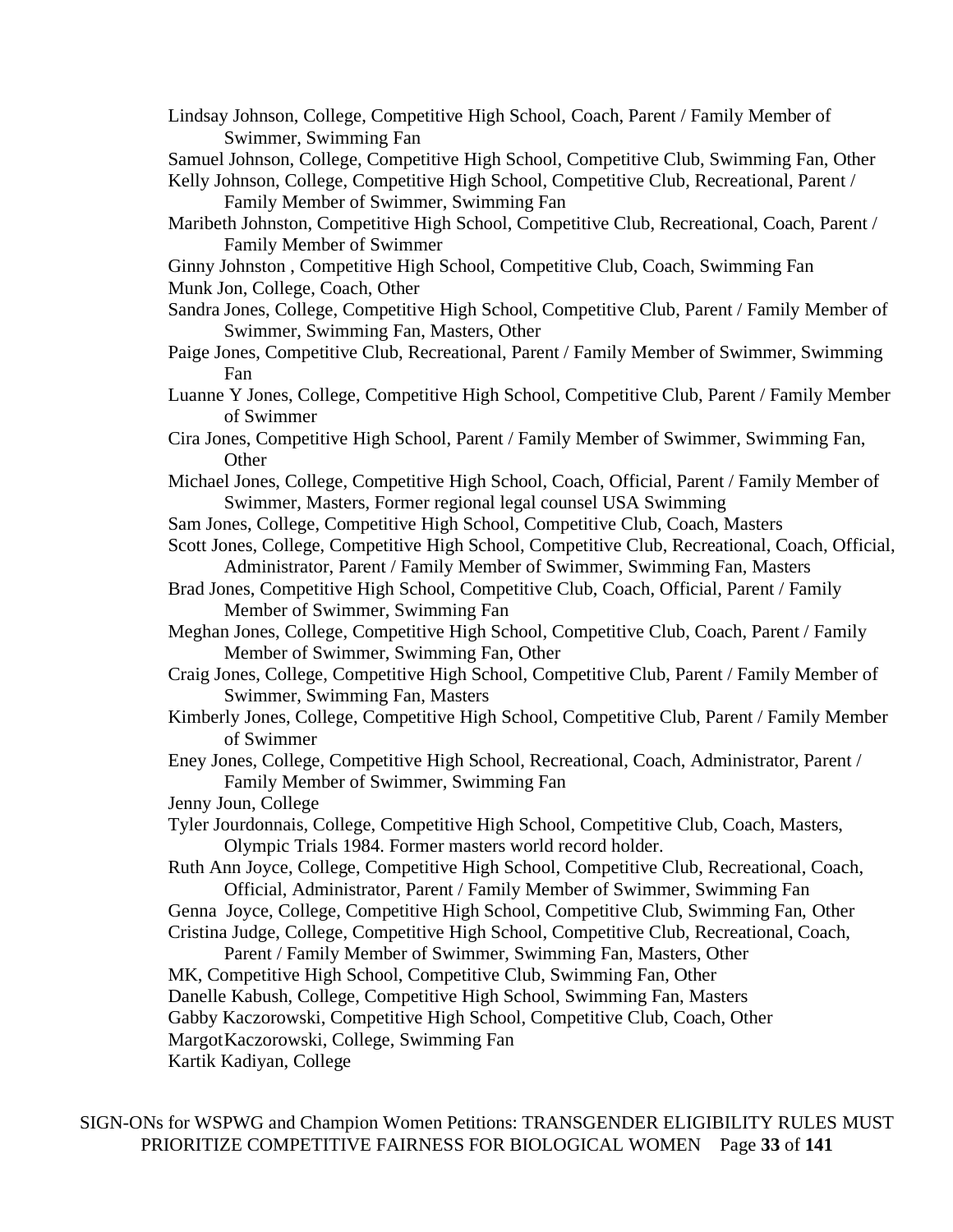Lindsay Johnson, College, Competitive High School, Coach, Parent / Family Member of Swimmer, Swimming Fan

Samuel Johnson, College, Competitive High School, Competitive Club, Swimming Fan, Other

Kelly Johnson, College, Competitive High School, Competitive Club, Recreational, Parent / Family Member of Swimmer, Swimming Fan

Maribeth Johnston, Competitive High School, Competitive Club, Recreational, Coach, Parent / Family Member of Swimmer

Ginny Johnston , Competitive High School, Competitive Club, Coach, Swimming Fan

Munk Jon, College, Coach, Other

Sandra Jones, College, Competitive High School, Competitive Club, Parent / Family Member of Swimmer, Swimming Fan, Masters, Other

Paige Jones, Competitive Club, Recreational, Parent / Family Member of Swimmer, Swimming Fan

Luanne Y Jones, College, Competitive High School, Competitive Club, Parent / Family Member of Swimmer

Cira Jones, Competitive High School, Parent / Family Member of Swimmer, Swimming Fan, Other

Michael Jones, College, Competitive High School, Coach, Official, Parent / Family Member of Swimmer, Masters, Former regional legal counsel USA Swimming

Sam Jones, College, Competitive High School, Competitive Club, Coach, Masters

Scott Jones, College, Competitive High School, Competitive Club, Recreational, Coach, Official, Administrator, Parent / Family Member of Swimmer, Swimming Fan, Masters

Brad Jones, Competitive High School, Competitive Club, Coach, Official, Parent / Family Member of Swimmer, Swimming Fan

Meghan Jones, College, Competitive High School, Competitive Club, Coach, Parent / Family Member of Swimmer, Swimming Fan, Other

Craig Jones, College, Competitive High School, Competitive Club, Parent / Family Member of Swimmer, Swimming Fan, Masters

Kimberly Jones, College, Competitive High School, Competitive Club, Parent / Family Member of Swimmer

Eney Jones, College, Competitive High School, Recreational, Coach, Administrator, Parent / Family Member of Swimmer, Swimming Fan

Jenny Joun, College

Tyler Jourdonnais, College, Competitive High School, Competitive Club, Coach, Masters, Olympic Trials 1984. Former masters world record holder.

Ruth Ann Joyce, College, Competitive High School, Competitive Club, Recreational, Coach, Official, Administrator, Parent / Family Member of Swimmer, Swimming Fan

Genna  Joyce, College, Competitive High School, Competitive Club, Swimming Fan, Other

Cristina Judge, College, Competitive High School, Competitive Club, Recreational, Coach, Parent / Family Member of Swimmer, Swimming Fan, Masters, Other

MK, Competitive High School, Competitive Club, Swimming Fan, Other

Danelle Kabush, College, Competitive High School, Swimming Fan, Masters

Gabby Kaczorowski, Competitive High School, Competitive Club, Coach, Other

MargotKaczorowski, College, Swimming Fan

Kartik Kadiyan, College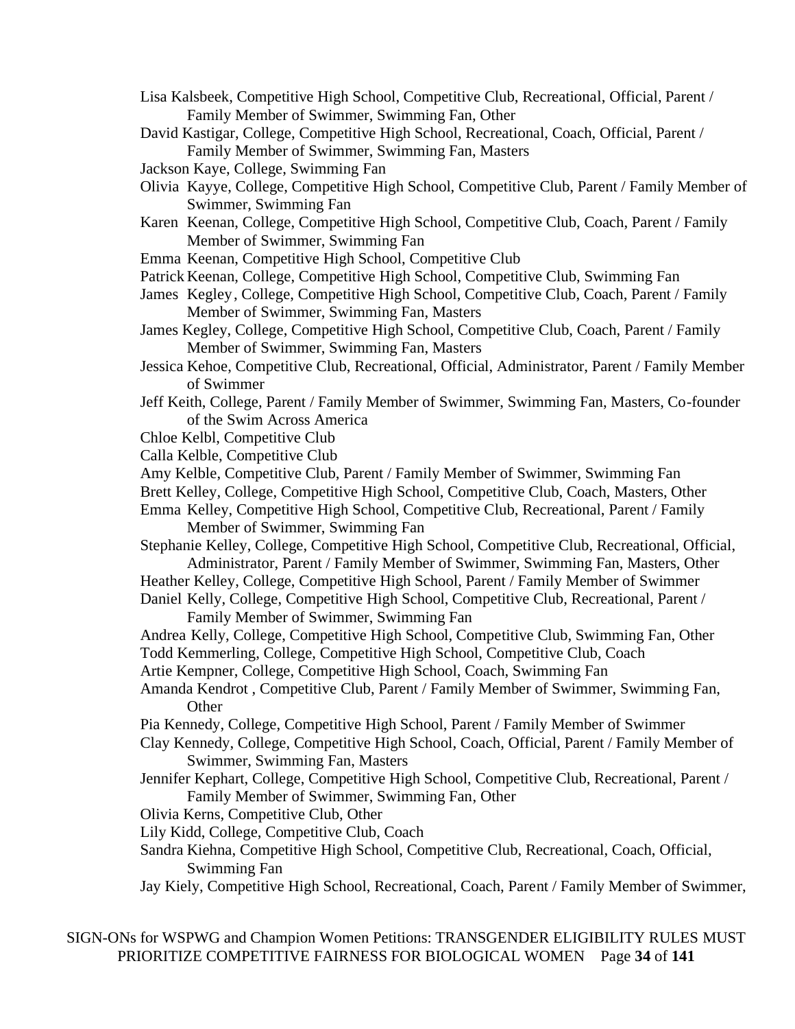Lisa Kalsbeek, Competitive High School, Competitive Club, Recreational, Official, Parent / Family Member of Swimmer, Swimming Fan, Other

David Kastigar, College, Competitive High School, Recreational, Coach, Official, Parent / Family Member of Swimmer, Swimming Fan, Masters

Jackson Kaye, College, Swimming Fan

Olivia Kayye, College, Competitive High School, Competitive Club, Parent / Family Member of Swimmer, Swimming Fan

Karen Keenan, College, Competitive High School, Competitive Club, Coach, Parent / Family Member of Swimmer, Swimming Fan

Emma Keenan, Competitive High School, Competitive Club

Patrick Keenan, College, Competitive High School, Competitive Club, Swimming Fan

James Kegley, College, Competitive High School, Competitive Club, Coach, Parent / Family Member of Swimmer, Swimming Fan, Masters

James Kegley, College, Competitive High School, Competitive Club, Coach, Parent / Family Member of Swimmer, Swimming Fan, Masters

Jessica Kehoe, Competitive Club, Recreational, Official, Administrator, Parent / Family Member of Swimmer

Jeff Keith, College, Parent / Family Member of Swimmer, Swimming Fan, Masters, Co-founder of the Swim Across America

Chloe Kelbl, Competitive Club

Calla Kelble, Competitive Club

Amy Kelble, Competitive Club, Parent / Family Member of Swimmer, Swimming Fan

Brett Kelley, College, Competitive High School, Competitive Club, Coach, Masters, Other

Emma Kelley, Competitive High School, Competitive Club, Recreational, Parent / Family Member of Swimmer, Swimming Fan

Stephanie Kelley, College, Competitive High School, Competitive Club, Recreational, Official, Administrator, Parent / Family Member of Swimmer, Swimming Fan, Masters, Other

Heather Kelley, College, Competitive High School, Parent / Family Member of Swimmer

Daniel Kelly, College, Competitive High School, Competitive Club, Recreational, Parent / Family Member of Swimmer, Swimming Fan

Andrea Kelly, College, Competitive High School, Competitive Club, Swimming Fan, Other

Todd Kemmerling, College, Competitive High School, Competitive Club, Coach

Artie Kempner, College, Competitive High School, Coach, Swimming Fan

Amanda Kendrot , Competitive Club, Parent / Family Member of Swimmer, Swimming Fan, Other

Pia Kennedy, College, Competitive High School, Parent / Family Member of Swimmer

Clay Kennedy, College, Competitive High School, Coach, Official, Parent / Family Member of Swimmer, Swimming Fan, Masters

Jennifer Kephart, College, Competitive High School, Competitive Club, Recreational, Parent / Family Member of Swimmer, Swimming Fan, Other

Olivia Kerns, Competitive Club, Other

Lily Kidd, College, Competitive Club, Coach

Sandra Kiehna, Competitive High School, Competitive Club, Recreational, Coach, Official, Swimming Fan

Jay Kiely, Competitive High School, Recreational, Coach, Parent / Family Member of Swimmer,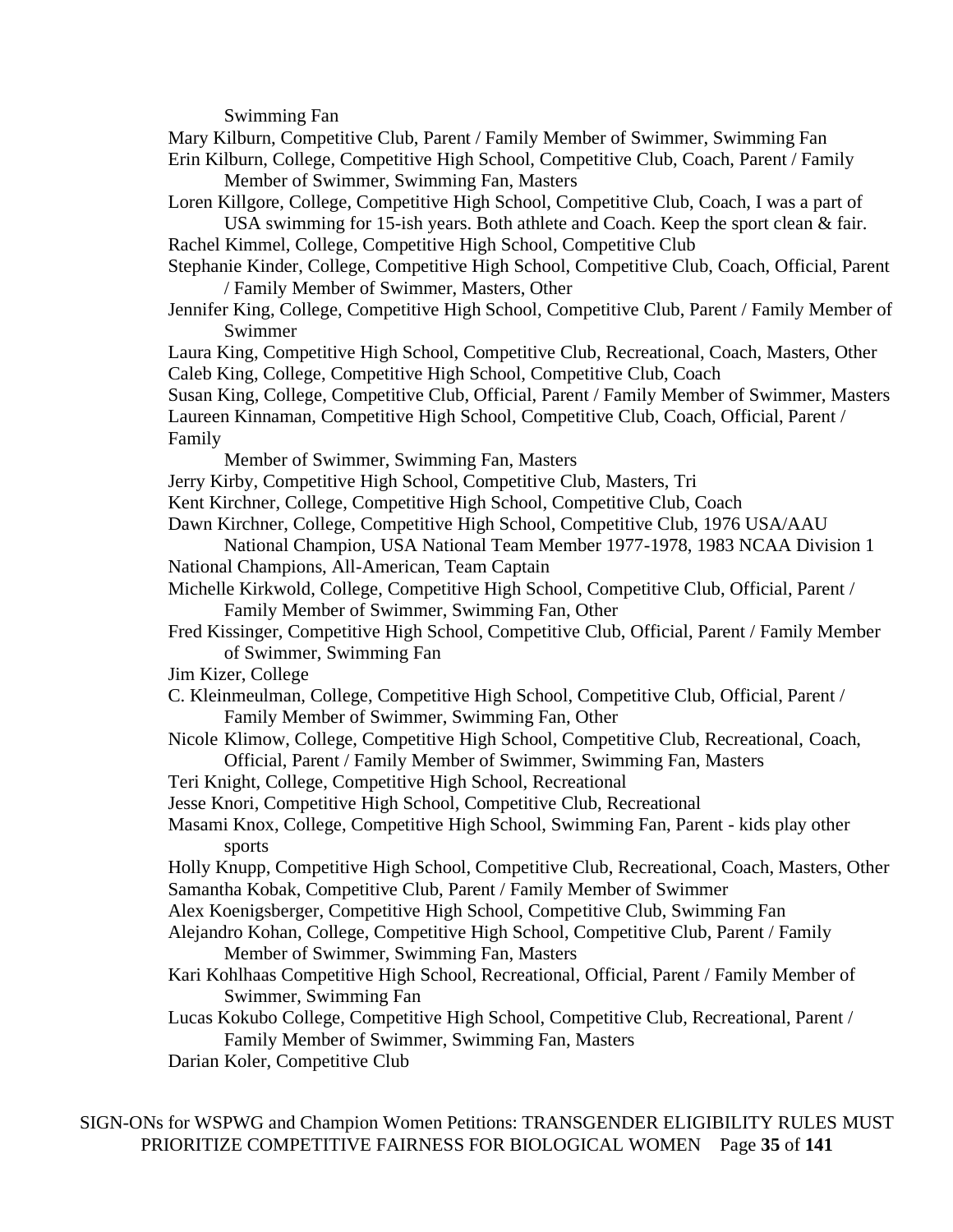Swimming Fan

Mary Kilburn, Competitive Club, Parent / Family Member of Swimmer, Swimming Fan

Erin Kilburn, College, Competitive High School, Competitive Club, Coach, Parent / Family Member of Swimmer, Swimming Fan, Masters

Loren Killgore, College, Competitive High School, Competitive Club, Coach, I was a part of USA swimming for 15-ish years. Both athlete and Coach. Keep the sport clean & fair.

Rachel Kimmel, College, Competitive High School, Competitive Club

Stephanie Kinder, College, Competitive High School, Competitive Club, Coach, Official, Parent / Family Member of Swimmer, Masters, Other

Jennifer King, College, Competitive High School, Competitive Club, Parent / Family Member of Swimmer

Laura King, Competitive High School, Competitive Club, Recreational, Coach, Masters, Other

Caleb King, College, Competitive High School, Competitive Club, Coach

Susan King, College, Competitive Club, Official, Parent / Family Member of Swimmer, Masters

Laureen Kinnaman, Competitive High School, Competitive Club, Coach, Official, Parent / Family Member of Swimmer, Swimming Fan, Masters

Jerry Kirby, Competitive High School, Competitive Club, Masters, Tri

Kent Kirchner, College, Competitive High School, Competitive Club, Coach

Dawn Kirchner, College, Competitive High School, Competitive Club, 1976 USA/AAU National Champion, USA National Team Member 1977-1978, 1983 NCAA Division 1 National Champions, All-American, Team Captain

Michelle Kirkwold, College, Competitive High School, Competitive Club, Official, Parent / Family Member of Swimmer, Swimming Fan, Other

Fred Kissinger, Competitive High School, Competitive Club, Official, Parent / Family Member of Swimmer, Swimming Fan

Jim Kizer, College

C. Kleinmeulman, College, Competitive High School, Competitive Club, Official, Parent / Family Member of Swimmer, Swimming Fan, Other

Nicole Klimow, College, Competitive High School, Competitive Club, Recreational, Coach, Official, Parent / Family Member of Swimmer, Swimming Fan, Masters

Teri Knight, College, Competitive High School, Recreational

Jesse Knori, Competitive High School, Competitive Club, Recreational

Masami Knox, College, Competitive High School, Swimming Fan, Parent - kids play other sports

Holly Knupp, Competitive High School, Competitive Club, Recreational, Coach, Masters, Other

Samantha Kobak, Competitive Club, Parent / Family Member of Swimmer

Alex Koenigsberger, Competitive High School, Competitive Club, Swimming Fan

Alejandro Kohan, College, Competitive High School, Competitive Club, Parent / Family Member of Swimmer, Swimming Fan, Masters

Kari Kohlhaas Competitive High School, Recreational, Official, Parent / Family Member of Swimmer, Swimming Fan

Lucas Kokubo College, Competitive High School, Competitive Club, Recreational, Parent / Family Member of Swimmer, Swimming Fan, Masters

Darian Koler, Competitive Club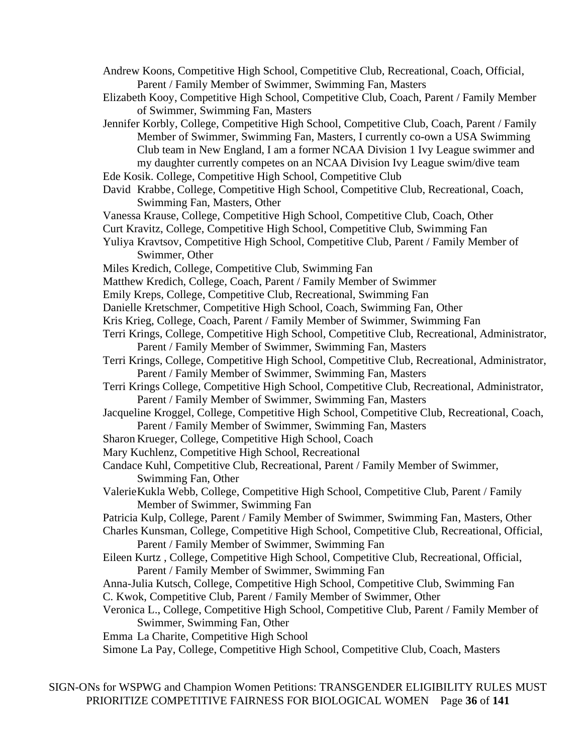Andrew Koons, Competitive High School, Competitive Club, Recreational, Coach, Official, Parent / Family Member of Swimmer, Swimming Fan, Masters

Elizabeth Kooy, Competitive High School, Competitive Club, Coach, Parent / Family Member of Swimmer, Swimming Fan, Masters

Jennifer Korbly, College, Competitive High School, Competitive Club, Coach, Parent / Family Member of Swimmer, Swimming Fan, Masters, I currently co-own a USA Swimming Club team in New England, I am a former NCAA Division 1 Ivy League swimmer and my daughter currently competes on an NCAA Division Ivy League swim/dive team

Ede Kosik. College, Competitive High School, Competitive Club

David Krabbe, College, Competitive High School, Competitive Club, Recreational, Coach, Swimming Fan, Masters, Other

Vanessa Krause, College, Competitive High School, Competitive Club, Coach, Other

Curt Kravitz, College, Competitive High School, Competitive Club, Swimming Fan

Yuliya Kravtsov, Competitive High School, Competitive Club, Parent / Family Member of Swimmer, Other

Miles Kredich, College, Competitive Club, Swimming Fan

Matthew Kredich, College, Coach, Parent / Family Member of Swimmer

Emily Kreps, College, Competitive Club, Recreational, Swimming Fan

Danielle Kretschmer, Competitive High School, Coach, Swimming Fan, Other

Kris Krieg, College, Coach, Parent / Family Member of Swimmer, Swimming Fan

Terri Krings, College, Competitive High School, Competitive Club, Recreational, Administrator, Parent / Family Member of Swimmer, Swimming Fan, Masters

Terri Krings, College, Competitive High School, Competitive Club, Recreational, Administrator, Parent / Family Member of Swimmer, Swimming Fan, Masters

Terri Krings College, Competitive High School, Competitive Club, Recreational, Administrator, Parent / Family Member of Swimmer, Swimming Fan, Masters

Jacqueline Kroggel, College, Competitive High School, Competitive Club, Recreational, Coach, Parent / Family Member of Swimmer, Swimming Fan, Masters

Sharon Krueger, College, Competitive High School, Coach

Mary Kuchlenz, Competitive High School, Recreational

Candace Kuhl, Competitive Club, Recreational, Parent / Family Member of Swimmer, Swimming Fan, Other

ValerieKukla Webb, College, Competitive High School, Competitive Club, Parent / Family Member of Swimmer, Swimming Fan

Patricia Kulp, College, Parent / Family Member of Swimmer, Swimming Fan, Masters, Other

Charles Kunsman, College, Competitive High School, Competitive Club, Recreational, Official, Parent / Family Member of Swimmer, Swimming Fan

Eileen Kurtz , College, Competitive High School, Competitive Club, Recreational, Official, Parent / Family Member of Swimmer, Swimming Fan

Anna-Julia Kutsch, College, Competitive High School, Competitive Club, Swimming Fan

C. Kwok, Competitive Club, Parent / Family Member of Swimmer, Other

Veronica L., College, Competitive High School, Competitive Club, Parent / Family Member of Swimmer, Swimming Fan, Other

Emma La Charite, Competitive High School

Simone La Pay, College, Competitive High School, Competitive Club, Coach, Masters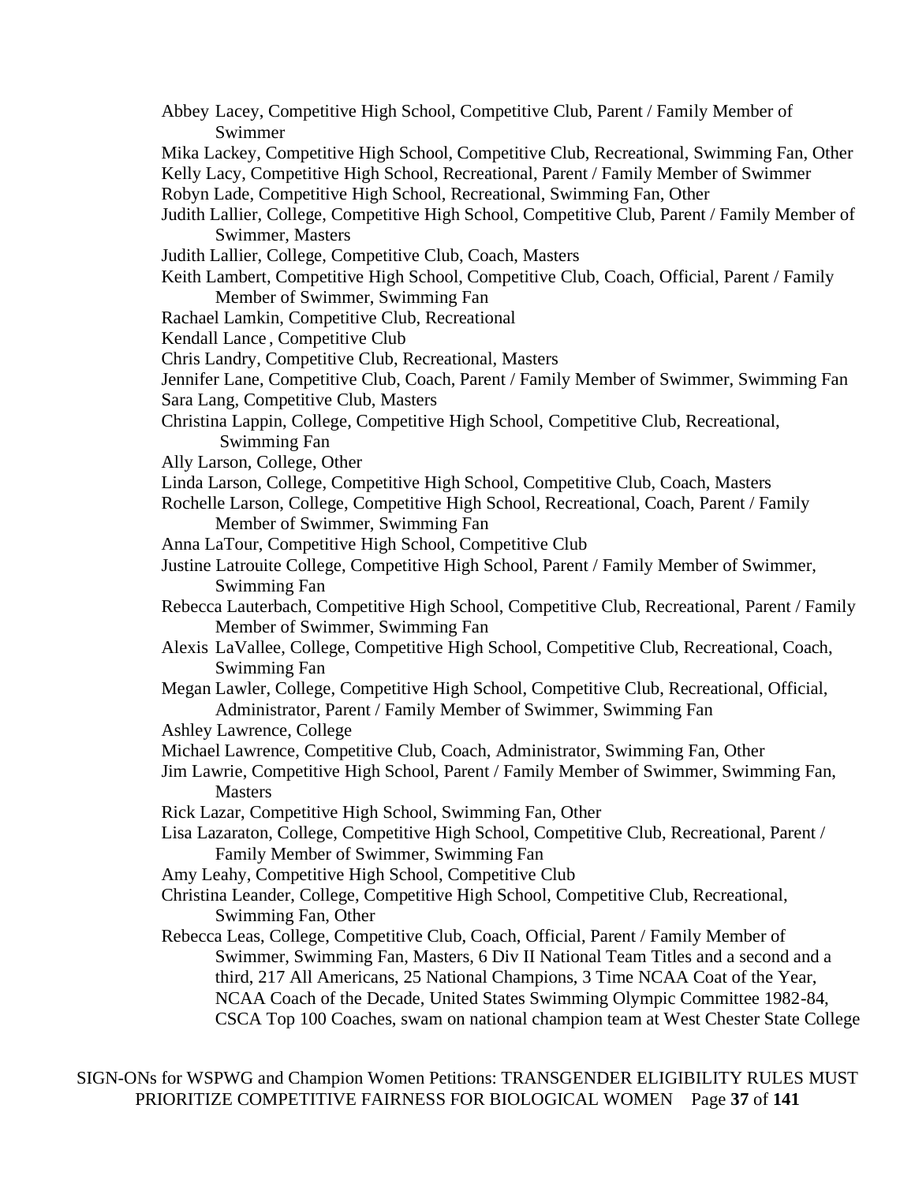Abbey Lacey, Competitive High School, Competitive Club, Parent / Family Member of Swimmer

Mika Lackey, Competitive High School, Competitive Club, Recreational, Swimming Fan, Other

Kelly Lacy, Competitive High School, Recreational, Parent / Family Member of Swimmer

Robyn Lade, Competitive High School, Recreational, Swimming Fan, Other

Judith Lallier, College, Competitive High School, Competitive Club, Parent / Family Member of Swimmer, Masters

Judith Lallier, College, Competitive Club, Coach, Masters

Keith Lambert, Competitive High School, Competitive Club, Coach, Official, Parent / Family Member of Swimmer, Swimming Fan

Rachael Lamkin, Competitive Club, Recreational

Kendall Lance , Competitive Club

Chris Landry, Competitive Club, Recreational, Masters

Jennifer Lane, Competitive Club, Coach, Parent / Family Member of Swimmer, Swimming Fan

Sara Lang, Competitive Club, Masters

Christina Lappin, College, Competitive High School, Competitive Club, Recreational, Swimming Fan

Ally Larson, College, Other

Linda Larson, College, Competitive High School, Competitive Club, Coach, Masters

Rochelle Larson, College, Competitive High School, Recreational, Coach, Parent / Family Member of Swimmer, Swimming Fan

Anna LaTour, Competitive High School, Competitive Club

Justine Latrouite College, Competitive High School, Parent / Family Member of Swimmer, Swimming Fan

Rebecca Lauterbach, Competitive High School, Competitive Club, Recreational, Parent / Family Member of Swimmer, Swimming Fan

Alexis LaVallee, College, Competitive High School, Competitive Club, Recreational, Coach, Swimming Fan

Megan Lawler, College, Competitive High School, Competitive Club, Recreational, Official, Administrator, Parent / Family Member of Swimmer, Swimming Fan

Ashley Lawrence, College

Michael Lawrence, Competitive Club, Coach, Administrator, Swimming Fan, Other

Jim Lawrie, Competitive High School, Parent / Family Member of Swimmer, Swimming Fan, Masters

Rick Lazar, Competitive High School, Swimming Fan, Other

Lisa Lazaraton, College, Competitive High School, Competitive Club, Recreational, Parent / Family Member of Swimmer, Swimming Fan

Amy Leahy, Competitive High School, Competitive Club

Christina Leander, College, Competitive High School, Competitive Club, Recreational, Swimming Fan, Other

Rebecca Leas, College, Competitive Club, Coach, Official, Parent / Family Member of Swimmer, Swimming Fan, Masters, 6 Div II National Team Titles and a second and a third, 217 All Americans, 25 National Champions, 3 Time NCAA Coat of the Year, NCAA Coach of the Decade, United States Swimming Olympic Committee 1982-84, CSCA Top 100 Coaches, swam on national champion team at West Chester State College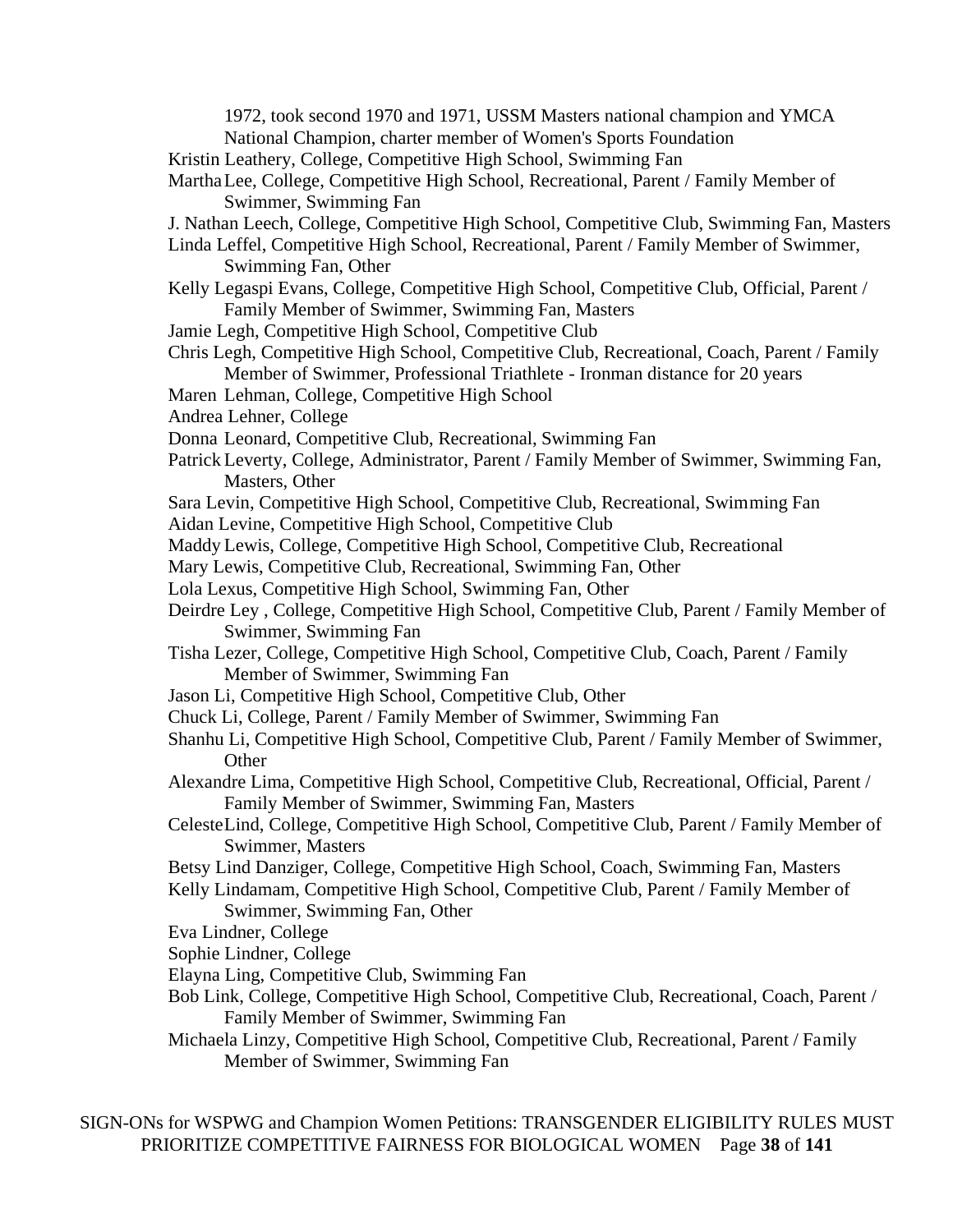1972, took second 1970 and 1971, USSM Masters national champion and YMCA National Champion, charter member of Women's Sports Foundation

Kristin Leathery, College, Competitive High School, Swimming Fan

Martha Lee, College, Competitive High School, Recreational, Parent / Family Member of Swimmer, Swimming Fan

J. Nathan Leech, College, Competitive High School, Competitive Club, Swimming Fan, Masters

Linda Leffel, Competitive High School, Recreational, Parent / Family Member of Swimmer, Swimming Fan, Other

Kelly Legaspi Evans, College, Competitive High School, Competitive Club, Official, Parent / Family Member of Swimmer, Swimming Fan, Masters

Jamie Legh, Competitive High School, Competitive Club

Chris Legh, Competitive High School, Competitive Club, Recreational, Coach, Parent / Family Member of Swimmer, Professional Triathlete - Ironman distance for 20 years

Maren Lehman, College, Competitive High School

Andrea Lehner, College

Donna Leonard, Competitive Club, Recreational, Swimming Fan

Patrick Leverty, College, Administrator, Parent / Family Member of Swimmer, Swimming Fan, Masters, Other

Sara Levin, Competitive High School, Competitive Club, Recreational, Swimming Fan

Aidan Levine, Competitive High School, Competitive Club

Maddy Lewis, College, Competitive High School, Competitive Club, Recreational

Mary Lewis, Competitive Club, Recreational, Swimming Fan, Other

Lola Lexus, Competitive High School, Swimming Fan, Other

Deirdre Ley , College, Competitive High School, Competitive Club, Parent / Family Member of Swimmer, Swimming Fan

Tisha Lezer, College, Competitive High School, Competitive Club, Coach, Parent / Family Member of Swimmer, Swimming Fan

Jason Li, Competitive High School, Competitive Club, Other

Chuck Li, College, Parent / Family Member of Swimmer, Swimming Fan

Shanhu Li, Competitive High School, Competitive Club, Parent / Family Member of Swimmer, Other

Alexandre Lima, Competitive High School, Competitive Club, Recreational, Official, Parent / Family Member of Swimmer, Swimming Fan, Masters

Celeste Lind, College, Competitive High School, Competitive Club, Parent / Family Member of Swimmer, Masters

Betsy Lind Danziger, College, Competitive High School, Coach, Swimming Fan, Masters

Kelly Lindamam, Competitive High School, Competitive Club, Parent / Family Member of Swimmer, Swimming Fan, Other

Eva Lindner, College

Sophie Lindner, College

Elayna Ling, Competitive Club, Swimming Fan

Bob Link, College, Competitive High School, Competitive Club, Recreational, Coach, Parent / Family Member of Swimmer, Swimming Fan

Michaela Linzy, Competitive High School, Competitive Club, Recreational, Parent / Family Member of Swimmer, Swimming Fan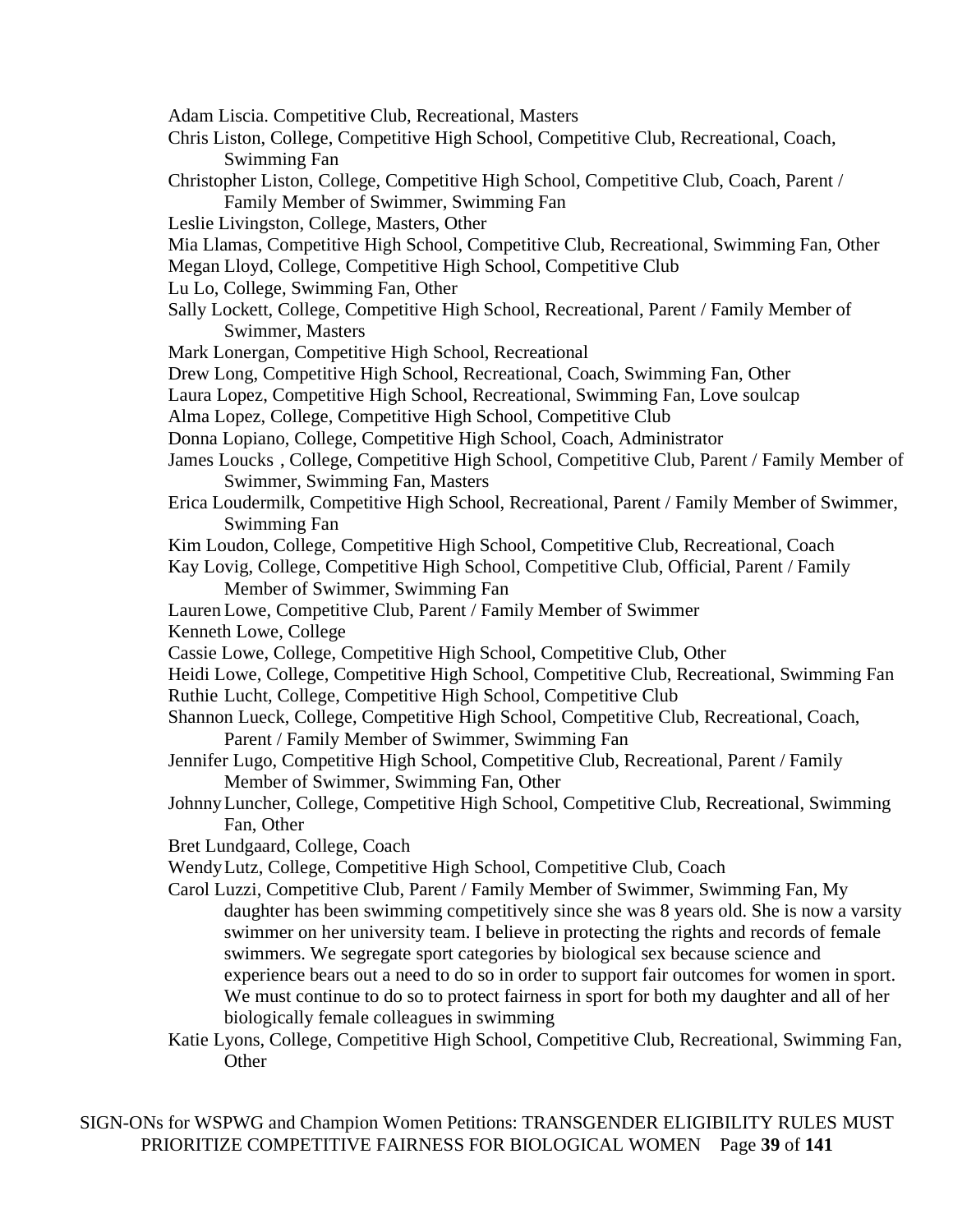Adam Liscia. Competitive Club, Recreational, Masters

Chris Liston, College, Competitive High School, Competitive Club, Recreational, Coach, Swimming Fan

Christopher Liston, College, Competitive High School, Competitive Club, Coach, Parent / Family Member of Swimmer, Swimming Fan

Leslie Livingston, College, Masters, Other

Mia Llamas, Competitive High School, Competitive Club, Recreational, Swimming Fan, Other

Megan Lloyd, College, Competitive High School, Competitive Club

Lu Lo, College, Swimming Fan, Other

Sally Lockett, College, Competitive High School, Recreational, Parent / Family Member of Swimmer, Masters

Mark Lonergan, Competitive High School, Recreational

Drew Long, Competitive High School, Recreational, Coach, Swimming Fan, Other

Laura Lopez, Competitive High School, Recreational, Swimming Fan, Love soulcap

Alma Lopez, College, Competitive High School, Competitive Club

Donna Lopiano, College, Competitive High School, Coach, Administrator

James Loucks , College, Competitive High School, Competitive Club, Parent / Family Member of Swimmer, Swimming Fan, Masters

Erica Loudermilk, Competitive High School, Recreational, Parent / Family Member of Swimmer, Swimming Fan

Kim Loudon, College, Competitive High School, Competitive Club, Recreational, Coach

Kay Lovig, College, Competitive High School, Competitive Club, Official, Parent / Family Member of Swimmer, Swimming Fan

Lauren Lowe, Competitive Club, Parent / Family Member of Swimmer

Kenneth Lowe, College

Cassie Lowe, College, Competitive High School, Competitive Club, Other

Heidi Lowe, College, Competitive High School, Competitive Club, Recreational, Swimming Fan

Ruthie Lucht, College, Competitive High School, Competitive Club

Shannon Lueck, College, Competitive High School, Competitive Club, Recreational, Coach, Parent / Family Member of Swimmer, Swimming Fan

Jennifer Lugo, Competitive High School, Competitive Club, Recreational, Parent / Family Member of Swimmer, Swimming Fan, Other

Johnny Luncher, College, Competitive High School, Competitive Club, Recreational, Swimming Fan, Other

Bret Lundgaard, College, Coach

Wendy Lutz, College, Competitive High School, Competitive Club, Coach

Carol Luzzi, Competitive Club, Parent / Family Member of Swimmer, Swimming Fan, My daughter has been swimming competitively since she was 8 years old. She is now a varsity swimmer on her university team. I believe in protecting the rights and records of female swimmers. We segregate sport categories by biological sex because science and experience bears out a need to do so in order to support fair outcomes for women in sport. We must continue to do so to protect fairness in sport for both my daughter and all of her biologically female colleagues in swimming

Katie Lyons, College, Competitive High School, Competitive Club, Recreational, Swimming Fan, Other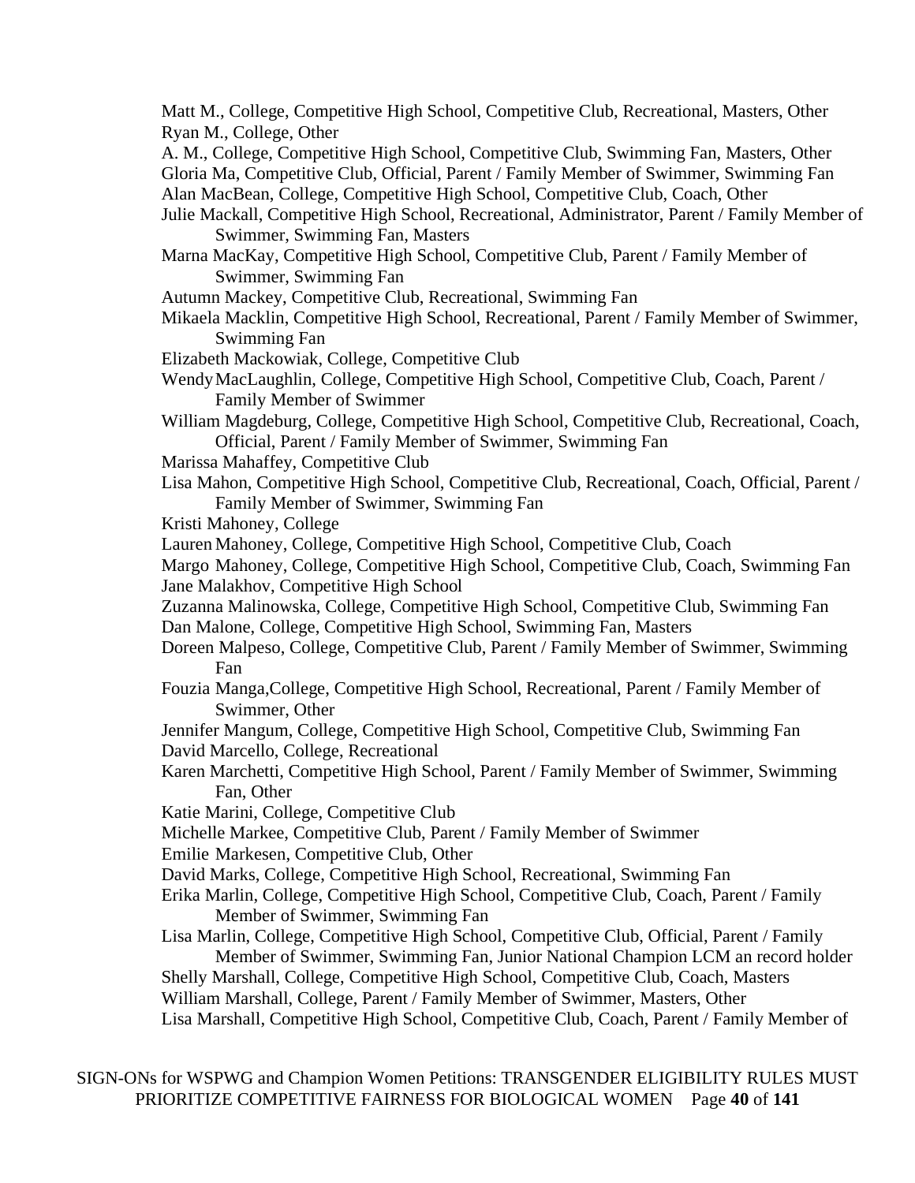Matt M., College, Competitive High School, Competitive Club, Recreational, Masters, Other
Ryan M., College, Other
A. M., College, Competitive High School, Competitive Club, Swimming Fan, Masters, Other
Gloria Ma, Competitive Club, Official, Parent / Family Member of Swimmer, Swimming Fan
Alan MacBean, College, Competitive High School, Competitive Club, Coach, Other
Julie Mackall, Competitive High School, Recreational, Administrator, Parent / Family Member of Swimmer, Swimming Fan, Masters
Marna MacKay, Competitive High School, Competitive Club, Parent / Family Member of Swimmer, Swimming Fan
Autumn Mackey, Competitive Club, Recreational, Swimming Fan
Mikaela Macklin, Competitive High School, Recreational, Parent / Family Member of Swimmer, Swimming Fan
Elizabeth Mackowiak, College, Competitive Club
Wendy MacLaughlin, College, Competitive High School, Competitive Club, Coach, Parent / Family Member of Swimmer
William Magdeburg, College, Competitive High School, Competitive Club, Recreational, Coach, Official, Parent / Family Member of Swimmer, Swimming Fan
Marissa Mahaffey, Competitive Club
Lisa Mahon, Competitive High School, Competitive Club, Recreational, Coach, Official, Parent / Family Member of Swimmer, Swimming Fan
Kristi Mahoney, College
Lauren Mahoney, College, Competitive High School, Competitive Club, Coach
Margo Mahoney, College, Competitive High School, Competitive Club, Coach, Swimming Fan
Jane Malakhov, Competitive High School
Zuzanna Malinowska, College, Competitive High School, Competitive Club, Swimming Fan
Dan Malone, College, Competitive High School, Swimming Fan, Masters
Doreen Malpeso, College, Competitive Club, Parent / Family Member of Swimmer, Swimming Fan
Fouzia Manga,College, Competitive High School, Recreational, Parent / Family Member of Swimmer, Other
Jennifer Mangum, College, Competitive High School, Competitive Club, Swimming Fan
David Marcello, College, Recreational
Karen Marchetti, Competitive High School, Parent / Family Member of Swimmer, Swimming Fan, Other
Katie Marini, College, Competitive Club
Michelle Markee, Competitive Club, Parent / Family Member of Swimmer
Emilie Markesen, Competitive Club, Other
David Marks, College, Competitive High School, Recreational, Swimming Fan
Erika Marlin, College, Competitive High School, Competitive Club, Coach, Parent / Family Member of Swimmer, Swimming Fan
Lisa Marlin, College, Competitive High School, Competitive Club, Official, Parent / Family Member of Swimmer, Swimming Fan, Junior National Champion LCM an record holder
Shelly Marshall, College, Competitive High School, Competitive Club, Coach, Masters
William Marshall, College, Parent / Family Member of Swimmer, Masters, Other
Lisa Marshall, Competitive High School, Competitive Club, Coach, Parent / Family Member of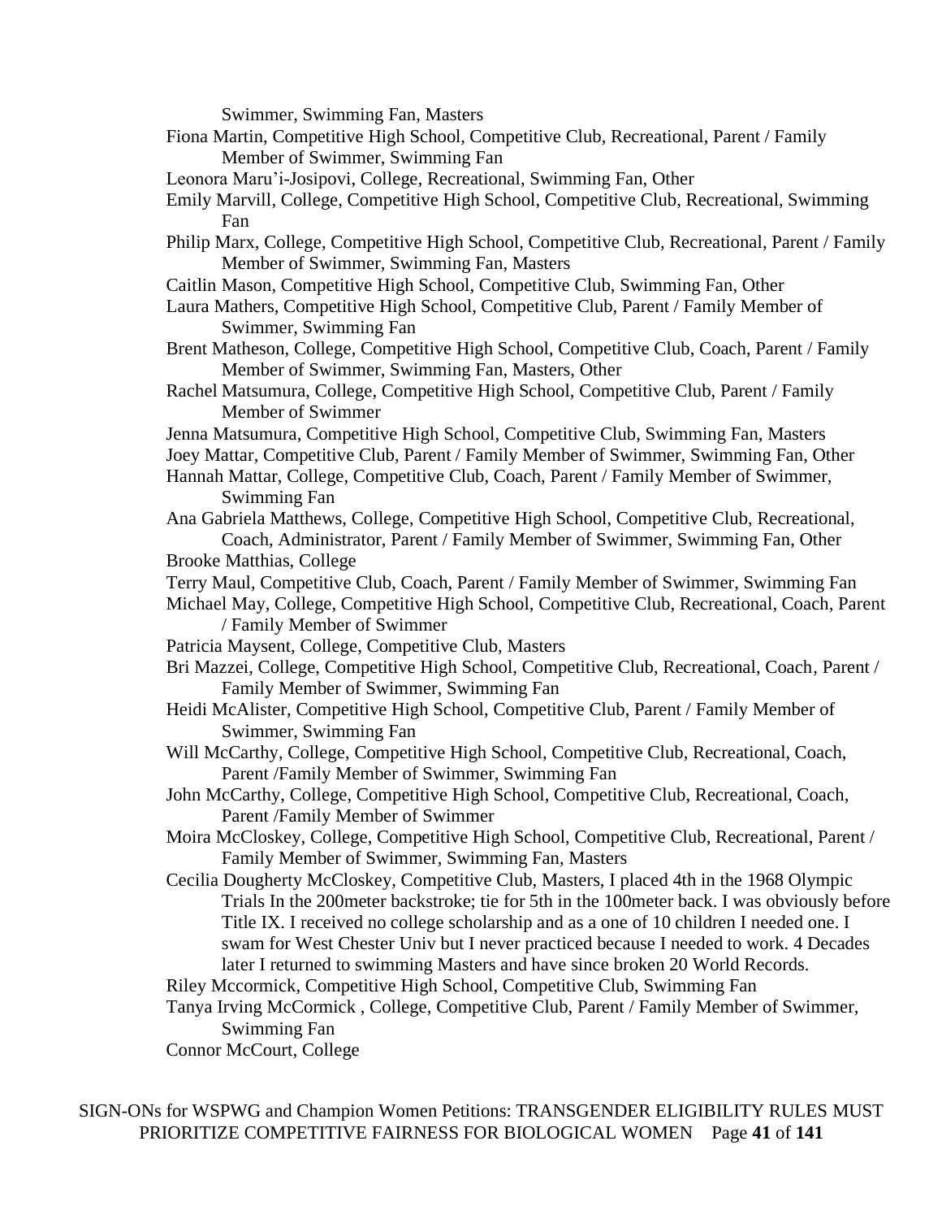Swimmer, Swimming Fan, Masters

Fiona Martin, Competitive High School, Competitive Club, Recreational, Parent / Family Member of Swimmer, Swimming Fan

Leonora Maru'i-Josipovi, College, Recreational, Swimming Fan, Other

Emily Marvill, College, Competitive High School, Competitive Club, Recreational, Swimming Fan

Philip Marx, College, Competitive High School, Competitive Club, Recreational, Parent / Family Member of Swimmer, Swimming Fan, Masters

Caitlin Mason, Competitive High School, Competitive Club, Swimming Fan, Other

Laura Mathers, Competitive High School, Competitive Club, Parent / Family Member of Swimmer, Swimming Fan

Brent Matheson, College, Competitive High School, Competitive Club, Coach, Parent / Family Member of Swimmer, Swimming Fan, Masters, Other

Rachel Matsumura, College, Competitive High School, Competitive Club, Parent / Family Member of Swimmer

Jenna Matsumura, Competitive High School, Competitive Club, Swimming Fan, Masters

Joey Mattar, Competitive Club, Parent / Family Member of Swimmer, Swimming Fan, Other

Hannah Mattar, College, Competitive Club, Coach, Parent / Family Member of Swimmer, Swimming Fan

Ana Gabriela Matthews, College, Competitive High School, Competitive Club, Recreational, Coach, Administrator, Parent / Family Member of Swimmer, Swimming Fan, Other

Brooke Matthias, College

Terry Maul, Competitive Club, Coach, Parent / Family Member of Swimmer, Swimming Fan

Michael May, College, Competitive High School, Competitive Club, Recreational, Coach, Parent / Family Member of Swimmer

Patricia Maysent, College, Competitive Club, Masters

Bri Mazzei, College, Competitive High School, Competitive Club, Recreational, Coach, Parent / Family Member of Swimmer, Swimming Fan

Heidi McAlister, Competitive High School, Competitive Club, Parent / Family Member of Swimmer, Swimming Fan

Will McCarthy, College, Competitive High School, Competitive Club, Recreational, Coach, Parent /Family Member of Swimmer, Swimming Fan

John McCarthy, College, Competitive High School, Competitive Club, Recreational, Coach, Parent /Family Member of Swimmer

Moira McCloskey, College, Competitive High School, Competitive Club, Recreational, Parent / Family Member of Swimmer, Swimming Fan, Masters

Cecilia Dougherty McCloskey, Competitive Club, Masters, I placed 4th in the 1968 Olympic Trials In the 200meter backstroke; tie for 5th in the 100meter back. I was obviously before Title IX. I received no college scholarship and as a one of 10 children I needed one. I swam for West Chester Univ but I never practiced because I needed to work. 4 Decades later I returned to swimming Masters and have since broken 20 World Records.

Riley Mccormick, Competitive High School, Competitive Club, Swimming Fan

Tanya Irving McCormick , College, Competitive Club, Parent / Family Member of Swimmer, Swimming Fan

Connor McCourt, College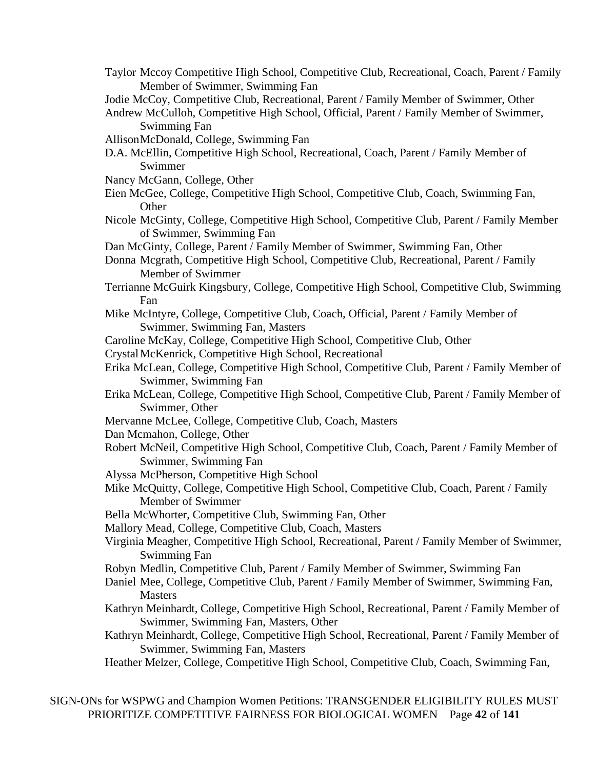Taylor Mccoy Competitive High School, Competitive Club, Recreational, Coach, Parent / Family Member of Swimmer, Swimming Fan

Jodie McCoy, Competitive Club, Recreational, Parent / Family Member of Swimmer, Other

Andrew McCulloh, Competitive High School, Official, Parent / Family Member of Swimmer, Swimming Fan

Allison McDonald, College, Swimming Fan

D.A. McEllin, Competitive High School, Recreational, Coach, Parent / Family Member of Swimmer

Nancy McGann, College, Other

Eien McGee, College, Competitive High School, Competitive Club, Coach, Swimming Fan, Other

Nicole McGinty, College, Competitive High School, Competitive Club, Parent / Family Member of Swimmer, Swimming Fan

Dan McGinty, College, Parent / Family Member of Swimmer, Swimming Fan, Other

Donna Mcgrath, Competitive High School, Competitive Club, Recreational, Parent / Family Member of Swimmer

Terrianne McGuirk Kingsbury, College, Competitive High School, Competitive Club, Swimming Fan

Mike McIntyre, College, Competitive Club, Coach, Official, Parent / Family Member of Swimmer, Swimming Fan, Masters

Caroline McKay, College, Competitive High School, Competitive Club, Other

Crystal McKenrick, Competitive High School, Recreational

Erika McLean, College, Competitive High School, Competitive Club, Parent / Family Member of Swimmer, Swimming Fan

Erika McLean, College, Competitive High School, Competitive Club, Parent / Family Member of Swimmer, Other

Mervanne McLee, College, Competitive Club, Coach, Masters

Dan Mcmahon, College, Other

Robert McNeil, Competitive High School, Competitive Club, Coach, Parent / Family Member of Swimmer, Swimming Fan

Alyssa McPherson, Competitive High School

Mike McQuitty, College, Competitive High School, Competitive Club, Coach, Parent / Family Member of Swimmer

Bella McWhorter, Competitive Club, Swimming Fan, Other

Mallory Mead, College, Competitive Club, Coach, Masters

Virginia Meagher, Competitive High School, Recreational, Parent / Family Member of Swimmer, Swimming Fan

Robyn Medlin, Competitive Club, Parent / Family Member of Swimmer, Swimming Fan

Daniel Mee, College, Competitive Club, Parent / Family Member of Swimmer, Swimming Fan, Masters

Kathryn Meinhardt, College, Competitive High School, Recreational, Parent / Family Member of Swimmer, Swimming Fan, Masters, Other

Kathryn Meinhardt, College, Competitive High School, Recreational, Parent / Family Member of Swimmer, Swimming Fan, Masters

Heather Melzer, College, Competitive High School, Competitive Club, Coach, Swimming Fan,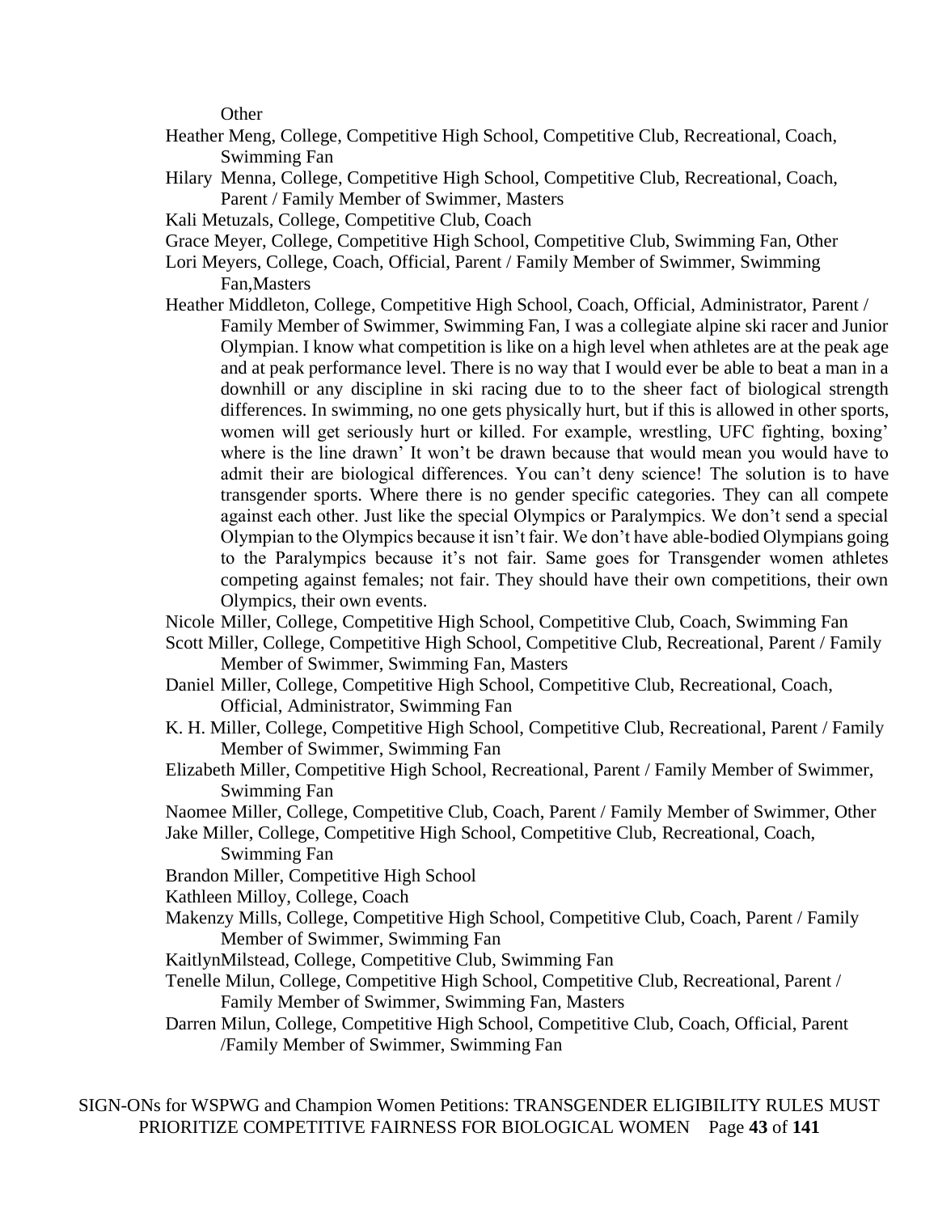Other

Heather Meng, College, Competitive High School, Competitive Club, Recreational, Coach, Swimming Fan

Hilary Menna, College, Competitive High School, Competitive Club, Recreational, Coach, Parent / Family Member of Swimmer, Masters

Kali Metuzals, College, Competitive Club, Coach

Grace Meyer, College, Competitive High School, Competitive Club, Swimming Fan, Other

Lori Meyers, College, Coach, Official, Parent / Family Member of Swimmer, Swimming Fan,Masters

Heather Middleton, College, Competitive High School, Coach, Official, Administrator, Parent / Family Member of Swimmer, Swimming Fan, I was a collegiate alpine ski racer and Junior Olympian. I know what competition is like on a high level when athletes are at the peak age and at peak performance level. There is no way that I would ever be able to beat a man in a downhill or any discipline in ski racing due to to the sheer fact of biological strength differences. In swimming, no one gets physically hurt, but if this is allowed in other sports, women will get seriously hurt or killed. For example, wrestling, UFC fighting, boxing' where is the line drawn' It won't be drawn because that would mean you would have to admit their are biological differences. You can't deny science! The solution is to have transgender sports. Where there is no gender specific categories. They can all compete against each other. Just like the special Olympics or Paralympics. We don't send a special Olympian to the Olympics because it isn't fair. We don't have able-bodied Olympians going to the Paralympics because it's not fair. Same goes for Transgender women athletes competing against females; not fair. They should have their own competitions, their own Olympics, their own events.

Nicole Miller, College, Competitive High School, Competitive Club, Coach, Swimming Fan

Scott Miller, College, Competitive High School, Competitive Club, Recreational, Parent / Family Member of Swimmer, Swimming Fan, Masters

Daniel Miller, College, Competitive High School, Competitive Club, Recreational, Coach, Official, Administrator, Swimming Fan

K. H. Miller, College, Competitive High School, Competitive Club, Recreational, Parent / Family Member of Swimmer, Swimming Fan

Elizabeth Miller, Competitive High School, Recreational, Parent / Family Member of Swimmer, Swimming Fan

Naomee Miller, College, Competitive Club, Coach, Parent / Family Member of Swimmer, Other

Jake Miller, College, Competitive High School, Competitive Club, Recreational, Coach, Swimming Fan

Brandon Miller, Competitive High School

Kathleen Milloy, College, Coach

Makenzy Mills, College, Competitive High School, Competitive Club, Coach, Parent / Family Member of Swimmer, Swimming Fan

KaitlynMilstead, College, Competitive Club, Swimming Fan

Tenelle Milun, College, Competitive High School, Competitive Club, Recreational, Parent / Family Member of Swimmer, Swimming Fan, Masters

Darren Milun, College, Competitive High School, Competitive Club, Coach, Official, Parent /Family Member of Swimmer, Swimming Fan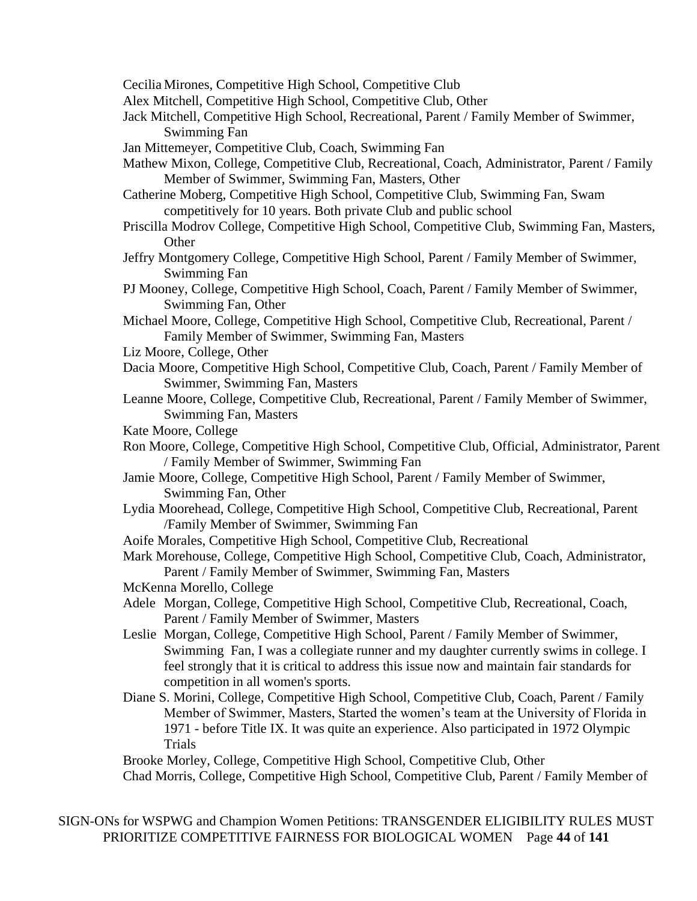Cecilia Mirones, Competitive High School, Competitive Club

Alex Mitchell, Competitive High School, Competitive Club, Other

Jack Mitchell, Competitive High School, Recreational, Parent / Family Member of Swimmer, Swimming Fan

Jan Mittemeyer, Competitive Club, Coach, Swimming Fan

Mathew Mixon, College, Competitive Club, Recreational, Coach, Administrator, Parent / Family Member of Swimmer, Swimming Fan, Masters, Other

Catherine Moberg, Competitive High School, Competitive Club, Swimming Fan, Swam competitively for 10 years. Both private Club and public school

Priscilla Modrov College, Competitive High School, Competitive Club, Swimming Fan, Masters, Other

Jeffry Montgomery College, Competitive High School, Parent / Family Member of Swimmer, Swimming Fan

PJ Mooney, College, Competitive High School, Coach, Parent / Family Member of Swimmer, Swimming Fan, Other

Michael Moore, College, Competitive High School, Competitive Club, Recreational, Parent / Family Member of Swimmer, Swimming Fan, Masters

Liz Moore, College, Other

Dacia Moore, Competitive High School, Competitive Club, Coach, Parent / Family Member of Swimmer, Swimming Fan, Masters

Leanne Moore, College, Competitive Club, Recreational, Parent / Family Member of Swimmer, Swimming Fan, Masters

Kate Moore, College

Ron Moore, College, Competitive High School, Competitive Club, Official, Administrator, Parent / Family Member of Swimmer, Swimming Fan

Jamie Moore, College, Competitive High School, Parent / Family Member of Swimmer, Swimming Fan, Other

Lydia Moorehead, College, Competitive High School, Competitive Club, Recreational, Parent /Family Member of Swimmer, Swimming Fan

Aoife Morales, Competitive High School, Competitive Club, Recreational

Mark Morehouse, College, Competitive High School, Competitive Club, Coach, Administrator, Parent / Family Member of Swimmer, Swimming Fan, Masters

McKenna Morello, College

Adele Morgan, College, Competitive High School, Competitive Club, Recreational, Coach, Parent / Family Member of Swimmer, Masters

Leslie Morgan, College, Competitive High School, Parent / Family Member of Swimmer, Swimming Fan, I was a collegiate runner and my daughter currently swims in college. I feel strongly that it is critical to address this issue now and maintain fair standards for competition in all women's sports.

Diane S. Morini, College, Competitive High School, Competitive Club, Coach, Parent / Family Member of Swimmer, Masters, Started the women's team at the University of Florida in 1971 - before Title IX. It was quite an experience. Also participated in 1972 Olympic Trials

Brooke Morley, College, Competitive High School, Competitive Club, Other

Chad Morris, College, Competitive High School, Competitive Club, Parent / Family Member of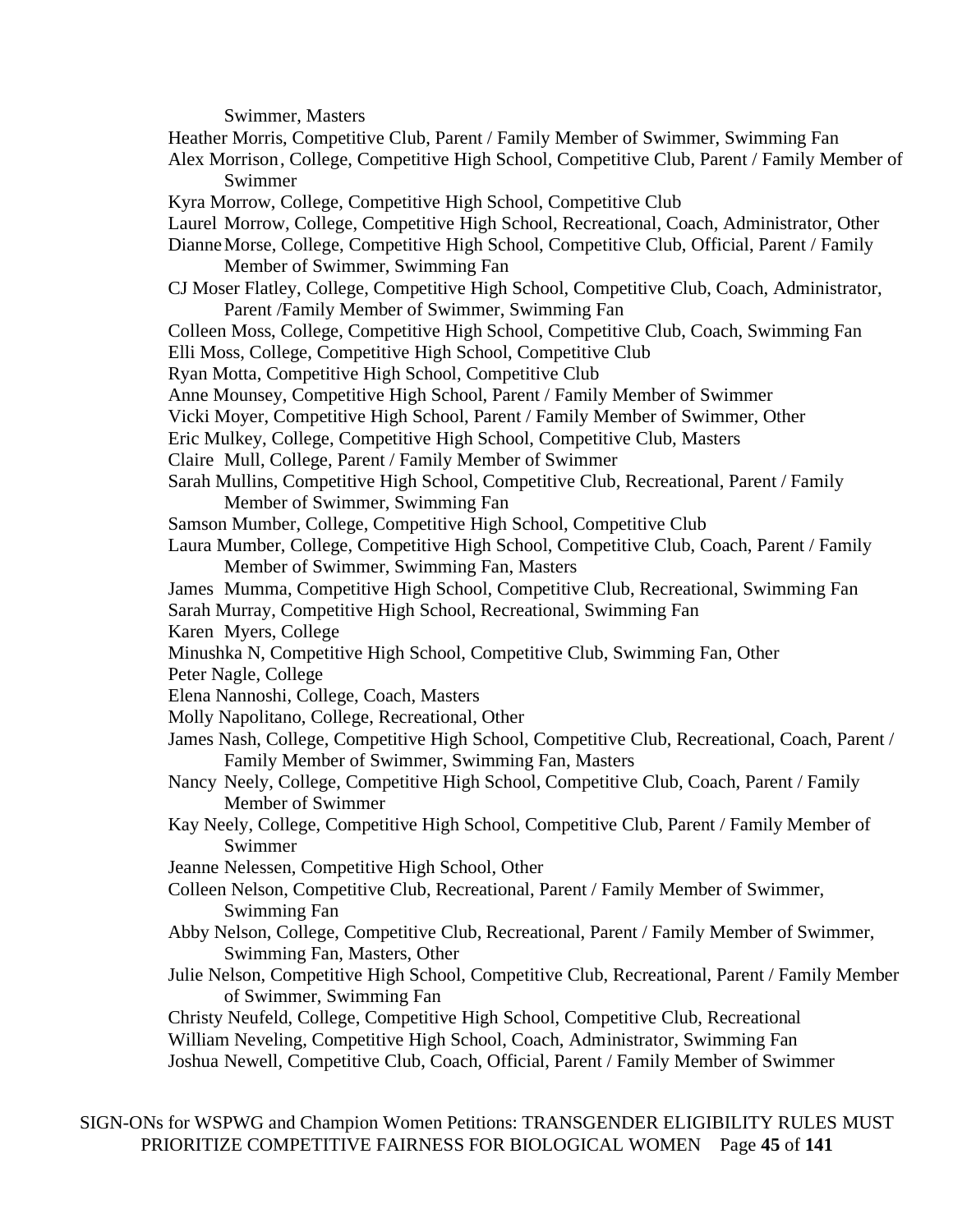Swimmer, Masters

Heather Morris, Competitive Club, Parent / Family Member of Swimmer, Swimming Fan

Alex Morrison, College, Competitive High School, Competitive Club, Parent / Family Member of Swimmer

Kyra Morrow, College, Competitive High School, Competitive Club

Laurel Morrow, College, Competitive High School, Recreational, Coach, Administrator, Other

Dianne Morse, College, Competitive High School, Competitive Club, Official, Parent / Family Member of Swimmer, Swimming Fan

CJ Moser Flatley, College, Competitive High School, Competitive Club, Coach, Administrator, Parent /Family Member of Swimmer, Swimming Fan

Colleen Moss, College, Competitive High School, Competitive Club, Coach, Swimming Fan

Elli Moss, College, Competitive High School, Competitive Club

Ryan Motta, Competitive High School, Competitive Club

Anne Mounsey, Competitive High School, Parent / Family Member of Swimmer

Vicki Moyer, Competitive High School, Parent / Family Member of Swimmer, Other

Eric Mulkey, College, Competitive High School, Competitive Club, Masters

Claire Mull, College, Parent / Family Member of Swimmer

Sarah Mullins, Competitive High School, Competitive Club, Recreational, Parent / Family Member of Swimmer, Swimming Fan

Samson Mumber, College, Competitive High School, Competitive Club

Laura Mumber, College, Competitive High School, Competitive Club, Coach, Parent / Family Member of Swimmer, Swimming Fan, Masters

James Mumma, Competitive High School, Competitive Club, Recreational, Swimming Fan

Sarah Murray, Competitive High School, Recreational, Swimming Fan

Karen Myers, College

Minushka N, Competitive High School, Competitive Club, Swimming Fan, Other

Peter Nagle, College

Elena Nannoshi, College, Coach, Masters

Molly Napolitano, College, Recreational, Other

James Nash, College, Competitive High School, Competitive Club, Recreational, Coach, Parent / Family Member of Swimmer, Swimming Fan, Masters

Nancy Neely, College, Competitive High School, Competitive Club, Coach, Parent / Family Member of Swimmer

Kay Neely, College, Competitive High School, Competitive Club, Parent / Family Member of Swimmer

Jeanne Nelessen, Competitive High School, Other

Colleen Nelson, Competitive Club, Recreational, Parent / Family Member of Swimmer, Swimming Fan

Abby Nelson, College, Competitive Club, Recreational, Parent / Family Member of Swimmer, Swimming Fan, Masters, Other

Julie Nelson, Competitive High School, Competitive Club, Recreational, Parent / Family Member of Swimmer, Swimming Fan

Christy Neufeld, College, Competitive High School, Competitive Club, Recreational

William Neveling, Competitive High School, Coach, Administrator, Swimming Fan

Joshua Newell, Competitive Club, Coach, Official, Parent / Family Member of Swimmer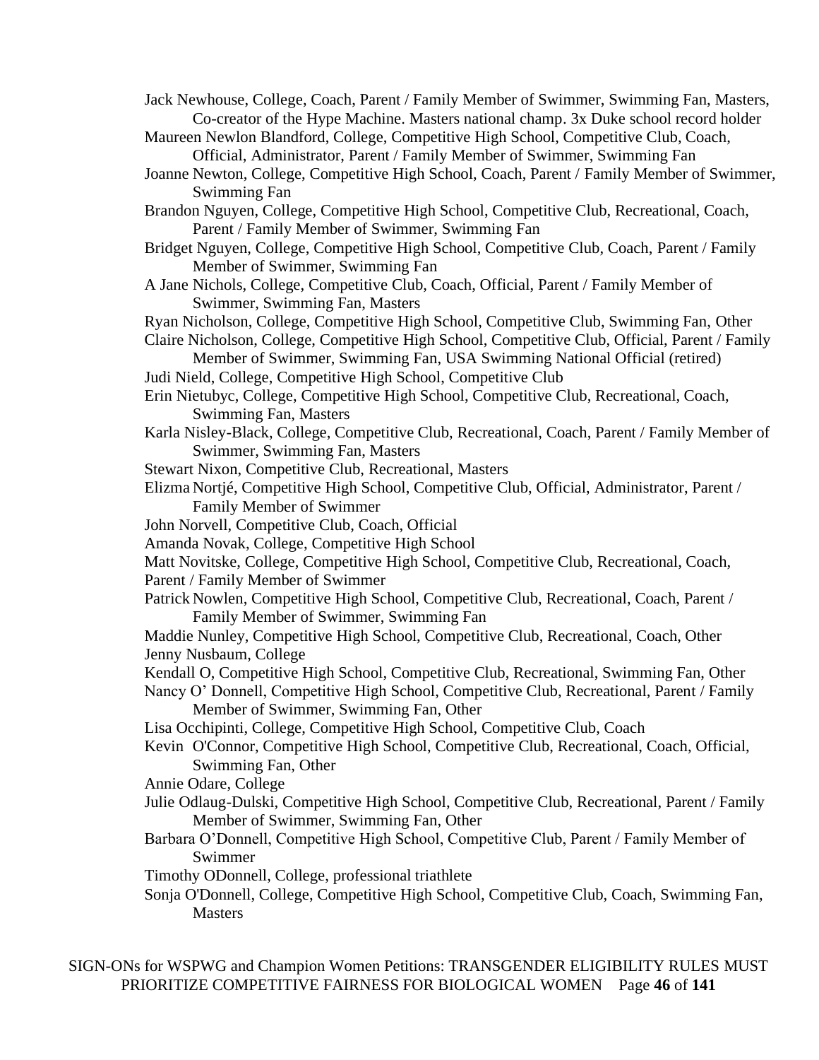Jack Newhouse, College, Coach, Parent / Family Member of Swimmer, Swimming Fan, Masters, Co-creator of the Hype Machine. Masters national champ. 3x Duke school record holder

Maureen Newlon Blandford, College, Competitive High School, Competitive Club, Coach, Official, Administrator, Parent / Family Member of Swimmer, Swimming Fan

Joanne Newton, College, Competitive High School, Coach, Parent / Family Member of Swimmer, Swimming Fan

Brandon Nguyen, College, Competitive High School, Competitive Club, Recreational, Coach, Parent / Family Member of Swimmer, Swimming Fan

Bridget Nguyen, College, Competitive High School, Competitive Club, Coach, Parent / Family Member of Swimmer, Swimming Fan

A Jane Nichols, College, Competitive Club, Coach, Official, Parent / Family Member of Swimmer, Swimming Fan, Masters

Ryan Nicholson, College, Competitive High School, Competitive Club, Swimming Fan, Other

Claire Nicholson, College, Competitive High School, Competitive Club, Official, Parent / Family Member of Swimmer, Swimming Fan, USA Swimming National Official (retired)

Judi Nield, College, Competitive High School, Competitive Club

Erin Nietubyc, College, Competitive High School, Competitive Club, Recreational, Coach, Swimming Fan, Masters

Karla Nisley-Black, College, Competitive Club, Recreational, Coach, Parent / Family Member of Swimmer, Swimming Fan, Masters

Stewart Nixon, Competitive Club, Recreational, Masters

Elizma Nortjé, Competitive High School, Competitive Club, Official, Administrator, Parent / Family Member of Swimmer

John Norvell, Competitive Club, Coach, Official

Amanda Novak, College, Competitive High School

Matt Novitske, College, Competitive High School, Competitive Club, Recreational, Coach, Parent / Family Member of Swimmer

Patrick Nowlen, Competitive High School, Competitive Club, Recreational, Coach, Parent / Family Member of Swimmer, Swimming Fan

Maddie Nunley, Competitive High School, Competitive Club, Recreational, Coach, Other

Jenny Nusbaum, College

Kendall O, Competitive High School, Competitive Club, Recreational, Swimming Fan, Other

Nancy O' Donnell, Competitive High School, Competitive Club, Recreational, Parent / Family Member of Swimmer, Swimming Fan, Other

Lisa Occhipinti, College, Competitive High School, Competitive Club, Coach

Kevin O'Connor, Competitive High School, Competitive Club, Recreational, Coach, Official, Swimming Fan, Other

Annie Odare, College

Julie Odlaug-Dulski, Competitive High School, Competitive Club, Recreational, Parent / Family Member of Swimmer, Swimming Fan, Other

Barbara O'Donnell, Competitive High School, Competitive Club, Parent / Family Member of Swimmer

Timothy ODonnell, College, professional triathlete

Sonja O'Donnell, College, Competitive High School, Competitive Club, Coach, Swimming Fan, Masters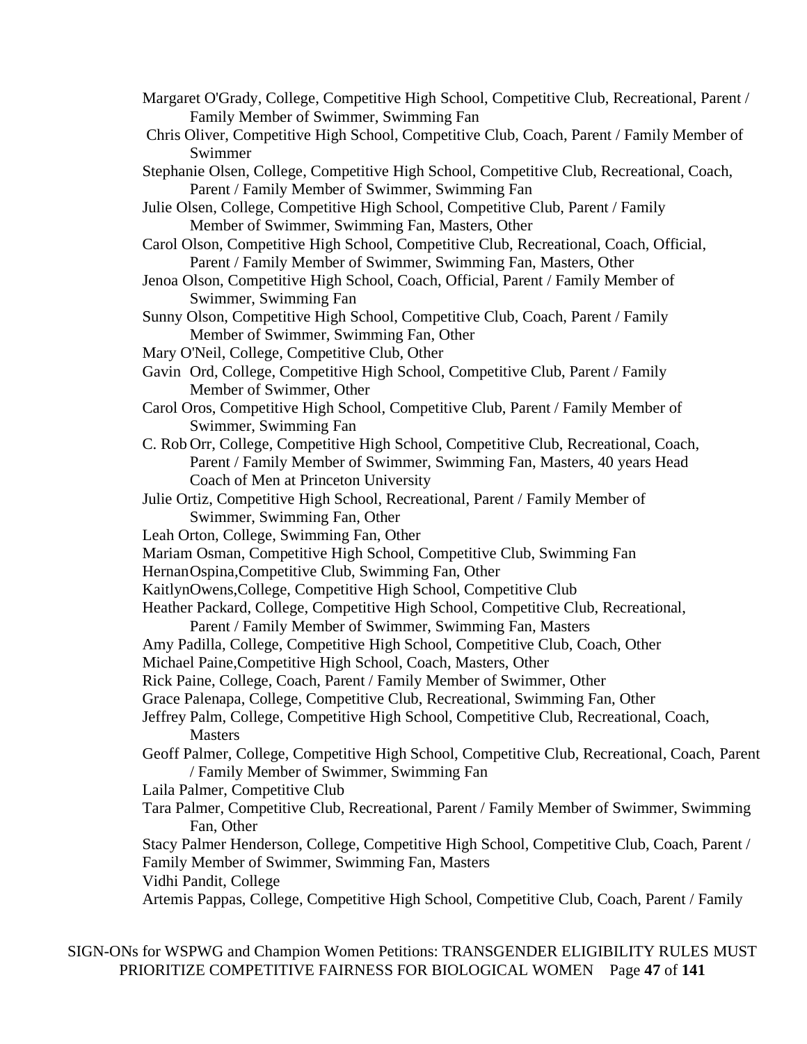Margaret O'Grady, College, Competitive High School, Competitive Club, Recreational, Parent / Family Member of Swimmer, Swimming Fan

Chris Oliver, Competitive High School, Competitive Club, Coach, Parent / Family Member of Swimmer

Stephanie Olsen, College, Competitive High School, Competitive Club, Recreational, Coach, Parent / Family Member of Swimmer, Swimming Fan

Julie Olsen, College, Competitive High School, Competitive Club, Parent / Family Member of Swimmer, Swimming Fan, Masters, Other

Carol Olson, Competitive High School, Competitive Club, Recreational, Coach, Official, Parent / Family Member of Swimmer, Swimming Fan, Masters, Other

Jenoa Olson, Competitive High School, Coach, Official, Parent / Family Member of Swimmer, Swimming Fan

Sunny Olson, Competitive High School, Competitive Club, Coach, Parent / Family Member of Swimmer, Swimming Fan, Other

Mary O'Neil, College, Competitive Club, Other

Gavin Ord, College, Competitive High School, Competitive Club, Parent / Family Member of Swimmer, Other

Carol Oros, Competitive High School, Competitive Club, Parent / Family Member of Swimmer, Swimming Fan

C. Rob Orr, College, Competitive High School, Competitive Club, Recreational, Coach, Parent / Family Member of Swimmer, Swimming Fan, Masters, 40 years Head Coach of Men at Princeton University

Julie Ortiz, Competitive High School, Recreational, Parent / Family Member of Swimmer, Swimming Fan, Other

Leah Orton, College, Swimming Fan, Other

Mariam Osman, Competitive High School, Competitive Club, Swimming Fan

Hernan Ospina, Competitive Club, Swimming Fan, Other

Kaitlyn Owens, College, Competitive High School, Competitive Club

Heather Packard, College, Competitive High School, Competitive Club, Recreational, Parent / Family Member of Swimmer, Swimming Fan, Masters

Amy Padilla, College, Competitive High School, Competitive Club, Coach, Other

Michael Paine, Competitive High School, Coach, Masters, Other

Rick Paine, College, Coach, Parent / Family Member of Swimmer, Other

Grace Palenapa, College, Competitive Club, Recreational, Swimming Fan, Other

Jeffrey Palm, College, Competitive High School, Competitive Club, Recreational, Coach, Masters

Geoff Palmer, College, Competitive High School, Competitive Club, Recreational, Coach, Parent / Family Member of Swimmer, Swimming Fan

Laila Palmer, Competitive Club

Tara Palmer, Competitive Club, Recreational, Parent / Family Member of Swimmer, Swimming Fan, Other

Stacy Palmer Henderson, College, Competitive High School, Competitive Club, Coach, Parent / Family Member of Swimmer, Swimming Fan, Masters

Vidhi Pandit, College

Artemis Pappas, College, Competitive High School, Competitive Club, Coach, Parent / Family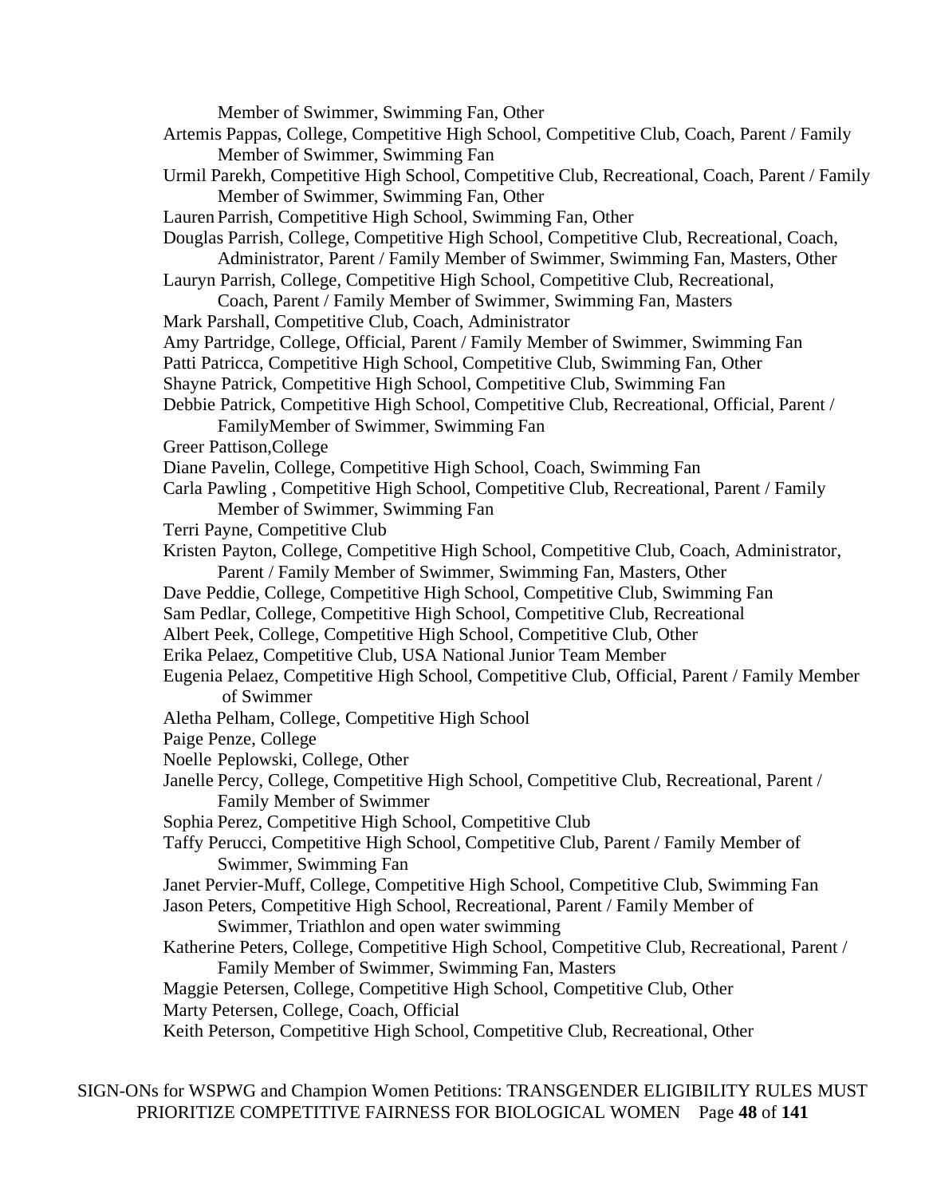Member of Swimmer, Swimming Fan, Other

Artemis Pappas, College, Competitive High School, Competitive Club, Coach, Parent / Family Member of Swimmer, Swimming Fan

Urmil Parekh, Competitive High School, Competitive Club, Recreational, Coach, Parent / Family Member of Swimmer, Swimming Fan, Other

Lauren Parrish, Competitive High School, Swimming Fan, Other

Douglas Parrish, College, Competitive High School, Competitive Club, Recreational, Coach, Administrator, Parent / Family Member of Swimmer, Swimming Fan, Masters, Other

Lauryn Parrish, College, Competitive High School, Competitive Club, Recreational, Coach, Parent / Family Member of Swimmer, Swimming Fan, Masters

Mark Parshall, Competitive Club, Coach, Administrator

Amy Partridge, College, Official, Parent / Family Member of Swimmer, Swimming Fan

Patti Patricca, Competitive High School, Competitive Club, Swimming Fan, Other

Shayne Patrick, Competitive High School, Competitive Club, Swimming Fan

Debbie Patrick, Competitive High School, Competitive Club, Recreational, Official, Parent / FamilyMember of Swimmer, Swimming Fan

Greer Pattison,College

Diane Pavelin, College, Competitive High School, Coach, Swimming Fan

Carla Pawling , Competitive High School, Competitive Club, Recreational, Parent / Family Member of Swimmer, Swimming Fan

Terri Payne, Competitive Club

Kristen Payton, College, Competitive High School, Competitive Club, Coach, Administrator, Parent / Family Member of Swimmer, Swimming Fan, Masters, Other

Dave Peddie, College, Competitive High School, Competitive Club, Swimming Fan

Sam Pedlar, College, Competitive High School, Competitive Club, Recreational

Albert Peek, College, Competitive High School, Competitive Club, Other

Erika Pelaez, Competitive Club, USA National Junior Team Member

Eugenia Pelaez, Competitive High School, Competitive Club, Official, Parent / Family Member of Swimmer

Aletha Pelham, College, Competitive High School

Paige Penze, College

Noelle Peplowski, College, Other

Janelle Percy, College, Competitive High School, Competitive Club, Recreational, Parent / Family Member of Swimmer

Sophia Perez, Competitive High School, Competitive Club

Taffy Perucci, Competitive High School, Competitive Club, Parent / Family Member of Swimmer, Swimming Fan

Janet Pervier-Muff, College, Competitive High School, Competitive Club, Swimming Fan

Jason Peters, Competitive High School, Recreational, Parent / Family Member of Swimmer, Triathlon and open water swimming

Katherine Peters, College, Competitive High School, Competitive Club, Recreational, Parent / Family Member of Swimmer, Swimming Fan, Masters

Maggie Petersen, College, Competitive High School, Competitive Club, Other

Marty Petersen, College, Coach, Official

Keith Peterson, Competitive High School, Competitive Club, Recreational, Other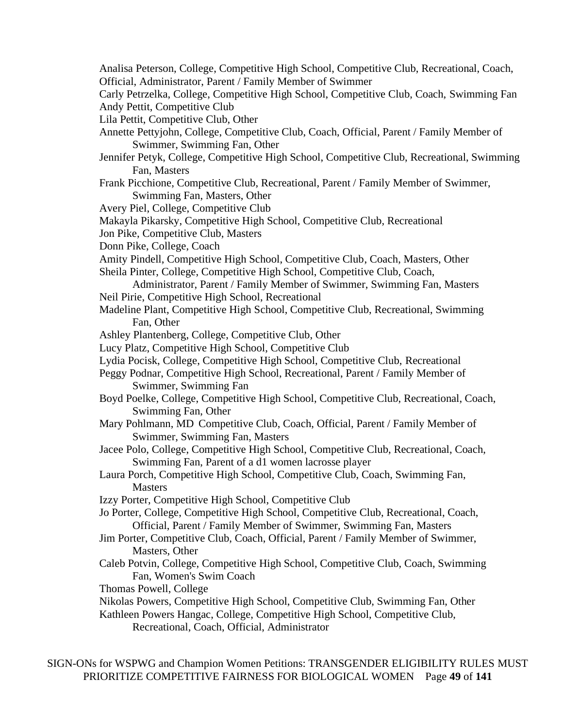Analisa Peterson, College, Competitive High School, Competitive Club, Recreational, Coach, Official, Administrator, Parent / Family Member of Swimmer

Carly Petrzelka, College, Competitive High School, Competitive Club, Coach, Swimming Fan

Andy Pettit, Competitive Club

Lila Pettit, Competitive Club, Other

Annette Pettyjohn, College, Competitive Club, Coach, Official, Parent / Family Member of Swimmer, Swimming Fan, Other

Jennifer Petyk, College, Competitive High School, Competitive Club, Recreational, Swimming Fan, Masters

Frank Picchione, Competitive Club, Recreational, Parent / Family Member of Swimmer, Swimming Fan, Masters, Other

Avery Piel, College, Competitive Club

Makayla Pikarsky, Competitive High School, Competitive Club, Recreational

Jon Pike, Competitive Club, Masters

Donn Pike, College, Coach

Amity Pindell, Competitive High School, Competitive Club, Coach, Masters, Other

Sheila Pinter, College, Competitive High School, Competitive Club, Coach, Administrator, Parent / Family Member of Swimmer, Swimming Fan, Masters

Neil Pirie, Competitive High School, Recreational

Madeline Plant, Competitive High School, Competitive Club, Recreational, Swimming Fan, Other

Ashley Plantenberg, College, Competitive Club, Other

Lucy Platz, Competitive High School, Competitive Club

Lydia Pocisk, College, Competitive High School, Competitive Club, Recreational

Peggy Podnar, Competitive High School, Recreational, Parent / Family Member of Swimmer, Swimming Fan

Boyd Poelke, College, Competitive High School, Competitive Club, Recreational, Coach, Swimming Fan, Other

Mary Pohlmann, MD Competitive Club, Coach, Official, Parent / Family Member of Swimmer, Swimming Fan, Masters

Jacee Polo, College, Competitive High School, Competitive Club, Recreational, Coach, Swimming Fan, Parent of a d1 women lacrosse player

Laura Porch, Competitive High School, Competitive Club, Coach, Swimming Fan, Masters

Izzy Porter, Competitive High School, Competitive Club

Jo Porter, College, Competitive High School, Competitive Club, Recreational, Coach, Official, Parent / Family Member of Swimmer, Swimming Fan, Masters

Jim Porter, Competitive Club, Coach, Official, Parent / Family Member of Swimmer, Masters, Other

Caleb Potvin, College, Competitive High School, Competitive Club, Coach, Swimming Fan, Women's Swim Coach

Thomas Powell, College

Nikolas Powers, Competitive High School, Competitive Club, Swimming Fan, Other

Kathleen Powers Hangac, College, Competitive High School, Competitive Club, Recreational, Coach, Official, Administrator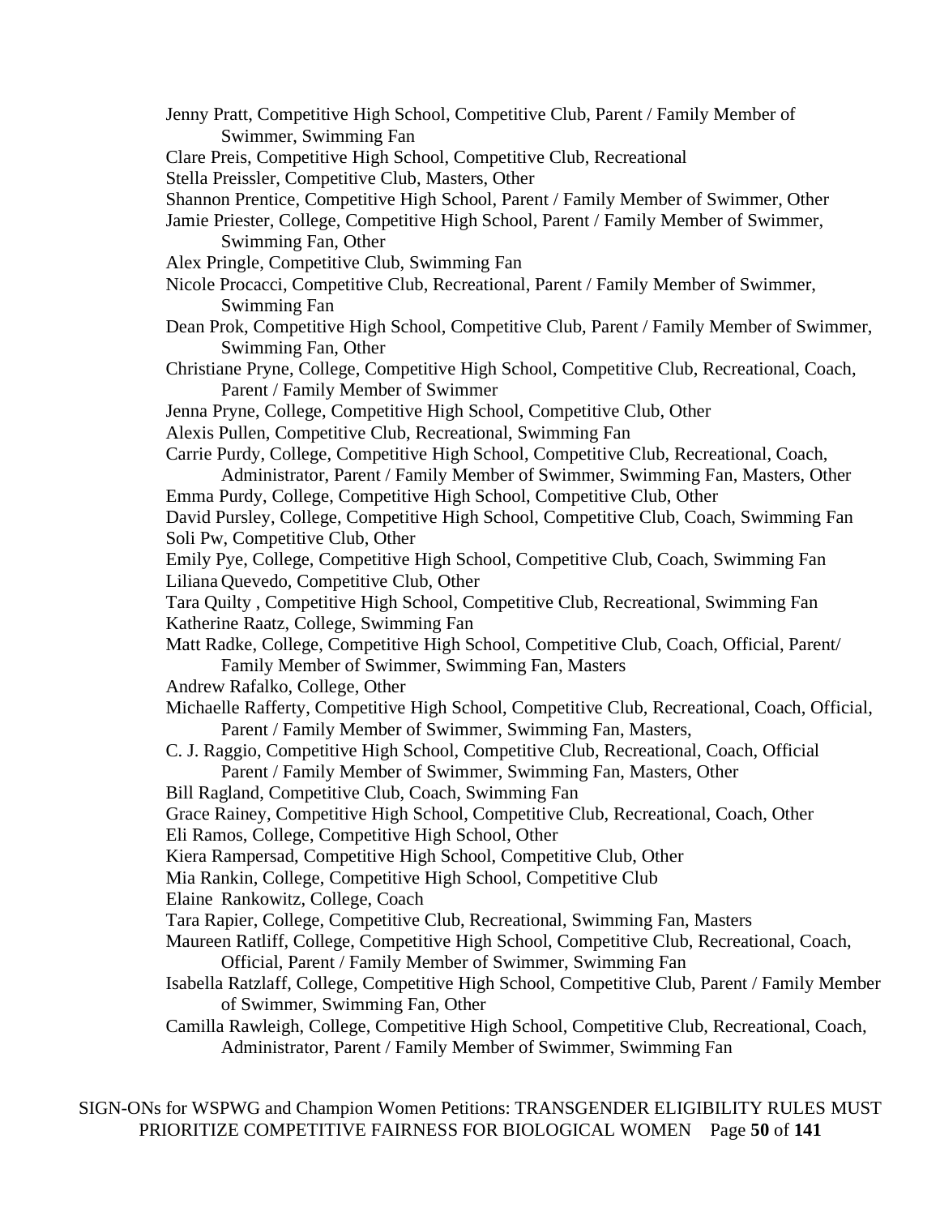Jenny Pratt, Competitive High School, Competitive Club, Parent / Family Member of Swimmer, Swimming Fan

Clare Preis, Competitive High School, Competitive Club, Recreational

Stella Preissler, Competitive Club, Masters, Other

Shannon Prentice, Competitive High School, Parent / Family Member of Swimmer, Other

Jamie Priester, College, Competitive High School, Parent / Family Member of Swimmer, Swimming Fan, Other

Alex Pringle, Competitive Club, Swimming Fan

Nicole Procacci, Competitive Club, Recreational, Parent / Family Member of Swimmer, Swimming Fan

Dean Prok, Competitive High School, Competitive Club, Parent / Family Member of Swimmer, Swimming Fan, Other

Christiane Pryne, College, Competitive High School, Competitive Club, Recreational, Coach, Parent / Family Member of Swimmer

Jenna Pryne, College, Competitive High School, Competitive Club, Other

Alexis Pullen, Competitive Club, Recreational, Swimming Fan

Carrie Purdy, College, Competitive High School, Competitive Club, Recreational, Coach, Administrator, Parent / Family Member of Swimmer, Swimming Fan, Masters, Other

Emma Purdy, College, Competitive High School, Competitive Club, Other

David Pursley, College, Competitive High School, Competitive Club, Coach, Swimming Fan

Soli Pw, Competitive Club, Other

Emily Pye, College, Competitive High School, Competitive Club, Coach, Swimming Fan

Liliana Quevedo, Competitive Club, Other

Tara Quilty , Competitive High School, Competitive Club, Recreational, Swimming Fan

Katherine Raatz, College, Swimming Fan

Matt Radke, College, Competitive High School, Competitive Club, Coach, Official, Parent/ Family Member of Swimmer, Swimming Fan, Masters

Andrew Rafalko, College, Other

Michaelle Rafferty, Competitive High School, Competitive Club, Recreational, Coach, Official, Parent / Family Member of Swimmer, Swimming Fan, Masters,

C. J. Raggio, Competitive High School, Competitive Club, Recreational, Coach, Official Parent / Family Member of Swimmer, Swimming Fan, Masters, Other

Bill Ragland, Competitive Club, Coach, Swimming Fan

Grace Rainey, Competitive High School, Competitive Club, Recreational, Coach, Other

Eli Ramos, College, Competitive High School, Other

Kiera Rampersad, Competitive High School, Competitive Club, Other

Mia Rankin, College, Competitive High School, Competitive Club

Elaine Rankowitz, College, Coach

Tara Rapier, College, Competitive Club, Recreational, Swimming Fan, Masters

Maureen Ratliff, College, Competitive High School, Competitive Club, Recreational, Coach, Official, Parent / Family Member of Swimmer, Swimming Fan

Isabella Ratzlaff, College, Competitive High School, Competitive Club, Parent / Family Member of Swimmer, Swimming Fan, Other

Camilla Rawleigh, College, Competitive High School, Competitive Club, Recreational, Coach, Administrator, Parent / Family Member of Swimmer, Swimming Fan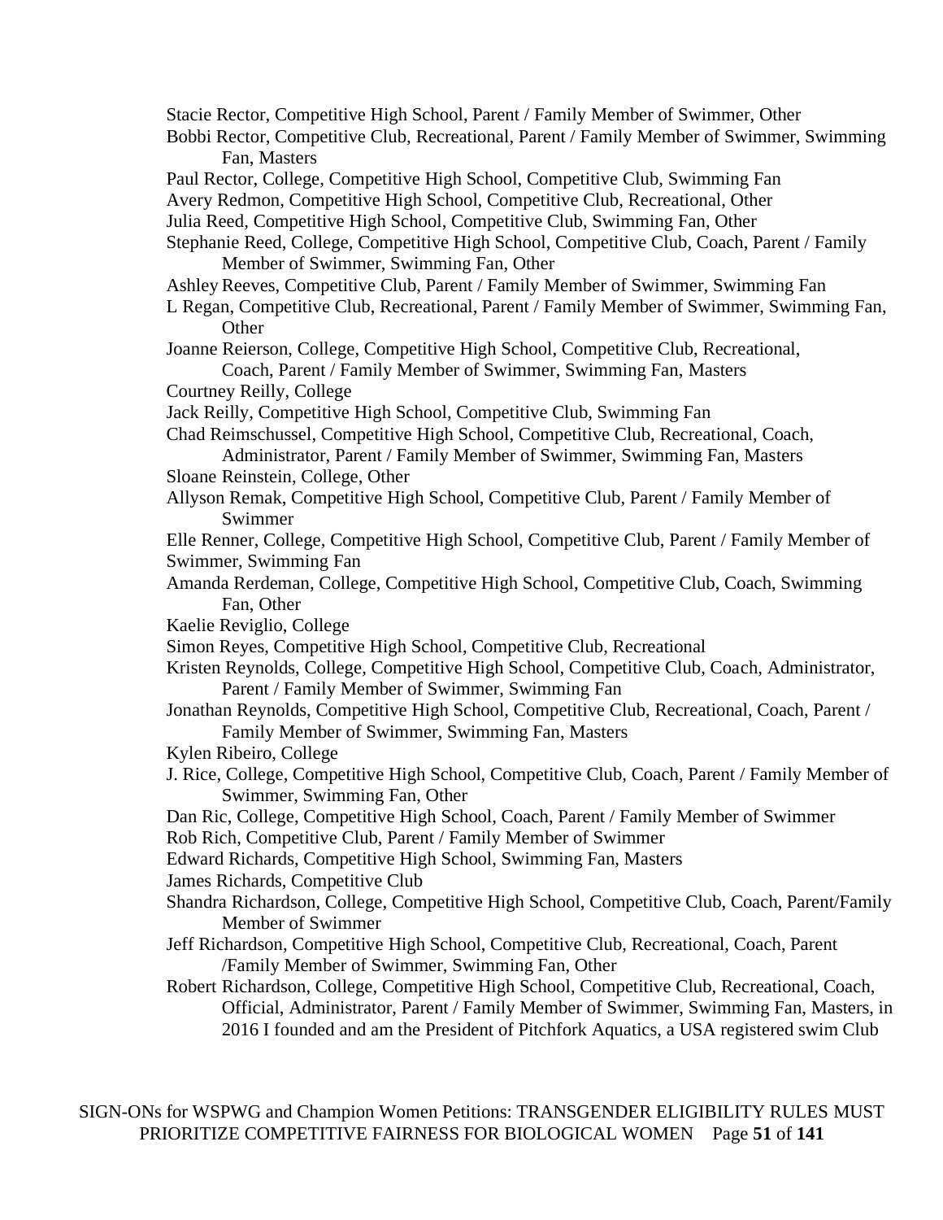Stacie Rector, Competitive High School, Parent / Family Member of Swimmer, Other

Bobbi Rector, Competitive Club, Recreational, Parent / Family Member of Swimmer, Swimming Fan, Masters

Paul Rector, College, Competitive High School, Competitive Club, Swimming Fan

Avery Redmon, Competitive High School, Competitive Club, Recreational, Other

Julia Reed, Competitive High School, Competitive Club, Swimming Fan, Other

Stephanie Reed, College, Competitive High School, Competitive Club, Coach, Parent / Family Member of Swimmer, Swimming Fan, Other

Ashley Reeves, Competitive Club, Parent / Family Member of Swimmer, Swimming Fan

L Regan, Competitive Club, Recreational, Parent / Family Member of Swimmer, Swimming Fan, Other

Joanne Reierson, College, Competitive High School, Competitive Club, Recreational, Coach, Parent / Family Member of Swimmer, Swimming Fan, Masters

Courtney Reilly, College

Jack Reilly, Competitive High School, Competitive Club, Swimming Fan

Chad Reimschussel, Competitive High School, Competitive Club, Recreational, Coach, Administrator, Parent / Family Member of Swimmer, Swimming Fan, Masters

Sloane Reinstein, College, Other

Allyson Remak, Competitive High School, Competitive Club, Parent / Family Member of Swimmer

Elle Renner, College, Competitive High School, Competitive Club, Parent / Family Member of Swimmer, Swimming Fan

Amanda Rerdeman, College, Competitive High School, Competitive Club, Coach, Swimming Fan, Other

Kaelie Reviglio, College

Simon Reyes, Competitive High School, Competitive Club, Recreational

Kristen Reynolds, College, Competitive High School, Competitive Club, Coach, Administrator, Parent / Family Member of Swimmer, Swimming Fan

Jonathan Reynolds, Competitive High School, Competitive Club, Recreational, Coach, Parent / Family Member of Swimmer, Swimming Fan, Masters

Kylen Ribeiro, College

J. Rice, College, Competitive High School, Competitive Club, Coach, Parent / Family Member of Swimmer, Swimming Fan, Other

Dan Ric, College, Competitive High School, Coach, Parent / Family Member of Swimmer

Rob Rich, Competitive Club, Parent / Family Member of Swimmer

Edward Richards, Competitive High School, Swimming Fan, Masters

James Richards, Competitive Club

Shandra Richardson, College, Competitive High School, Competitive Club, Coach, Parent/Family Member of Swimmer

Jeff Richardson, Competitive High School, Competitive Club, Recreational, Coach, Parent /Family Member of Swimmer, Swimming Fan, Other

Robert Richardson, College, Competitive High School, Competitive Club, Recreational, Coach, Official, Administrator, Parent / Family Member of Swimmer, Swimming Fan, Masters, in 2016 I founded and am the President of Pitchfork Aquatics, a USA registered swim Club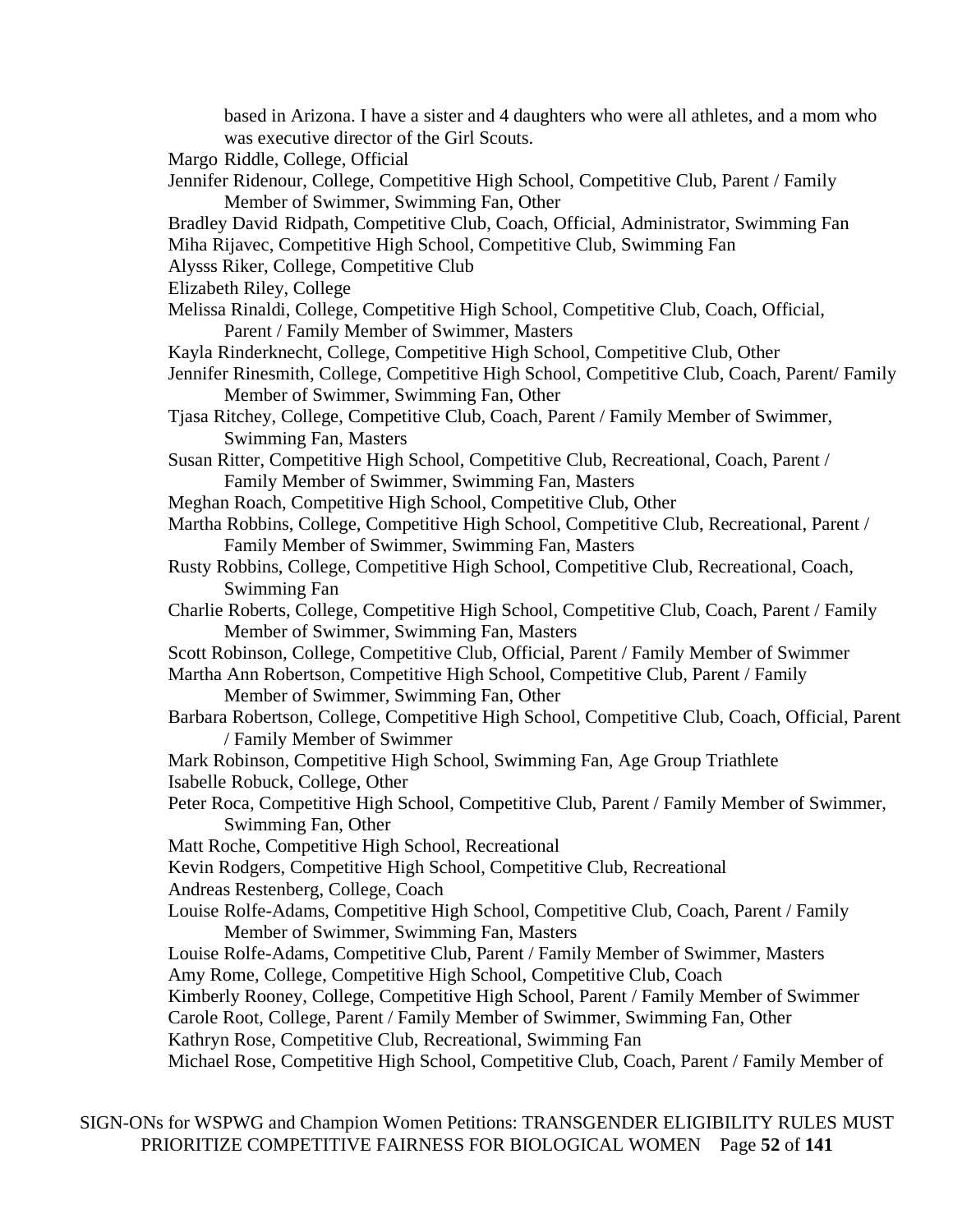based in Arizona. I have a sister and 4 daughters who were all athletes, and a mom who was executive director of the Girl Scouts.

Margo Riddle, College, Official

Jennifer Ridenour, College, Competitive High School, Competitive Club, Parent / Family Member of Swimmer, Swimming Fan, Other

Bradley David Ridpath, Competitive Club, Coach, Official, Administrator, Swimming Fan

Miha Rijavec, Competitive High School, Competitive Club, Swimming Fan

Alysss Riker, College, Competitive Club

Elizabeth Riley, College

Melissa Rinaldi, College, Competitive High School, Competitive Club, Coach, Official, Parent / Family Member of Swimmer, Masters

Kayla Rinderknecht, College, Competitive High School, Competitive Club, Other

Jennifer Rinesmith, College, Competitive High School, Competitive Club, Coach, Parent/ Family Member of Swimmer, Swimming Fan, Other

Tjasa Ritchey, College, Competitive Club, Coach, Parent / Family Member of Swimmer, Swimming Fan, Masters

Susan Ritter, Competitive High School, Competitive Club, Recreational, Coach, Parent / Family Member of Swimmer, Swimming Fan, Masters

Meghan Roach, Competitive High School, Competitive Club, Other

Martha Robbins, College, Competitive High School, Competitive Club, Recreational, Parent / Family Member of Swimmer, Swimming Fan, Masters

Rusty Robbins, College, Competitive High School, Competitive Club, Recreational, Coach, Swimming Fan

Charlie Roberts, College, Competitive High School, Competitive Club, Coach, Parent / Family Member of Swimmer, Swimming Fan, Masters

Scott Robinson, College, Competitive Club, Official, Parent / Family Member of Swimmer

Martha Ann Robertson, Competitive High School, Competitive Club, Parent / Family Member of Swimmer, Swimming Fan, Other

Barbara Robertson, College, Competitive High School, Competitive Club, Coach, Official, Parent / Family Member of Swimmer

Mark Robinson, Competitive High School, Swimming Fan, Age Group Triathlete

Isabelle Robuck, College, Other

Peter Roca, Competitive High School, Competitive Club, Parent / Family Member of Swimmer, Swimming Fan, Other

Matt Roche, Competitive High School, Recreational

Kevin Rodgers, Competitive High School, Competitive Club, Recreational

Andreas Restenberg, College, Coach

Louise Rolfe-Adams, Competitive High School, Competitive Club, Coach, Parent / Family Member of Swimmer, Swimming Fan, Masters

Louise Rolfe-Adams, Competitive Club, Parent / Family Member of Swimmer, Masters

Amy Rome, College, Competitive High School, Competitive Club, Coach

Kimberly Rooney, College, Competitive High School, Parent / Family Member of Swimmer

Carole Root, College, Parent / Family Member of Swimmer, Swimming Fan, Other

Kathryn Rose, Competitive Club, Recreational, Swimming Fan

Michael Rose, Competitive High School, Competitive Club, Coach, Parent / Family Member of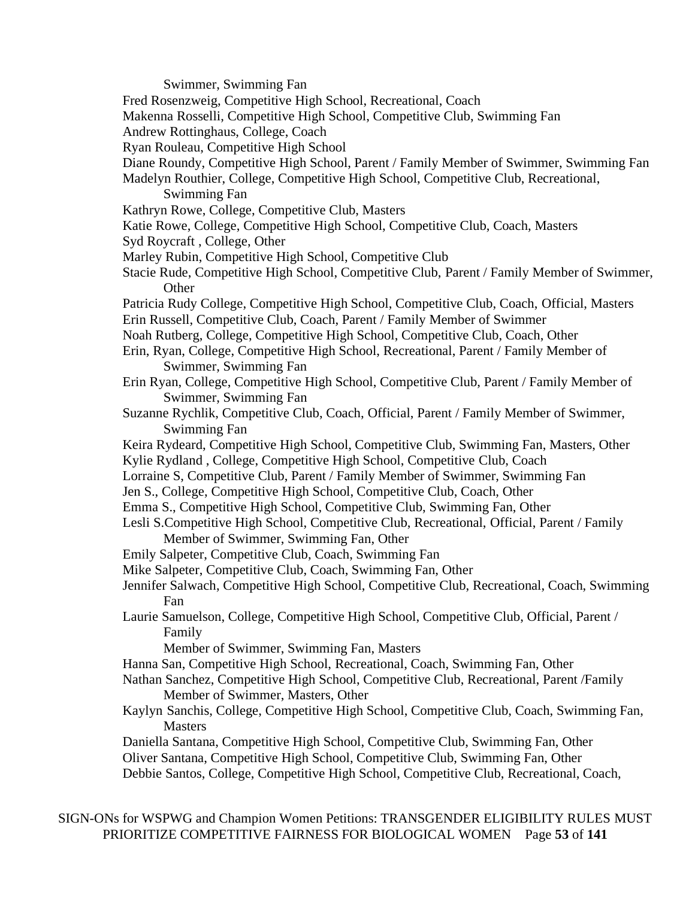Swimmer, Swimming Fan

Fred Rosenzweig, Competitive High School, Recreational, Coach

Makenna Rosselli, Competitive High School, Competitive Club, Swimming Fan

Andrew Rottinghaus, College, Coach

Ryan Rouleau, Competitive High School

Diane Roundy, Competitive High School, Parent / Family Member of Swimmer, Swimming Fan

Madelyn Routhier, College, Competitive High School, Competitive Club, Recreational, Swimming Fan

Kathryn Rowe, College, Competitive Club, Masters

Katie Rowe, College, Competitive High School, Competitive Club, Coach, Masters

Syd Roycraft , College, Other

Marley Rubin, Competitive High School, Competitive Club

Stacie Rude, Competitive High School, Competitive Club, Parent / Family Member of Swimmer, Other

Patricia Rudy College, Competitive High School, Competitive Club, Coach, Official, Masters

Erin Russell, Competitive Club, Coach, Parent / Family Member of Swimmer

Noah Rutberg, College, Competitive High School, Competitive Club, Coach, Other

Erin, Ryan, College, Competitive High School, Recreational, Parent / Family Member of Swimmer, Swimming Fan

Erin Ryan, College, Competitive High School, Competitive Club, Parent / Family Member of Swimmer, Swimming Fan

Suzanne Rychlik, Competitive Club, Coach, Official, Parent / Family Member of Swimmer, Swimming Fan

Keira Rydeard, Competitive High School, Competitive Club, Swimming Fan, Masters, Other

Kylie Rydland , College, Competitive High School, Competitive Club, Coach

Lorraine S, Competitive Club, Parent / Family Member of Swimmer, Swimming Fan

Jen S., College, Competitive High School, Competitive Club, Coach, Other

Emma S., Competitive High School, Competitive Club, Swimming Fan, Other

Lesli S.Competitive High School, Competitive Club, Recreational, Official, Parent / Family Member of Swimmer, Swimming Fan, Other

Emily Salpeter, Competitive Club, Coach, Swimming Fan

Mike Salpeter, Competitive Club, Coach, Swimming Fan, Other

Jennifer Salwach, Competitive High School, Competitive Club, Recreational, Coach, Swimming Fan

Laurie Samuelson, College, Competitive High School, Competitive Club, Official, Parent / Family Member of Swimmer, Swimming Fan, Masters

Hanna San, Competitive High School, Recreational, Coach, Swimming Fan, Other

Nathan Sanchez, Competitive High School, Competitive Club, Recreational, Parent /Family Member of Swimmer, Masters, Other

Kaylyn Sanchis, College, Competitive High School, Competitive Club, Coach, Swimming Fan, Masters

Daniella Santana, Competitive High School, Competitive Club, Swimming Fan, Other

Oliver Santana, Competitive High School, Competitive Club, Swimming Fan, Other

Debbie Santos, College, Competitive High School, Competitive Club, Recreational, Coach,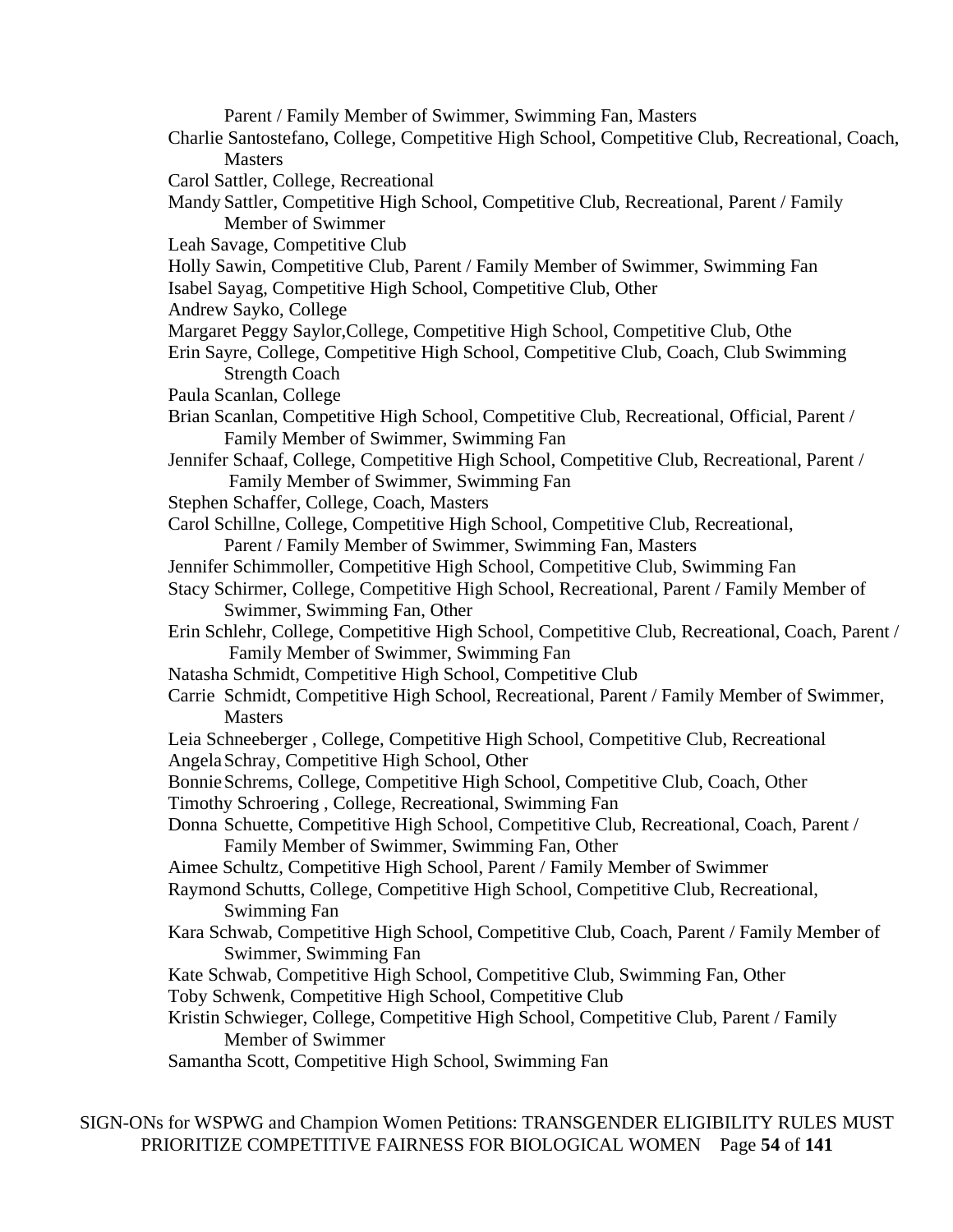Parent / Family Member of Swimmer, Swimming Fan, Masters

Charlie Santostefano, College, Competitive High School, Competitive Club, Recreational, Coach, Masters

Carol Sattler, College, Recreational

Mandy Sattler, Competitive High School, Competitive Club, Recreational, Parent / Family Member of Swimmer

Leah Savage, Competitive Club

Holly Sawin, Competitive Club, Parent / Family Member of Swimmer, Swimming Fan

Isabel Sayag, Competitive High School, Competitive Club, Other

Andrew Sayko, College

Margaret Peggy Saylor,College, Competitive High School, Competitive Club, Othe

Erin Sayre, College, Competitive High School, Competitive Club, Coach, Club Swimming Strength Coach

Paula Scanlan, College

Brian Scanlan, Competitive High School, Competitive Club, Recreational, Official, Parent / Family Member of Swimmer, Swimming Fan

Jennifer Schaaf, College, Competitive High School, Competitive Club, Recreational, Parent / Family Member of Swimmer, Swimming Fan

Stephen Schaffer, College, Coach, Masters

Carol Schillne, College, Competitive High School, Competitive Club, Recreational, Parent / Family Member of Swimmer, Swimming Fan, Masters

Jennifer Schimmoller, Competitive High School, Competitive Club, Swimming Fan

Stacy Schirmer, College, Competitive High School, Recreational, Parent / Family Member of Swimmer, Swimming Fan, Other

Erin Schlehr, College, Competitive High School, Competitive Club, Recreational, Coach, Parent / Family Member of Swimmer, Swimming Fan

Natasha Schmidt, Competitive High School, Competitive Club

Carrie Schmidt, Competitive High School, Recreational, Parent / Family Member of Swimmer, Masters

Leia Schneeberger , College, Competitive High School, Competitive Club, Recreational

Angela Schray, Competitive High School, Other

Bonnie Schrems, College, Competitive High School, Competitive Club, Coach, Other

Timothy Schroering , College, Recreational, Swimming Fan

Donna Schuette, Competitive High School, Competitive Club, Recreational, Coach, Parent / Family Member of Swimmer, Swimming Fan, Other

Aimee Schultz, Competitive High School, Parent / Family Member of Swimmer

Raymond Schutts, College, Competitive High School, Competitive Club, Recreational, Swimming Fan

Kara Schwab, Competitive High School, Competitive Club, Coach, Parent / Family Member of Swimmer, Swimming Fan

Kate Schwab, Competitive High School, Competitive Club, Swimming Fan, Other

Toby Schwenk, Competitive High School, Competitive Club

Kristin Schwieger, College, Competitive High School, Competitive Club, Parent / Family Member of Swimmer

Samantha Scott, Competitive High School, Swimming Fan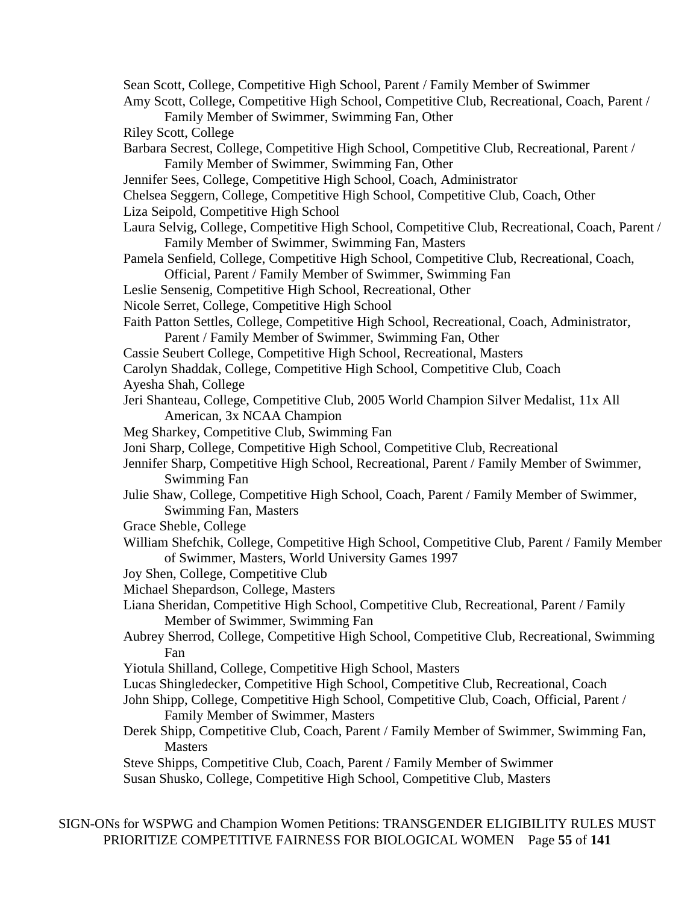Sean Scott, College, Competitive High School, Parent / Family Member of Swimmer

Amy Scott, College, Competitive High School, Competitive Club, Recreational, Coach, Parent / Family Member of Swimmer, Swimming Fan, Other

Riley Scott, College

Barbara Secrest, College, Competitive High School, Competitive Club, Recreational, Parent / Family Member of Swimmer, Swimming Fan, Other

Jennifer Sees, College, Competitive High School, Coach, Administrator

Chelsea Seggern, College, Competitive High School, Competitive Club, Coach, Other

Liza Seipold, Competitive High School

Laura Selvig, College, Competitive High School, Competitive Club, Recreational, Coach, Parent / Family Member of Swimmer, Swimming Fan, Masters

Pamela Senfield, College, Competitive High School, Competitive Club, Recreational, Coach, Official, Parent / Family Member of Swimmer, Swimming Fan

Leslie Sensenig, Competitive High School, Recreational, Other

Nicole Serret, College, Competitive High School

Faith Patton Settles, College, Competitive High School, Recreational, Coach, Administrator, Parent / Family Member of Swimmer, Swimming Fan, Other

Cassie Seubert College, Competitive High School, Recreational, Masters

Carolyn Shaddak, College, Competitive High School, Competitive Club, Coach

Ayesha Shah, College

Jeri Shanteau, College, Competitive Club, 2005 World Champion Silver Medalist, 11x All American, 3x NCAA Champion

Meg Sharkey, Competitive Club, Swimming Fan

Joni Sharp, College, Competitive High School, Competitive Club, Recreational

Jennifer Sharp, Competitive High School, Recreational, Parent / Family Member of Swimmer, Swimming Fan

Julie Shaw, College, Competitive High School, Coach, Parent / Family Member of Swimmer, Swimming Fan, Masters

Grace Sheble, College

William Shefchik, College, Competitive High School, Competitive Club, Parent / Family Member of Swimmer, Masters, World University Games 1997

Joy Shen, College, Competitive Club

Michael Shepardson, College, Masters

Liana Sheridan, Competitive High School, Competitive Club, Recreational, Parent / Family Member of Swimmer, Swimming Fan

Aubrey Sherrod, College, Competitive High School, Competitive Club, Recreational, Swimming Fan

Yiotula Shilland, College, Competitive High School, Masters

Lucas Shingledecker, Competitive High School, Competitive Club, Recreational, Coach

John Shipp, College, Competitive High School, Competitive Club, Coach, Official, Parent / Family Member of Swimmer, Masters

Derek Shipp, Competitive Club, Coach, Parent / Family Member of Swimmer, Swimming Fan, Masters

Steve Shipps, Competitive Club, Coach, Parent / Family Member of Swimmer

Susan Shusko, College, Competitive High School, Competitive Club, Masters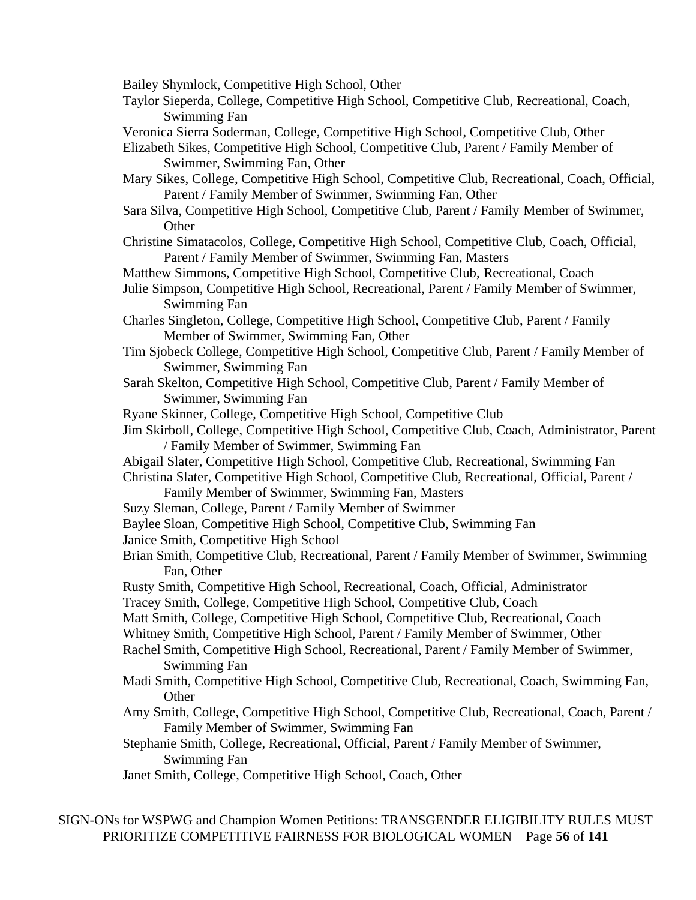Bailey Shymlock, Competitive High School, Other

Taylor Sieperda, College, Competitive High School, Competitive Club, Recreational, Coach, Swimming Fan

Veronica Sierra Soderman, College, Competitive High School, Competitive Club, Other

Elizabeth Sikes, Competitive High School, Competitive Club, Parent / Family Member of Swimmer, Swimming Fan, Other

Mary Sikes, College, Competitive High School, Competitive Club, Recreational, Coach, Official, Parent / Family Member of Swimmer, Swimming Fan, Other

Sara Silva, Competitive High School, Competitive Club, Parent / Family Member of Swimmer, Other

Christine Simatacolos, College, Competitive High School, Competitive Club, Coach, Official, Parent / Family Member of Swimmer, Swimming Fan, Masters

Matthew Simmons, Competitive High School, Competitive Club, Recreational, Coach

Julie Simpson, Competitive High School, Recreational, Parent / Family Member of Swimmer, Swimming Fan

Charles Singleton, College, Competitive High School, Competitive Club, Parent / Family Member of Swimmer, Swimming Fan, Other

Tim Sjobeck College, Competitive High School, Competitive Club, Parent / Family Member of Swimmer, Swimming Fan

Sarah Skelton, Competitive High School, Competitive Club, Parent / Family Member of Swimmer, Swimming Fan

Ryane Skinner, College, Competitive High School, Competitive Club

Jim Skirboll, College, Competitive High School, Competitive Club, Coach, Administrator, Parent / Family Member of Swimmer, Swimming Fan

Abigail Slater, Competitive High School, Competitive Club, Recreational, Swimming Fan

Christina Slater, Competitive High School, Competitive Club, Recreational, Official, Parent / Family Member of Swimmer, Swimming Fan, Masters

Suzy Sleman, College, Parent / Family Member of Swimmer

Baylee Sloan, Competitive High School, Competitive Club, Swimming Fan

Janice Smith, Competitive High School

Brian Smith, Competitive Club, Recreational, Parent / Family Member of Swimmer, Swimming Fan, Other

Rusty Smith, Competitive High School, Recreational, Coach, Official, Administrator

Tracey Smith, College, Competitive High School, Competitive Club, Coach

Matt Smith, College, Competitive High School, Competitive Club, Recreational, Coach

Whitney Smith, Competitive High School, Parent / Family Member of Swimmer, Other

Rachel Smith, Competitive High School, Recreational, Parent / Family Member of Swimmer, Swimming Fan

Madi Smith, Competitive High School, Competitive Club, Recreational, Coach, Swimming Fan, Other

Amy Smith, College, Competitive High School, Competitive Club, Recreational, Coach, Parent / Family Member of Swimmer, Swimming Fan

Stephanie Smith, College, Recreational, Official, Parent / Family Member of Swimmer, Swimming Fan

Janet Smith, College, Competitive High School, Coach, Other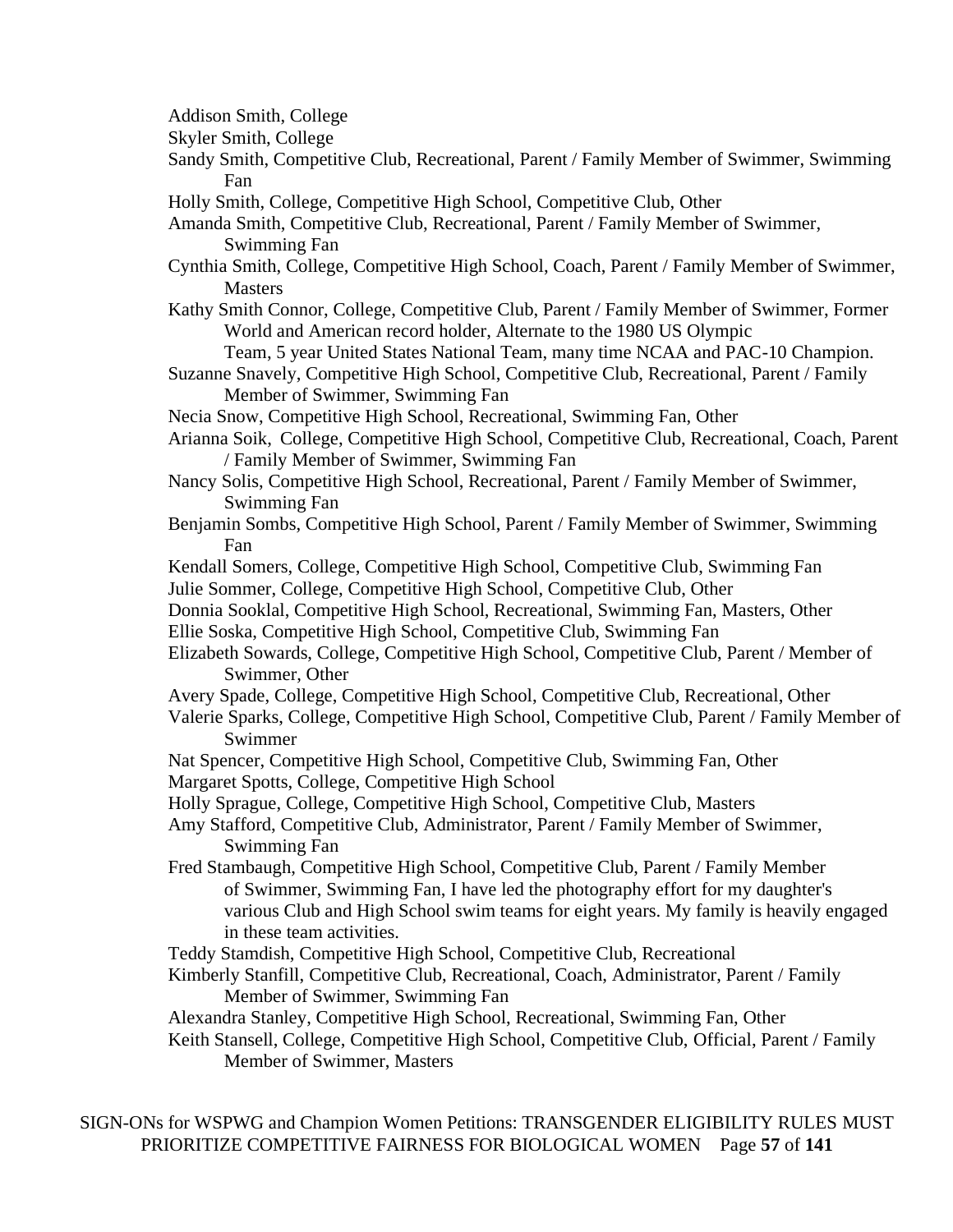Addison Smith, College

Skyler Smith, College

Sandy Smith, Competitive Club, Recreational, Parent / Family Member of Swimmer, Swimming Fan

Holly Smith, College, Competitive High School, Competitive Club, Other

Amanda Smith, Competitive Club, Recreational, Parent / Family Member of Swimmer, Swimming Fan

Cynthia Smith, College, Competitive High School, Coach, Parent / Family Member of Swimmer, Masters

Kathy Smith Connor, College, Competitive Club, Parent / Family Member of Swimmer, Former World and American record holder, Alternate to the 1980 US Olympic Team, 5 year United States National Team, many time NCAA and PAC-10 Champion.

Suzanne Snavely, Competitive High School, Competitive Club, Recreational, Parent / Family Member of Swimmer, Swimming Fan

Necia Snow, Competitive High School, Recreational, Swimming Fan, Other

Arianna Soik, College, Competitive High School, Competitive Club, Recreational, Coach, Parent / Family Member of Swimmer, Swimming Fan

Nancy Solis, Competitive High School, Recreational, Parent / Family Member of Swimmer, Swimming Fan

Benjamin Sombs, Competitive High School, Parent / Family Member of Swimmer, Swimming Fan

Kendall Somers, College, Competitive High School, Competitive Club, Swimming Fan

Julie Sommer, College, Competitive High School, Competitive Club, Other

Donnia Sooklal, Competitive High School, Recreational, Swimming Fan, Masters, Other

Ellie Soska, Competitive High School, Competitive Club, Swimming Fan

Elizabeth Sowards, College, Competitive High School, Competitive Club, Parent / Member of Swimmer, Other

Avery Spade, College, Competitive High School, Competitive Club, Recreational, Other

Valerie Sparks, College, Competitive High School, Competitive Club, Parent / Family Member of Swimmer

Nat Spencer, Competitive High School, Competitive Club, Swimming Fan, Other

Margaret Spotts, College, Competitive High School

Holly Sprague, College, Competitive High School, Competitive Club, Masters

Amy Stafford, Competitive Club, Administrator, Parent / Family Member of Swimmer, Swimming Fan

Fred Stambaugh, Competitive High School, Competitive Club, Parent / Family Member of Swimmer, Swimming Fan, I have led the photography effort for my daughter's various Club and High School swim teams for eight years. My family is heavily engaged in these team activities.

Teddy Stamdish, Competitive High School, Competitive Club, Recreational

Kimberly Stanfill, Competitive Club, Recreational, Coach, Administrator, Parent / Family Member of Swimmer, Swimming Fan

Alexandra Stanley, Competitive High School, Recreational, Swimming Fan, Other

Keith Stansell, College, Competitive High School, Competitive Club, Official, Parent / Family Member of Swimmer, Masters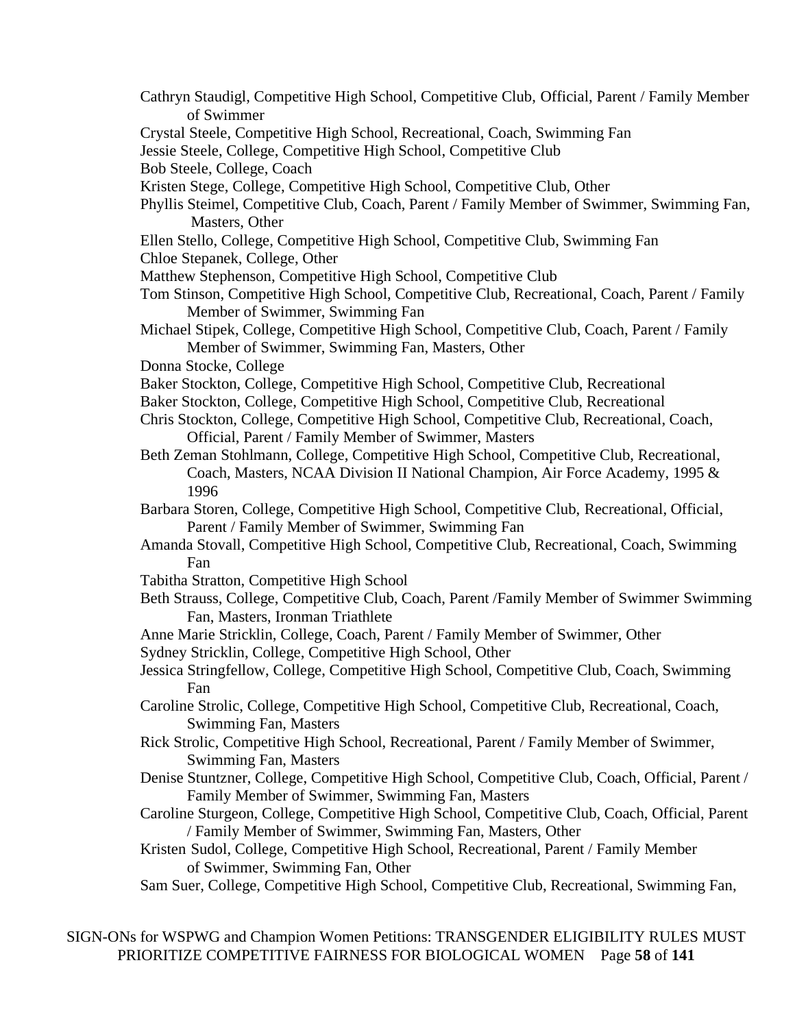Cathryn Staudigl, Competitive High School, Competitive Club, Official, Parent / Family Member of Swimmer

Crystal Steele, Competitive High School, Recreational, Coach, Swimming Fan

Jessie Steele, College, Competitive High School, Competitive Club

Bob Steele, College, Coach

Kristen Stege, College, Competitive High School, Competitive Club, Other

Phyllis Steimel, Competitive Club, Coach, Parent / Family Member of Swimmer, Swimming Fan, Masters, Other

Ellen Stello, College, Competitive High School, Competitive Club, Swimming Fan

Chloe Stepanek, College, Other

Matthew Stephenson, Competitive High School, Competitive Club

Tom Stinson, Competitive High School, Competitive Club, Recreational, Coach, Parent / Family Member of Swimmer, Swimming Fan

Michael Stipek, College, Competitive High School, Competitive Club, Coach, Parent / Family Member of Swimmer, Swimming Fan, Masters, Other

Donna Stocke, College

Baker Stockton, College, Competitive High School, Competitive Club, Recreational

Baker Stockton, College, Competitive High School, Competitive Club, Recreational

Chris Stockton, College, Competitive High School, Competitive Club, Recreational, Coach, Official, Parent / Family Member of Swimmer, Masters

Beth Zeman Stohlmann, College, Competitive High School, Competitive Club, Recreational, Coach, Masters, NCAA Division II National Champion, Air Force Academy, 1995 & 1996

Barbara Storen, College, Competitive High School, Competitive Club, Recreational, Official, Parent / Family Member of Swimmer, Swimming Fan

Amanda Stovall, Competitive High School, Competitive Club, Recreational, Coach, Swimming Fan

Tabitha Stratton, Competitive High School

Beth Strauss, College, Competitive Club, Coach, Parent /Family Member of Swimmer Swimming Fan, Masters, Ironman Triathlete

Anne Marie Stricklin, College, Coach, Parent / Family Member of Swimmer, Other

Sydney Stricklin, College, Competitive High School, Other

Jessica Stringfellow, College, Competitive High School, Competitive Club, Coach, Swimming Fan

Caroline Strolic, College, Competitive High School, Competitive Club, Recreational, Coach, Swimming Fan, Masters

Rick Strolic, Competitive High School, Recreational, Parent / Family Member of Swimmer, Swimming Fan, Masters

Denise Stuntzner, College, Competitive High School, Competitive Club, Coach, Official, Parent / Family Member of Swimmer, Swimming Fan, Masters

Caroline Sturgeon, College, Competitive High School, Competitive Club, Coach, Official, Parent / Family Member of Swimmer, Swimming Fan, Masters, Other

Kristen Sudol, College, Competitive High School, Recreational, Parent / Family Member of Swimmer, Swimming Fan, Other

Sam Suer, College, Competitive High School, Competitive Club, Recreational, Swimming Fan,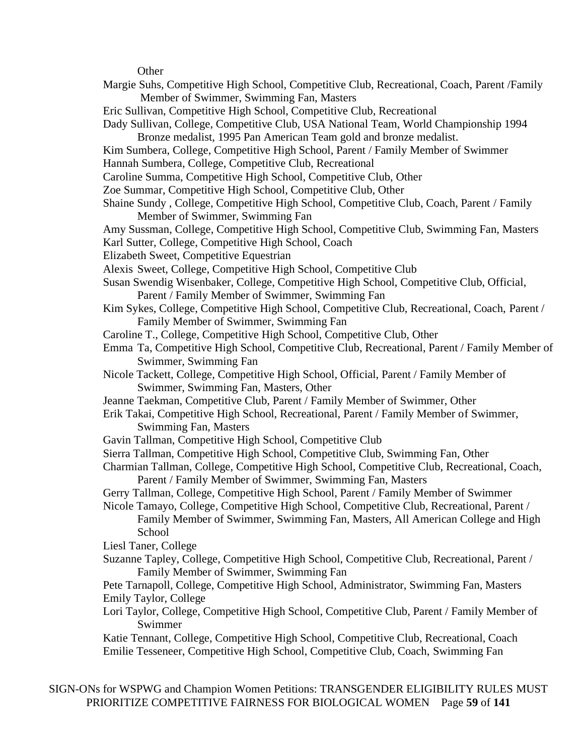Other

Margie Suhs, Competitive High School, Competitive Club, Recreational, Coach, Parent /Family Member of Swimmer, Swimming Fan, Masters

Eric Sullivan, Competitive High School, Competitive Club, Recreational

Dady Sullivan, College, Competitive Club, USA National Team, World Championship 1994 Bronze medalist, 1995 Pan American Team gold and bronze medalist.

Kim Sumbera, College, Competitive High School, Parent / Family Member of Swimmer

Hannah Sumbera, College, Competitive Club, Recreational

Caroline Summa, Competitive High School, Competitive Club, Other

Zoe Summar, Competitive High School, Competitive Club, Other

Shaine Sundy , College, Competitive High School, Competitive Club, Coach, Parent / Family Member of Swimmer, Swimming Fan

Amy Sussman, College, Competitive High School, Competitive Club, Swimming Fan, Masters

Karl Sutter, College, Competitive High School, Coach

Elizabeth Sweet, Competitive Equestrian

Alexis Sweet, College, Competitive High School, Competitive Club

Susan Swendig Wisenbaker, College, Competitive High School, Competitive Club, Official, Parent / Family Member of Swimmer, Swimming Fan

Kim Sykes, College, Competitive High School, Competitive Club, Recreational, Coach, Parent / Family Member of Swimmer, Swimming Fan

Caroline T., College, Competitive High School, Competitive Club, Other

Emma Ta, Competitive High School, Competitive Club, Recreational, Parent / Family Member of Swimmer, Swimming Fan

Nicole Tackett, College, Competitive High School, Official, Parent / Family Member of Swimmer, Swimming Fan, Masters, Other

Jeanne Taekman, Competitive Club, Parent / Family Member of Swimmer, Other

Erik Takai, Competitive High School, Recreational, Parent / Family Member of Swimmer, Swimming Fan, Masters

Gavin Tallman, Competitive High School, Competitive Club

Sierra Tallman, Competitive High School, Competitive Club, Swimming Fan, Other

Charmian Tallman, College, Competitive High School, Competitive Club, Recreational, Coach, Parent / Family Member of Swimmer, Swimming Fan, Masters

Gerry Tallman, College, Competitive High School, Parent / Family Member of Swimmer

Nicole Tamayo, College, Competitive High School, Competitive Club, Recreational, Parent / Family Member of Swimmer, Swimming Fan, Masters, All American College and High School

Liesl Taner, College

Suzanne Tapley, College, Competitive High School, Competitive Club, Recreational, Parent / Family Member of Swimmer, Swimming Fan

Pete Tarnapoll, College, Competitive High School, Administrator, Swimming Fan, Masters

Emily Taylor, College

Lori Taylor, College, Competitive High School, Competitive Club, Parent / Family Member of Swimmer

Katie Tennant, College, Competitive High School, Competitive Club, Recreational, Coach

Emilie Tesseneer, Competitive High School, Competitive Club, Coach, Swimming Fan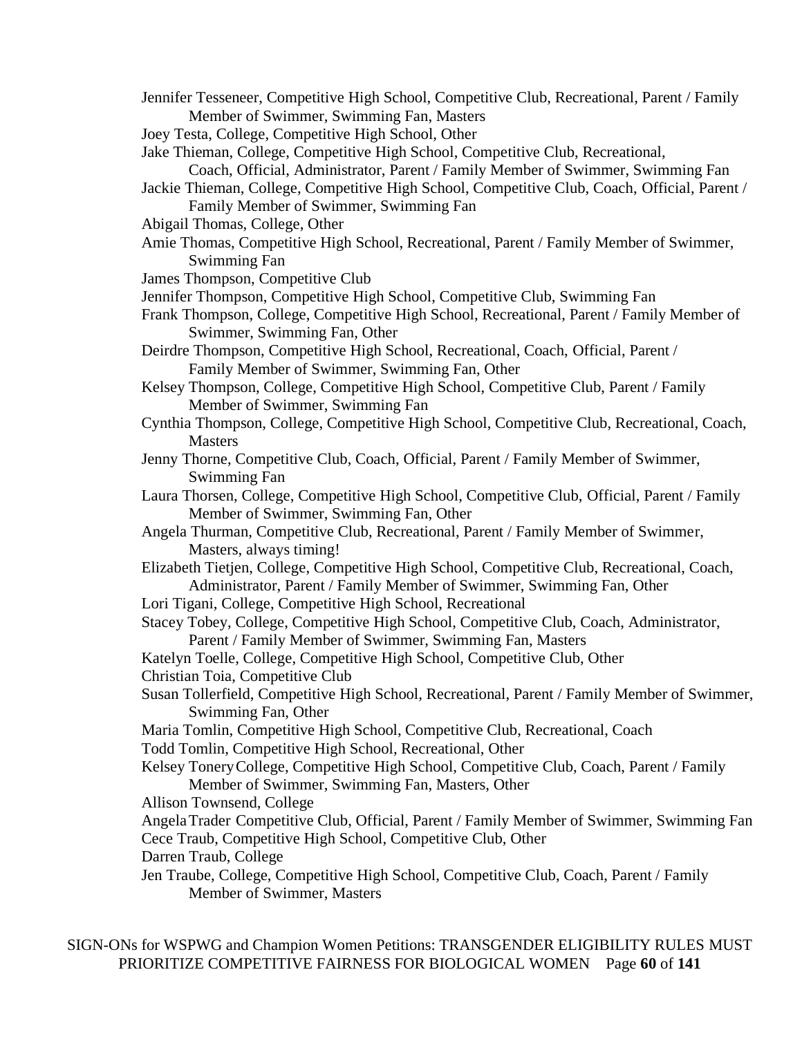Jennifer Tesseneer, Competitive High School, Competitive Club, Recreational, Parent / Family Member of Swimmer, Swimming Fan, Masters

Joey Testa, College, Competitive High School, Other

Jake Thieman, College, Competitive High School, Competitive Club, Recreational, Coach, Official, Administrator, Parent / Family Member of Swimmer, Swimming Fan

Jackie Thieman, College, Competitive High School, Competitive Club, Coach, Official, Parent / Family Member of Swimmer, Swimming Fan

Abigail Thomas, College, Other

Amie Thomas, Competitive High School, Recreational, Parent / Family Member of Swimmer, Swimming Fan

James Thompson, Competitive Club

Jennifer Thompson, Competitive High School, Competitive Club, Swimming Fan

Frank Thompson, College, Competitive High School, Recreational, Parent / Family Member of Swimmer, Swimming Fan, Other

Deirdre Thompson, Competitive High School, Recreational, Coach, Official, Parent / Family Member of Swimmer, Swimming Fan, Other

Kelsey Thompson, College, Competitive High School, Competitive Club, Parent / Family Member of Swimmer, Swimming Fan

Cynthia Thompson, College, Competitive High School, Competitive Club, Recreational, Coach, Masters

Jenny Thorne, Competitive Club, Coach, Official, Parent / Family Member of Swimmer, Swimming Fan

Laura Thorsen, College, Competitive High School, Competitive Club, Official, Parent / Family Member of Swimmer, Swimming Fan, Other

Angela Thurman, Competitive Club, Recreational, Parent / Family Member of Swimmer, Masters, always timing!

Elizabeth Tietjen, College, Competitive High School, Competitive Club, Recreational, Coach, Administrator, Parent / Family Member of Swimmer, Swimming Fan, Other

Lori Tigani, College, Competitive High School, Recreational

Stacey Tobey, College, Competitive High School, Competitive Club, Coach, Administrator, Parent / Family Member of Swimmer, Swimming Fan, Masters

Katelyn Toelle, College, Competitive High School, Competitive Club, Other

Christian Toia, Competitive Club

Susan Tollerfield, Competitive High School, Recreational, Parent / Family Member of Swimmer, Swimming Fan, Other

Maria Tomlin, Competitive High School, Competitive Club, Recreational, Coach

Todd Tomlin, Competitive High School, Recreational, Other

Kelsey Tonery College, Competitive High School, Competitive Club, Coach, Parent / Family Member of Swimmer, Swimming Fan, Masters, Other

Allison Townsend, College

Angela Trader Competitive Club, Official, Parent / Family Member of Swimmer, Swimming Fan

Cece Traub, Competitive High School, Competitive Club, Other

Darren Traub, College

Jen Traube, College, Competitive High School, Competitive Club, Coach, Parent / Family Member of Swimmer, Masters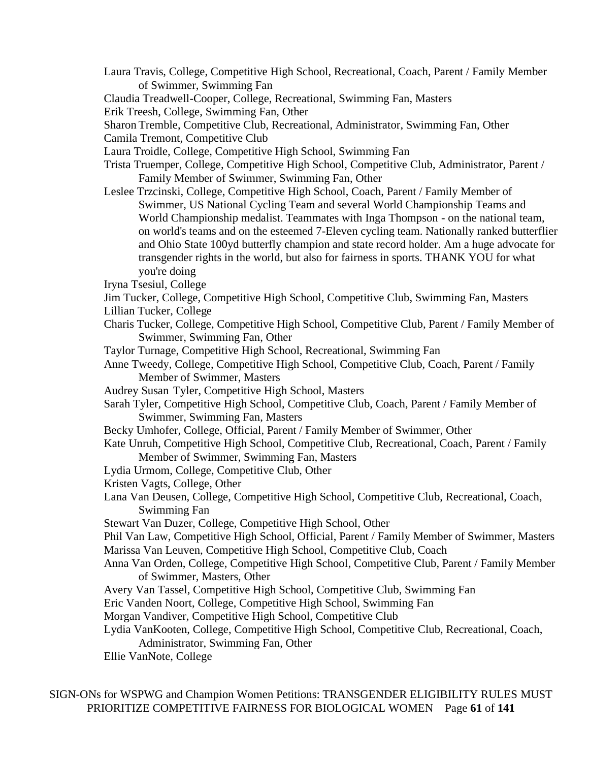Laura Travis, College, Competitive High School, Recreational, Coach, Parent / Family Member of Swimmer, Swimming Fan

Claudia Treadwell-Cooper, College, Recreational, Swimming Fan, Masters

Erik Treesh, College, Swimming Fan, Other

Sharon Tremble, Competitive Club, Recreational, Administrator, Swimming Fan, Other

Camila Tremont, Competitive Club

Laura Troidle, College, Competitive High School, Swimming Fan

Trista Truemper, College, Competitive High School, Competitive Club, Administrator, Parent / Family Member of Swimmer, Swimming Fan, Other

Leslee Trzcinski, College, Competitive High School, Coach, Parent / Family Member of Swimmer, US National Cycling Team and several World Championship Teams and World Championship medalist. Teammates with Inga Thompson - on the national team, on world's teams and on the esteemed 7-Eleven cycling team. Nationally ranked butterflier and Ohio State 100yd butterfly champion and state record holder. Am a huge advocate for transgender rights in the world, but also for fairness in sports. THANK YOU for what you're doing

Iryna Tsesiul, College

Jim Tucker, College, Competitive High School, Competitive Club, Swimming Fan, Masters

Lillian Tucker, College

Charis Tucker, College, Competitive High School, Competitive Club, Parent / Family Member of Swimmer, Swimming Fan, Other

Taylor Turnage, Competitive High School, Recreational, Swimming Fan

Anne Tweedy, College, Competitive High School, Competitive Club, Coach, Parent / Family Member of Swimmer, Masters

Audrey Susan Tyler, Competitive High School, Masters

Sarah Tyler, Competitive High School, Competitive Club, Coach, Parent / Family Member of Swimmer, Swimming Fan, Masters

Becky Umhofer, College, Official, Parent / Family Member of Swimmer, Other

Kate Unruh, Competitive High School, Competitive Club, Recreational, Coach, Parent / Family Member of Swimmer, Swimming Fan, Masters

Lydia Urmom, College, Competitive Club, Other

Kristen Vagts, College, Other

Lana Van Deusen, College, Competitive High School, Competitive Club, Recreational, Coach, Swimming Fan

Stewart Van Duzer, College, Competitive High School, Other

Phil Van Law, Competitive High School, Official, Parent / Family Member of Swimmer, Masters

Marissa Van Leuven, Competitive High School, Competitive Club, Coach

Anna Van Orden, College, Competitive High School, Competitive Club, Parent / Family Member of Swimmer, Masters, Other

Avery Van Tassel, Competitive High School, Competitive Club, Swimming Fan

Eric Vanden Noort, College, Competitive High School, Swimming Fan

Morgan Vandiver, Competitive High School, Competitive Club

Lydia VanKooten, College, Competitive High School, Competitive Club, Recreational, Coach, Administrator, Swimming Fan, Other

Ellie VanNote, College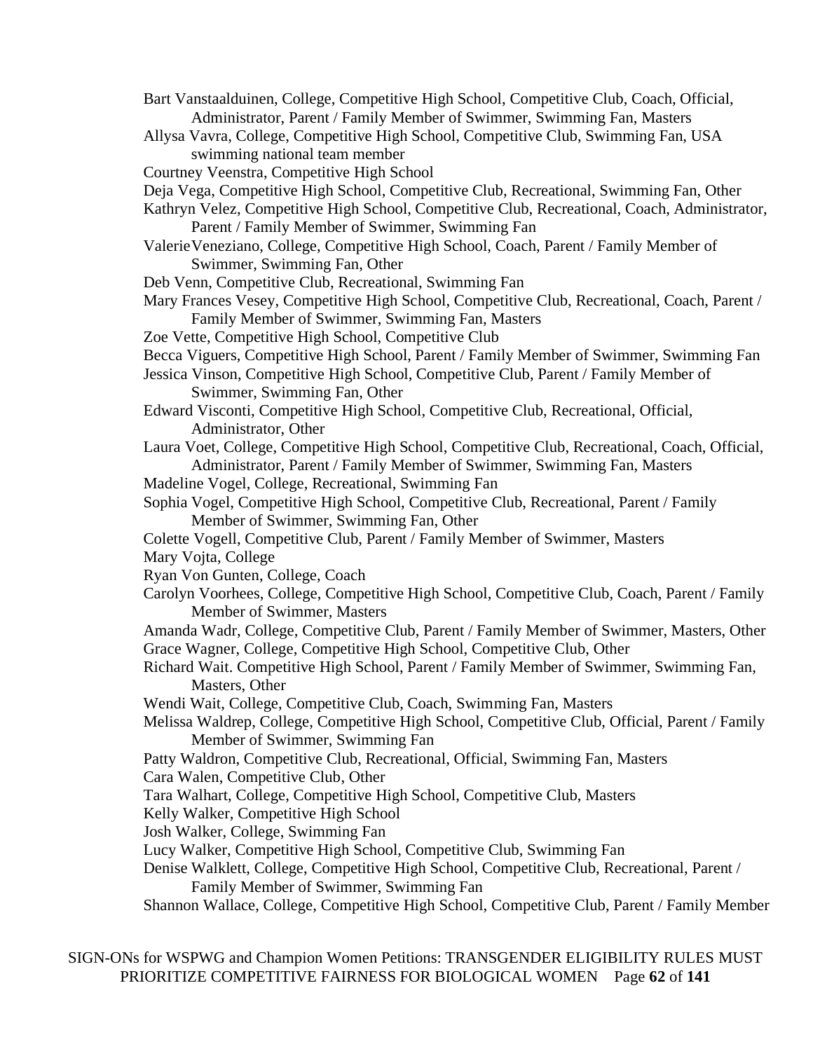Bart Vanstaalduinen, College, Competitive High School, Competitive Club, Coach, Official, Administrator, Parent / Family Member of Swimmer, Swimming Fan, Masters

Allysa Vavra, College, Competitive High School, Competitive Club, Swimming Fan, USA swimming national team member

Courtney Veenstra, Competitive High School

Deja Vega, Competitive High School, Competitive Club, Recreational, Swimming Fan, Other

Kathryn Velez, Competitive High School, Competitive Club, Recreational, Coach, Administrator, Parent / Family Member of Swimmer, Swimming Fan

ValerieVeneziano, College, Competitive High School, Coach, Parent / Family Member of Swimmer, Swimming Fan, Other

Deb Venn, Competitive Club, Recreational, Swimming Fan

Mary Frances Vesey, Competitive High School, Competitive Club, Recreational, Coach, Parent / Family Member of Swimmer, Swimming Fan, Masters

Zoe Vette, Competitive High School, Competitive Club

Becca Viguers, Competitive High School, Parent / Family Member of Swimmer, Swimming Fan

Jessica Vinson, Competitive High School, Competitive Club, Parent / Family Member of Swimmer, Swimming Fan, Other

Edward Visconti, Competitive High School, Competitive Club, Recreational, Official, Administrator, Other

Laura Voet, College, Competitive High School, Competitive Club, Recreational, Coach, Official, Administrator, Parent / Family Member of Swimmer, Swimming Fan, Masters

Madeline Vogel, College, Recreational, Swimming Fan

Sophia Vogel, Competitive High School, Competitive Club, Recreational, Parent / Family Member of Swimmer, Swimming Fan, Other

Colette Vogell, Competitive Club, Parent / Family Member of Swimmer, Masters

Mary Vojta, College

Ryan Von Gunten, College, Coach

Carolyn Voorhees, College, Competitive High School, Competitive Club, Coach, Parent / Family Member of Swimmer, Masters

Amanda Wadr, College, Competitive Club, Parent / Family Member of Swimmer, Masters, Other

Grace Wagner, College, Competitive High School, Competitive Club, Other

Richard Wait. Competitive High School, Parent / Family Member of Swimmer, Swimming Fan, Masters, Other

Wendi Wait, College, Competitive Club, Coach, Swimming Fan, Masters

Melissa Waldrep, College, Competitive High School, Competitive Club, Official, Parent / Family Member of Swimmer, Swimming Fan

Patty Waldron, Competitive Club, Recreational, Official, Swimming Fan, Masters

Cara Walen, Competitive Club, Other

Tara Walhart, College, Competitive High School, Competitive Club, Masters

Kelly Walker, Competitive High School

Josh Walker, College, Swimming Fan

Lucy Walker, Competitive High School, Competitive Club, Swimming Fan

Denise Walklett, College, Competitive High School, Competitive Club, Recreational, Parent / Family Member of Swimmer, Swimming Fan

Shannon Wallace, College, Competitive High School, Competitive Club, Parent / Family Member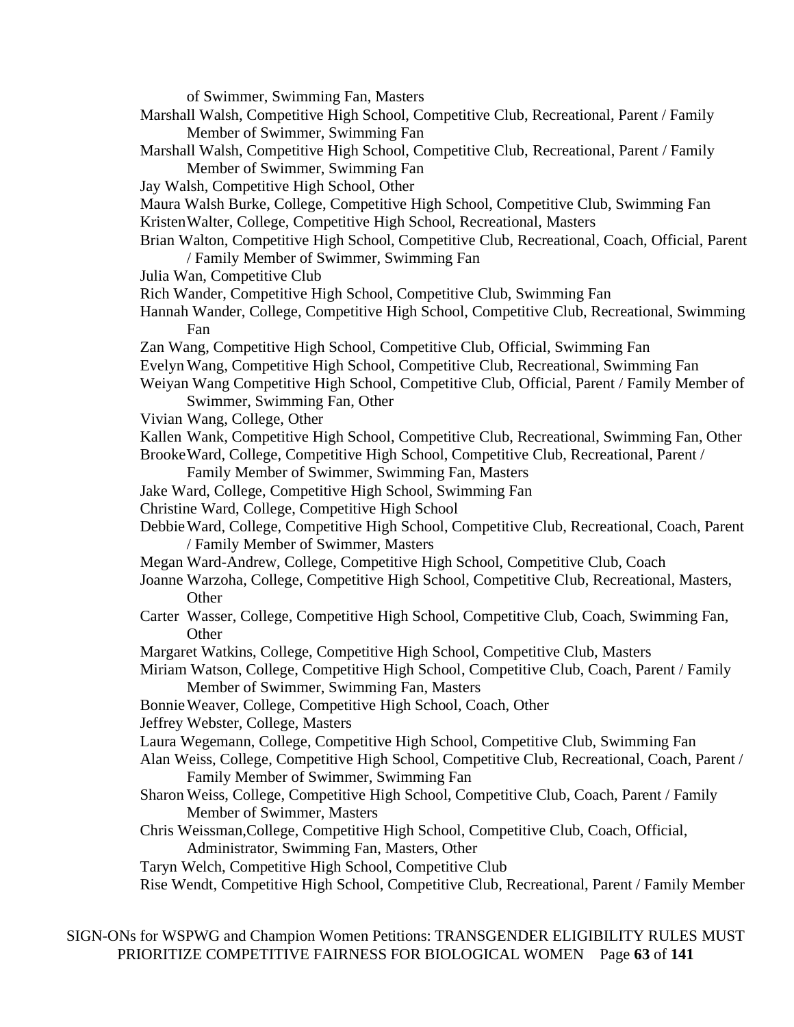of Swimmer, Swimming Fan, Masters

Marshall Walsh, Competitive High School, Competitive Club, Recreational, Parent / Family Member of Swimmer, Swimming Fan

Marshall Walsh, Competitive High School, Competitive Club, Recreational, Parent / Family Member of Swimmer, Swimming Fan

Jay Walsh, Competitive High School, Other

Maura Walsh Burke, College, Competitive High School, Competitive Club, Swimming Fan

Kristen Walter, College, Competitive High School, Recreational, Masters

Brian Walton, Competitive High School, Competitive Club, Recreational, Coach, Official, Parent / Family Member of Swimmer, Swimming Fan

Julia Wan, Competitive Club

Rich Wander, Competitive High School, Competitive Club, Swimming Fan

Hannah Wander, College, Competitive High School, Competitive Club, Recreational, Swimming Fan

Zan Wang, Competitive High School, Competitive Club, Official, Swimming Fan

Evelyn Wang, Competitive High School, Competitive Club, Recreational, Swimming Fan

Weiyan Wang Competitive High School, Competitive Club, Official, Parent / Family Member of Swimmer, Swimming Fan, Other

Vivian Wang, College, Other

Kallen Wank, Competitive High School, Competitive Club, Recreational, Swimming Fan, Other

Brooke Ward, College, Competitive High School, Competitive Club, Recreational, Parent / Family Member of Swimmer, Swimming Fan, Masters

Jake Ward, College, Competitive High School, Swimming Fan

Christine Ward, College, Competitive High School

Debbie Ward, College, Competitive High School, Competitive Club, Recreational, Coach, Parent / Family Member of Swimmer, Masters

Megan Ward-Andrew, College, Competitive High School, Competitive Club, Coach

Joanne Warzoha, College, Competitive High School, Competitive Club, Recreational, Masters, Other

Carter Wasser, College, Competitive High School, Competitive Club, Coach, Swimming Fan, Other

Margaret Watkins, College, Competitive High School, Competitive Club, Masters

Miriam Watson, College, Competitive High School, Competitive Club, Coach, Parent / Family Member of Swimmer, Swimming Fan, Masters

Bonnie Weaver, College, Competitive High School, Coach, Other

Jeffrey Webster, College, Masters

Laura Wegemann, College, Competitive High School, Competitive Club, Swimming Fan

Alan Weiss, College, Competitive High School, Competitive Club, Recreational, Coach, Parent / Family Member of Swimmer, Swimming Fan

Sharon Weiss, College, Competitive High School, Competitive Club, Coach, Parent / Family Member of Swimmer, Masters

Chris Weissman,College, Competitive High School, Competitive Club, Coach, Official, Administrator, Swimming Fan, Masters, Other

Taryn Welch, Competitive High School, Competitive Club

Rise Wendt, Competitive High School, Competitive Club, Recreational, Parent / Family Member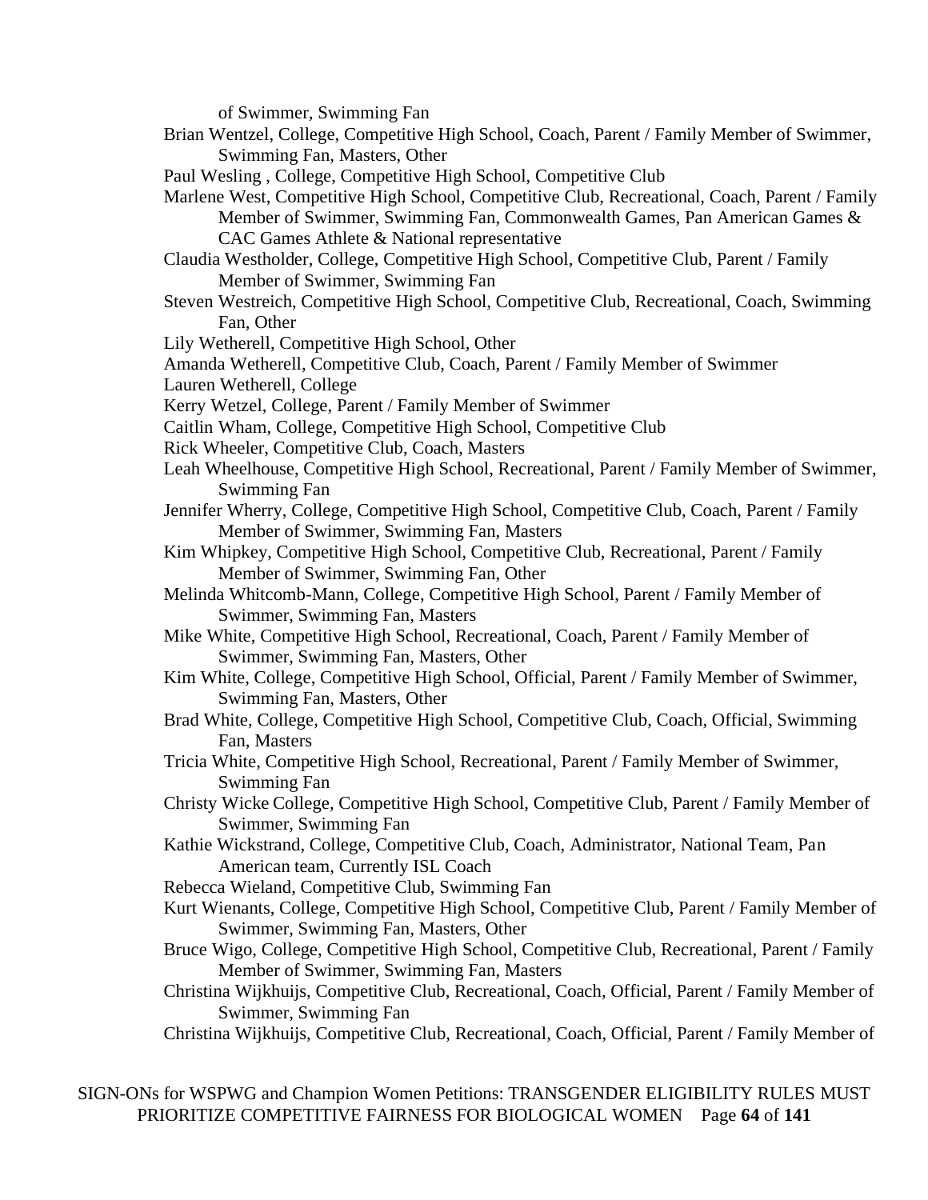of Swimmer, Swimming Fan

Brian Wentzel, College, Competitive High School, Coach, Parent / Family Member of Swimmer, Swimming Fan, Masters, Other

Paul Wesling , College, Competitive High School, Competitive Club

Marlene West, Competitive High School, Competitive Club, Recreational, Coach, Parent / Family Member of Swimmer, Swimming Fan, Commonwealth Games, Pan American Games & CAC Games Athlete & National representative

Claudia Westholder, College, Competitive High School, Competitive Club, Parent / Family Member of Swimmer, Swimming Fan

Steven Westreich, Competitive High School, Competitive Club, Recreational, Coach, Swimming Fan, Other

Lily Wetherell, Competitive High School, Other

Amanda Wetherell, Competitive Club, Coach, Parent / Family Member of Swimmer

Lauren Wetherell, College

Kerry Wetzel, College, Parent / Family Member of Swimmer

Caitlin Wham, College, Competitive High School, Competitive Club

Rick Wheeler, Competitive Club, Coach, Masters

Leah Wheelhouse, Competitive High School, Recreational, Parent / Family Member of Swimmer, Swimming Fan

Jennifer Wherry, College, Competitive High School, Competitive Club, Coach, Parent / Family Member of Swimmer, Swimming Fan, Masters

Kim Whipkey, Competitive High School, Competitive Club, Recreational, Parent / Family Member of Swimmer, Swimming Fan, Other

Melinda Whitcomb-Mann, College, Competitive High School, Parent / Family Member of Swimmer, Swimming Fan, Masters

Mike White, Competitive High School, Recreational, Coach, Parent / Family Member of Swimmer, Swimming Fan, Masters, Other

Kim White, College, Competitive High School, Official, Parent / Family Member of Swimmer, Swimming Fan, Masters, Other

Brad White, College, Competitive High School, Competitive Club, Coach, Official, Swimming Fan, Masters

Tricia White, Competitive High School, Recreational, Parent / Family Member of Swimmer, Swimming Fan

Christy Wicke College, Competitive High School, Competitive Club, Parent / Family Member of Swimmer, Swimming Fan

Kathie Wickstrand, College, Competitive Club, Coach, Administrator, National Team, Pan American team, Currently ISL Coach

Rebecca Wieland, Competitive Club, Swimming Fan

Kurt Wienants, College, Competitive High School, Competitive Club, Parent / Family Member of Swimmer, Swimming Fan, Masters, Other

Bruce Wigo, College, Competitive High School, Competitive Club, Recreational, Parent / Family Member of Swimmer, Swimming Fan, Masters

Christina Wijkhuijs, Competitive Club, Recreational, Coach, Official, Parent / Family Member of Swimmer, Swimming Fan

Christina Wijkhuijs, Competitive Club, Recreational, Coach, Official, Parent / Family Member of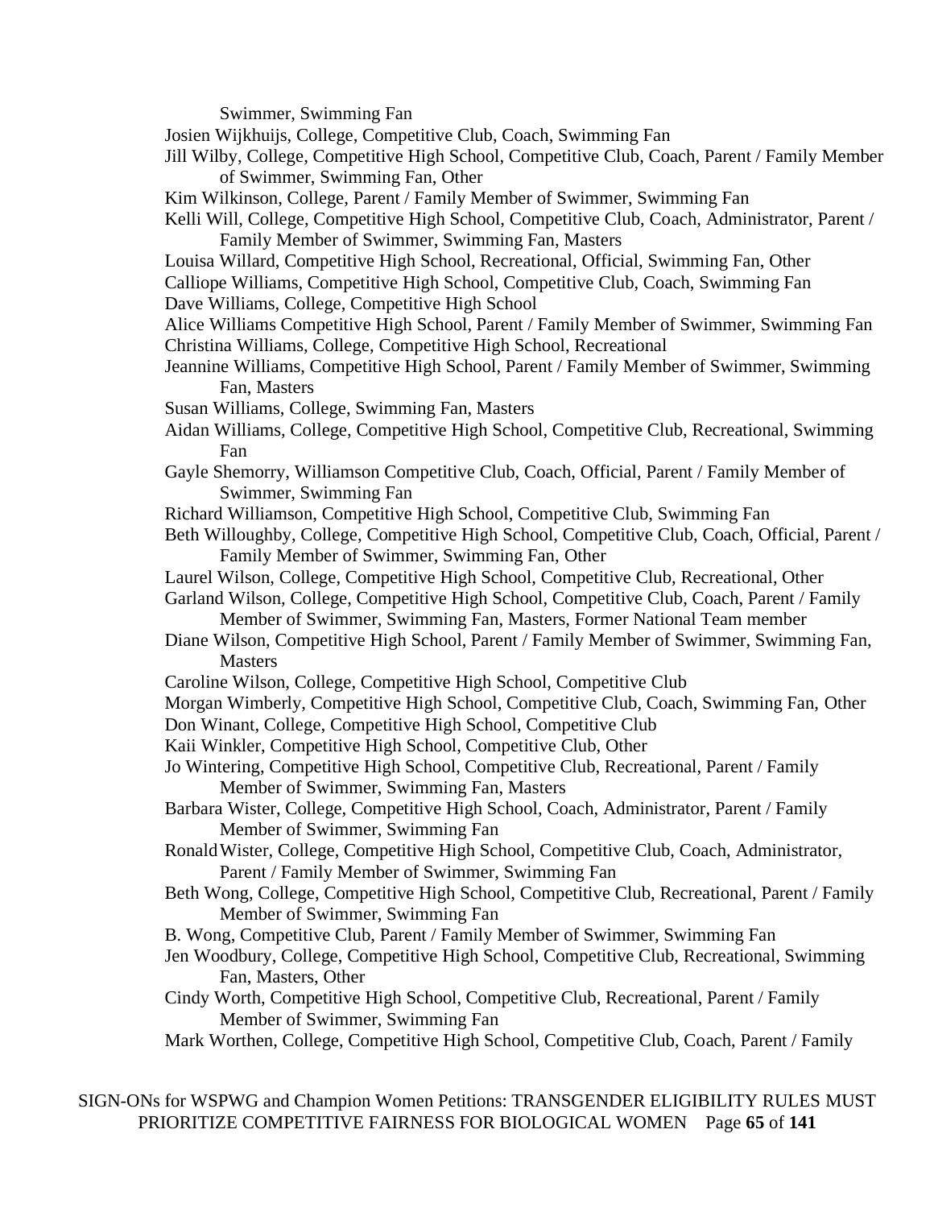Swimmer, Swimming Fan

Josien Wijkhuijs, College, Competitive Club, Coach, Swimming Fan

Jill Wilby, College, Competitive High School, Competitive Club, Coach, Parent / Family Member of Swimmer, Swimming Fan, Other

Kim Wilkinson, College, Parent / Family Member of Swimmer, Swimming Fan

Kelli Will, College, Competitive High School, Competitive Club, Coach, Administrator, Parent / Family Member of Swimmer, Swimming Fan, Masters

Louisa Willard, Competitive High School, Recreational, Official, Swimming Fan, Other

Calliope Williams, Competitive High School, Competitive Club, Coach, Swimming Fan

Dave Williams, College, Competitive High School

Alice Williams Competitive High School, Parent / Family Member of Swimmer, Swimming Fan

Christina Williams, College, Competitive High School, Recreational

Jeannine Williams, Competitive High School, Parent / Family Member of Swimmer, Swimming Fan, Masters

Susan Williams, College, Swimming Fan, Masters

Aidan Williams, College, Competitive High School, Competitive Club, Recreational, Swimming Fan

Gayle Shemorry, Williamson Competitive Club, Coach, Official, Parent / Family Member of Swimmer, Swimming Fan

Richard Williamson, Competitive High School, Competitive Club, Swimming Fan

Beth Willoughby, College, Competitive High School, Competitive Club, Coach, Official, Parent / Family Member of Swimmer, Swimming Fan, Other

Laurel Wilson, College, Competitive High School, Competitive Club, Recreational, Other

Garland Wilson, College, Competitive High School, Competitive Club, Coach, Parent / Family Member of Swimmer, Swimming Fan, Masters, Former National Team member

Diane Wilson, Competitive High School, Parent / Family Member of Swimmer, Swimming Fan, Masters

Caroline Wilson, College, Competitive High School, Competitive Club

Morgan Wimberly, Competitive High School, Competitive Club, Coach, Swimming Fan, Other

Don Winant, College, Competitive High School, Competitive Club

Kaii Winkler, Competitive High School, Competitive Club, Other

Jo Wintering, Competitive High School, Competitive Club, Recreational, Parent / Family Member of Swimmer, Swimming Fan, Masters

Barbara Wister, College, Competitive High School, Coach, Administrator, Parent / Family Member of Swimmer, Swimming Fan

Ronald Wister, College, Competitive High School, Competitive Club, Coach, Administrator, Parent / Family Member of Swimmer, Swimming Fan

Beth Wong, College, Competitive High School, Competitive Club, Recreational, Parent / Family Member of Swimmer, Swimming Fan

B. Wong, Competitive Club, Parent / Family Member of Swimmer, Swimming Fan

Jen Woodbury, College, Competitive High School, Competitive Club, Recreational, Swimming Fan, Masters, Other

Cindy Worth, Competitive High School, Competitive Club, Recreational, Parent / Family Member of Swimmer, Swimming Fan

Mark Worthen, College, Competitive High School, Competitive Club, Coach, Parent / Family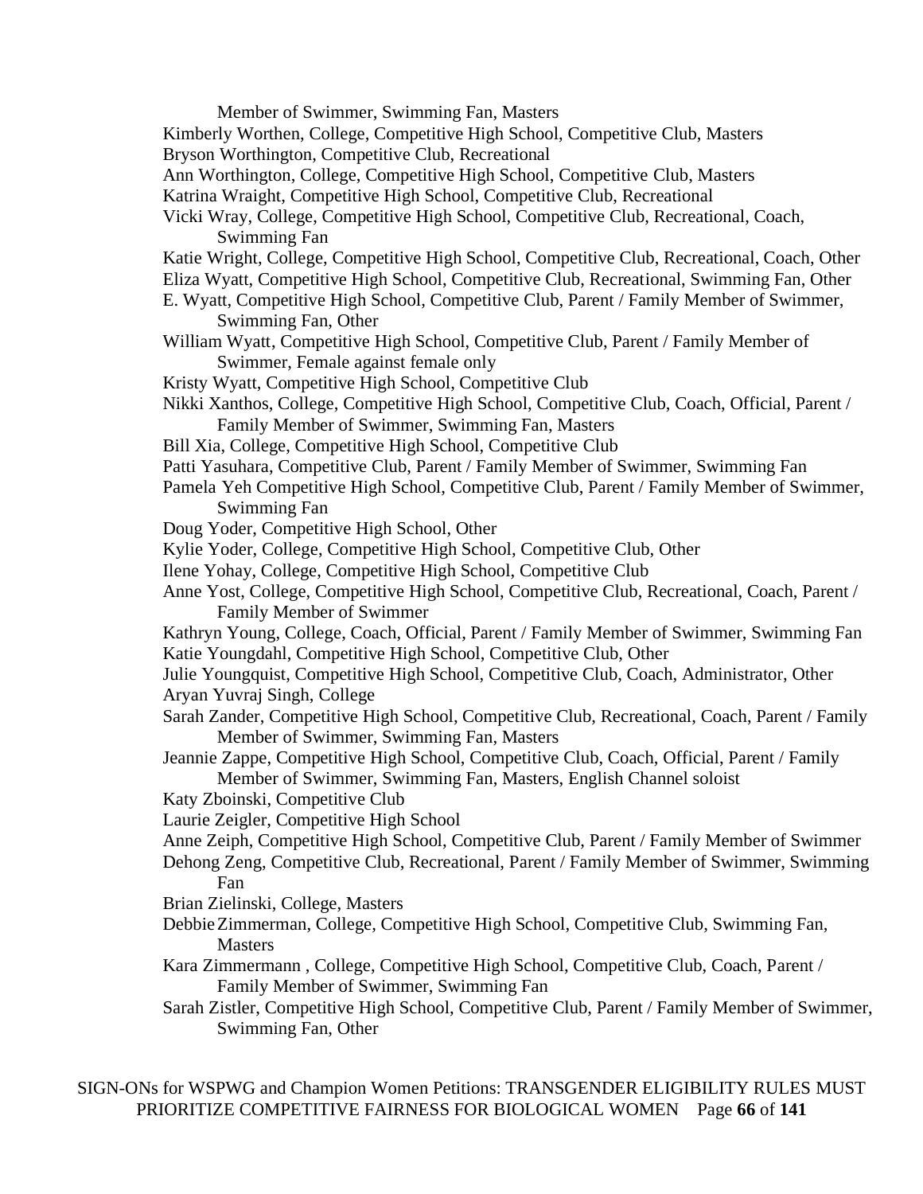Member of Swimmer, Swimming Fan, Masters

Kimberly Worthen, College, Competitive High School, Competitive Club, Masters

Bryson Worthington, Competitive Club, Recreational

Ann Worthington, College, Competitive High School, Competitive Club, Masters

Katrina Wraight, Competitive High School, Competitive Club, Recreational

Vicki Wray, College, Competitive High School, Competitive Club, Recreational, Coach, Swimming Fan

Katie Wright, College, Competitive High School, Competitive Club, Recreational, Coach, Other

Eliza Wyatt, Competitive High School, Competitive Club, Recreational, Swimming Fan, Other

E. Wyatt, Competitive High School, Competitive Club, Parent / Family Member of Swimmer, Swimming Fan, Other

William Wyatt, Competitive High School, Competitive Club, Parent / Family Member of Swimmer, Female against female only

Kristy Wyatt, Competitive High School, Competitive Club

Nikki Xanthos, College, Competitive High School, Competitive Club, Coach, Official, Parent / Family Member of Swimmer, Swimming Fan, Masters

Bill Xia, College, Competitive High School, Competitive Club

Patti Yasuhara, Competitive Club, Parent / Family Member of Swimmer, Swimming Fan

Pamela Yeh Competitive High School, Competitive Club, Parent / Family Member of Swimmer, Swimming Fan

Doug Yoder, Competitive High School, Other

Kylie Yoder, College, Competitive High School, Competitive Club, Other

Ilene Yohay, College, Competitive High School, Competitive Club

Anne Yost, College, Competitive High School, Competitive Club, Recreational, Coach, Parent / Family Member of Swimmer

Kathryn Young, College, Coach, Official, Parent / Family Member of Swimmer, Swimming Fan

Katie Youngdahl, Competitive High School, Competitive Club, Other

Julie Youngquist, Competitive High School, Competitive Club, Coach, Administrator, Other

Aryan Yuvraj Singh, College

Sarah Zander, Competitive High School, Competitive Club, Recreational, Coach, Parent / Family Member of Swimmer, Swimming Fan, Masters

Jeannie Zappe, Competitive High School, Competitive Club, Coach, Official, Parent / Family Member of Swimmer, Swimming Fan, Masters, English Channel soloist

Katy Zboinski, Competitive Club

Laurie Zeigler, Competitive High School

Anne Zeiph, Competitive High School, Competitive Club, Parent / Family Member of Swimmer

Dehong Zeng, Competitive Club, Recreational, Parent / Family Member of Swimmer, Swimming Fan

Brian Zielinski, College, Masters

Debbie Zimmerman, College, Competitive High School, Competitive Club, Swimming Fan, Masters

Kara Zimmermann , College, Competitive High School, Competitive Club, Coach, Parent / Family Member of Swimmer, Swimming Fan

Sarah Zistler, Competitive High School, Competitive Club, Parent / Family Member of Swimmer, Swimming Fan, Other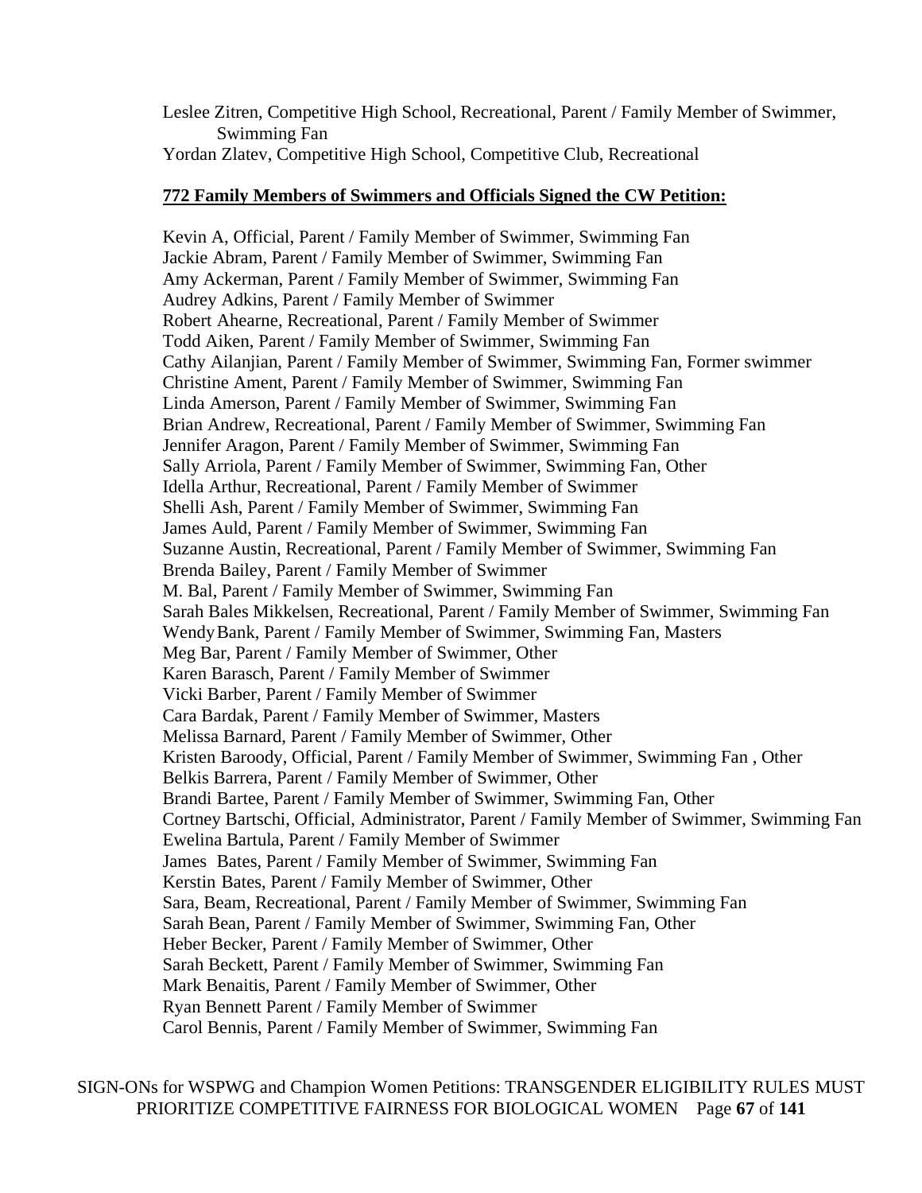Leslee Zitren, Competitive High School, Recreational, Parent / Family Member of Swimmer, Swimming Fan
Yordan Zlatev, Competitive High School, Competitive Club, Recreational

**772 Family Members of Swimmers and Officials Signed the CW Petition:**

Kevin A, Official, Parent / Family Member of Swimmer, Swimming Fan
Jackie Abram, Parent / Family Member of Swimmer, Swimming Fan
Amy Ackerman, Parent / Family Member of Swimmer, Swimming Fan
Audrey Adkins, Parent / Family Member of Swimmer
Robert Ahearne, Recreational, Parent / Family Member of Swimmer
Todd Aiken, Parent / Family Member of Swimmer, Swimming Fan
Cathy Ailanjian, Parent / Family Member of Swimmer, Swimming Fan, Former swimmer
Christine Ament, Parent / Family Member of Swimmer, Swimming Fan
Linda Amerson, Parent / Family Member of Swimmer, Swimming Fan
Brian Andrew, Recreational, Parent / Family Member of Swimmer, Swimming Fan
Jennifer Aragon, Parent / Family Member of Swimmer, Swimming Fan
Sally Arriola, Parent / Family Member of Swimmer, Swimming Fan, Other
Idella Arthur, Recreational, Parent / Family Member of Swimmer
Shelli Ash, Parent / Family Member of Swimmer, Swimming Fan
James Auld, Parent / Family Member of Swimmer, Swimming Fan
Suzanne Austin, Recreational, Parent / Family Member of Swimmer, Swimming Fan
Brenda Bailey, Parent / Family Member of Swimmer
M. Bal, Parent / Family Member of Swimmer, Swimming Fan
Sarah Bales Mikkelsen, Recreational, Parent / Family Member of Swimmer, Swimming Fan
Wendy Bank, Parent / Family Member of Swimmer, Swimming Fan, Masters
Meg Bar, Parent / Family Member of Swimmer, Other
Karen Barasch, Parent / Family Member of Swimmer
Vicki Barber, Parent / Family Member of Swimmer
Cara Bardak, Parent / Family Member of Swimmer, Masters
Melissa Barnard, Parent / Family Member of Swimmer, Other
Kristen Baroody, Official, Parent / Family Member of Swimmer, Swimming Fan , Other
Belkis Barrera, Parent / Family Member of Swimmer, Other
Brandi Bartee, Parent / Family Member of Swimmer, Swimming Fan, Other
Cortney Bartschi, Official, Administrator, Parent / Family Member of Swimmer, Swimming Fan
Ewelina Bartula, Parent / Family Member of Swimmer
James Bates, Parent / Family Member of Swimmer, Swimming Fan
Kerstin Bates, Parent / Family Member of Swimmer, Other
Sara, Beam, Recreational, Parent / Family Member of Swimmer, Swimming Fan
Sarah Bean, Parent / Family Member of Swimmer, Swimming Fan, Other
Heber Becker, Parent / Family Member of Swimmer, Other
Sarah Beckett, Parent / Family Member of Swimmer, Swimming Fan
Mark Benaitis, Parent / Family Member of Swimmer, Other
Ryan Bennett Parent / Family Member of Swimmer
Carol Bennis, Parent / Family Member of Swimmer, Swimming Fan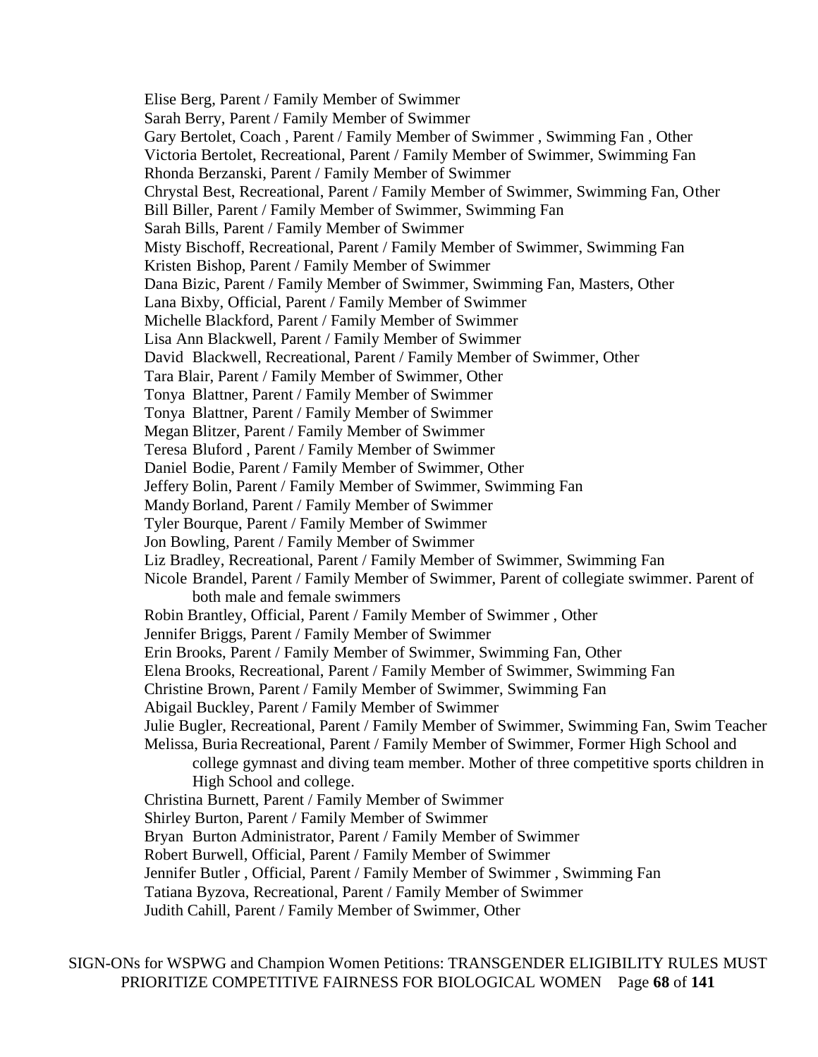Elise Berg, Parent / Family Member of Swimmer
Sarah Berry, Parent / Family Member of Swimmer
Gary Bertolet, Coach , Parent / Family Member of Swimmer , Swimming Fan , Other
Victoria Bertolet, Recreational, Parent / Family Member of Swimmer, Swimming Fan
Rhonda Berzanski, Parent / Family Member of Swimmer
Chrystal Best, Recreational, Parent / Family Member of Swimmer, Swimming Fan, Other
Bill Biller, Parent / Family Member of Swimmer, Swimming Fan
Sarah Bills, Parent / Family Member of Swimmer
Misty Bischoff, Recreational, Parent / Family Member of Swimmer, Swimming Fan
Kristen Bishop, Parent / Family Member of Swimmer
Dana Bizic, Parent / Family Member of Swimmer, Swimming Fan, Masters, Other
Lana Bixby, Official, Parent / Family Member of Swimmer
Michelle Blackford, Parent / Family Member of Swimmer
Lisa Ann Blackwell, Parent / Family Member of Swimmer
David Blackwell, Recreational, Parent / Family Member of Swimmer, Other
Tara Blair, Parent / Family Member of Swimmer, Other
Tonya Blattner, Parent / Family Member of Swimmer
Tonya Blattner, Parent / Family Member of Swimmer
Megan Blitzer, Parent / Family Member of Swimmer
Teresa Bluford , Parent / Family Member of Swimmer
Daniel Bodie, Parent / Family Member of Swimmer, Other
Jeffery Bolin, Parent / Family Member of Swimmer, Swimming Fan
Mandy Borland, Parent / Family Member of Swimmer
Tyler Bourque, Parent / Family Member of Swimmer
Jon Bowling, Parent / Family Member of Swimmer
Liz Bradley, Recreational, Parent / Family Member of Swimmer, Swimming Fan
Nicole Brandel, Parent / Family Member of Swimmer, Parent of collegiate swimmer. Parent of both male and female swimmers
Robin Brantley, Official, Parent / Family Member of Swimmer , Other
Jennifer Briggs, Parent / Family Member of Swimmer
Erin Brooks, Parent / Family Member of Swimmer, Swimming Fan, Other
Elena Brooks, Recreational, Parent / Family Member of Swimmer, Swimming Fan
Christine Brown, Parent / Family Member of Swimmer, Swimming Fan
Abigail Buckley, Parent / Family Member of Swimmer
Julie Bugler, Recreational, Parent / Family Member of Swimmer, Swimming Fan, Swim Teacher
Melissa, Buria Recreational, Parent / Family Member of Swimmer, Former High School and college gymnast and diving team member. Mother of three competitive sports children in High School and college.
Christina Burnett, Parent / Family Member of Swimmer
Shirley Burton, Parent / Family Member of Swimmer
Bryan Burton Administrator, Parent / Family Member of Swimmer
Robert Burwell, Official, Parent / Family Member of Swimmer
Jennifer Butler , Official, Parent / Family Member of Swimmer , Swimming Fan
Tatiana Byzova, Recreational, Parent / Family Member of Swimmer
Judith Cahill, Parent / Family Member of Swimmer, Other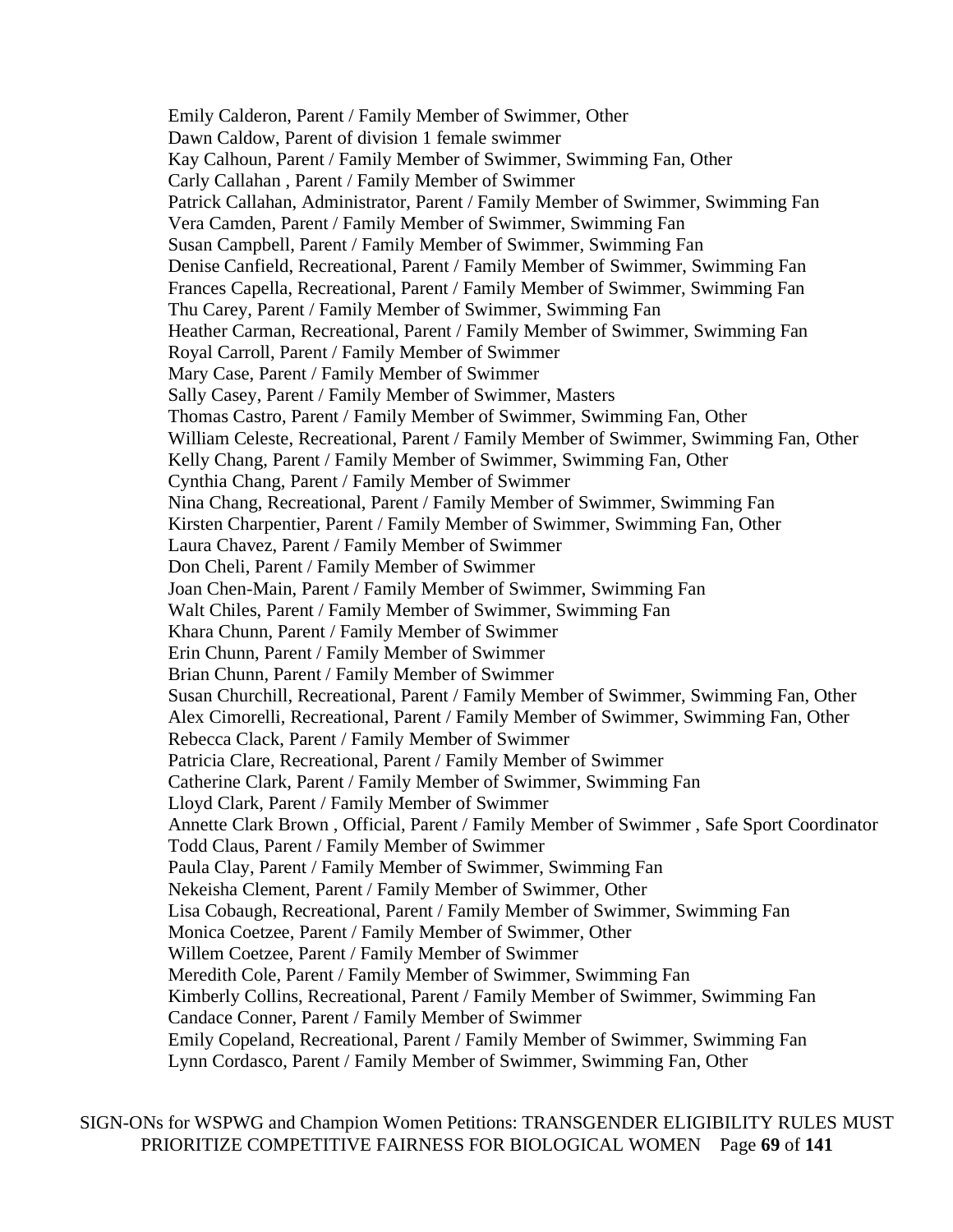Emily Calderon, Parent / Family Member of Swimmer, Other
Dawn Caldow, Parent of division 1 female swimmer
Kay Calhoun, Parent / Family Member of Swimmer, Swimming Fan, Other
Carly Callahan , Parent / Family Member of Swimmer
Patrick Callahan, Administrator, Parent / Family Member of Swimmer, Swimming Fan
Vera Camden, Parent / Family Member of Swimmer, Swimming Fan
Susan Campbell, Parent / Family Member of Swimmer, Swimming Fan
Denise Canfield, Recreational, Parent / Family Member of Swimmer, Swimming Fan
Frances Capella, Recreational, Parent / Family Member of Swimmer, Swimming Fan
Thu Carey, Parent / Family Member of Swimmer, Swimming Fan
Heather Carman, Recreational, Parent / Family Member of Swimmer, Swimming Fan
Royal Carroll, Parent / Family Member of Swimmer
Mary Case, Parent / Family Member of Swimmer
Sally Casey, Parent / Family Member of Swimmer, Masters
Thomas Castro, Parent / Family Member of Swimmer, Swimming Fan, Other
William Celeste, Recreational, Parent / Family Member of Swimmer, Swimming Fan, Other
Kelly Chang, Parent / Family Member of Swimmer, Swimming Fan, Other
Cynthia Chang, Parent / Family Member of Swimmer
Nina Chang, Recreational, Parent / Family Member of Swimmer, Swimming Fan
Kirsten Charpentier, Parent / Family Member of Swimmer, Swimming Fan, Other
Laura Chavez, Parent / Family Member of Swimmer
Don Cheli, Parent / Family Member of Swimmer
Joan Chen-Main, Parent / Family Member of Swimmer, Swimming Fan
Walt Chiles, Parent / Family Member of Swimmer, Swimming Fan
Khara Chunn, Parent / Family Member of Swimmer
Erin Chunn, Parent / Family Member of Swimmer
Brian Chunn, Parent / Family Member of Swimmer
Susan Churchill, Recreational, Parent / Family Member of Swimmer, Swimming Fan, Other
Alex Cimorelli, Recreational, Parent / Family Member of Swimmer, Swimming Fan, Other
Rebecca Clack, Parent / Family Member of Swimmer
Patricia Clare, Recreational, Parent / Family Member of Swimmer
Catherine Clark, Parent / Family Member of Swimmer, Swimming Fan
Lloyd Clark, Parent / Family Member of Swimmer
Annette Clark Brown , Official, Parent / Family Member of Swimmer , Safe Sport Coordinator
Todd Claus, Parent / Family Member of Swimmer
Paula Clay, Parent / Family Member of Swimmer, Swimming Fan
Nekeisha Clement, Parent / Family Member of Swimmer, Other
Lisa Cobaugh, Recreational, Parent / Family Member of Swimmer, Swimming Fan
Monica Coetzee, Parent / Family Member of Swimmer, Other
Willem Coetzee, Parent / Family Member of Swimmer
Meredith Cole, Parent / Family Member of Swimmer, Swimming Fan
Kimberly Collins, Recreational, Parent / Family Member of Swimmer, Swimming Fan
Candace Conner, Parent / Family Member of Swimmer
Emily Copeland, Recreational, Parent / Family Member of Swimmer, Swimming Fan
Lynn Cordasco, Parent / Family Member of Swimmer, Swimming Fan, Other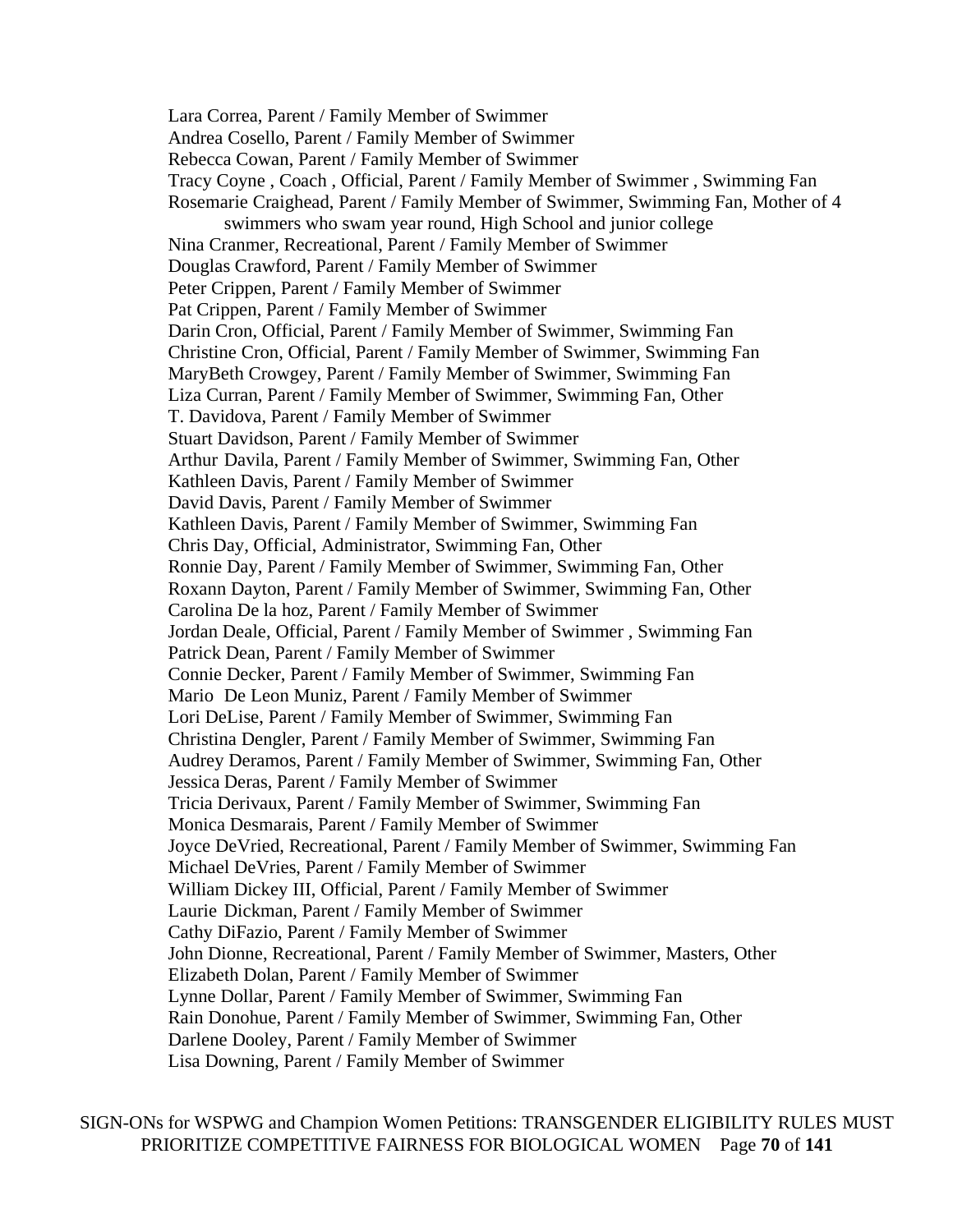Lara Correa, Parent / Family Member of Swimmer
Andrea Cosello, Parent / Family Member of Swimmer
Rebecca Cowan, Parent / Family Member of Swimmer
Tracy Coyne , Coach , Official, Parent / Family Member of Swimmer , Swimming Fan
Rosemarie Craighead, Parent / Family Member of Swimmer, Swimming Fan, Mother of 4 swimmers who swam year round, High School and junior college
Nina Cranmer, Recreational, Parent / Family Member of Swimmer
Douglas Crawford, Parent / Family Member of Swimmer
Peter Crippen, Parent / Family Member of Swimmer
Pat Crippen, Parent / Family Member of Swimmer
Darin Cron, Official, Parent / Family Member of Swimmer, Swimming Fan
Christine Cron, Official, Parent / Family Member of Swimmer, Swimming Fan
MaryBeth Crowgey, Parent / Family Member of Swimmer, Swimming Fan
Liza Curran, Parent / Family Member of Swimmer, Swimming Fan, Other
T. Davidova, Parent / Family Member of Swimmer
Stuart Davidson, Parent / Family Member of Swimmer
Arthur Davila, Parent / Family Member of Swimmer, Swimming Fan, Other
Kathleen Davis, Parent / Family Member of Swimmer
David Davis, Parent / Family Member of Swimmer
Kathleen Davis, Parent / Family Member of Swimmer, Swimming Fan
Chris Day, Official, Administrator, Swimming Fan, Other
Ronnie Day, Parent / Family Member of Swimmer, Swimming Fan, Other
Roxann Dayton, Parent / Family Member of Swimmer, Swimming Fan, Other
Carolina De la hoz, Parent / Family Member of Swimmer
Jordan Deale, Official, Parent / Family Member of Swimmer , Swimming Fan
Patrick Dean, Parent / Family Member of Swimmer
Connie Decker, Parent / Family Member of Swimmer, Swimming Fan
Mario De Leon Muniz, Parent / Family Member of Swimmer
Lori DeLise, Parent / Family Member of Swimmer, Swimming Fan
Christina Dengler, Parent / Family Member of Swimmer, Swimming Fan
Audrey Deramos, Parent / Family Member of Swimmer, Swimming Fan, Other
Jessica Deras, Parent / Family Member of Swimmer
Tricia Derivaux, Parent / Family Member of Swimmer, Swimming Fan
Monica Desmarais, Parent / Family Member of Swimmer
Joyce DeVried, Recreational, Parent / Family Member of Swimmer, Swimming Fan
Michael DeVries, Parent / Family Member of Swimmer
William Dickey III, Official, Parent / Family Member of Swimmer
Laurie Dickman, Parent / Family Member of Swimmer
Cathy DiFazio, Parent / Family Member of Swimmer
John Dionne, Recreational, Parent / Family Member of Swimmer, Masters, Other
Elizabeth Dolan, Parent / Family Member of Swimmer
Lynne Dollar, Parent / Family Member of Swimmer, Swimming Fan
Rain Donohue, Parent / Family Member of Swimmer, Swimming Fan, Other
Darlene Dooley, Parent / Family Member of Swimmer
Lisa Downing, Parent / Family Member of Swimmer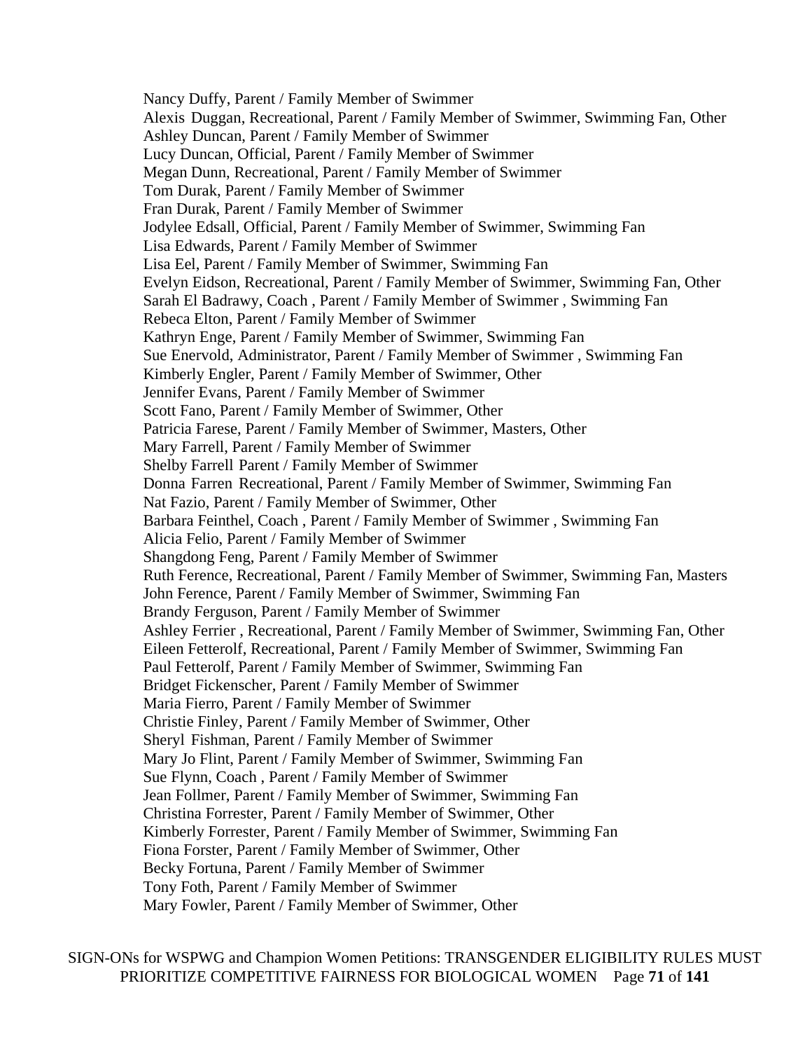Nancy Duffy, Parent / Family Member of Swimmer
Alexis Duggan, Recreational, Parent / Family Member of Swimmer, Swimming Fan, Other
Ashley Duncan, Parent / Family Member of Swimmer
Lucy Duncan, Official, Parent / Family Member of Swimmer
Megan Dunn, Recreational, Parent / Family Member of Swimmer
Tom Durak, Parent / Family Member of Swimmer
Fran Durak, Parent / Family Member of Swimmer
Jodylee Edsall, Official, Parent / Family Member of Swimmer, Swimming Fan
Lisa Edwards, Parent / Family Member of Swimmer
Lisa Eel, Parent / Family Member of Swimmer, Swimming Fan
Evelyn Eidson, Recreational, Parent / Family Member of Swimmer, Swimming Fan, Other
Sarah El Badrawy, Coach , Parent / Family Member of Swimmer , Swimming Fan
Rebeca Elton, Parent / Family Member of Swimmer
Kathryn Enge, Parent / Family Member of Swimmer, Swimming Fan
Sue Enervold, Administrator, Parent / Family Member of Swimmer , Swimming Fan
Kimberly Engler, Parent / Family Member of Swimmer, Other
Jennifer Evans, Parent / Family Member of Swimmer
Scott Fano, Parent / Family Member of Swimmer, Other
Patricia Farese, Parent / Family Member of Swimmer, Masters, Other
Mary Farrell, Parent / Family Member of Swimmer
Shelby Farrell Parent / Family Member of Swimmer
Donna Farren Recreational, Parent / Family Member of Swimmer, Swimming Fan
Nat Fazio, Parent / Family Member of Swimmer, Other
Barbara Feinthel, Coach , Parent / Family Member of Swimmer , Swimming Fan
Alicia Felio, Parent / Family Member of Swimmer
Shangdong Feng, Parent / Family Member of Swimmer
Ruth Ference, Recreational, Parent / Family Member of Swimmer, Swimming Fan, Masters
John Ference, Parent / Family Member of Swimmer, Swimming Fan
Brandy Ferguson, Parent / Family Member of Swimmer
Ashley Ferrier , Recreational, Parent / Family Member of Swimmer, Swimming Fan, Other
Eileen Fetterolf, Recreational, Parent / Family Member of Swimmer, Swimming Fan
Paul Fetterolf, Parent / Family Member of Swimmer, Swimming Fan
Bridget Fickenscher, Parent / Family Member of Swimmer
Maria Fierro, Parent / Family Member of Swimmer
Christie Finley, Parent / Family Member of Swimmer, Other
Sheryl Fishman, Parent / Family Member of Swimmer
Mary Jo Flint, Parent / Family Member of Swimmer, Swimming Fan
Sue Flynn, Coach , Parent / Family Member of Swimmer
Jean Follmer, Parent / Family Member of Swimmer, Swimming Fan
Christina Forrester, Parent / Family Member of Swimmer, Other
Kimberly Forrester, Parent / Family Member of Swimmer, Swimming Fan
Fiona Forster, Parent / Family Member of Swimmer, Other
Becky Fortuna, Parent / Family Member of Swimmer
Tony Foth, Parent / Family Member of Swimmer
Mary Fowler, Parent / Family Member of Swimmer, Other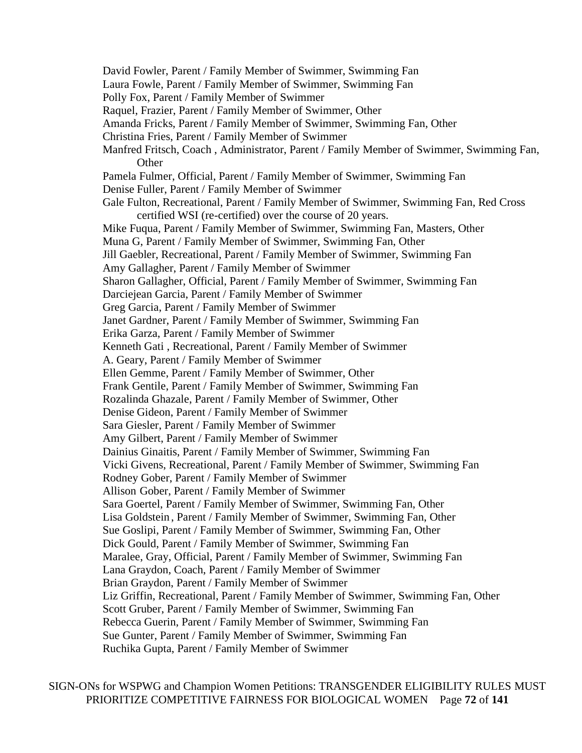David Fowler, Parent / Family Member of Swimmer, Swimming Fan
Laura Fowle, Parent / Family Member of Swimmer, Swimming Fan
Polly Fox, Parent / Family Member of Swimmer
Raquel, Frazier, Parent / Family Member of Swimmer, Other
Amanda Fricks, Parent / Family Member of Swimmer, Swimming Fan, Other
Christina Fries, Parent / Family Member of Swimmer
Manfred Fritsch, Coach , Administrator, Parent / Family Member of Swimmer, Swimming Fan, Other
Pamela Fulmer, Official, Parent / Family Member of Swimmer, Swimming Fan
Denise Fuller, Parent / Family Member of Swimmer
Gale Fulton, Recreational, Parent / Family Member of Swimmer, Swimming Fan, Red Cross certified WSI (re-certified) over the course of 20 years.
Mike Fuqua, Parent / Family Member of Swimmer, Swimming Fan, Masters, Other
Muna G, Parent / Family Member of Swimmer, Swimming Fan, Other
Jill Gaebler, Recreational, Parent / Family Member of Swimmer, Swimming Fan
Amy Gallagher, Parent / Family Member of Swimmer
Sharon Gallagher, Official, Parent / Family Member of Swimmer, Swimming Fan
Darciejean Garcia, Parent / Family Member of Swimmer
Greg Garcia, Parent / Family Member of Swimmer
Janet Gardner, Parent / Family Member of Swimmer, Swimming Fan
Erika Garza, Parent / Family Member of Swimmer
Kenneth Gati , Recreational, Parent / Family Member of Swimmer
A. Geary, Parent / Family Member of Swimmer
Ellen Gemme, Parent / Family Member of Swimmer, Other
Frank Gentile, Parent / Family Member of Swimmer, Swimming Fan
Rozalinda Ghazale, Parent / Family Member of Swimmer, Other
Denise Gideon, Parent / Family Member of Swimmer
Sara Giesler, Parent / Family Member of Swimmer
Amy Gilbert, Parent / Family Member of Swimmer
Dainius Ginaitis, Parent / Family Member of Swimmer, Swimming Fan
Vicki Givens, Recreational, Parent / Family Member of Swimmer, Swimming Fan
Rodney Gober, Parent / Family Member of Swimmer
Allison Gober, Parent / Family Member of Swimmer
Sara Goertel, Parent / Family Member of Swimmer, Swimming Fan, Other
Lisa Goldstein , Parent / Family Member of Swimmer, Swimming Fan, Other
Sue Goslipi, Parent / Family Member of Swimmer, Swimming Fan, Other
Dick Gould, Parent / Family Member of Swimmer, Swimming Fan
Maralee, Gray, Official, Parent / Family Member of Swimmer, Swimming Fan
Lana Graydon, Coach, Parent / Family Member of Swimmer
Brian Graydon, Parent / Family Member of Swimmer
Liz Griffin, Recreational, Parent / Family Member of Swimmer, Swimming Fan, Other
Scott Gruber, Parent / Family Member of Swimmer, Swimming Fan
Rebecca Guerin, Parent / Family Member of Swimmer, Swimming Fan
Sue Gunter, Parent / Family Member of Swimmer, Swimming Fan
Ruchika Gupta, Parent / Family Member of Swimmer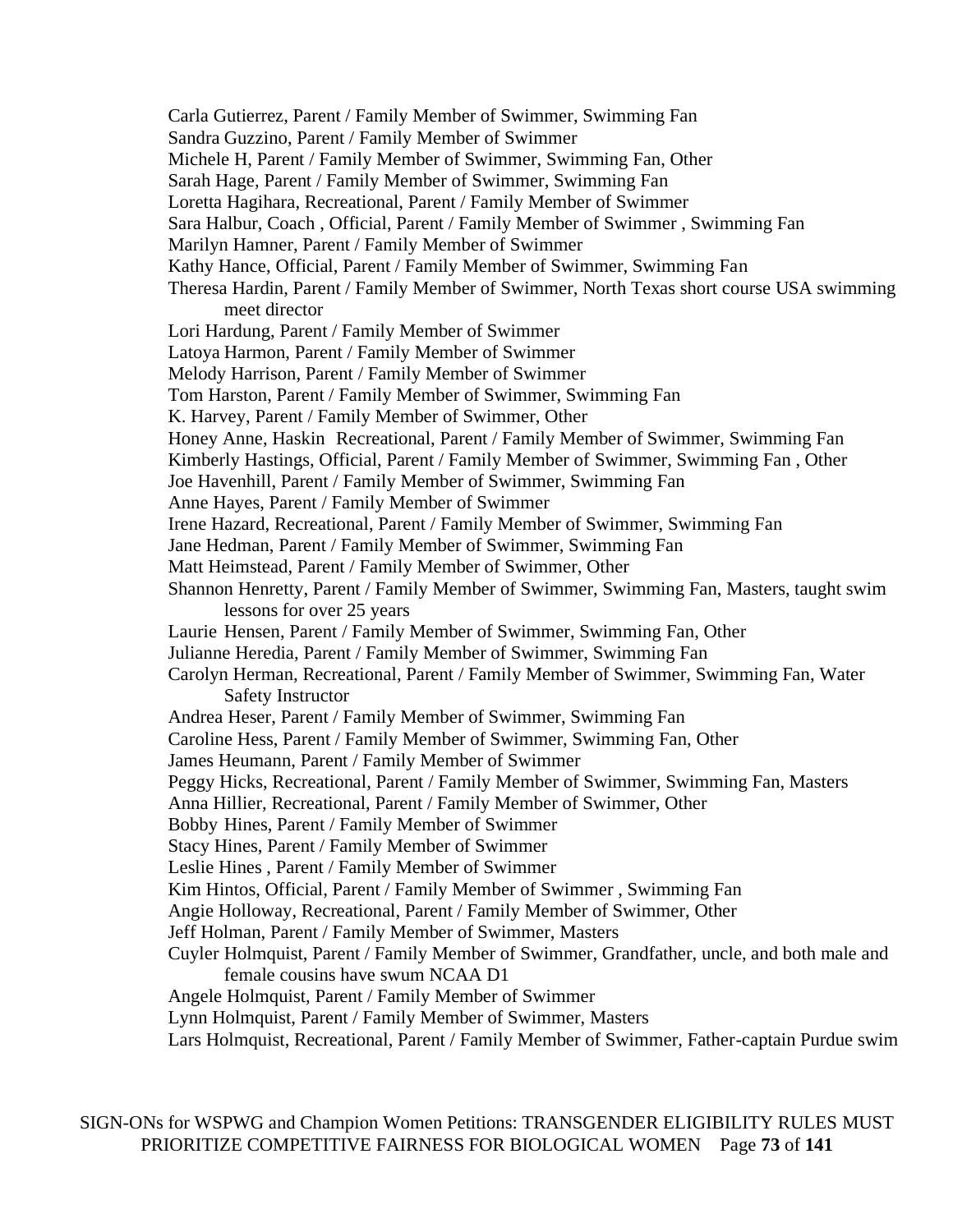Carla Gutierrez, Parent / Family Member of Swimmer, Swimming Fan
Sandra Guzzino, Parent / Family Member of Swimmer
Michele H, Parent / Family Member of Swimmer, Swimming Fan, Other
Sarah Hage, Parent / Family Member of Swimmer, Swimming Fan
Loretta Hagihara, Recreational, Parent / Family Member of Swimmer
Sara Halbur, Coach , Official, Parent / Family Member of Swimmer , Swimming Fan
Marilyn Hamner, Parent / Family Member of Swimmer
Kathy Hance, Official, Parent / Family Member of Swimmer, Swimming Fan
Theresa Hardin, Parent / Family Member of Swimmer, North Texas short course USA swimming meet director
Lori Hardung, Parent / Family Member of Swimmer
Latoya Harmon, Parent / Family Member of Swimmer
Melody Harrison, Parent / Family Member of Swimmer
Tom Harston, Parent / Family Member of Swimmer, Swimming Fan
K. Harvey, Parent / Family Member of Swimmer, Other
Honey Anne, Haskin Recreational, Parent / Family Member of Swimmer, Swimming Fan
Kimberly Hastings, Official, Parent / Family Member of Swimmer, Swimming Fan , Other
Joe Havenhill, Parent / Family Member of Swimmer, Swimming Fan
Anne Hayes, Parent / Family Member of Swimmer
Irene Hazard, Recreational, Parent / Family Member of Swimmer, Swimming Fan
Jane Hedman, Parent / Family Member of Swimmer, Swimming Fan
Matt Heimstead, Parent / Family Member of Swimmer, Other
Shannon Henretty, Parent / Family Member of Swimmer, Swimming Fan, Masters, taught swim lessons for over 25 years
Laurie Hensen, Parent / Family Member of Swimmer, Swimming Fan, Other
Julianne Heredia, Parent / Family Member of Swimmer, Swimming Fan
Carolyn Herman, Recreational, Parent / Family Member of Swimmer, Swimming Fan, Water Safety Instructor
Andrea Heser, Parent / Family Member of Swimmer, Swimming Fan
Caroline Hess, Parent / Family Member of Swimmer, Swimming Fan, Other
James Heumann, Parent / Family Member of Swimmer
Peggy Hicks, Recreational, Parent / Family Member of Swimmer, Swimming Fan, Masters
Anna Hillier, Recreational, Parent / Family Member of Swimmer, Other
Bobby Hines, Parent / Family Member of Swimmer
Stacy Hines, Parent / Family Member of Swimmer
Leslie Hines , Parent / Family Member of Swimmer
Kim Hintos, Official, Parent / Family Member of Swimmer , Swimming Fan
Angie Holloway, Recreational, Parent / Family Member of Swimmer, Other
Jeff Holman, Parent / Family Member of Swimmer, Masters
Cuyler Holmquist, Parent / Family Member of Swimmer, Grandfather, uncle, and both male and female cousins have swum NCAA D1
Angele Holmquist, Parent / Family Member of Swimmer
Lynn Holmquist, Parent / Family Member of Swimmer, Masters
Lars Holmquist, Recreational, Parent / Family Member of Swimmer, Father-captain Purdue swim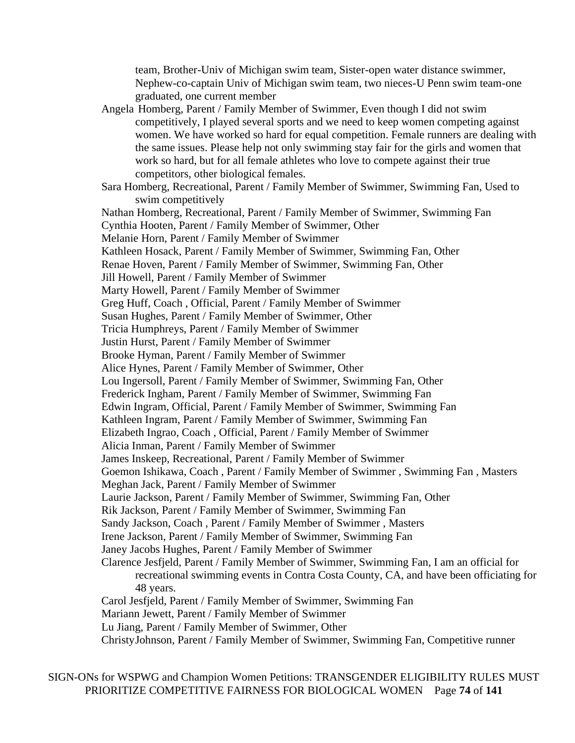team, Brother-Univ of Michigan swim team, Sister-open water distance swimmer, Nephew-co-captain Univ of Michigan swim team, two nieces-U Penn swim team-one graduated, one current member

Angela Homberg, Parent / Family Member of Swimmer, Even though I did not swim competitively, I played several sports and we need to keep women competing against women. We have worked so hard for equal competition. Female runners are dealing with the same issues. Please help not only swimming stay fair for the girls and women that work so hard, but for all female athletes who love to compete against their true competitors, other biological females.

Sara Homberg, Recreational, Parent / Family Member of Swimmer, Swimming Fan, Used to swim competitively

Nathan Homberg, Recreational, Parent / Family Member of Swimmer, Swimming Fan

Cynthia Hooten, Parent / Family Member of Swimmer, Other

Melanie Horn, Parent / Family Member of Swimmer

Kathleen Hosack, Parent / Family Member of Swimmer, Swimming Fan, Other

Renae Hoven, Parent / Family Member of Swimmer, Swimming Fan, Other

Jill Howell, Parent / Family Member of Swimmer

Marty Howell, Parent / Family Member of Swimmer

Greg Huff, Coach , Official, Parent / Family Member of Swimmer

Susan Hughes, Parent / Family Member of Swimmer, Other

Tricia Humphreys, Parent / Family Member of Swimmer

Justin Hurst, Parent / Family Member of Swimmer

Brooke Hyman, Parent / Family Member of Swimmer

Alice Hynes, Parent / Family Member of Swimmer, Other

Lou Ingersoll, Parent / Family Member of Swimmer, Swimming Fan, Other

Frederick Ingham, Parent / Family Member of Swimmer, Swimming Fan

Edwin Ingram, Official, Parent / Family Member of Swimmer, Swimming Fan

Kathleen Ingram, Parent / Family Member of Swimmer, Swimming Fan

Elizabeth Ingrao, Coach , Official, Parent / Family Member of Swimmer

Alicia Inman, Parent / Family Member of Swimmer

James Inskeep, Recreational, Parent / Family Member of Swimmer

Goemon Ishikawa, Coach , Parent / Family Member of Swimmer , Swimming Fan , Masters

Meghan Jack, Parent / Family Member of Swimmer

Laurie Jackson, Parent / Family Member of Swimmer, Swimming Fan, Other

Rik Jackson, Parent / Family Member of Swimmer, Swimming Fan

Sandy Jackson, Coach , Parent / Family Member of Swimmer , Masters

Irene Jackson, Parent / Family Member of Swimmer, Swimming Fan

Janey Jacobs Hughes, Parent / Family Member of Swimmer

Clarence Jesfjeld, Parent / Family Member of Swimmer, Swimming Fan, I am an official for recreational swimming events in Contra Costa County, CA, and have been officiating for 48 years.

Carol Jesfjeld, Parent / Family Member of Swimmer, Swimming Fan

Mariann Jewett, Parent / Family Member of Swimmer

Lu Jiang, Parent / Family Member of Swimmer, Other

ChristyJohnson, Parent / Family Member of Swimmer, Swimming Fan, Competitive runner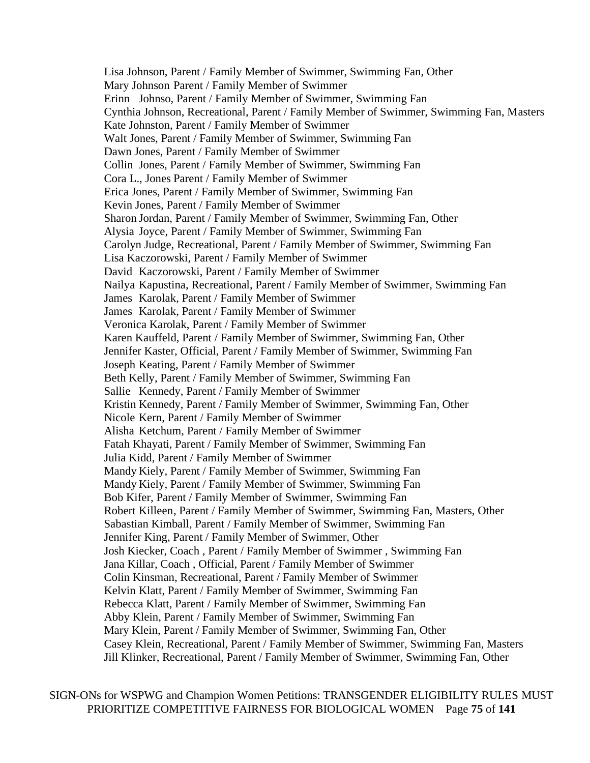Lisa Johnson, Parent / Family Member of Swimmer, Swimming Fan, Other
Mary Johnson Parent / Family Member of Swimmer
Erinn Johnso, Parent / Family Member of Swimmer, Swimming Fan
Cynthia Johnson, Recreational, Parent / Family Member of Swimmer, Swimming Fan, Masters
Kate Johnston, Parent / Family Member of Swimmer
Walt Jones, Parent / Family Member of Swimmer, Swimming Fan
Dawn Jones, Parent / Family Member of Swimmer
Collin Jones, Parent / Family Member of Swimmer, Swimming Fan
Cora L., Jones Parent / Family Member of Swimmer
Erica Jones, Parent / Family Member of Swimmer, Swimming Fan
Kevin Jones, Parent / Family Member of Swimmer
Sharon Jordan, Parent / Family Member of Swimmer, Swimming Fan, Other
Alysia Joyce, Parent / Family Member of Swimmer, Swimming Fan
Carolyn Judge, Recreational, Parent / Family Member of Swimmer, Swimming Fan
Lisa Kaczorowski, Parent / Family Member of Swimmer
David Kaczorowski, Parent / Family Member of Swimmer
Nailya Kapustina, Recreational, Parent / Family Member of Swimmer, Swimming Fan
James Karolak, Parent / Family Member of Swimmer
James Karolak, Parent / Family Member of Swimmer
Veronica Karolak, Parent / Family Member of Swimmer
Karen Kauffeld, Parent / Family Member of Swimmer, Swimming Fan, Other
Jennifer Kaster, Official, Parent / Family Member of Swimmer, Swimming Fan
Joseph Keating, Parent / Family Member of Swimmer
Beth Kelly, Parent / Family Member of Swimmer, Swimming Fan
Sallie Kennedy, Parent / Family Member of Swimmer
Kristin Kennedy, Parent / Family Member of Swimmer, Swimming Fan, Other
Nicole Kern, Parent / Family Member of Swimmer
Alisha Ketchum, Parent / Family Member of Swimmer
Fatah Khayati, Parent / Family Member of Swimmer, Swimming Fan
Julia Kidd, Parent / Family Member of Swimmer
Mandy Kiely, Parent / Family Member of Swimmer, Swimming Fan
Mandy Kiely, Parent / Family Member of Swimmer, Swimming Fan
Bob Kifer, Parent / Family Member of Swimmer, Swimming Fan
Robert Killeen, Parent / Family Member of Swimmer, Swimming Fan, Masters, Other
Sabastian Kimball, Parent / Family Member of Swimmer, Swimming Fan
Jennifer King, Parent / Family Member of Swimmer, Other
Josh Kiecker, Coach , Parent / Family Member of Swimmer , Swimming Fan
Jana Killar, Coach , Official, Parent / Family Member of Swimmer
Colin Kinsman, Recreational, Parent / Family Member of Swimmer
Kelvin Klatt, Parent / Family Member of Swimmer, Swimming Fan
Rebecca Klatt, Parent / Family Member of Swimmer, Swimming Fan
Abby Klein, Parent / Family Member of Swimmer, Swimming Fan
Mary Klein, Parent / Family Member of Swimmer, Swimming Fan, Other
Casey Klein, Recreational, Parent / Family Member of Swimmer, Swimming Fan, Masters
Jill Klinker, Recreational, Parent / Family Member of Swimmer, Swimming Fan, Other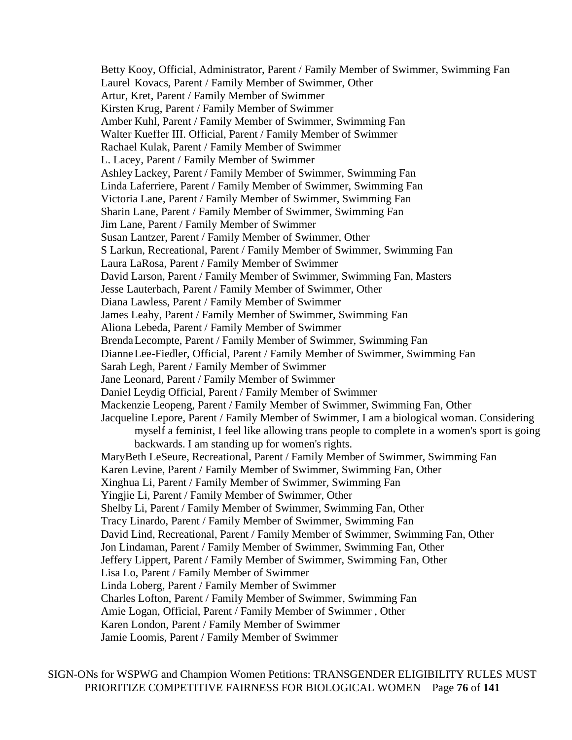Betty Kooy, Official, Administrator, Parent / Family Member of Swimmer, Swimming Fan
Laurel Kovacs, Parent / Family Member of Swimmer, Other
Artur, Kret, Parent / Family Member of Swimmer
Kirsten Krug, Parent / Family Member of Swimmer
Amber Kuhl, Parent / Family Member of Swimmer, Swimming Fan
Walter Kueffer III. Official, Parent / Family Member of Swimmer
Rachael Kulak, Parent / Family Member of Swimmer
L. Lacey, Parent / Family Member of Swimmer
Ashley Lackey, Parent / Family Member of Swimmer, Swimming Fan
Linda Laferriere, Parent / Family Member of Swimmer, Swimming Fan
Victoria Lane, Parent / Family Member of Swimmer, Swimming Fan
Sharin Lane, Parent / Family Member of Swimmer, Swimming Fan
Jim Lane, Parent / Family Member of Swimmer
Susan Lantzer, Parent / Family Member of Swimmer, Other
S Larkun, Recreational, Parent / Family Member of Swimmer, Swimming Fan
Laura LaRosa, Parent / Family Member of Swimmer
David Larson, Parent / Family Member of Swimmer, Swimming Fan, Masters
Jesse Lauterbach, Parent / Family Member of Swimmer, Other
Diana Lawless, Parent / Family Member of Swimmer
James Leahy, Parent / Family Member of Swimmer, Swimming Fan
Aliona Lebeda, Parent / Family Member of Swimmer
Brenda Lecompte, Parent / Family Member of Swimmer, Swimming Fan
Dianne Lee-Fiedler, Official, Parent / Family Member of Swimmer, Swimming Fan
Sarah Legh, Parent / Family Member of Swimmer
Jane Leonard, Parent / Family Member of Swimmer
Daniel Leydig Official, Parent / Family Member of Swimmer
Mackenzie Leopeng, Parent / Family Member of Swimmer, Swimming Fan, Other
Jacqueline Lepore, Parent / Family Member of Swimmer, I am a biological woman. Considering myself a feminist, I feel like allowing trans people to complete in a women's sport is going backwards. I am standing up for women's rights.
MaryBeth LeSeure, Recreational, Parent / Family Member of Swimmer, Swimming Fan
Karen Levine, Parent / Family Member of Swimmer, Swimming Fan, Other
Xinghua Li, Parent / Family Member of Swimmer, Swimming Fan
Yingjie Li, Parent / Family Member of Swimmer, Other
Shelby Li, Parent / Family Member of Swimmer, Swimming Fan, Other
Tracy Linardo, Parent / Family Member of Swimmer, Swimming Fan
David Lind, Recreational, Parent / Family Member of Swimmer, Swimming Fan, Other
Jon Lindaman, Parent / Family Member of Swimmer, Swimming Fan, Other
Jeffery Lippert, Parent / Family Member of Swimmer, Swimming Fan, Other
Lisa Lo, Parent / Family Member of Swimmer
Linda Loberg, Parent / Family Member of Swimmer
Charles Lofton, Parent / Family Member of Swimmer, Swimming Fan
Amie Logan, Official, Parent / Family Member of Swimmer , Other
Karen London, Parent / Family Member of Swimmer
Jamie Loomis, Parent / Family Member of Swimmer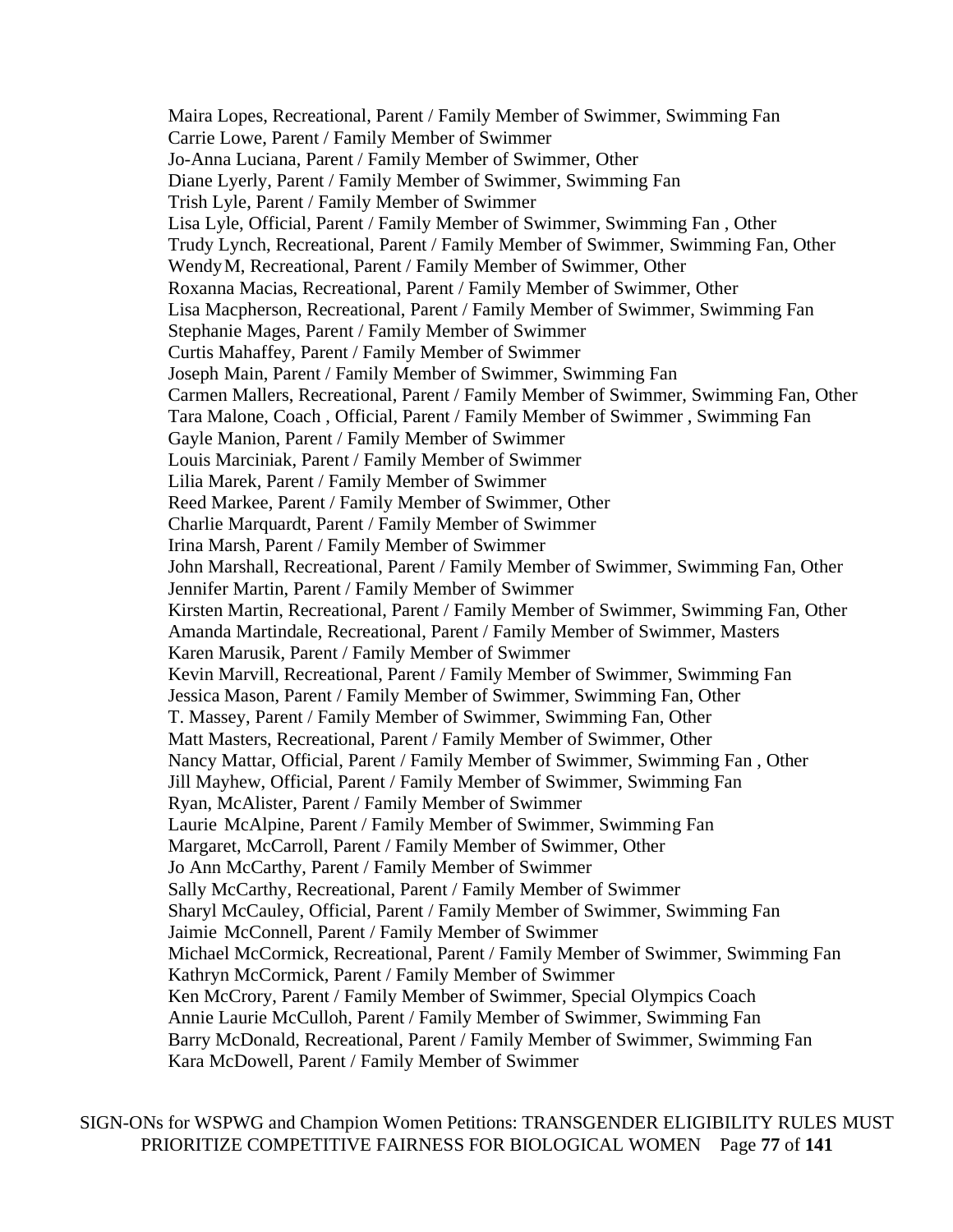Maira Lopes, Recreational, Parent / Family Member of Swimmer, Swimming Fan
Carrie Lowe, Parent / Family Member of Swimmer
Jo-Anna Luciana, Parent / Family Member of Swimmer, Other
Diane Lyerly, Parent / Family Member of Swimmer, Swimming Fan
Trish Lyle, Parent / Family Member of Swimmer
Lisa Lyle, Official, Parent / Family Member of Swimmer, Swimming Fan , Other
Trudy Lynch, Recreational, Parent / Family Member of Swimmer, Swimming Fan, Other
Wendy M, Recreational, Parent / Family Member of Swimmer, Other
Roxanna Macias, Recreational, Parent / Family Member of Swimmer, Other
Lisa Macpherson, Recreational, Parent / Family Member of Swimmer, Swimming Fan
Stephanie Mages, Parent / Family Member of Swimmer
Curtis Mahaffey, Parent / Family Member of Swimmer
Joseph Main, Parent / Family Member of Swimmer, Swimming Fan
Carmen Mallers, Recreational, Parent / Family Member of Swimmer, Swimming Fan, Other
Tara Malone, Coach , Official, Parent / Family Member of Swimmer , Swimming Fan
Gayle Manion, Parent / Family Member of Swimmer
Louis Marciniak, Parent / Family Member of Swimmer
Lilia Marek, Parent / Family Member of Swimmer
Reed Markee, Parent / Family Member of Swimmer, Other
Charlie Marquardt, Parent / Family Member of Swimmer
Irina Marsh, Parent / Family Member of Swimmer
John Marshall, Recreational, Parent / Family Member of Swimmer, Swimming Fan, Other
Jennifer Martin, Parent / Family Member of Swimmer
Kirsten Martin, Recreational, Parent / Family Member of Swimmer, Swimming Fan, Other
Amanda Martindale, Recreational, Parent / Family Member of Swimmer, Masters
Karen Marusik, Parent / Family Member of Swimmer
Kevin Marvill, Recreational, Parent / Family Member of Swimmer, Swimming Fan
Jessica Mason, Parent / Family Member of Swimmer, Swimming Fan, Other
T. Massey, Parent / Family Member of Swimmer, Swimming Fan, Other
Matt Masters, Recreational, Parent / Family Member of Swimmer, Other
Nancy Mattar, Official, Parent / Family Member of Swimmer, Swimming Fan , Other
Jill Mayhew, Official, Parent / Family Member of Swimmer, Swimming Fan
Ryan, McAlister, Parent / Family Member of Swimmer
Laurie McAlpine, Parent / Family Member of Swimmer, Swimming Fan
Margaret, McCarroll, Parent / Family Member of Swimmer, Other
Jo Ann McCarthy, Parent / Family Member of Swimmer
Sally McCarthy, Recreational, Parent / Family Member of Swimmer
Sharyl McCauley, Official, Parent / Family Member of Swimmer, Swimming Fan
Jaimie McConnell, Parent / Family Member of Swimmer
Michael McCormick, Recreational, Parent / Family Member of Swimmer, Swimming Fan
Kathryn McCormick, Parent / Family Member of Swimmer
Ken McCrory, Parent / Family Member of Swimmer, Special Olympics Coach
Annie Laurie McCulloh, Parent / Family Member of Swimmer, Swimming Fan
Barry McDonald, Recreational, Parent / Family Member of Swimmer, Swimming Fan
Kara McDowell, Parent / Family Member of Swimmer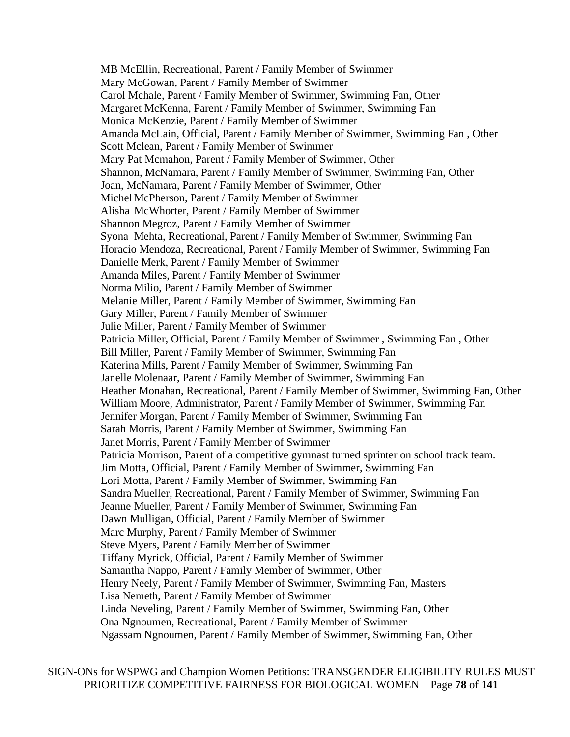MB McEllin, Recreational, Parent / Family Member of Swimmer
Mary McGowan, Parent / Family Member of Swimmer
Carol Mchale, Parent / Family Member of Swimmer, Swimming Fan, Other
Margaret McKenna, Parent / Family Member of Swimmer, Swimming Fan
Monica McKenzie, Parent / Family Member of Swimmer
Amanda McLain, Official, Parent / Family Member of Swimmer, Swimming Fan , Other
Scott Mclean, Parent / Family Member of Swimmer
Mary Pat Mcmahon, Parent / Family Member of Swimmer, Other
Shannon, McNamara, Parent / Family Member of Swimmer, Swimming Fan, Other
Joan, McNamara, Parent / Family Member of Swimmer, Other
Michel McPherson, Parent / Family Member of Swimmer
Alisha McWhorter, Parent / Family Member of Swimmer
Shannon Megroz, Parent / Family Member of Swimmer
Syona Mehta, Recreational, Parent / Family Member of Swimmer, Swimming Fan
Horacio Mendoza, Recreational, Parent / Family Member of Swimmer, Swimming Fan
Danielle Merk, Parent / Family Member of Swimmer
Amanda Miles, Parent / Family Member of Swimmer
Norma Milio, Parent / Family Member of Swimmer
Melanie Miller, Parent / Family Member of Swimmer, Swimming Fan
Gary Miller, Parent / Family Member of Swimmer
Julie Miller, Parent / Family Member of Swimmer
Patricia Miller, Official, Parent / Family Member of Swimmer , Swimming Fan , Other
Bill Miller, Parent / Family Member of Swimmer, Swimming Fan
Katerina Mills, Parent / Family Member of Swimmer, Swimming Fan
Janelle Molenaar, Parent / Family Member of Swimmer, Swimming Fan
Heather Monahan, Recreational, Parent / Family Member of Swimmer, Swimming Fan, Other
William Moore, Administrator, Parent / Family Member of Swimmer, Swimming Fan
Jennifer Morgan, Parent / Family Member of Swimmer, Swimming Fan
Sarah Morris, Parent / Family Member of Swimmer, Swimming Fan
Janet Morris, Parent / Family Member of Swimmer
Patricia Morrison, Parent of a competitive gymnast turned sprinter on school track team.
Jim Motta, Official, Parent / Family Member of Swimmer, Swimming Fan
Lori Motta, Parent / Family Member of Swimmer, Swimming Fan
Sandra Mueller, Recreational, Parent / Family Member of Swimmer, Swimming Fan
Jeanne Mueller, Parent / Family Member of Swimmer, Swimming Fan
Dawn Mulligan, Official, Parent / Family Member of Swimmer
Marc Murphy, Parent / Family Member of Swimmer
Steve Myers, Parent / Family Member of Swimmer
Tiffany Myrick, Official, Parent / Family Member of Swimmer
Samantha Nappo, Parent / Family Member of Swimmer, Other
Henry Neely, Parent / Family Member of Swimmer, Swimming Fan, Masters
Lisa Nemeth, Parent / Family Member of Swimmer
Linda Neveling, Parent / Family Member of Swimmer, Swimming Fan, Other
Ona Ngnoumen, Recreational, Parent / Family Member of Swimmer
Ngassam Ngnoumen, Parent / Family Member of Swimmer, Swimming Fan, Other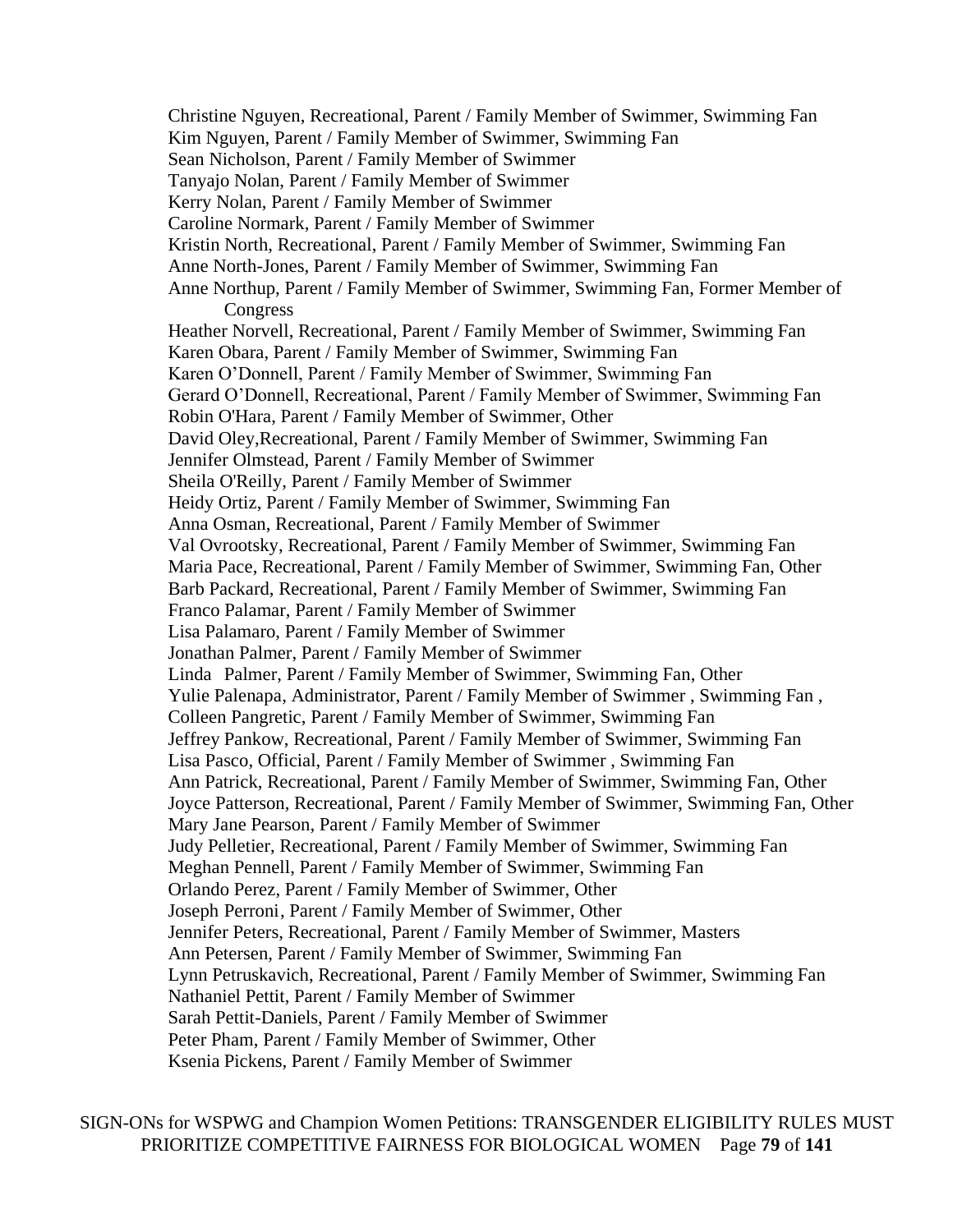Christine Nguyen, Recreational, Parent / Family Member of Swimmer, Swimming Fan
Kim Nguyen, Parent / Family Member of Swimmer, Swimming Fan
Sean Nicholson, Parent / Family Member of Swimmer
Tanyajo Nolan, Parent / Family Member of Swimmer
Kerry Nolan, Parent / Family Member of Swimmer
Caroline Normark, Parent / Family Member of Swimmer
Kristin North, Recreational, Parent / Family Member of Swimmer, Swimming Fan
Anne North-Jones, Parent / Family Member of Swimmer, Swimming Fan
Anne Northup, Parent / Family Member of Swimmer, Swimming Fan, Former Member of Congress
Heather Norvell, Recreational, Parent / Family Member of Swimmer, Swimming Fan
Karen Obara, Parent / Family Member of Swimmer, Swimming Fan
Karen O'Donnell, Parent / Family Member of Swimmer, Swimming Fan
Gerard O'Donnell, Recreational, Parent / Family Member of Swimmer, Swimming Fan
Robin O'Hara, Parent / Family Member of Swimmer, Other
David Oley,Recreational, Parent / Family Member of Swimmer, Swimming Fan
Jennifer Olmstead, Parent / Family Member of Swimmer
Sheila O'Reilly, Parent / Family Member of Swimmer
Heidy Ortiz, Parent / Family Member of Swimmer, Swimming Fan
Anna Osman, Recreational, Parent / Family Member of Swimmer
Val Ovrootsky, Recreational, Parent / Family Member of Swimmer, Swimming Fan
Maria Pace, Recreational, Parent / Family Member of Swimmer, Swimming Fan, Other
Barb Packard, Recreational, Parent / Family Member of Swimmer, Swimming Fan
Franco Palamar, Parent / Family Member of Swimmer
Lisa Palamaro, Parent / Family Member of Swimmer
Jonathan Palmer, Parent / Family Member of Swimmer
Linda Palmer, Parent / Family Member of Swimmer, Swimming Fan, Other
Yulie Palenapa, Administrator, Parent / Family Member of Swimmer , Swimming Fan ,
Colleen Pangretic, Parent / Family Member of Swimmer, Swimming Fan
Jeffrey Pankow, Recreational, Parent / Family Member of Swimmer, Swimming Fan
Lisa Pasco, Official, Parent / Family Member of Swimmer , Swimming Fan
Ann Patrick, Recreational, Parent / Family Member of Swimmer, Swimming Fan, Other
Joyce Patterson, Recreational, Parent / Family Member of Swimmer, Swimming Fan, Other
Mary Jane Pearson, Parent / Family Member of Swimmer
Judy Pelletier, Recreational, Parent / Family Member of Swimmer, Swimming Fan
Meghan Pennell, Parent / Family Member of Swimmer, Swimming Fan
Orlando Perez, Parent / Family Member of Swimmer, Other
Joseph Perroni, Parent / Family Member of Swimmer, Other
Jennifer Peters, Recreational, Parent / Family Member of Swimmer, Masters
Ann Petersen, Parent / Family Member of Swimmer, Swimming Fan
Lynn Petruskavich, Recreational, Parent / Family Member of Swimmer, Swimming Fan
Nathaniel Pettit, Parent / Family Member of Swimmer
Sarah Pettit-Daniels, Parent / Family Member of Swimmer
Peter Pham, Parent / Family Member of Swimmer, Other
Ksenia Pickens, Parent / Family Member of Swimmer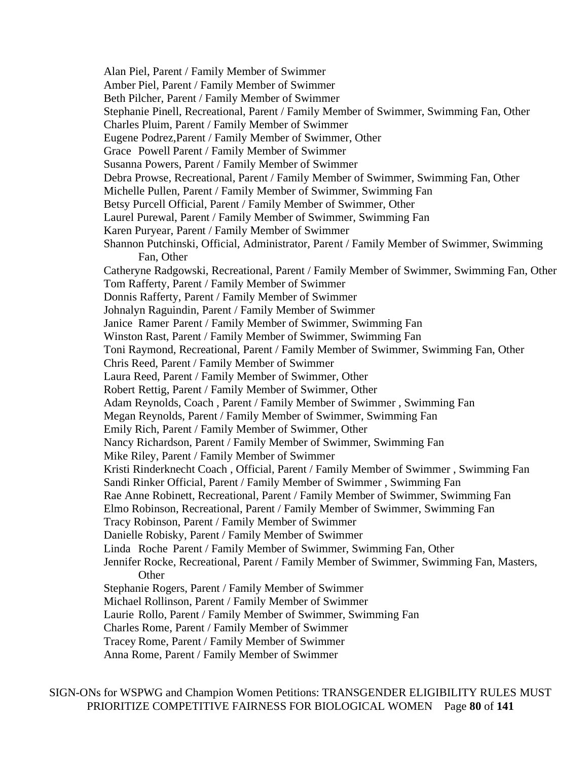Alan Piel, Parent / Family Member of Swimmer
Amber Piel, Parent / Family Member of Swimmer
Beth Pilcher, Parent / Family Member of Swimmer
Stephanie Pinell, Recreational, Parent / Family Member of Swimmer, Swimming Fan, Other
Charles Pluim, Parent / Family Member of Swimmer
Eugene Podrez,Parent / Family Member of Swimmer, Other
Grace Powell Parent / Family Member of Swimmer
Susanna Powers, Parent / Family Member of Swimmer
Debra Prowse, Recreational, Parent / Family Member of Swimmer, Swimming Fan, Other
Michelle Pullen, Parent / Family Member of Swimmer, Swimming Fan
Betsy Purcell Official, Parent / Family Member of Swimmer, Other
Laurel Purewal, Parent / Family Member of Swimmer, Swimming Fan
Karen Puryear, Parent / Family Member of Swimmer
Shannon Putchinski, Official, Administrator, Parent / Family Member of Swimmer, Swimming Fan, Other
Catheryne Radgowski, Recreational, Parent / Family Member of Swimmer, Swimming Fan, Other
Tom Rafferty, Parent / Family Member of Swimmer
Donnis Rafferty, Parent / Family Member of Swimmer
Johnalyn Raguindin, Parent / Family Member of Swimmer
Janice Ramer Parent / Family Member of Swimmer, Swimming Fan
Winston Rast, Parent / Family Member of Swimmer, Swimming Fan
Toni Raymond, Recreational, Parent / Family Member of Swimmer, Swimming Fan, Other
Chris Reed, Parent / Family Member of Swimmer
Laura Reed, Parent / Family Member of Swimmer, Other
Robert Rettig, Parent / Family Member of Swimmer, Other
Adam Reynolds, Coach , Parent / Family Member of Swimmer , Swimming Fan
Megan Reynolds, Parent / Family Member of Swimmer, Swimming Fan
Emily Rich, Parent / Family Member of Swimmer, Other
Nancy Richardson, Parent / Family Member of Swimmer, Swimming Fan
Mike Riley, Parent / Family Member of Swimmer
Kristi Rinderknecht Coach , Official, Parent / Family Member of Swimmer , Swimming Fan
Sandi Rinker Official, Parent / Family Member of Swimmer , Swimming Fan
Rae Anne Robinett, Recreational, Parent / Family Member of Swimmer, Swimming Fan
Elmo Robinson, Recreational, Parent / Family Member of Swimmer, Swimming Fan
Tracy Robinson, Parent / Family Member of Swimmer
Danielle Robisky, Parent / Family Member of Swimmer
Linda Roche Parent / Family Member of Swimmer, Swimming Fan, Other
Jennifer Rocke, Recreational, Parent / Family Member of Swimmer, Swimming Fan, Masters, Other
Stephanie Rogers, Parent / Family Member of Swimmer
Michael Rollinson, Parent / Family Member of Swimmer
Laurie Rollo, Parent / Family Member of Swimmer, Swimming Fan
Charles Rome, Parent / Family Member of Swimmer
Tracey Rome, Parent / Family Member of Swimmer
Anna Rome, Parent / Family Member of Swimmer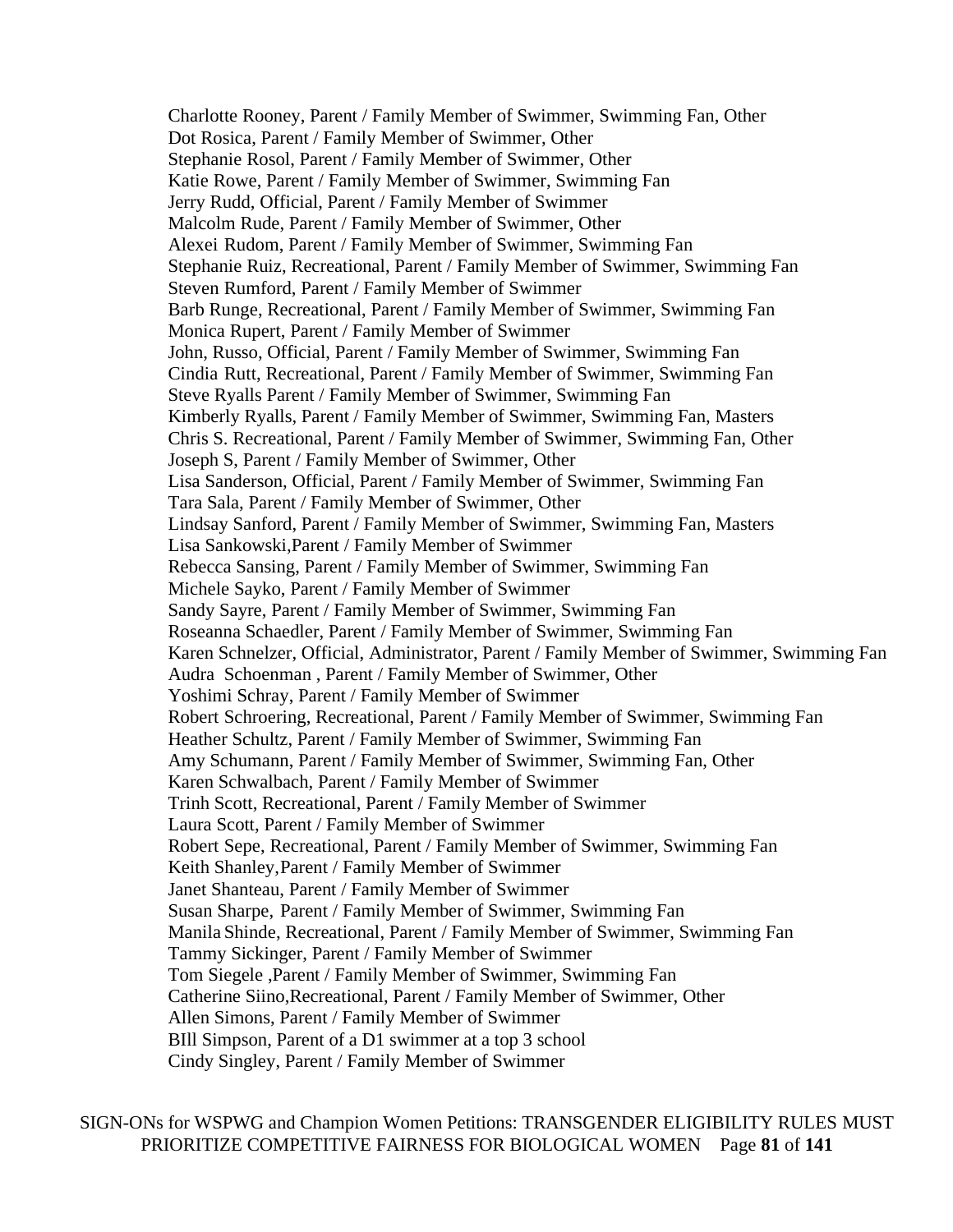Charlotte Rooney, Parent / Family Member of Swimmer, Swimming Fan, Other
Dot Rosica, Parent / Family Member of Swimmer, Other
Stephanie Rosol, Parent / Family Member of Swimmer, Other
Katie Rowe, Parent / Family Member of Swimmer, Swimming Fan
Jerry Rudd, Official, Parent / Family Member of Swimmer
Malcolm Rude, Parent / Family Member of Swimmer, Other
Alexei Rudom, Parent / Family Member of Swimmer, Swimming Fan
Stephanie Ruiz, Recreational, Parent / Family Member of Swimmer, Swimming Fan
Steven Rumford, Parent / Family Member of Swimmer
Barb Runge, Recreational, Parent / Family Member of Swimmer, Swimming Fan
Monica Rupert, Parent / Family Member of Swimmer
John, Russo, Official, Parent / Family Member of Swimmer, Swimming Fan
Cindia Rutt, Recreational, Parent / Family Member of Swimmer, Swimming Fan
Steve Ryalls Parent / Family Member of Swimmer, Swimming Fan
Kimberly Ryalls, Parent / Family Member of Swimmer, Swimming Fan, Masters
Chris S. Recreational, Parent / Family Member of Swimmer, Swimming Fan, Other
Joseph S, Parent / Family Member of Swimmer, Other
Lisa Sanderson, Official, Parent / Family Member of Swimmer, Swimming Fan
Tara Sala, Parent / Family Member of Swimmer, Other
Lindsay Sanford, Parent / Family Member of Swimmer, Swimming Fan, Masters
Lisa Sankowski,Parent / Family Member of Swimmer
Rebecca Sansing, Parent / Family Member of Swimmer, Swimming Fan
Michele Sayko, Parent / Family Member of Swimmer
Sandy Sayre, Parent / Family Member of Swimmer, Swimming Fan
Roseanna Schaedler, Parent / Family Member of Swimmer, Swimming Fan
Karen Schnelzer, Official, Administrator, Parent / Family Member of Swimmer, Swimming Fan
Audra Schoenman , Parent / Family Member of Swimmer, Other
Yoshimi Schray, Parent / Family Member of Swimmer
Robert Schroering, Recreational, Parent / Family Member of Swimmer, Swimming Fan
Heather Schultz, Parent / Family Member of Swimmer, Swimming Fan
Amy Schumann, Parent / Family Member of Swimmer, Swimming Fan, Other
Karen Schwalbach, Parent / Family Member of Swimmer
Trinh Scott, Recreational, Parent / Family Member of Swimmer
Laura Scott, Parent / Family Member of Swimmer
Robert Sepe, Recreational, Parent / Family Member of Swimmer, Swimming Fan
Keith Shanley,Parent / Family Member of Swimmer
Janet Shanteau, Parent / Family Member of Swimmer
Susan Sharpe, Parent / Family Member of Swimmer, Swimming Fan
Manila Shinde, Recreational, Parent / Family Member of Swimmer, Swimming Fan
Tammy Sickinger, Parent / Family Member of Swimmer
Tom Siegele ,Parent / Family Member of Swimmer, Swimming Fan
Catherine Siino,Recreational, Parent / Family Member of Swimmer, Other
Allen Simons, Parent / Family Member of Swimmer
BIll Simpson, Parent of a D1 swimmer at a top 3 school
Cindy Singley, Parent / Family Member of Swimmer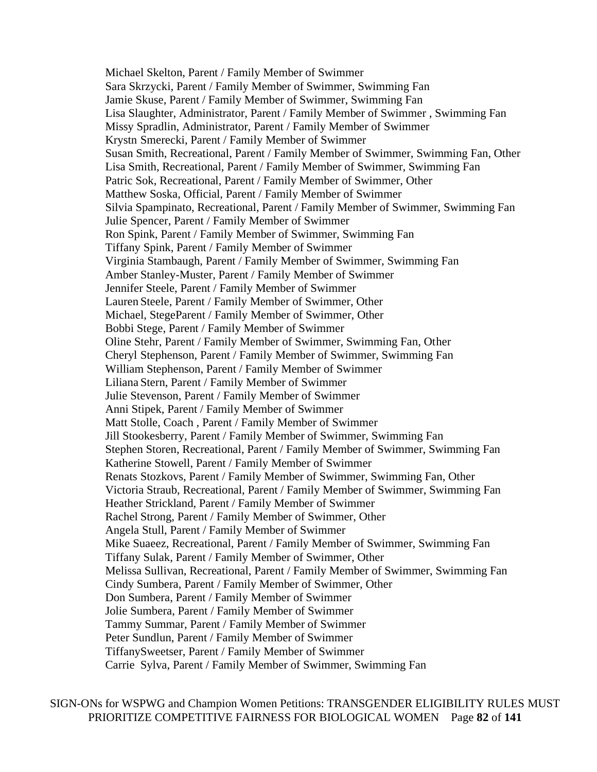Michael Skelton, Parent / Family Member of Swimmer
Sara Skrzycki, Parent / Family Member of Swimmer, Swimming Fan
Jamie Skuse, Parent / Family Member of Swimmer, Swimming Fan
Lisa Slaughter, Administrator, Parent / Family Member of Swimmer , Swimming Fan
Missy Spradlin, Administrator, Parent / Family Member of Swimmer
Krystn Smerecki, Parent / Family Member of Swimmer
Susan Smith, Recreational, Parent / Family Member of Swimmer, Swimming Fan, Other
Lisa Smith, Recreational, Parent / Family Member of Swimmer, Swimming Fan
Patric Sok, Recreational, Parent / Family Member of Swimmer, Other
Matthew Soska, Official, Parent / Family Member of Swimmer
Silvia Spampinato, Recreational, Parent / Family Member of Swimmer, Swimming Fan
Julie Spencer, Parent / Family Member of Swimmer
Ron Spink, Parent / Family Member of Swimmer, Swimming Fan
Tiffany Spink, Parent / Family Member of Swimmer
Virginia Stambaugh, Parent / Family Member of Swimmer, Swimming Fan
Amber Stanley-Muster, Parent / Family Member of Swimmer
Jennifer Steele, Parent / Family Member of Swimmer
Lauren Steele, Parent / Family Member of Swimmer, Other
Michael, StegeParent / Family Member of Swimmer, Other
Bobbi Stege, Parent / Family Member of Swimmer
Oline Stehr, Parent / Family Member of Swimmer, Swimming Fan, Other
Cheryl Stephenson, Parent / Family Member of Swimmer, Swimming Fan
William Stephenson, Parent / Family Member of Swimmer
Liliana Stern, Parent / Family Member of Swimmer
Julie Stevenson, Parent / Family Member of Swimmer
Anni Stipek, Parent / Family Member of Swimmer
Matt Stolle, Coach , Parent / Family Member of Swimmer
Jill Stookesberry, Parent / Family Member of Swimmer, Swimming Fan
Stephen Storen, Recreational, Parent / Family Member of Swimmer, Swimming Fan
Katherine Stowell, Parent / Family Member of Swimmer
Renats Stozkovs, Parent / Family Member of Swimmer, Swimming Fan, Other
Victoria Straub, Recreational, Parent / Family Member of Swimmer, Swimming Fan
Heather Strickland, Parent / Family Member of Swimmer
Rachel Strong, Parent / Family Member of Swimmer, Other
Angela Stull, Parent / Family Member of Swimmer
Mike Suaeez, Recreational, Parent / Family Member of Swimmer, Swimming Fan
Tiffany Sulak, Parent / Family Member of Swimmer, Other
Melissa Sullivan, Recreational, Parent / Family Member of Swimmer, Swimming Fan
Cindy Sumbera, Parent / Family Member of Swimmer, Other
Don Sumbera, Parent / Family Member of Swimmer
Jolie Sumbera, Parent / Family Member of Swimmer
Tammy Summar, Parent / Family Member of Swimmer
Peter Sundlun, Parent / Family Member of Swimmer
TiffanySweetser, Parent / Family Member of Swimmer
Carrie Sylva, Parent / Family Member of Swimmer, Swimming Fan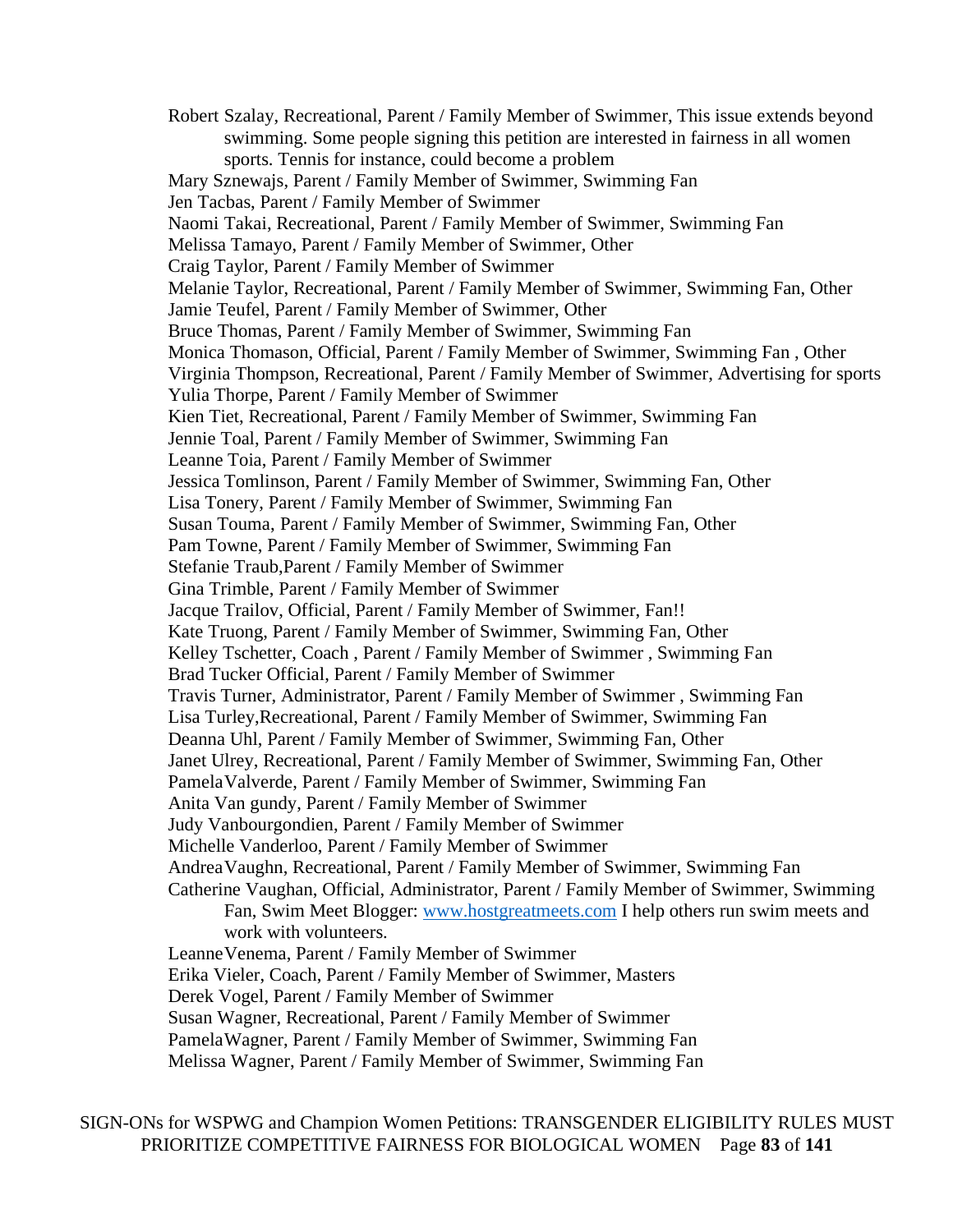Robert Szalay, Recreational, Parent / Family Member of Swimmer, This issue extends beyond swimming. Some people signing this petition are interested in fairness in all women sports. Tennis for instance, could become a problem

Mary Sznewajs, Parent / Family Member of Swimmer, Swimming Fan

Jen Tacbas, Parent / Family Member of Swimmer

Naomi Takai, Recreational, Parent / Family Member of Swimmer, Swimming Fan

Melissa Tamayo, Parent / Family Member of Swimmer, Other

Craig Taylor, Parent / Family Member of Swimmer

Melanie Taylor, Recreational, Parent / Family Member of Swimmer, Swimming Fan, Other

Jamie Teufel, Parent / Family Member of Swimmer, Other

Bruce Thomas, Parent / Family Member of Swimmer, Swimming Fan

Monica Thomason, Official, Parent / Family Member of Swimmer, Swimming Fan , Other

Virginia Thompson, Recreational, Parent / Family Member of Swimmer, Advertising for sports

Yulia Thorpe, Parent / Family Member of Swimmer

Kien Tiet, Recreational, Parent / Family Member of Swimmer, Swimming Fan

Jennie Toal, Parent / Family Member of Swimmer, Swimming Fan

Leanne Toia, Parent / Family Member of Swimmer

Jessica Tomlinson, Parent / Family Member of Swimmer, Swimming Fan, Other

Lisa Tonery, Parent / Family Member of Swimmer, Swimming Fan

Susan Touma, Parent / Family Member of Swimmer, Swimming Fan, Other

Pam Towne, Parent / Family Member of Swimmer, Swimming Fan

Stefanie Traub,Parent / Family Member of Swimmer

Gina Trimble, Parent / Family Member of Swimmer

Jacque Trailov, Official, Parent / Family Member of Swimmer, Fan!!

Kate Truong, Parent / Family Member of Swimmer, Swimming Fan, Other

Kelley Tschetter, Coach , Parent / Family Member of Swimmer , Swimming Fan

Brad Tucker Official, Parent / Family Member of Swimmer

Travis Turner, Administrator, Parent / Family Member of Swimmer , Swimming Fan

Lisa Turley,Recreational, Parent / Family Member of Swimmer, Swimming Fan

Deanna Uhl, Parent / Family Member of Swimmer, Swimming Fan, Other

Janet Ulrey, Recreational, Parent / Family Member of Swimmer, Swimming Fan, Other

PamelaValverde, Parent / Family Member of Swimmer, Swimming Fan

Anita Van gundy, Parent / Family Member of Swimmer

Judy Vanbourgondien, Parent / Family Member of Swimmer

Michelle Vanderloo, Parent / Family Member of Swimmer

AndreaVaughn, Recreational, Parent / Family Member of Swimmer, Swimming Fan

Catherine Vaughan, Official, Administrator, Parent / Family Member of Swimmer, Swimming Fan, Swim Meet Blogger: www.hostgreatmeets.com I help others run swim meets and work with volunteers.

LeanneVenema, Parent / Family Member of Swimmer

Erika Vieler, Coach, Parent / Family Member of Swimmer, Masters

Derek Vogel, Parent / Family Member of Swimmer

Susan Wagner, Recreational, Parent / Family Member of Swimmer

PamelaWagner, Parent / Family Member of Swimmer, Swimming Fan

Melissa Wagner, Parent / Family Member of Swimmer, Swimming Fan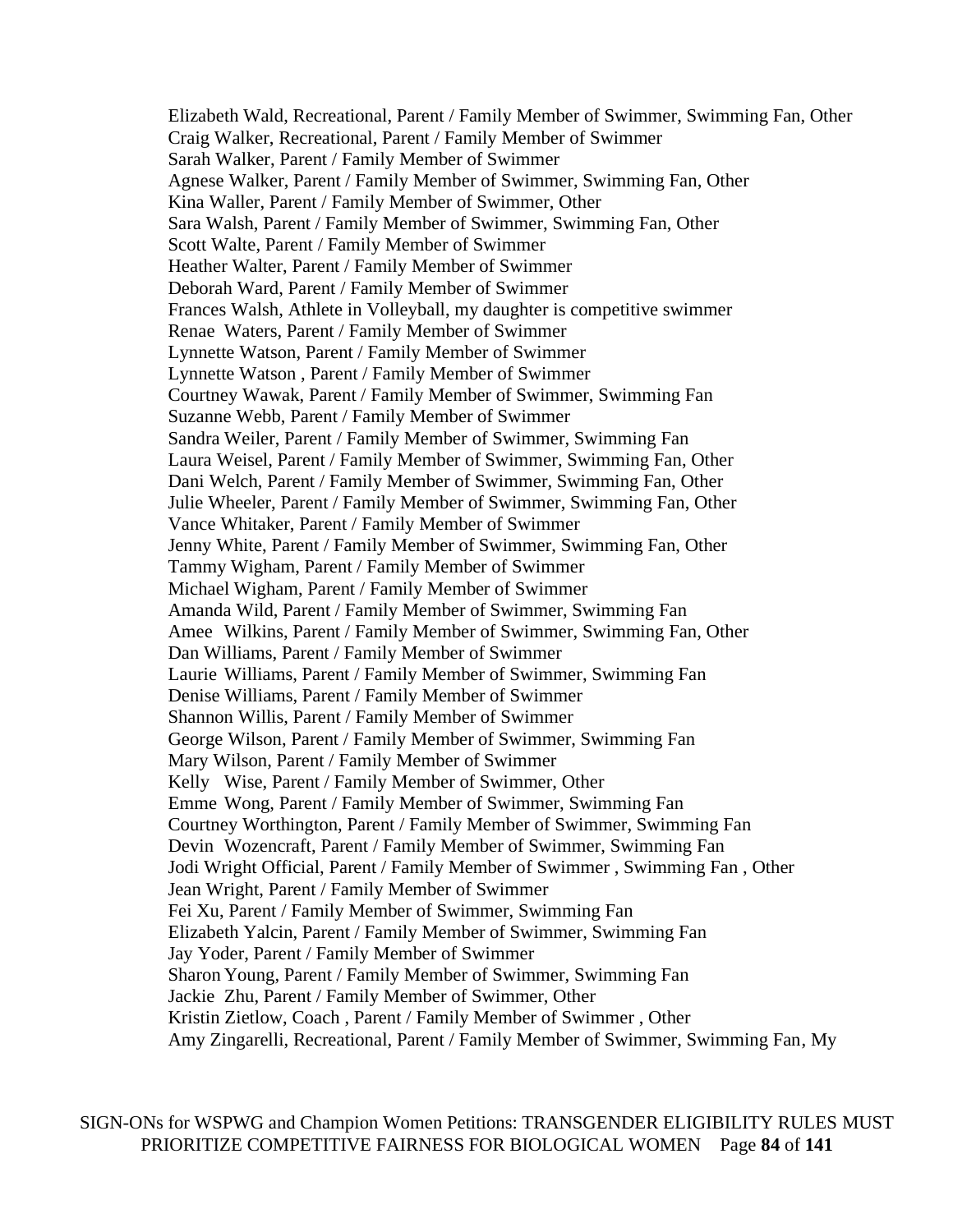Elizabeth Wald, Recreational, Parent / Family Member of Swimmer, Swimming Fan, Other  
Craig Walker, Recreational, Parent / Family Member of Swimmer  
Sarah Walker, Parent / Family Member of Swimmer  
Agnese Walker, Parent / Family Member of Swimmer, Swimming Fan, Other  
Kina Waller, Parent / Family Member of Swimmer, Other  
Sara Walsh, Parent / Family Member of Swimmer, Swimming Fan, Other  
Scott Walte, Parent / Family Member of Swimmer  
Heather Walter, Parent / Family Member of Swimmer  
Deborah Ward, Parent / Family Member of Swimmer  
Frances Walsh, Athlete in Volleyball, my daughter is competitive swimmer  
Renae Waters, Parent / Family Member of Swimmer  
Lynnette Watson, Parent / Family Member of Swimmer  
Lynnette Watson , Parent / Family Member of Swimmer  
Courtney Wawak, Parent / Family Member of Swimmer, Swimming Fan  
Suzanne Webb, Parent / Family Member of Swimmer  
Sandra Weiler, Parent / Family Member of Swimmer, Swimming Fan  
Laura Weisel, Parent / Family Member of Swimmer, Swimming Fan, Other  
Dani Welch, Parent / Family Member of Swimmer, Swimming Fan, Other  
Julie Wheeler, Parent / Family Member of Swimmer, Swimming Fan, Other  
Vance Whitaker, Parent / Family Member of Swimmer  
Jenny White, Parent / Family Member of Swimmer, Swimming Fan, Other  
Tammy Wigham, Parent / Family Member of Swimmer  
Michael Wigham, Parent / Family Member of Swimmer  
Amanda Wild, Parent / Family Member of Swimmer, Swimming Fan  
Amee Wilkins, Parent / Family Member of Swimmer, Swimming Fan, Other  
Dan Williams, Parent / Family Member of Swimmer  
Laurie Williams, Parent / Family Member of Swimmer, Swimming Fan  
Denise Williams, Parent / Family Member of Swimmer  
Shannon Willis, Parent / Family Member of Swimmer  
George Wilson, Parent / Family Member of Swimmer, Swimming Fan  
Mary Wilson, Parent / Family Member of Swimmer  
Kelly Wise, Parent / Family Member of Swimmer, Other  
Emme Wong, Parent / Family Member of Swimmer, Swimming Fan  
Courtney Worthington, Parent / Family Member of Swimmer, Swimming Fan  
Devin Wozencraft, Parent / Family Member of Swimmer, Swimming Fan  
Jodi Wright Official, Parent / Family Member of Swimmer , Swimming Fan , Other  
Jean Wright, Parent / Family Member of Swimmer  
Fei Xu, Parent / Family Member of Swimmer, Swimming Fan  
Elizabeth Yalcin, Parent / Family Member of Swimmer, Swimming Fan  
Jay Yoder, Parent / Family Member of Swimmer  
Sharon Young, Parent / Family Member of Swimmer, Swimming Fan  
Jackie Zhu, Parent / Family Member of Swimmer, Other  
Kristin Zietlow, Coach , Parent / Family Member of Swimmer , Other  
Amy Zingarelli, Recreational, Parent / Family Member of Swimmer, Swimming Fan, My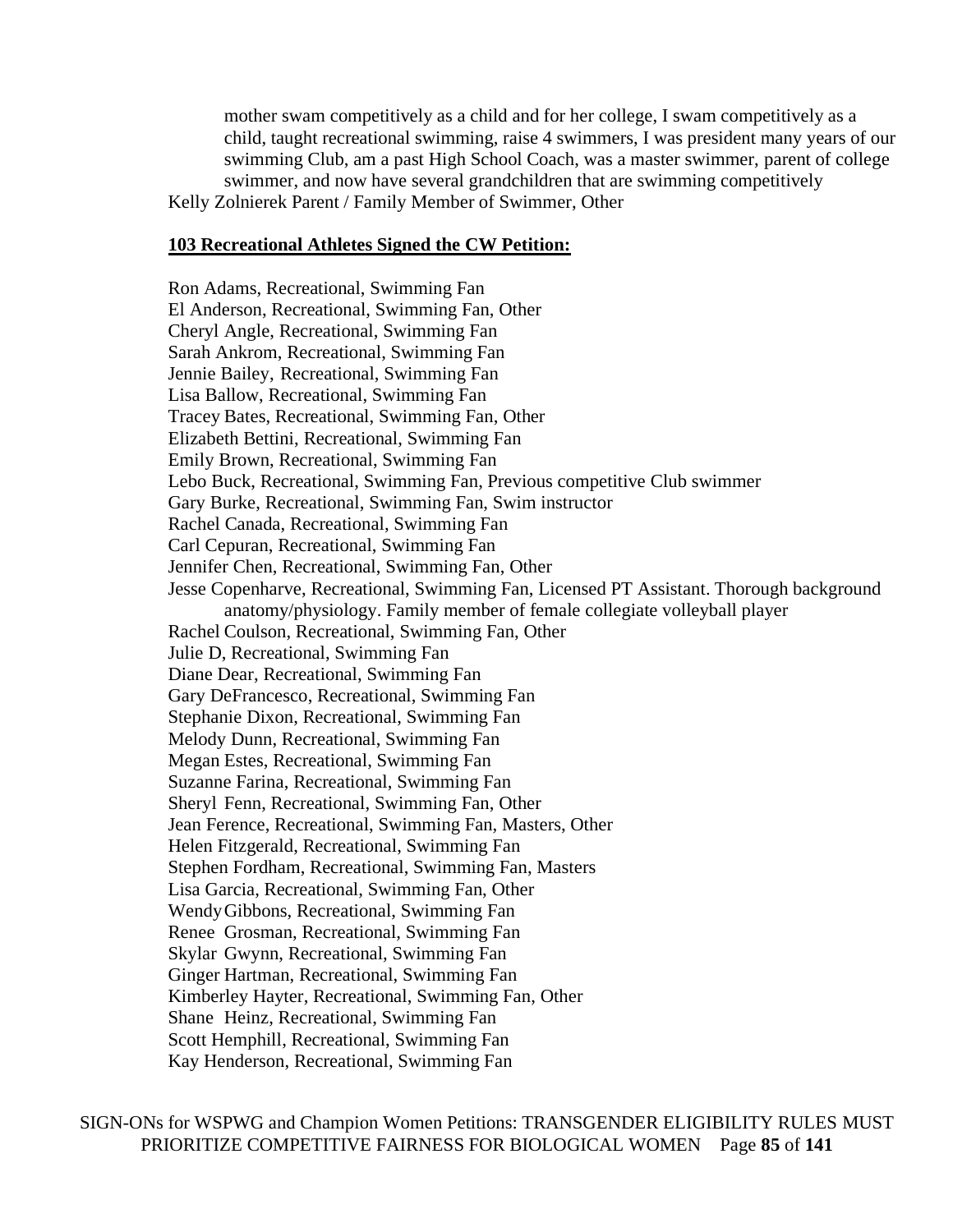mother swam competitively as a child and for her college, I swam competitively as a child, taught recreational swimming, raise 4 swimmers, I was president many years of our swimming Club, am a past High School Coach, was a master swimmer, parent of college swimmer, and now have several grandchildren that are swimming competitively

Kelly Zolnierek Parent / Family Member of Swimmer, Other

**103 Recreational Athletes Signed the CW Petition:**

Ron Adams, Recreational, Swimming Fan
El Anderson, Recreational, Swimming Fan, Other
Cheryl Angle, Recreational, Swimming Fan
Sarah Ankrom, Recreational, Swimming Fan
Jennie Bailey, Recreational, Swimming Fan
Lisa Ballow, Recreational, Swimming Fan
Tracey Bates, Recreational, Swimming Fan, Other
Elizabeth Bettini, Recreational, Swimming Fan
Emily Brown, Recreational, Swimming Fan
Lebo Buck, Recreational, Swimming Fan, Previous competitive Club swimmer
Gary Burke, Recreational, Swimming Fan, Swim instructor
Rachel Canada, Recreational, Swimming Fan
Carl Cepuran, Recreational, Swimming Fan
Jennifer Chen, Recreational, Swimming Fan, Other
Jesse Copenharve, Recreational, Swimming Fan, Licensed PT Assistant. Thorough background anatomy/physiology. Family member of female collegiate volleyball player
Rachel Coulson, Recreational, Swimming Fan, Other
Julie D, Recreational, Swimming Fan
Diane Dear, Recreational, Swimming Fan
Gary DeFrancesco, Recreational, Swimming Fan
Stephanie Dixon, Recreational, Swimming Fan
Melody Dunn, Recreational, Swimming Fan
Megan Estes, Recreational, Swimming Fan
Suzanne Farina, Recreational, Swimming Fan
Sheryl Fenn, Recreational, Swimming Fan, Other
Jean Ference, Recreational, Swimming Fan, Masters, Other
Helen Fitzgerald, Recreational, Swimming Fan
Stephen Fordham, Recreational, Swimming Fan, Masters
Lisa Garcia, Recreational, Swimming Fan, Other
Wendy Gibbons, Recreational, Swimming Fan
Renee Grosman, Recreational, Swimming Fan
Skylar Gwynn, Recreational, Swimming Fan
Ginger Hartman, Recreational, Swimming Fan
Kimberley Hayter, Recreational, Swimming Fan, Other
Shane Heinz, Recreational, Swimming Fan
Scott Hemphill, Recreational, Swimming Fan
Kay Henderson, Recreational, Swimming Fan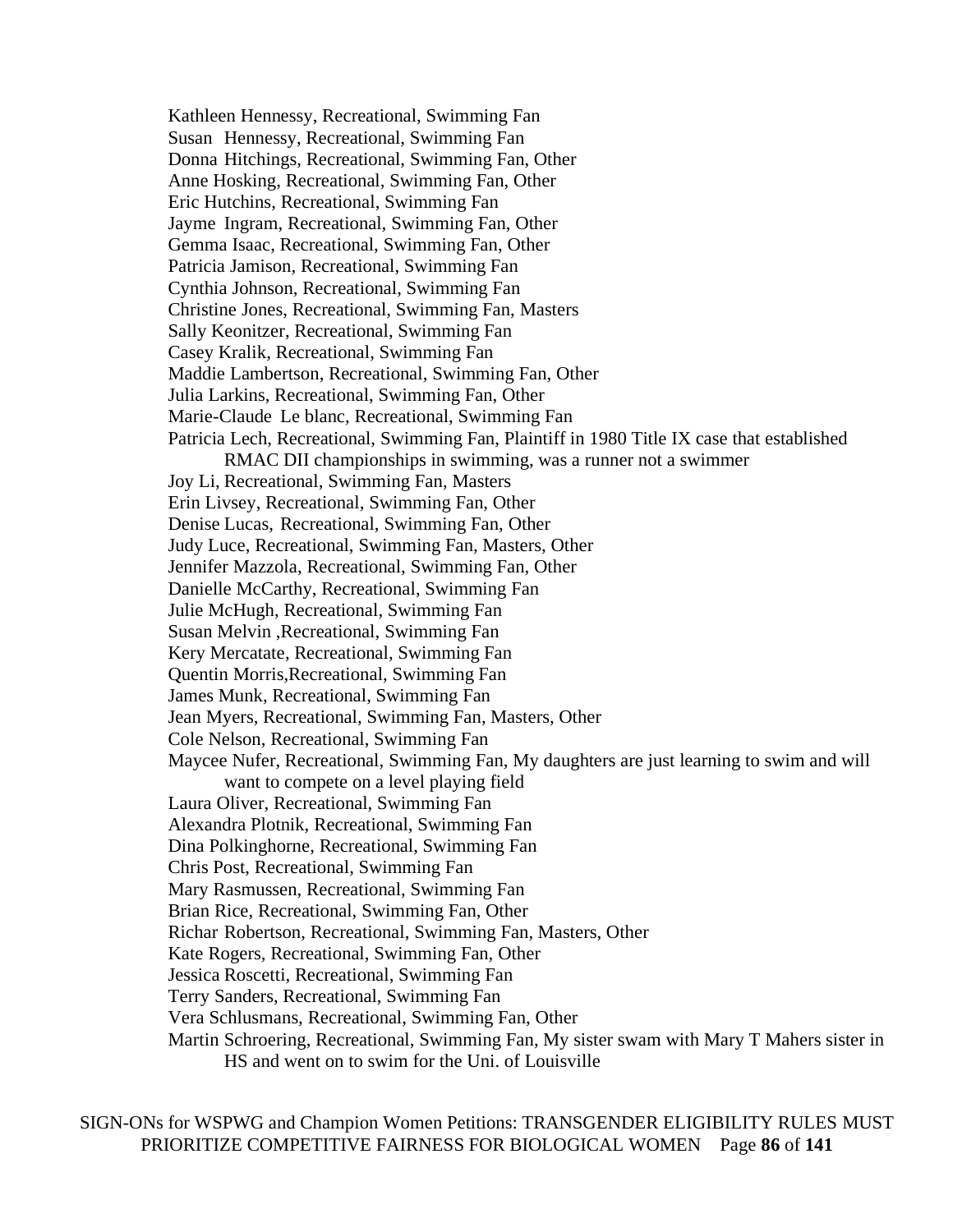Kathleen Hennessy, Recreational, Swimming Fan
Susan Hennessy, Recreational, Swimming Fan
Donna Hitchings, Recreational, Swimming Fan, Other
Anne Hosking, Recreational, Swimming Fan, Other
Eric Hutchins, Recreational, Swimming Fan
Jayme Ingram, Recreational, Swimming Fan, Other
Gemma Isaac, Recreational, Swimming Fan, Other
Patricia Jamison, Recreational, Swimming Fan
Cynthia Johnson, Recreational, Swimming Fan
Christine Jones, Recreational, Swimming Fan, Masters
Sally Keonitzer, Recreational, Swimming Fan
Casey Kralik, Recreational, Swimming Fan
Maddie Lambertson, Recreational, Swimming Fan, Other
Julia Larkins, Recreational, Swimming Fan, Other
Marie-Claude Le blanc, Recreational, Swimming Fan
Patricia Lech, Recreational, Swimming Fan, Plaintiff in 1980 Title IX case that established RMAC DII championships in swimming, was a runner not a swimmer
Joy Li, Recreational, Swimming Fan, Masters
Erin Livsey, Recreational, Swimming Fan, Other
Denise Lucas, Recreational, Swimming Fan, Other
Judy Luce, Recreational, Swimming Fan, Masters, Other
Jennifer Mazzola, Recreational, Swimming Fan, Other
Danielle McCarthy, Recreational, Swimming Fan
Julie McHugh, Recreational, Swimming Fan
Susan Melvin ,Recreational, Swimming Fan
Kery Mercatate, Recreational, Swimming Fan
Quentin Morris,Recreational, Swimming Fan
James Munk, Recreational, Swimming Fan
Jean Myers, Recreational, Swimming Fan, Masters, Other
Cole Nelson, Recreational, Swimming Fan
Maycee Nufer, Recreational, Swimming Fan, My daughters are just learning to swim and will want to compete on a level playing field
Laura Oliver, Recreational, Swimming Fan
Alexandra Plotnik, Recreational, Swimming Fan
Dina Polkinghorne, Recreational, Swimming Fan
Chris Post, Recreational, Swimming Fan
Mary Rasmussen, Recreational, Swimming Fan
Brian Rice, Recreational, Swimming Fan, Other
Richar Robertson, Recreational, Swimming Fan, Masters, Other
Kate Rogers, Recreational, Swimming Fan, Other
Jessica Roscetti, Recreational, Swimming Fan
Terry Sanders, Recreational, Swimming Fan
Vera Schlusmans, Recreational, Swimming Fan, Other
Martin Schroering, Recreational, Swimming Fan, My sister swam with Mary T Mahers sister in HS and went on to swim for the Uni. of Louisville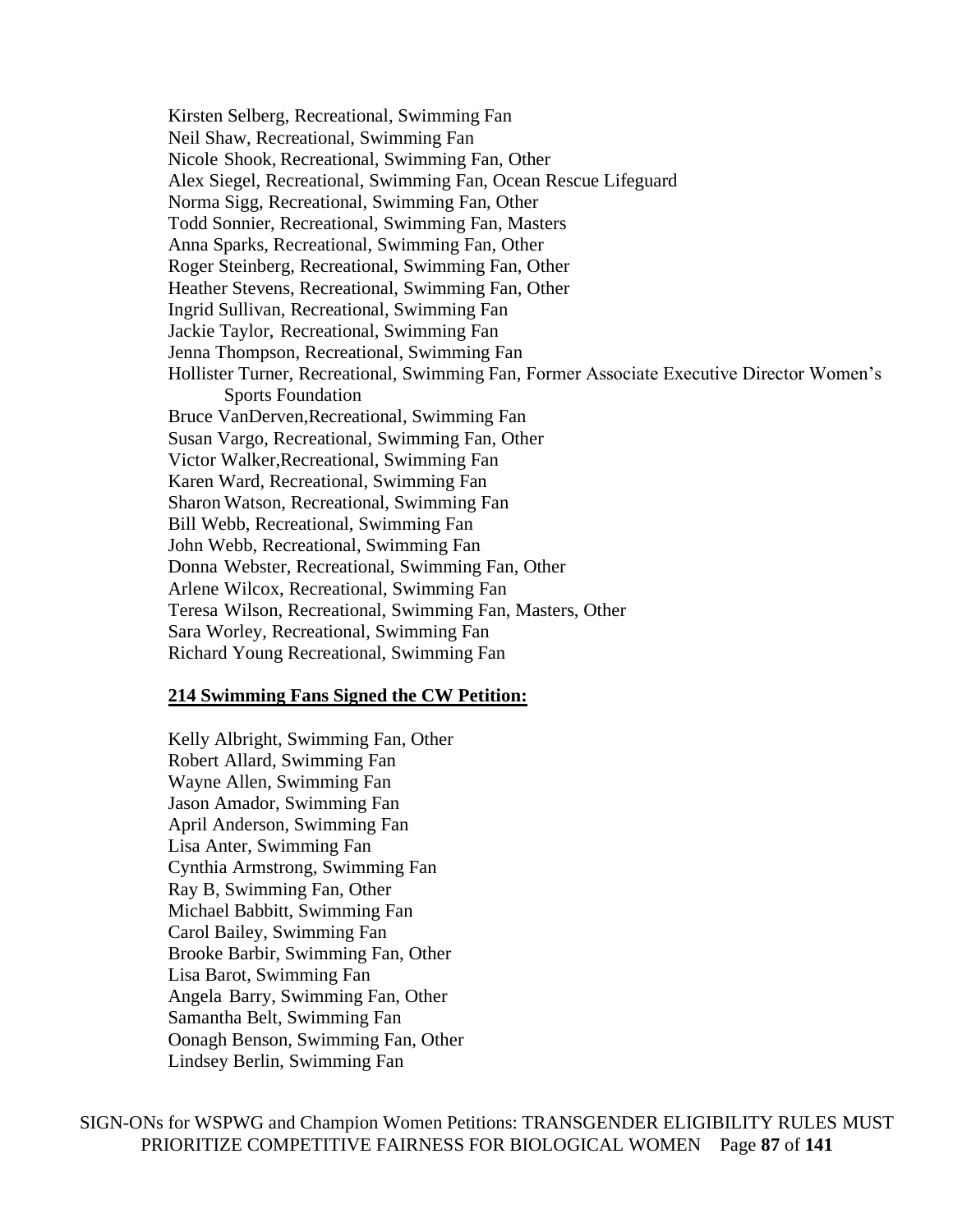Kirsten Selberg, Recreational, Swimming Fan
Neil Shaw, Recreational, Swimming Fan
Nicole Shook, Recreational, Swimming Fan, Other
Alex Siegel, Recreational, Swimming Fan, Ocean Rescue Lifeguard
Norma Sigg, Recreational, Swimming Fan, Other
Todd Sonnier, Recreational, Swimming Fan, Masters
Anna Sparks, Recreational, Swimming Fan, Other
Roger Steinberg, Recreational, Swimming Fan, Other
Heather Stevens, Recreational, Swimming Fan, Other
Ingrid Sullivan, Recreational, Swimming Fan
Jackie Taylor, Recreational, Swimming Fan
Jenna Thompson, Recreational, Swimming Fan
Hollister Turner, Recreational, Swimming Fan, Former Associate Executive Director Women's Sports Foundation
Bruce VanDerven,Recreational, Swimming Fan
Susan Vargo, Recreational, Swimming Fan, Other
Victor Walker,Recreational, Swimming Fan
Karen Ward, Recreational, Swimming Fan
Sharon Watson, Recreational, Swimming Fan
Bill Webb, Recreational, Swimming Fan
John Webb, Recreational, Swimming Fan
Donna Webster, Recreational, Swimming Fan, Other
Arlene Wilcox, Recreational, Swimming Fan
Teresa Wilson, Recreational, Swimming Fan, Masters, Other
Sara Worley, Recreational, Swimming Fan
Richard Young Recreational, Swimming Fan

**214 Swimming Fans Signed the CW Petition:**

Kelly Albright, Swimming Fan, Other
Robert Allard, Swimming Fan
Wayne Allen, Swimming Fan
Jason Amador, Swimming Fan
April Anderson, Swimming Fan
Lisa Anter, Swimming Fan
Cynthia Armstrong, Swimming Fan
Ray B, Swimming Fan, Other
Michael Babbitt, Swimming Fan
Carol Bailey, Swimming Fan
Brooke Barbir, Swimming Fan, Other
Lisa Barot, Swimming Fan
Angela Barry, Swimming Fan, Other
Samantha Belt, Swimming Fan
Oonagh Benson, Swimming Fan, Other
Lindsey Berlin, Swimming Fan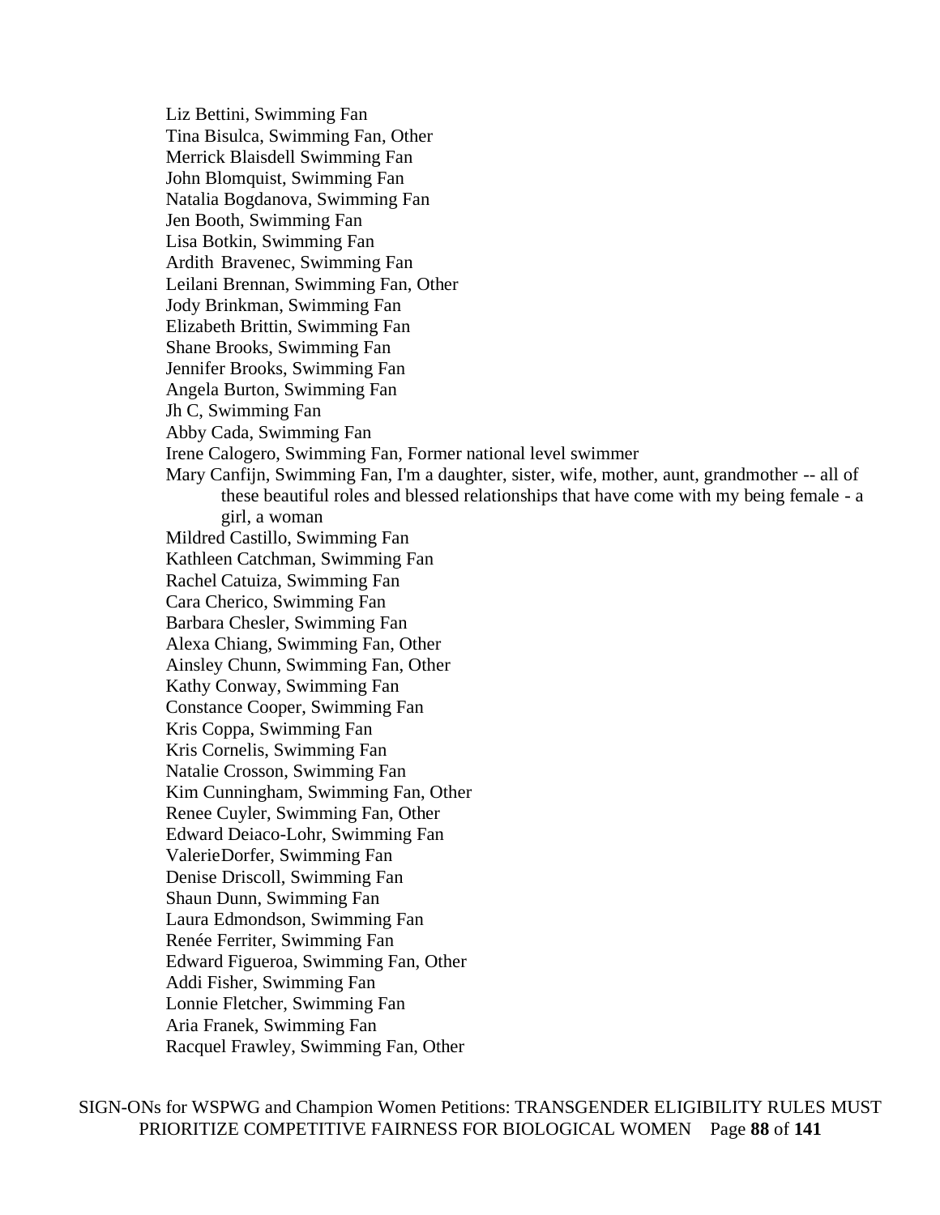Liz Bettini, Swimming Fan
Tina Bisulca, Swimming Fan, Other
Merrick Blaisdell Swimming Fan
John Blomquist, Swimming Fan
Natalia Bogdanova, Swimming Fan
Jen Booth, Swimming Fan
Lisa Botkin, Swimming Fan
Ardith Bravenec, Swimming Fan
Leilani Brennan, Swimming Fan, Other
Jody Brinkman, Swimming Fan
Elizabeth Brittin, Swimming Fan
Shane Brooks, Swimming Fan
Jennifer Brooks, Swimming Fan
Angela Burton, Swimming Fan
Jh C, Swimming Fan
Abby Cada, Swimming Fan
Irene Calogero, Swimming Fan, Former national level swimmer
Mary Canfijn, Swimming Fan, I'm a daughter, sister, wife, mother, aunt, grandmother -- all of these beautiful roles and blessed relationships that have come with my being female - a girl, a woman
Mildred Castillo, Swimming Fan
Kathleen Catchman, Swimming Fan
Rachel Catuiza, Swimming Fan
Cara Cherico, Swimming Fan
Barbara Chesler, Swimming Fan
Alexa Chiang, Swimming Fan, Other
Ainsley Chunn, Swimming Fan, Other
Kathy Conway, Swimming Fan
Constance Cooper, Swimming Fan
Kris Coppa, Swimming Fan
Kris Cornelis, Swimming Fan
Natalie Crosson, Swimming Fan
Kim Cunningham, Swimming Fan, Other
Renee Cuyler, Swimming Fan, Other
Edward Deiaco-Lohr, Swimming Fan
ValerieDorfer, Swimming Fan
Denise Driscoll, Swimming Fan
Shaun Dunn, Swimming Fan
Laura Edmondson, Swimming Fan
Renée Ferriter, Swimming Fan
Edward Figueroa, Swimming Fan, Other
Addi Fisher, Swimming Fan
Lonnie Fletcher, Swimming Fan
Aria Franek, Swimming Fan
Racquel Frawley, Swimming Fan, Other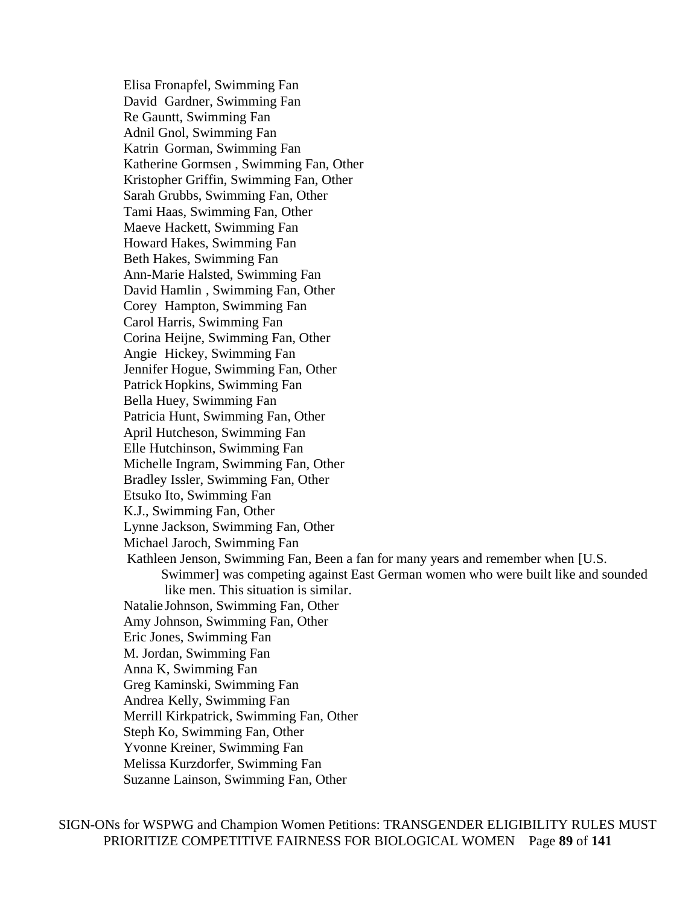Elisa Fronapfel, Swimming Fan
David Gardner, Swimming Fan
Re Gauntt, Swimming Fan
Adnil Gnol, Swimming Fan
Katrin Gorman, Swimming Fan
Katherine Gormsen , Swimming Fan, Other
Kristopher Griffin, Swimming Fan, Other
Sarah Grubbs, Swimming Fan, Other
Tami Haas, Swimming Fan, Other
Maeve Hackett, Swimming Fan
Howard Hakes, Swimming Fan
Beth Hakes, Swimming Fan
Ann-Marie Halsted, Swimming Fan
David Hamlin , Swimming Fan, Other
Corey Hampton, Swimming Fan
Carol Harris, Swimming Fan
Corina Heijne, Swimming Fan, Other
Angie Hickey, Swimming Fan
Jennifer Hogue, Swimming Fan, Other
Patrick Hopkins, Swimming Fan
Bella Huey, Swimming Fan
Patricia Hunt, Swimming Fan, Other
April Hutcheson, Swimming Fan
Elle Hutchinson, Swimming Fan
Michelle Ingram, Swimming Fan, Other
Bradley Issler, Swimming Fan, Other
Etsuko Ito, Swimming Fan
K.J., Swimming Fan, Other
Lynne Jackson, Swimming Fan, Other
Michael Jaroch, Swimming Fan
Kathleen Jenson, Swimming Fan, Been a fan for many years and remember when [U.S. Swimmer] was competing against East German women who were built like and sounded like men. This situation is similar.
Natalie Johnson, Swimming Fan, Other
Amy Johnson, Swimming Fan, Other
Eric Jones, Swimming Fan
M. Jordan, Swimming Fan
Anna K, Swimming Fan
Greg Kaminski, Swimming Fan
Andrea Kelly, Swimming Fan
Merrill Kirkpatrick, Swimming Fan, Other
Steph Ko, Swimming Fan, Other
Yvonne Kreiner, Swimming Fan
Melissa Kurzdorfer, Swimming Fan
Suzanne Lainson, Swimming Fan, Other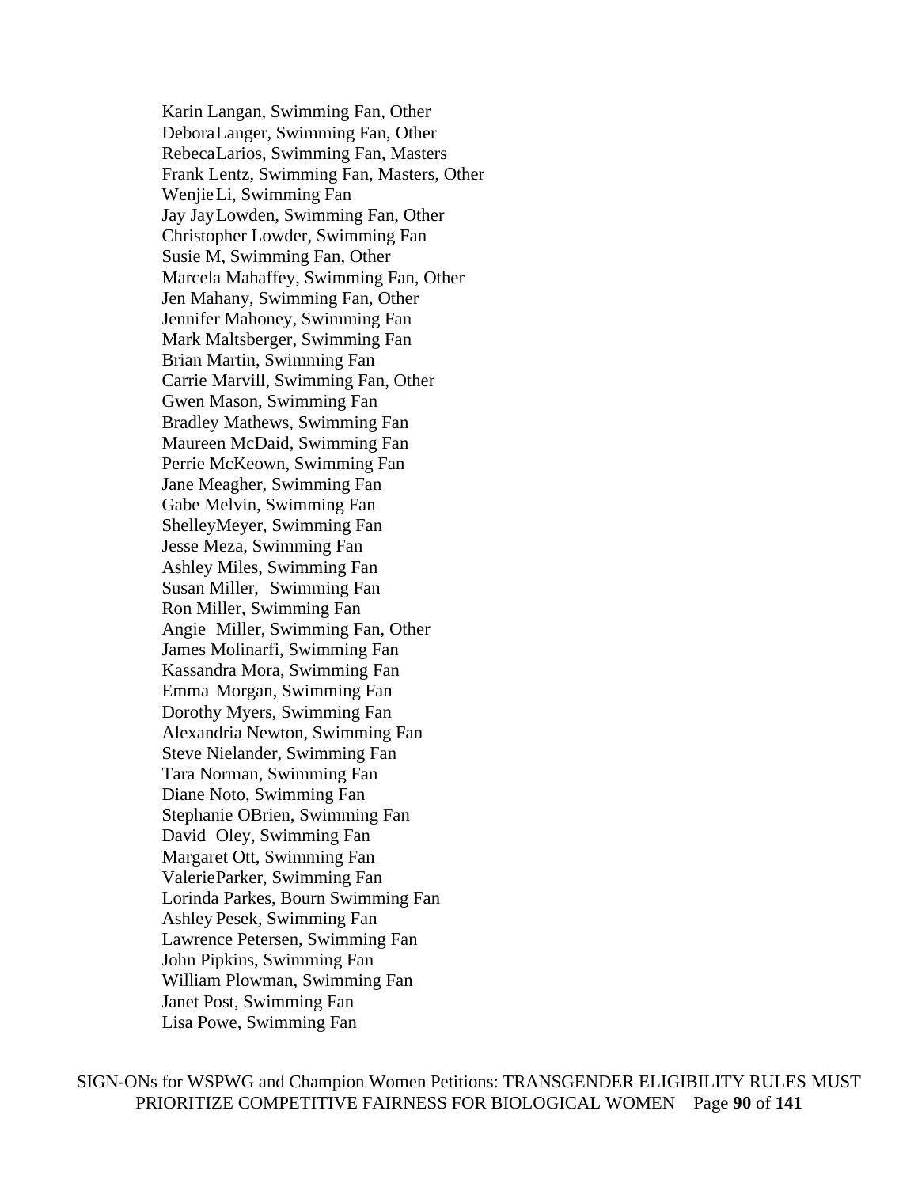Karin Langan, Swimming Fan, Other
DeboraLanger, Swimming Fan, Other
RebecaLarios, Swimming Fan, Masters
Frank Lentz, Swimming Fan, Masters, Other
WenjieLi, Swimming Fan
Jay JayLowden, Swimming Fan, Other
Christopher Lowder, Swimming Fan
Susie M, Swimming Fan, Other
Marcela Mahaffey, Swimming Fan, Other
Jen Mahany, Swimming Fan, Other
Jennifer Mahoney, Swimming Fan
Mark Maltsberger, Swimming Fan
Brian Martin, Swimming Fan
Carrie Marvill, Swimming Fan, Other
Gwen Mason, Swimming Fan
Bradley Mathews, Swimming Fan
Maureen McDaid, Swimming Fan
Perrie McKeown, Swimming Fan
Jane Meagher, Swimming Fan
Gabe Melvin, Swimming Fan
ShelleyMeyer, Swimming Fan
Jesse Meza, Swimming Fan
Ashley Miles, Swimming Fan
Susan Miller, Swimming Fan
Ron Miller, Swimming Fan
Angie Miller, Swimming Fan, Other
James Molinarfi, Swimming Fan
Kassandra Mora, Swimming Fan
Emma Morgan, Swimming Fan
Dorothy Myers, Swimming Fan
Alexandria Newton, Swimming Fan
Steve Nielander, Swimming Fan
Tara Norman, Swimming Fan
Diane Noto, Swimming Fan
Stephanie OBrien, Swimming Fan
David Oley, Swimming Fan
Margaret Ott, Swimming Fan
ValerieParker, Swimming Fan
Lorinda Parkes, Bourn Swimming Fan
Ashley Pesek, Swimming Fan
Lawrence Petersen, Swimming Fan
John Pipkins, Swimming Fan
William Plowman, Swimming Fan
Janet Post, Swimming Fan
Lisa Powe, Swimming Fan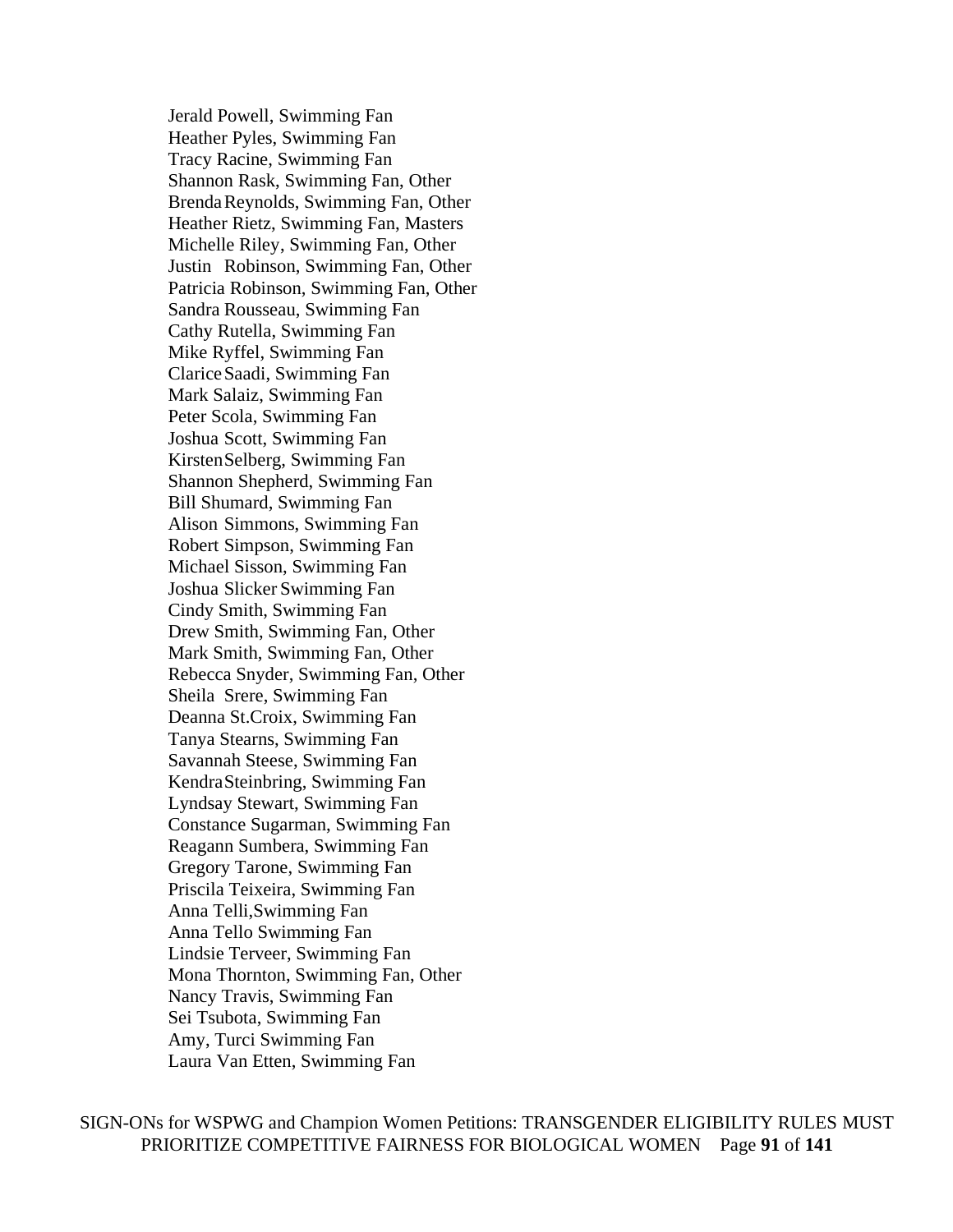Jerald Powell, Swimming Fan
Heather Pyles, Swimming Fan
Tracy Racine, Swimming Fan
Shannon Rask, Swimming Fan, Other
Brenda Reynolds, Swimming Fan, Other
Heather Rietz, Swimming Fan, Masters
Michelle Riley, Swimming Fan, Other
Justin Robinson, Swimming Fan, Other
Patricia Robinson, Swimming Fan, Other
Sandra Rousseau, Swimming Fan
Cathy Rutella, Swimming Fan
Mike Ryffel, Swimming Fan
Clarice Saadi, Swimming Fan
Mark Salaiz, Swimming Fan
Peter Scola, Swimming Fan
Joshua Scott, Swimming Fan
Kirsten Selberg, Swimming Fan
Shannon Shepherd, Swimming Fan
Bill Shumard, Swimming Fan
Alison Simmons, Swimming Fan
Robert Simpson, Swimming Fan
Michael Sisson, Swimming Fan
Joshua Slicker Swimming Fan
Cindy Smith, Swimming Fan
Drew Smith, Swimming Fan, Other
Mark Smith, Swimming Fan, Other
Rebecca Snyder, Swimming Fan, Other
Sheila Srere, Swimming Fan
Deanna St.Croix, Swimming Fan
Tanya Stearns, Swimming Fan
Savannah Steese, Swimming Fan
Kendra Steinbring, Swimming Fan
Lyndsay Stewart, Swimming Fan
Constance Sugarman, Swimming Fan
Reagann Sumbera, Swimming Fan
Gregory Tarone, Swimming Fan
Priscila Teixeira, Swimming Fan
Anna Telli,Swimming Fan
Anna Tello Swimming Fan
Lindsie Terveer, Swimming Fan
Mona Thornton, Swimming Fan, Other
Nancy Travis, Swimming Fan
Sei Tsubota, Swimming Fan
Amy, Turci Swimming Fan
Laura Van Etten, Swimming Fan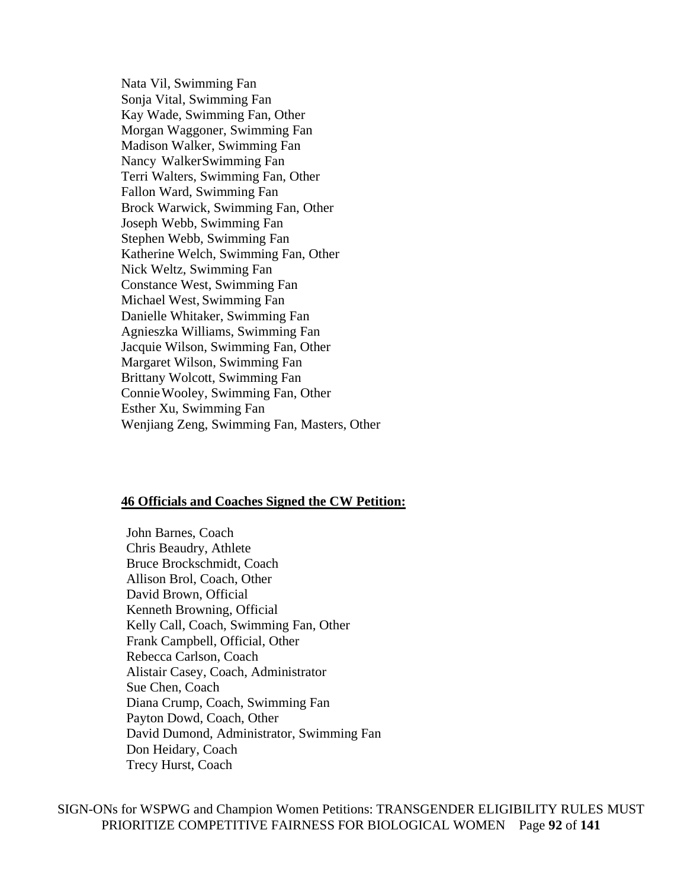Nata Vil, Swimming Fan
Sonja Vital, Swimming Fan
Kay Wade, Swimming Fan, Other
Morgan Waggoner, Swimming Fan
Madison Walker, Swimming Fan
Nancy WalkerSwimming Fan
Terri Walters, Swimming Fan, Other
Fallon Ward, Swimming Fan
Brock Warwick, Swimming Fan, Other
Joseph Webb, Swimming Fan
Stephen Webb, Swimming Fan
Katherine Welch, Swimming Fan, Other
Nick Weltz, Swimming Fan
Constance West, Swimming Fan
Michael West, Swimming Fan
Danielle Whitaker, Swimming Fan
Agnieszka Williams, Swimming Fan
Jacquie Wilson, Swimming Fan, Other
Margaret Wilson, Swimming Fan
Brittany Wolcott, Swimming Fan
ConnieWooley, Swimming Fan, Other
Esther Xu, Swimming Fan
Wenjiang Zeng, Swimming Fan, Masters, Other

**46 Officials and Coaches Signed the CW Petition:**

John Barnes, Coach
Chris Beaudry, Athlete
Bruce Brockschmidt, Coach
Allison Brol, Coach, Other
David Brown, Official
Kenneth Browning, Official
Kelly Call, Coach, Swimming Fan, Other
Frank Campbell, Official, Other
Rebecca Carlson, Coach
Alistair Casey, Coach, Administrator
Sue Chen, Coach
Diana Crump, Coach, Swimming Fan
Payton Dowd, Coach, Other
David Dumond, Administrator, Swimming Fan
Don Heidary, Coach
Trecy Hurst, Coach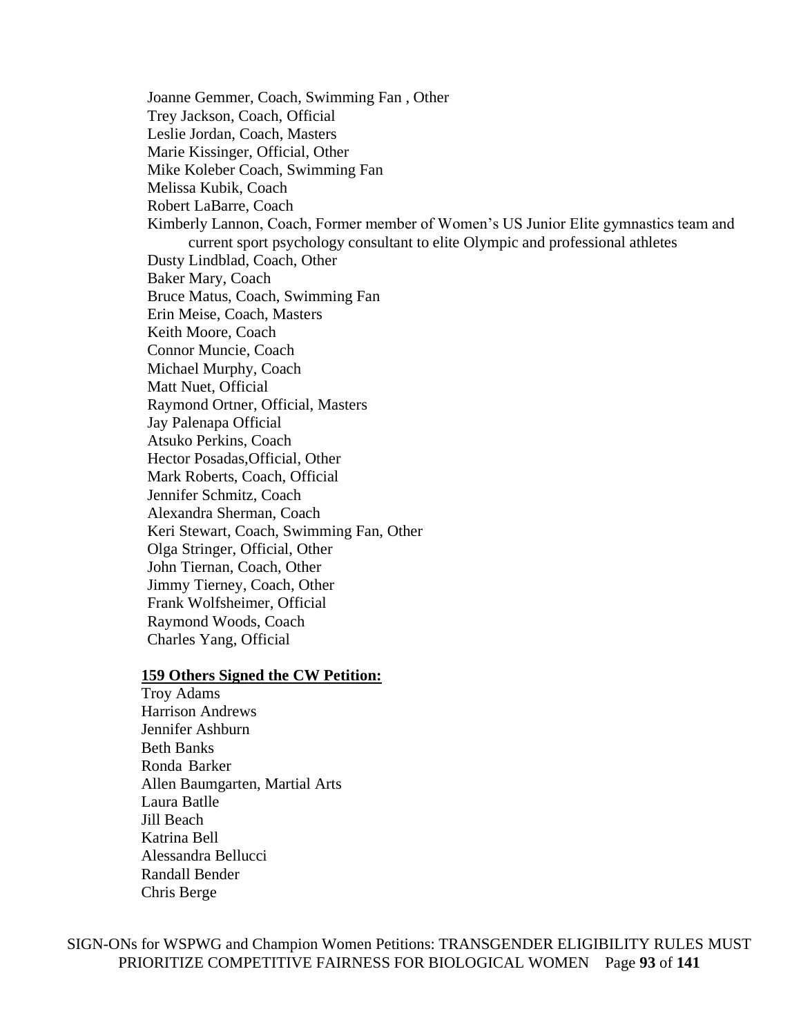Joanne Gemmer, Coach, Swimming Fan , Other
Trey Jackson, Coach, Official
Leslie Jordan, Coach, Masters
Marie Kissinger, Official, Other
Mike Koleber Coach, Swimming Fan
Melissa Kubik, Coach
Robert LaBarre, Coach
Kimberly Lannon, Coach, Former member of Women's US Junior Elite gymnastics team and current sport psychology consultant to elite Olympic and professional athletes
Dusty Lindblad, Coach, Other
Baker Mary, Coach
Bruce Matus, Coach, Swimming Fan
Erin Meise, Coach, Masters
Keith Moore, Coach
Connor Muncie, Coach
Michael Murphy, Coach
Matt Nuet, Official
Raymond Ortner, Official, Masters
Jay Palenapa Official
Atsuko Perkins, Coach
Hector Posadas,Official, Other
Mark Roberts, Coach, Official
Jennifer Schmitz, Coach
Alexandra Sherman, Coach
Keri Stewart, Coach, Swimming Fan, Other
Olga Stringer, Official, Other
John Tiernan, Coach, Other
Jimmy Tierney, Coach, Other
Frank Wolfsheimer, Official
Raymond Woods, Coach
Charles Yang, Official

**159 Others Signed the CW Petition:**

Troy Adams
Harrison Andrews
Jennifer Ashburn
Beth Banks
Ronda Barker
Allen Baumgarten, Martial Arts
Laura Batlle
Jill Beach
Katrina Bell
Alessandra Bellucci
Randall Bender
Chris Berge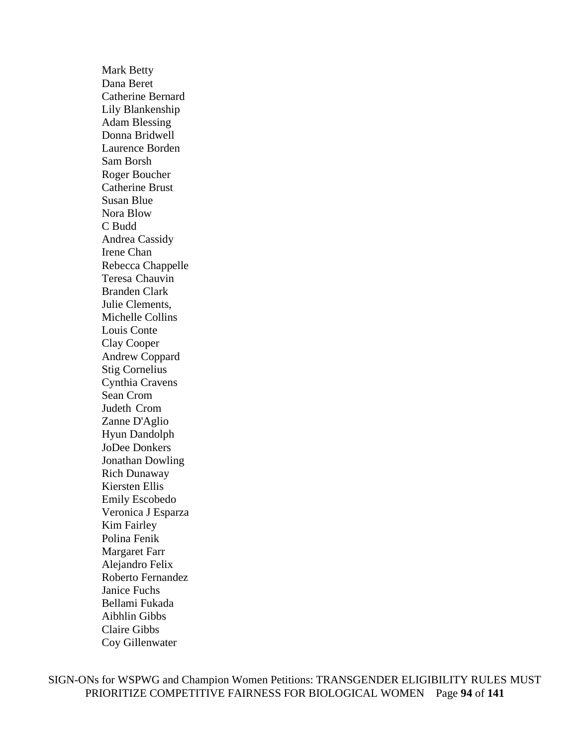Mark Betty
Dana Beret
Catherine Bernard
Lily Blankenship
Adam Blessing
Donna Bridwell
Laurence Borden
Sam Borsh
Roger Boucher
Catherine Brust
Susan Blue
Nora Blow
C Budd
Andrea Cassidy
Irene Chan
Rebecca Chappelle
Teresa Chauvin
Branden Clark
Julie Clements,
Michelle Collins
Louis Conte
Clay Cooper
Andrew Coppard
Stig Cornelius
Cynthia Cravens
Sean Crom
Judeth Crom
Zanne D'Aglio
Hyun Dandolph
JoDee Donkers
Jonathan Dowling
Rich Dunaway
Kiersten Ellis
Emily Escobedo
Veronica J Esparza
Kim Fairley
Polina Fenik
Margaret Farr
Alejandro Felix
Roberto Fernandez
Janice Fuchs
Bellami Fukada
Aibhlin Gibbs
Claire Gibbs
Coy Gillenwater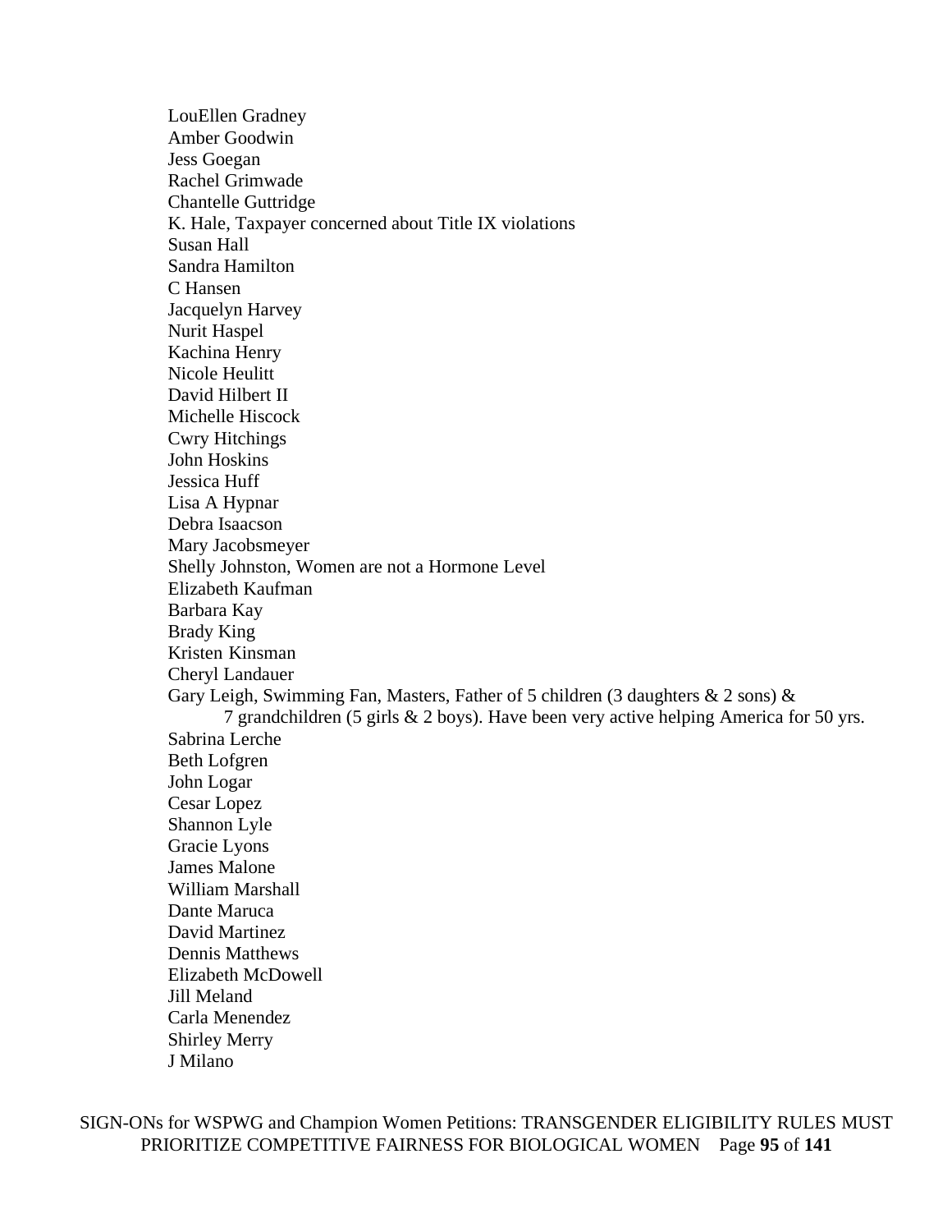LouEllen Gradney
Amber Goodwin
Jess Goegan
Rachel Grimwade
Chantelle Guttridge
K. Hale, Taxpayer concerned about Title IX violations
Susan Hall
Sandra Hamilton
C Hansen
Jacquelyn Harvey
Nurit Haspel
Kachina Henry
Nicole Heulitt
David Hilbert II
Michelle Hiscock
Cwry Hitchings
John Hoskins
Jessica Huff
Lisa A Hypnar
Debra Isaacson
Mary Jacobsmeyer
Shelly Johnston, Women are not a Hormone Level
Elizabeth Kaufman
Barbara Kay
Brady King
Kristen Kinsman
Cheryl Landauer
Gary Leigh, Swimming Fan, Masters, Father of 5 children (3 daughters & 2 sons) & 7 grandchildren (5 girls & 2 boys). Have been very active helping America for 50 yrs.
Sabrina Lerche
Beth Lofgren
John Logar
Cesar Lopez
Shannon Lyle
Gracie Lyons
James Malone
William Marshall
Dante Maruca
David Martinez
Dennis Matthews
Elizabeth McDowell
Jill Meland
Carla Menendez
Shirley Merry
J Milano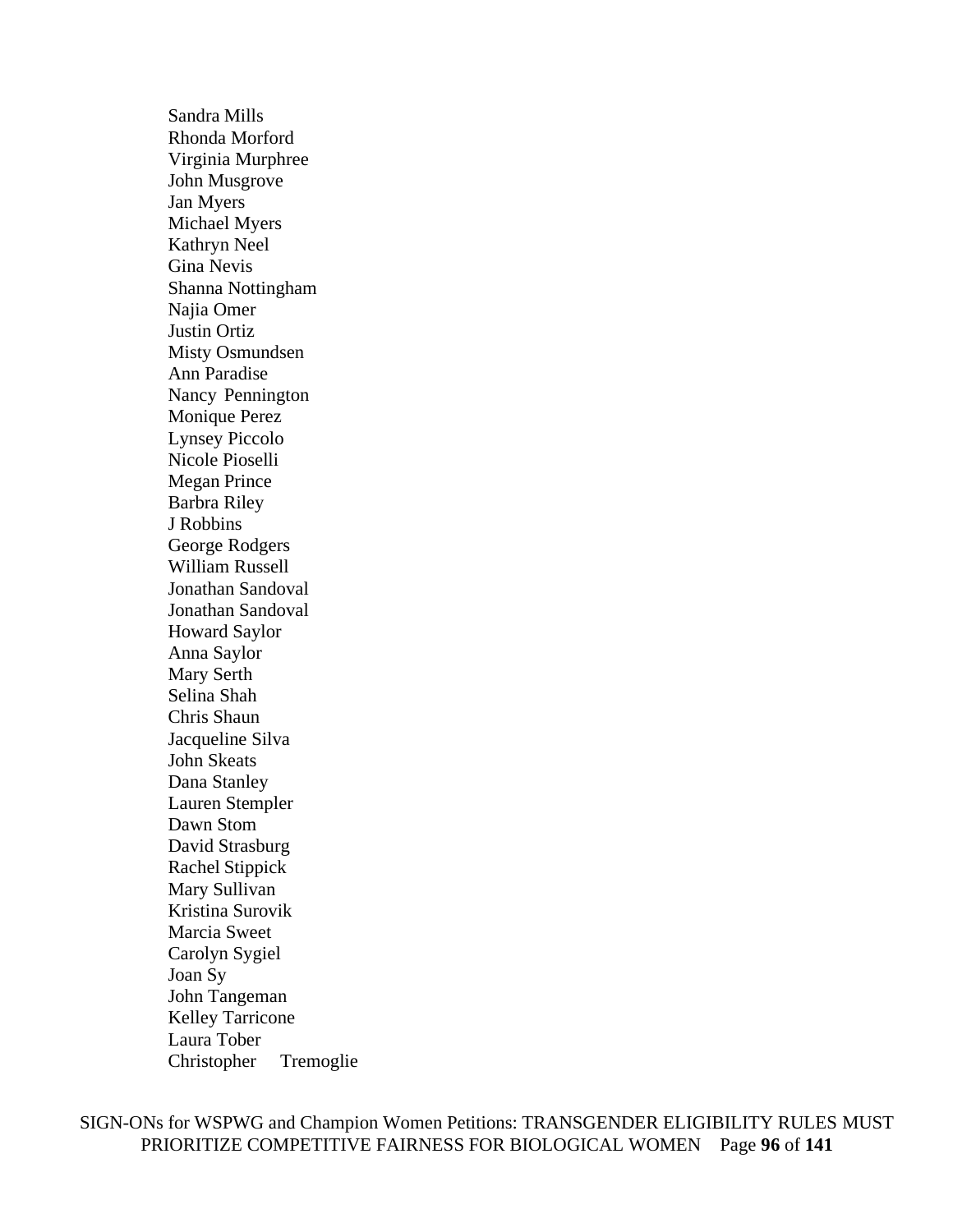Sandra Mills
Rhonda Morford
Virginia Murphree
John Musgrove
Jan Myers
Michael Myers
Kathryn Neel
Gina Nevis
Shanna Nottingham
Najia Omer
Justin Ortiz
Misty Osmundsen
Ann Paradise
Nancy Pennington
Monique Perez
Lynsey Piccolo
Nicole Pioselli
Megan Prince
Barbra Riley
J Robbins
George Rodgers
William Russell
Jonathan Sandoval
Jonathan Sandoval
Howard Saylor
Anna Saylor
Mary Serth
Selina Shah
Chris Shaun
Jacqueline Silva
John Skeats
Dana Stanley
Lauren Stempler
Dawn Stom
David Strasburg
Rachel Stippick
Mary Sullivan
Kristina Surovik
Marcia Sweet
Carolyn Sygiel
Joan Sy
John Tangeman
Kelley Tarricone
Laura Tober
Christopher Tremoglie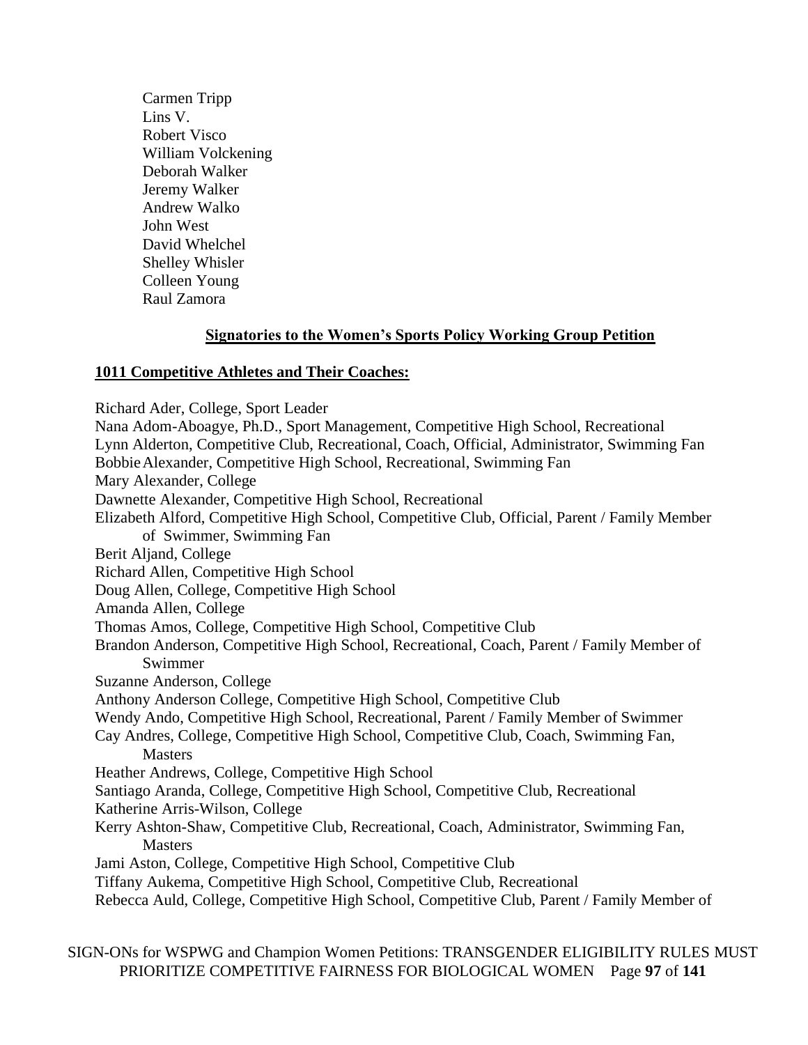Carmen Tripp
Lins V.
Robert Visco
William Volckening
Deborah Walker
Jeremy Walker
Andrew Walko
John West
David Whelchel
Shelley Whisler
Colleen Young
Raul Zamora

## **Signatories to the Women's Sports Policy Working Group Petition**

### **1011 Competitive Athletes and Their Coaches:**

Richard Ader, College, Sport Leader
Nana Adom-Aboagye, Ph.D., Sport Management, Competitive High School, Recreational
Lynn Alderton, Competitive Club, Recreational, Coach, Official, Administrator, Swimming Fan
Bobbie Alexander, Competitive High School, Recreational, Swimming Fan
Mary Alexander, College
Dawnette Alexander, Competitive High School, Recreational
Elizabeth Alford, Competitive High School, Competitive Club, Official, Parent / Family Member of Swimmer, Swimming Fan
Berit Aljand, College
Richard Allen, Competitive High School
Doug Allen, College, Competitive High School
Amanda Allen, College
Thomas Amos, College, Competitive High School, Competitive Club
Brandon Anderson, Competitive High School, Recreational, Coach, Parent / Family Member of Swimmer
Suzanne Anderson, College
Anthony Anderson College, Competitive High School, Competitive Club
Wendy Ando, Competitive High School, Recreational, Parent / Family Member of Swimmer
Cay Andres, College, Competitive High School, Competitive Club, Coach, Swimming Fan, Masters
Heather Andrews, College, Competitive High School
Santiago Aranda, College, Competitive High School, Competitive Club, Recreational
Katherine Arris-Wilson, College
Kerry Ashton-Shaw, Competitive Club, Recreational, Coach, Administrator, Swimming Fan, Masters
Jami Aston, College, Competitive High School, Competitive Club
Tiffany Aukema, Competitive High School, Competitive Club, Recreational
Rebecca Auld, College, Competitive High School, Competitive Club, Parent / Family Member of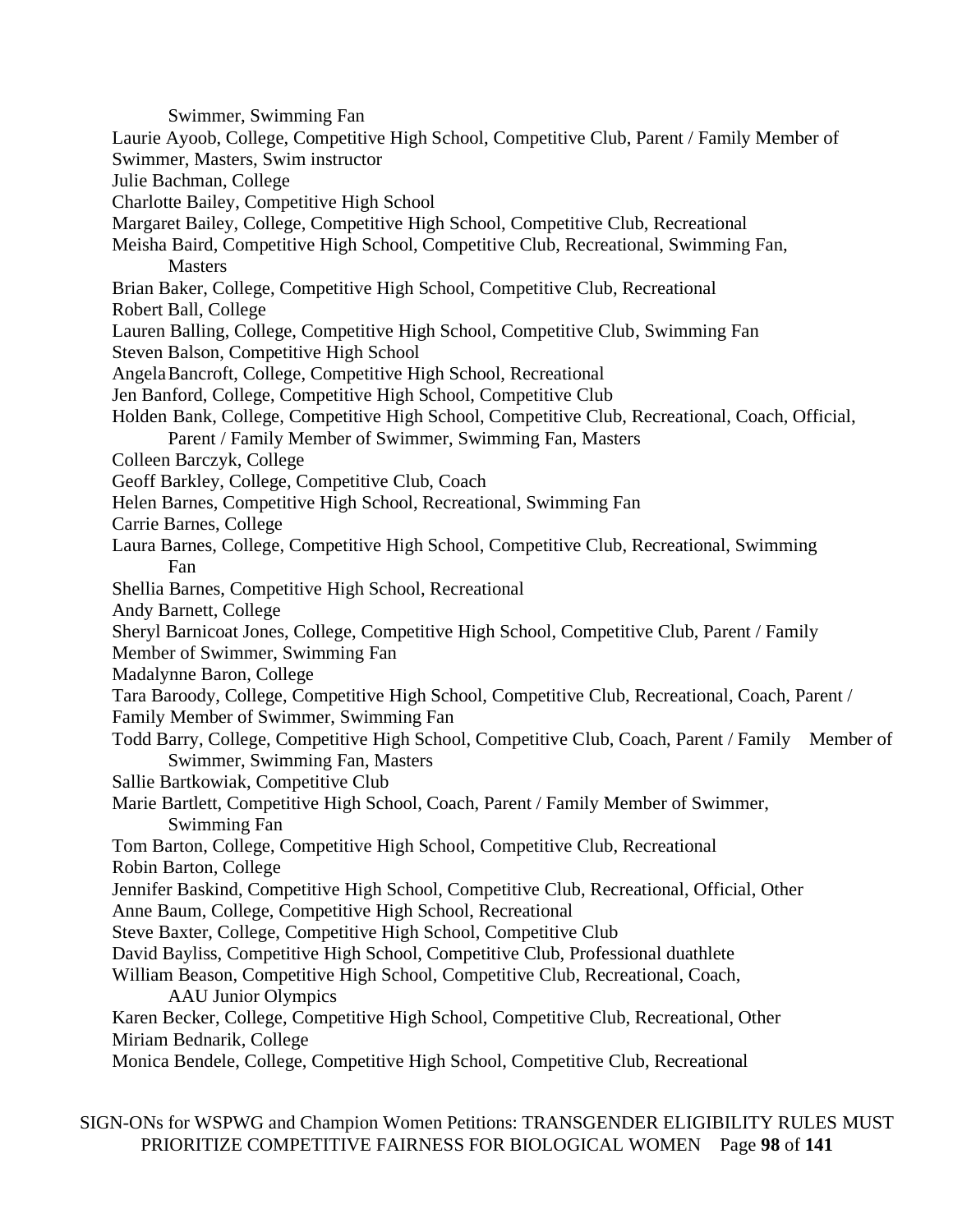Swimmer, Swimming Fan

Laurie Ayoob, College, Competitive High School, Competitive Club, Parent / Family Member of Swimmer, Masters, Swim instructor

Julie Bachman, College

Charlotte Bailey, Competitive High School

Margaret Bailey, College, Competitive High School, Competitive Club, Recreational

Meisha Baird, Competitive High School, Competitive Club, Recreational, Swimming Fan, Masters

Brian Baker, College, Competitive High School, Competitive Club, Recreational

Robert Ball, College

Lauren Balling, College, Competitive High School, Competitive Club, Swimming Fan

Steven Balson, Competitive High School

Angela Bancroft, College, Competitive High School, Recreational

Jen Banford, College, Competitive High School, Competitive Club

Holden Bank, College, Competitive High School, Competitive Club, Recreational, Coach, Official, Parent / Family Member of Swimmer, Swimming Fan, Masters

Colleen Barczyk, College

Geoff Barkley, College, Competitive Club, Coach

Helen Barnes, Competitive High School, Recreational, Swimming Fan

Carrie Barnes, College

Laura Barnes, College, Competitive High School, Competitive Club, Recreational, Swimming Fan

Shellia Barnes, Competitive High School, Recreational

Andy Barnett, College

Sheryl Barnicoat Jones, College, Competitive High School, Competitive Club, Parent / Family Member of Swimmer, Swimming Fan

Madalynne Baron, College

Tara Baroody, College, Competitive High School, Competitive Club, Recreational, Coach, Parent / Family Member of Swimmer, Swimming Fan

Todd Barry, College, Competitive High School, Competitive Club, Coach, Parent / Family Member of Swimmer, Swimming Fan, Masters

Sallie Bartkowiak, Competitive Club

Marie Bartlett, Competitive High School, Coach, Parent / Family Member of Swimmer, Swimming Fan

Tom Barton, College, Competitive High School, Competitive Club, Recreational

Robin Barton, College

Jennifer Baskind, Competitive High School, Competitive Club, Recreational, Official, Other

Anne Baum, College, Competitive High School, Recreational

Steve Baxter, College, Competitive High School, Competitive Club

David Bayliss, Competitive High School, Competitive Club, Professional duathlete

William Beason, Competitive High School, Competitive Club, Recreational, Coach, AAU Junior Olympics

Karen Becker, College, Competitive High School, Competitive Club, Recreational, Other

Miriam Bednarik, College

Monica Bendele, College, Competitive High School, Competitive Club, Recreational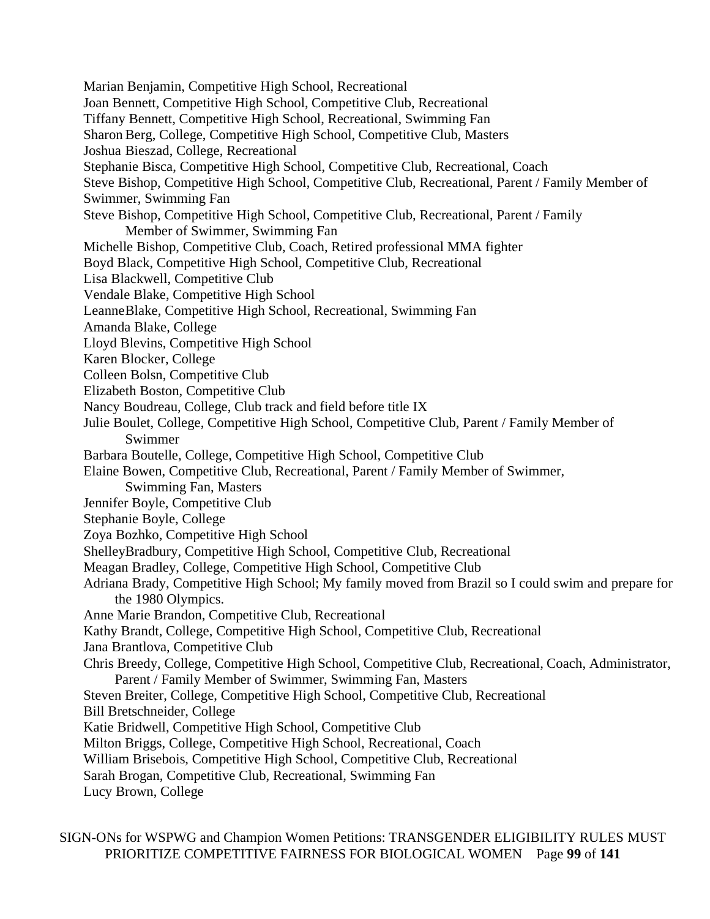Marian Benjamin, Competitive High School, Recreational
Joan Bennett, Competitive High School, Competitive Club, Recreational
Tiffany Bennett, Competitive High School, Recreational, Swimming Fan
Sharon Berg, College, Competitive High School, Competitive Club, Masters
Joshua Bieszad, College, Recreational
Stephanie Bisca, Competitive High School, Competitive Club, Recreational, Coach
Steve Bishop, Competitive High School, Competitive Club, Recreational, Parent / Family Member of Swimmer, Swimming Fan
Steve Bishop, Competitive High School, Competitive Club, Recreational, Parent / Family Member of Swimmer, Swimming Fan
Michelle Bishop, Competitive Club, Coach, Retired professional MMA fighter
Boyd Black, Competitive High School, Competitive Club, Recreational
Lisa Blackwell, Competitive Club
Vendale Blake, Competitive High School
LeanneBlake, Competitive High School, Recreational, Swimming Fan
Amanda Blake, College
Lloyd Blevins, Competitive High School
Karen Blocker, College
Colleen Bolsn, Competitive Club
Elizabeth Boston, Competitive Club
Nancy Boudreau, College, Club track and field before title IX
Julie Boulet, College, Competitive High School, Competitive Club, Parent / Family Member of Swimmer
Barbara Boutelle, College, Competitive High School, Competitive Club
Elaine Bowen, Competitive Club, Recreational, Parent / Family Member of Swimmer, Swimming Fan, Masters
Jennifer Boyle, Competitive Club
Stephanie Boyle, College
Zoya Bozhko, Competitive High School
ShelleyBradbury, Competitive High School, Competitive Club, Recreational
Meagan Bradley, College, Competitive High School, Competitive Club
Adriana Brady, Competitive High School; My family moved from Brazil so I could swim and prepare for the 1980 Olympics.
Anne Marie Brandon, Competitive Club, Recreational
Kathy Brandt, College, Competitive High School, Competitive Club, Recreational
Jana Brantlova, Competitive Club
Chris Breedy, College, Competitive High School, Competitive Club, Recreational, Coach, Administrator, Parent / Family Member of Swimmer, Swimming Fan, Masters
Steven Breiter, College, Competitive High School, Competitive Club, Recreational
Bill Bretschneider, College
Katie Bridwell, Competitive High School, Competitive Club
Milton Briggs, College, Competitive High School, Recreational, Coach
William Brisebois, Competitive High School, Competitive Club, Recreational
Sarah Brogan, Competitive Club, Recreational, Swimming Fan
Lucy Brown, College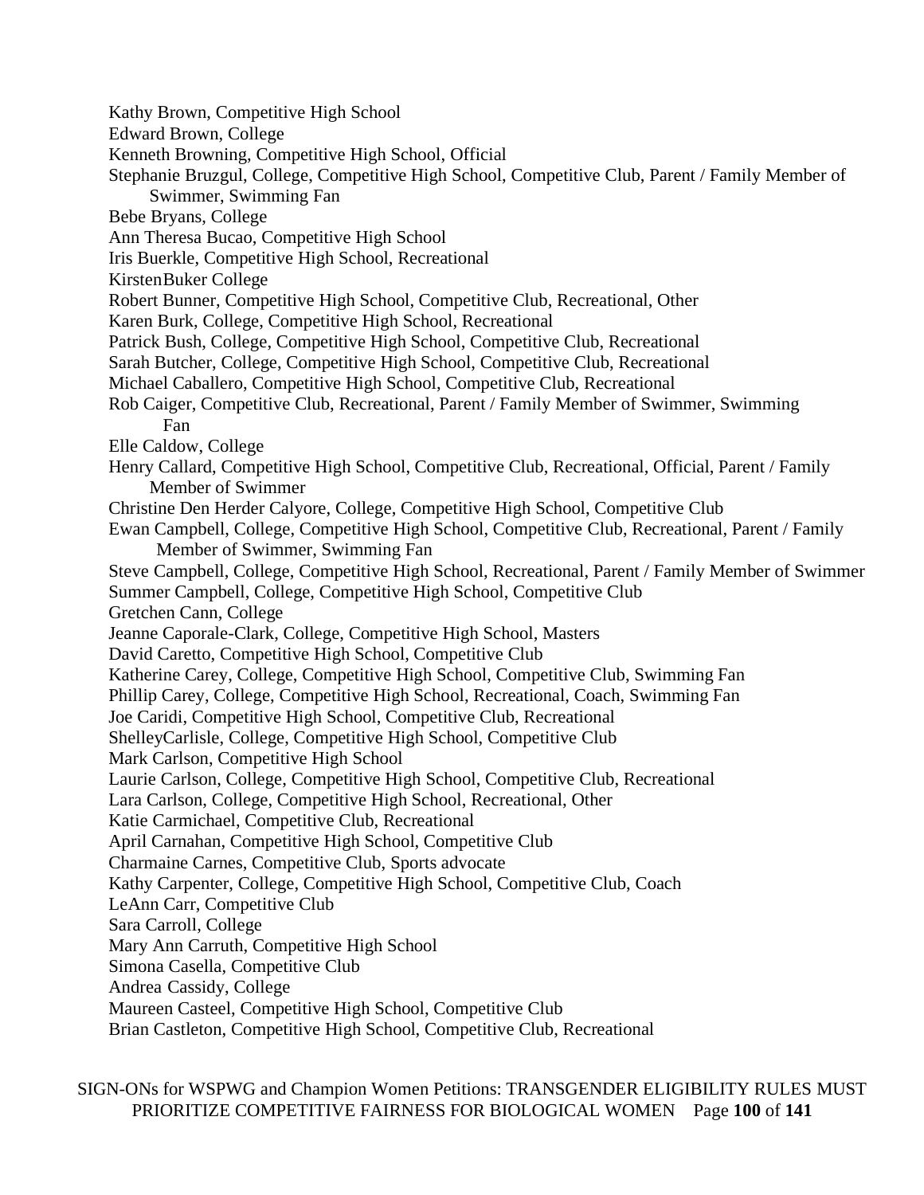Kathy Brown, Competitive High School
Edward Brown, College
Kenneth Browning, Competitive High School, Official
Stephanie Bruzgul, College, Competitive High School, Competitive Club, Parent / Family Member of Swimmer, Swimming Fan
Bebe Bryans, College
Ann Theresa Bucao, Competitive High School
Iris Buerkle, Competitive High School, Recreational
KirstenBuker College
Robert Bunner, Competitive High School, Competitive Club, Recreational, Other
Karen Burk, College, Competitive High School, Recreational
Patrick Bush, College, Competitive High School, Competitive Club, Recreational
Sarah Butcher, College, Competitive High School, Competitive Club, Recreational
Michael Caballero, Competitive High School, Competitive Club, Recreational
Rob Caiger, Competitive Club, Recreational, Parent / Family Member of Swimmer, Swimming Fan
Elle Caldow, College
Henry Callard, Competitive High School, Competitive Club, Recreational, Official, Parent / Family Member of Swimmer
Christine Den Herder Calyore, College, Competitive High School, Competitive Club
Ewan Campbell, College, Competitive High School, Competitive Club, Recreational, Parent / Family Member of Swimmer, Swimming Fan
Steve Campbell, College, Competitive High School, Recreational, Parent / Family Member of Swimmer
Summer Campbell, College, Competitive High School, Competitive Club
Gretchen Cann, College
Jeanne Caporale-Clark, College, Competitive High School, Masters
David Caretto, Competitive High School, Competitive Club
Katherine Carey, College, Competitive High School, Competitive Club, Swimming Fan
Phillip Carey, College, Competitive High School, Recreational, Coach, Swimming Fan
Joe Caridi, Competitive High School, Competitive Club, Recreational
ShelleyCarlisle, College, Competitive High School, Competitive Club
Mark Carlson, Competitive High School
Laurie Carlson, College, Competitive High School, Competitive Club, Recreational
Lara Carlson, College, Competitive High School, Recreational, Other
Katie Carmichael, Competitive Club, Recreational
April Carnahan, Competitive High School, Competitive Club
Charmaine Carnes, Competitive Club, Sports advocate
Kathy Carpenter, College, Competitive High School, Competitive Club, Coach
LeAnn Carr, Competitive Club
Sara Carroll, College
Mary Ann Carruth, Competitive High School
Simona Casella, Competitive Club
Andrea Cassidy, College
Maureen Casteel, Competitive High School, Competitive Club
Brian Castleton, Competitive High School, Competitive Club, Recreational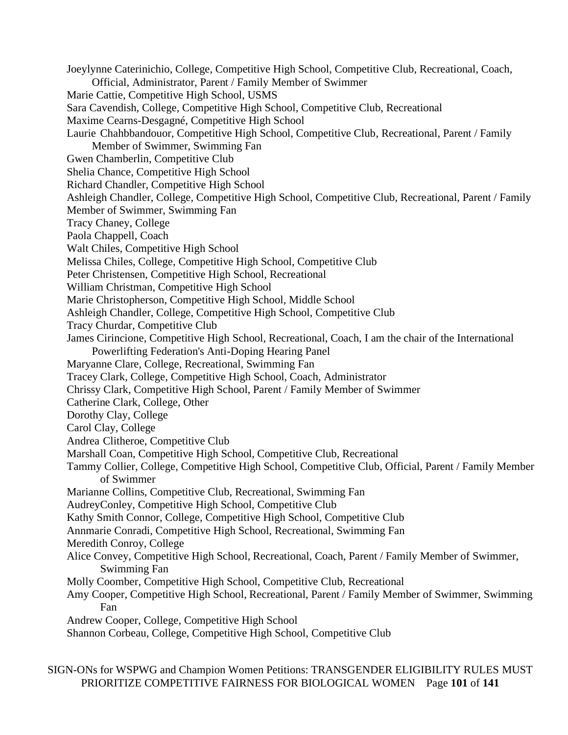Joeylynne Caterinichio, College, Competitive High School, Competitive Club, Recreational, Coach, Official, Administrator, Parent / Family Member of Swimmer

Marie Cattie, Competitive High School, USMS

Sara Cavendish, College, Competitive High School, Competitive Club, Recreational

Maxime Cearns-Desgagné, Competitive High School

Laurie Chahbbandouor, Competitive High School, Competitive Club, Recreational, Parent / Family Member of Swimmer, Swimming Fan

Gwen Chamberlin, Competitive Club

Shelia Chance, Competitive High School

Richard Chandler, Competitive High School

Ashleigh Chandler, College, Competitive High School, Competitive Club, Recreational, Parent / Family Member of Swimmer, Swimming Fan

Tracy Chaney, College

Paola Chappell, Coach

Walt Chiles, Competitive High School

Melissa Chiles, College, Competitive High School, Competitive Club

Peter Christensen, Competitive High School, Recreational

William Christman, Competitive High School

Marie Christopherson, Competitive High School, Middle School

Ashleigh Chandler, College, Competitive High School, Competitive Club

Tracy Churdar, Competitive Club

James Cirincione, Competitive High School, Recreational, Coach, I am the chair of the International Powerlifting Federation's Anti-Doping Hearing Panel

Maryanne Clare, College, Recreational, Swimming Fan

Tracey Clark, College, Competitive High School, Coach, Administrator

Chrissy Clark, Competitive High School, Parent / Family Member of Swimmer

Catherine Clark, College, Other

Dorothy Clay, College

Carol Clay, College

Andrea Clitheroe, Competitive Club

Marshall Coan, Competitive High School, Competitive Club, Recreational

Tammy Collier, College, Competitive High School, Competitive Club, Official, Parent / Family Member of Swimmer

Marianne Collins, Competitive Club, Recreational, Swimming Fan

AudreyConley, Competitive High School, Competitive Club

Kathy Smith Connor, College, Competitive High School, Competitive Club

Annmarie Conradi, Competitive High School, Recreational, Swimming Fan

Meredith Conroy, College

Alice Convey, Competitive High School, Recreational, Coach, Parent / Family Member of Swimmer, Swimming Fan

Molly Coomber, Competitive High School, Competitive Club, Recreational

Amy Cooper, Competitive High School, Recreational, Parent / Family Member of Swimmer, Swimming Fan

Andrew Cooper, College, Competitive High School

Shannon Corbeau, College, Competitive High School, Competitive Club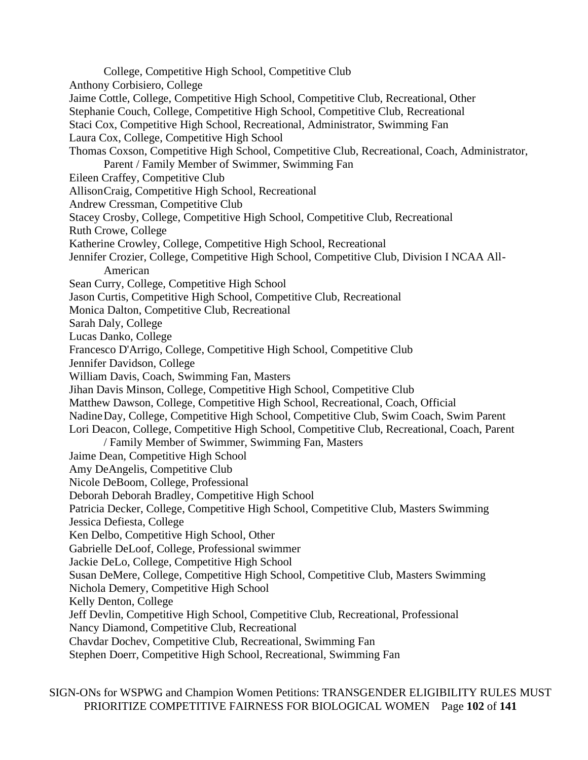College, Competitive High School, Competitive Club

Anthony Corbisiero, College

Jaime Cottle, College, Competitive High School, Competitive Club, Recreational, Other

Stephanie Couch, College, Competitive High School, Competitive Club, Recreational

Staci Cox, Competitive High School, Recreational, Administrator, Swimming Fan

Laura Cox, College, Competitive High School

Thomas Coxson, Competitive High School, Competitive Club, Recreational, Coach, Administrator, Parent / Family Member of Swimmer, Swimming Fan

Eileen Craffey, Competitive Club

AllisonCraig, Competitive High School, Recreational

Andrew Cressman, Competitive Club

Stacey Crosby, College, Competitive High School, Competitive Club, Recreational

Ruth Crowe, College

Katherine Crowley, College, Competitive High School, Recreational

Jennifer Crozier, College, Competitive High School, Competitive Club, Division I NCAA All-American

Sean Curry, College, Competitive High School

Jason Curtis, Competitive High School, Competitive Club, Recreational

Monica Dalton, Competitive Club, Recreational

Sarah Daly, College

Lucas Danko, College

Francesco D'Arrigo, College, Competitive High School, Competitive Club

Jennifer Davidson, College

William Davis, Coach, Swimming Fan, Masters

Jihan Davis Minson, College, Competitive High School, Competitive Club

Matthew Dawson, College, Competitive High School, Recreational, Coach, Official

Nadine Day, College, Competitive High School, Competitive Club, Swim Coach, Swim Parent

Lori Deacon, College, Competitive High School, Competitive Club, Recreational, Coach, Parent / Family Member of Swimmer, Swimming Fan, Masters

Jaime Dean, Competitive High School

Amy DeAngelis, Competitive Club

Nicole DeBoom, College, Professional

Deborah Deborah Bradley, Competitive High School

Patricia Decker, College, Competitive High School, Competitive Club, Masters Swimming

Jessica Defiesta, College

Ken Delbo, Competitive High School, Other

Gabrielle DeLoof, College, Professional swimmer

Jackie DeLo, College, Competitive High School

Susan DeMere, College, Competitive High School, Competitive Club, Masters Swimming

Nichola Demery, Competitive High School

Kelly Denton, College

Jeff Devlin, Competitive High School, Competitive Club, Recreational, Professional

Nancy Diamond, Competitive Club, Recreational

Chavdar Dochev, Competitive Club, Recreational, Swimming Fan

Stephen Doerr, Competitive High School, Recreational, Swimming Fan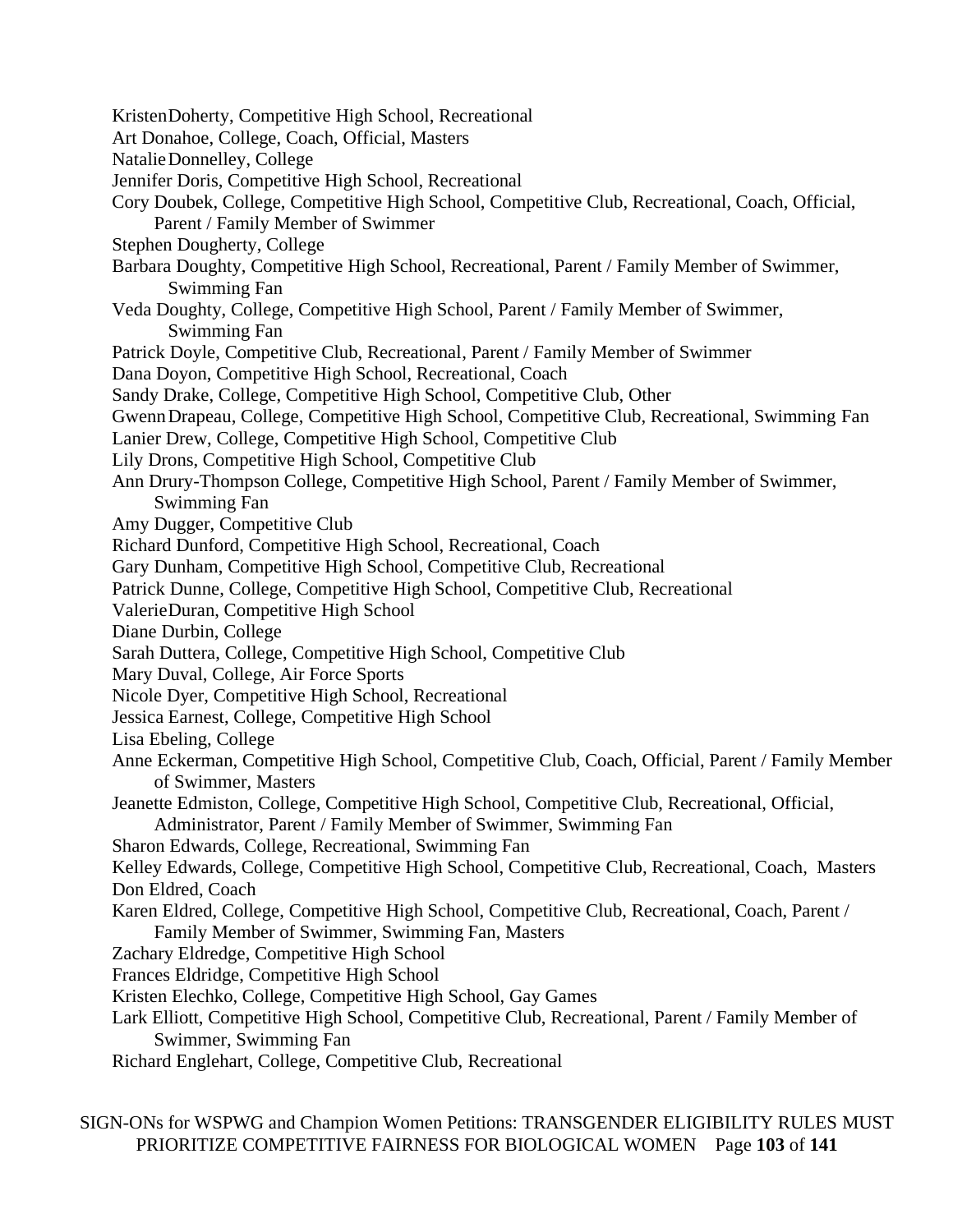Kristen Doherty, Competitive High School, Recreational
Art Donahoe, College, Coach, Official, Masters
Natalie Donnelley, College
Jennifer Doris, Competitive High School, Recreational
Cory Doubek, College, Competitive High School, Competitive Club, Recreational, Coach, Official, Parent / Family Member of Swimmer
Stephen Dougherty, College
Barbara Doughty, Competitive High School, Recreational, Parent / Family Member of Swimmer, Swimming Fan
Veda Doughty, College, Competitive High School, Parent / Family Member of Swimmer, Swimming Fan
Patrick Doyle, Competitive Club, Recreational, Parent / Family Member of Swimmer
Dana Doyon, Competitive High School, Recreational, Coach
Sandy Drake, College, Competitive High School, Competitive Club, Other
Gwenn Drapeau, College, Competitive High School, Competitive Club, Recreational, Swimming Fan
Lanier Drew, College, Competitive High School, Competitive Club
Lily Drons, Competitive High School, Competitive Club
Ann Drury-Thompson College, Competitive High School, Parent / Family Member of Swimmer, Swimming Fan
Amy Dugger, Competitive Club
Richard Dunford, Competitive High School, Recreational, Coach
Gary Dunham, Competitive High School, Competitive Club, Recreational
Patrick Dunne, College, Competitive High School, Competitive Club, Recreational
Valerie Duran, Competitive High School
Diane Durbin, College
Sarah Duttera, College, Competitive High School, Competitive Club
Mary Duval, College, Air Force Sports
Nicole Dyer, Competitive High School, Recreational
Jessica Earnest, College, Competitive High School
Lisa Ebeling, College
Anne Eckerman, Competitive High School, Competitive Club, Coach, Official, Parent / Family Member of Swimmer, Masters
Jeanette Edmiston, College, Competitive High School, Competitive Club, Recreational, Official, Administrator, Parent / Family Member of Swimmer, Swimming Fan
Sharon Edwards, College, Recreational, Swimming Fan
Kelley Edwards, College, Competitive High School, Competitive Club, Recreational, Coach, Masters
Don Eldred, Coach
Karen Eldred, College, Competitive High School, Competitive Club, Recreational, Coach, Parent / Family Member of Swimmer, Swimming Fan, Masters
Zachary Eldredge, Competitive High School
Frances Eldridge, Competitive High School
Kristen Elechko, College, Competitive High School, Gay Games
Lark Elliott, Competitive High School, Competitive Club, Recreational, Parent / Family Member of Swimmer, Swimming Fan
Richard Englehart, College, Competitive Club, Recreational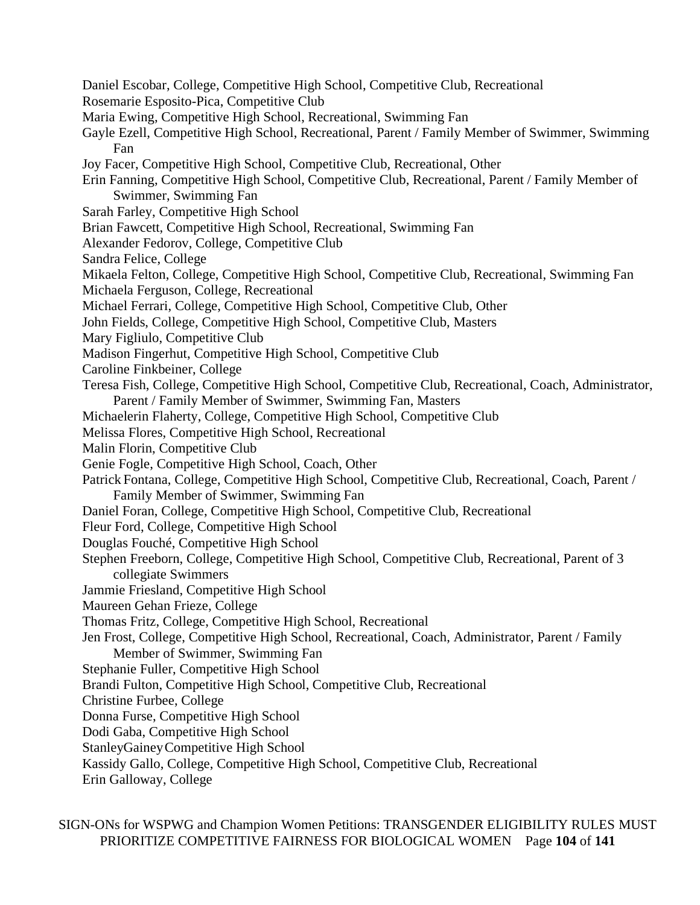Daniel Escobar, College, Competitive High School, Competitive Club, Recreational
Rosemarie Esposito-Pica, Competitive Club
Maria Ewing, Competitive High School, Recreational, Swimming Fan
Gayle Ezell, Competitive High School, Recreational, Parent / Family Member of Swimmer, Swimming Fan
Joy Facer, Competitive High School, Competitive Club, Recreational, Other
Erin Fanning, Competitive High School, Competitive Club, Recreational, Parent / Family Member of Swimmer, Swimming Fan
Sarah Farley, Competitive High School
Brian Fawcett, Competitive High School, Recreational, Swimming Fan
Alexander Fedorov, College, Competitive Club
Sandra Felice, College
Mikaela Felton, College, Competitive High School, Competitive Club, Recreational, Swimming Fan
Michaela Ferguson, College, Recreational
Michael Ferrari, College, Competitive High School, Competitive Club, Other
John Fields, College, Competitive High School, Competitive Club, Masters
Mary Figliulo, Competitive Club
Madison Fingerhut, Competitive High School, Competitive Club
Caroline Finkbeiner, College
Teresa Fish, College, Competitive High School, Competitive Club, Recreational, Coach, Administrator, Parent / Family Member of Swimmer, Swimming Fan, Masters
Michaelerin Flaherty, College, Competitive High School, Competitive Club
Melissa Flores, Competitive High School, Recreational
Malin Florin, Competitive Club
Genie Fogle, Competitive High School, Coach, Other
Patrick Fontana, College, Competitive High School, Competitive Club, Recreational, Coach, Parent / Family Member of Swimmer, Swimming Fan
Daniel Foran, College, Competitive High School, Competitive Club, Recreational
Fleur Ford, College, Competitive High School
Douglas Fouché, Competitive High School
Stephen Freeborn, College, Competitive High School, Competitive Club, Recreational, Parent of 3 collegiate Swimmers
Jammie Friesland, Competitive High School
Maureen Gehan Frieze, College
Thomas Fritz, College, Competitive High School, Recreational
Jen Frost, College, Competitive High School, Recreational, Coach, Administrator, Parent / Family Member of Swimmer, Swimming Fan
Stephanie Fuller, Competitive High School
Brandi Fulton, Competitive High School, Competitive Club, Recreational
Christine Furbee, College
Donna Furse, Competitive High School
Dodi Gaba, Competitive High School
StanleyGaineyCompetitive High School
Kassidy Gallo, College, Competitive High School, Competitive Club, Recreational
Erin Galloway, College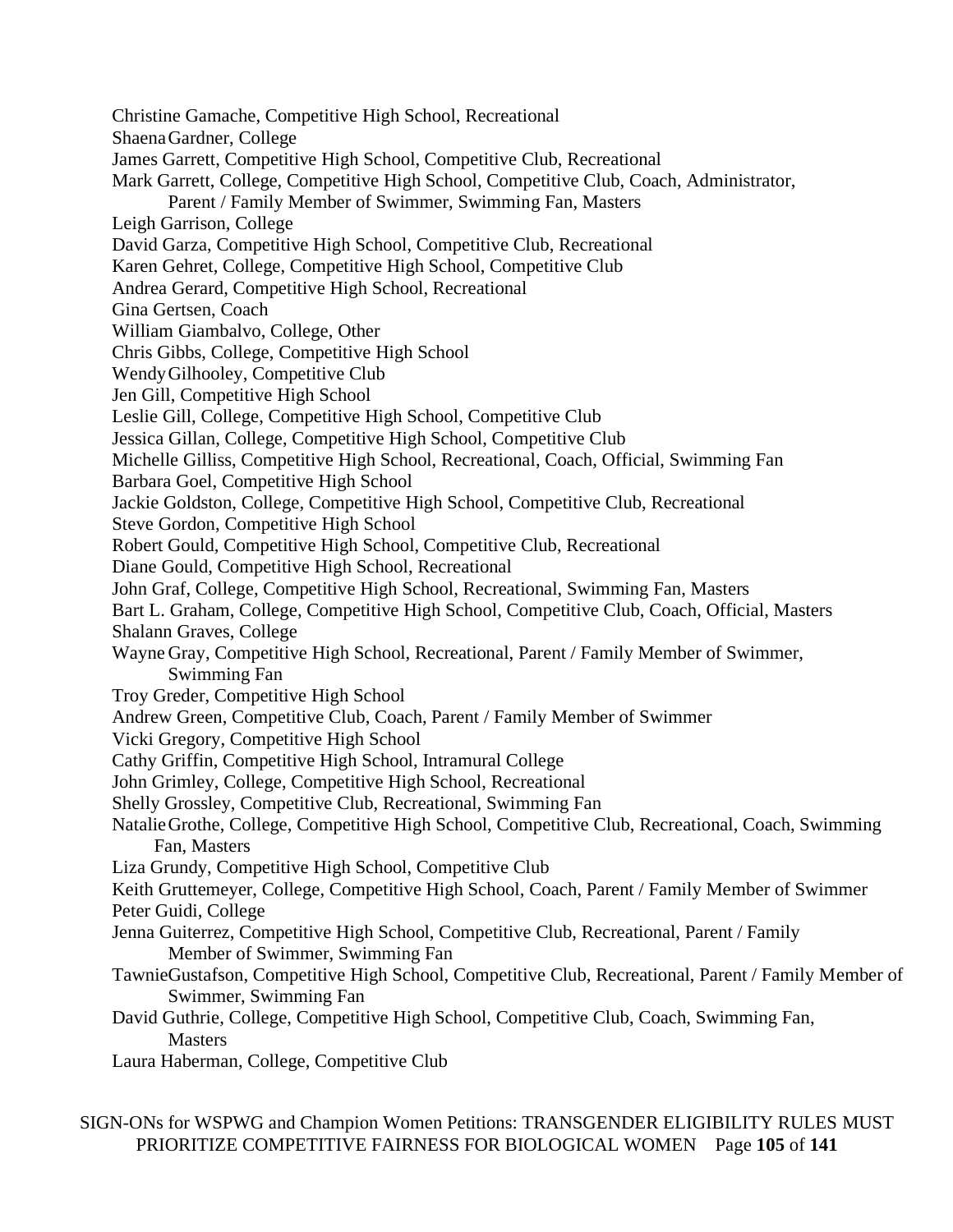Christine Gamache, Competitive High School, Recreational

Shaena Gardner, College

James Garrett, Competitive High School, Competitive Club, Recreational

Mark Garrett, College, Competitive High School, Competitive Club, Coach, Administrator, Parent / Family Member of Swimmer, Swimming Fan, Masters

Leigh Garrison, College

David Garza, Competitive High School, Competitive Club, Recreational

Karen Gehret, College, Competitive High School, Competitive Club

Andrea Gerard, Competitive High School, Recreational

Gina Gertsen, Coach

William Giambalvo, College, Other

Chris Gibbs, College, Competitive High School

Wendy Gilhooley, Competitive Club

Jen Gill, Competitive High School

Leslie Gill, College, Competitive High School, Competitive Club

Jessica Gillan, College, Competitive High School, Competitive Club

Michelle Gilliss, Competitive High School, Recreational, Coach, Official, Swimming Fan

Barbara Goel, Competitive High School

Jackie Goldston, College, Competitive High School, Competitive Club, Recreational

Steve Gordon, Competitive High School

Robert Gould, Competitive High School, Competitive Club, Recreational

Diane Gould, Competitive High School, Recreational

John Graf, College, Competitive High School, Recreational, Swimming Fan, Masters

Bart L. Graham, College, Competitive High School, Competitive Club, Coach, Official, Masters

Shalann Graves, College

Wayne Gray, Competitive High School, Recreational, Parent / Family Member of Swimmer, Swimming Fan

Troy Greder, Competitive High School

Andrew Green, Competitive Club, Coach, Parent / Family Member of Swimmer

Vicki Gregory, Competitive High School

Cathy Griffin, Competitive High School, Intramural College

John Grimley, College, Competitive High School, Recreational

Shelly Grossley, Competitive Club, Recreational, Swimming Fan

Natalie Grothe, College, Competitive High School, Competitive Club, Recreational, Coach, Swimming Fan, Masters

Liza Grundy, Competitive High School, Competitive Club

Keith Gruttemeyer, College, Competitive High School, Coach, Parent / Family Member of Swimmer

Peter Guidi, College

Jenna Guiterrez, Competitive High School, Competitive Club, Recreational, Parent / Family Member of Swimmer, Swimming Fan

Tawnie Gustafson, Competitive High School, Competitive Club, Recreational, Parent / Family Member of Swimmer, Swimming Fan

David Guthrie, College, Competitive High School, Competitive Club, Coach, Swimming Fan, Masters

Laura Haberman, College, Competitive Club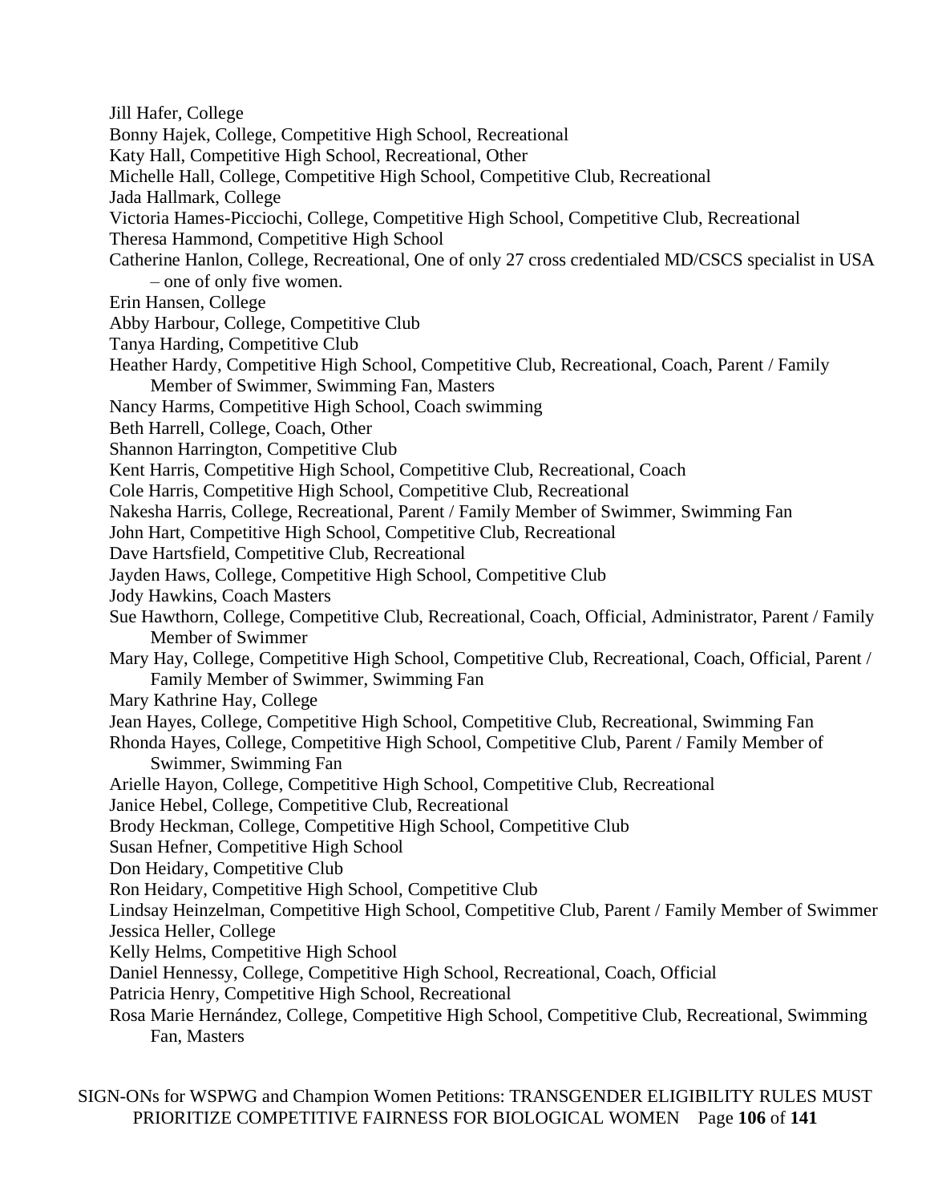Jill Hafer, College  
Bonny Hajek, College, Competitive High School, Recreational  
Katy Hall, Competitive High School, Recreational, Other  
Michelle Hall, College, Competitive High School, Competitive Club, Recreational  
Jada Hallmark, College  
Victoria Hames-Picciochi, College, Competitive High School, Competitive Club, Recreational  
Theresa Hammond, Competitive High School  
Catherine Hanlon, College, Recreational, One of only 27 cross credentialed MD/CSCS specialist in USA – one of only five women.  
Erin Hansen, College  
Abby Harbour, College, Competitive Club  
Tanya Harding, Competitive Club  
Heather Hardy, Competitive High School, Competitive Club, Recreational, Coach, Parent / Family Member of Swimmer, Swimming Fan, Masters  
Nancy Harms, Competitive High School, Coach swimming  
Beth Harrell, College, Coach, Other  
Shannon Harrington, Competitive Club  
Kent Harris, Competitive High School, Competitive Club, Recreational, Coach  
Cole Harris, Competitive High School, Competitive Club, Recreational  
Nakesha Harris, College, Recreational, Parent / Family Member of Swimmer, Swimming Fan  
John Hart, Competitive High School, Competitive Club, Recreational  
Dave Hartsfield, Competitive Club, Recreational  
Jayden Haws, College, Competitive High School, Competitive Club  
Jody Hawkins, Coach Masters  
Sue Hawthorn, College, Competitive Club, Recreational, Coach, Official, Administrator, Parent / Family Member of Swimmer  
Mary Hay, College, Competitive High School, Competitive Club, Recreational, Coach, Official, Parent / Family Member of Swimmer, Swimming Fan  
Mary Kathrine Hay, College  
Jean Hayes, College, Competitive High School, Competitive Club, Recreational, Swimming Fan  
Rhonda Hayes, College, Competitive High School, Competitive Club, Parent / Family Member of Swimmer, Swimming Fan  
Arielle Hayon, College, Competitive High School, Competitive Club, Recreational  
Janice Hebel, College, Competitive Club, Recreational  
Brody Heckman, College, Competitive High School, Competitive Club  
Susan Hefner, Competitive High School  
Don Heidary, Competitive Club  
Ron Heidary, Competitive High School, Competitive Club  
Lindsay Heinzelman, Competitive High School, Competitive Club, Parent / Family Member of Swimmer  
Jessica Heller, College  
Kelly Helms, Competitive High School  
Daniel Hennessy, College, Competitive High School, Recreational, Coach, Official  
Patricia Henry, Competitive High School, Recreational  
Rosa Marie Hernández, College, Competitive High School, Competitive Club, Recreational, Swimming Fan, Masters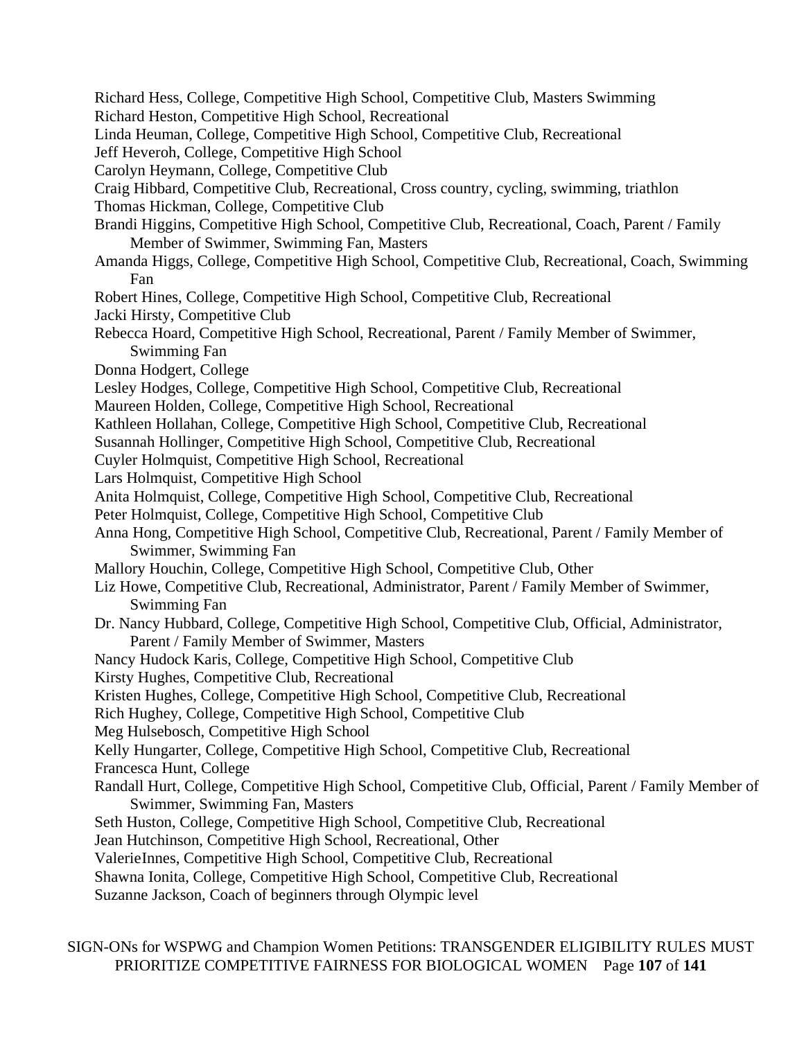Richard Hess, College, Competitive High School, Competitive Club, Masters Swimming
Richard Heston, Competitive High School, Recreational
Linda Heuman, College, Competitive High School, Competitive Club, Recreational
Jeff Heveroh, College, Competitive High School
Carolyn Heymann, College, Competitive Club
Craig Hibbard, Competitive Club, Recreational, Cross country, cycling, swimming, triathlon
Thomas Hickman, College, Competitive Club
Brandi Higgins, Competitive High School, Competitive Club, Recreational, Coach, Parent / Family Member of Swimmer, Swimming Fan, Masters
Amanda Higgs, College, Competitive High School, Competitive Club, Recreational, Coach, Swimming Fan
Robert Hines, College, Competitive High School, Competitive Club, Recreational
Jacki Hirsty, Competitive Club
Rebecca Hoard, Competitive High School, Recreational, Parent / Family Member of Swimmer, Swimming Fan
Donna Hodgert, College
Lesley Hodges, College, Competitive High School, Competitive Club, Recreational
Maureen Holden, College, Competitive High School, Recreational
Kathleen Hollahan, College, Competitive High School, Competitive Club, Recreational
Susannah Hollinger, Competitive High School, Competitive Club, Recreational
Cuyler Holmquist, Competitive High School, Recreational
Lars Holmquist, Competitive High School
Anita Holmquist, College, Competitive High School, Competitive Club, Recreational
Peter Holmquist, College, Competitive High School, Competitive Club
Anna Hong, Competitive High School, Competitive Club, Recreational, Parent / Family Member of Swimmer, Swimming Fan
Mallory Houchin, College, Competitive High School, Competitive Club, Other
Liz Howe, Competitive Club, Recreational, Administrator, Parent / Family Member of Swimmer, Swimming Fan
Dr. Nancy Hubbard, College, Competitive High School, Competitive Club, Official, Administrator, Parent / Family Member of Swimmer, Masters
Nancy Hudock Karis, College, Competitive High School, Competitive Club
Kirsty Hughes, Competitive Club, Recreational
Kristen Hughes, College, Competitive High School, Competitive Club, Recreational
Rich Hughey, College, Competitive High School, Competitive Club
Meg Hulsebosch, Competitive High School
Kelly Hungarter, College, Competitive High School, Competitive Club, Recreational
Francesca Hunt, College
Randall Hurt, College, Competitive High School, Competitive Club, Official, Parent / Family Member of Swimmer, Swimming Fan, Masters
Seth Huston, College, Competitive High School, Competitive Club, Recreational
Jean Hutchinson, Competitive High School, Recreational, Other
ValerieInnes, Competitive High School, Competitive Club, Recreational
Shawna Ionita, College, Competitive High School, Competitive Club, Recreational
Suzanne Jackson, Coach of beginners through Olympic level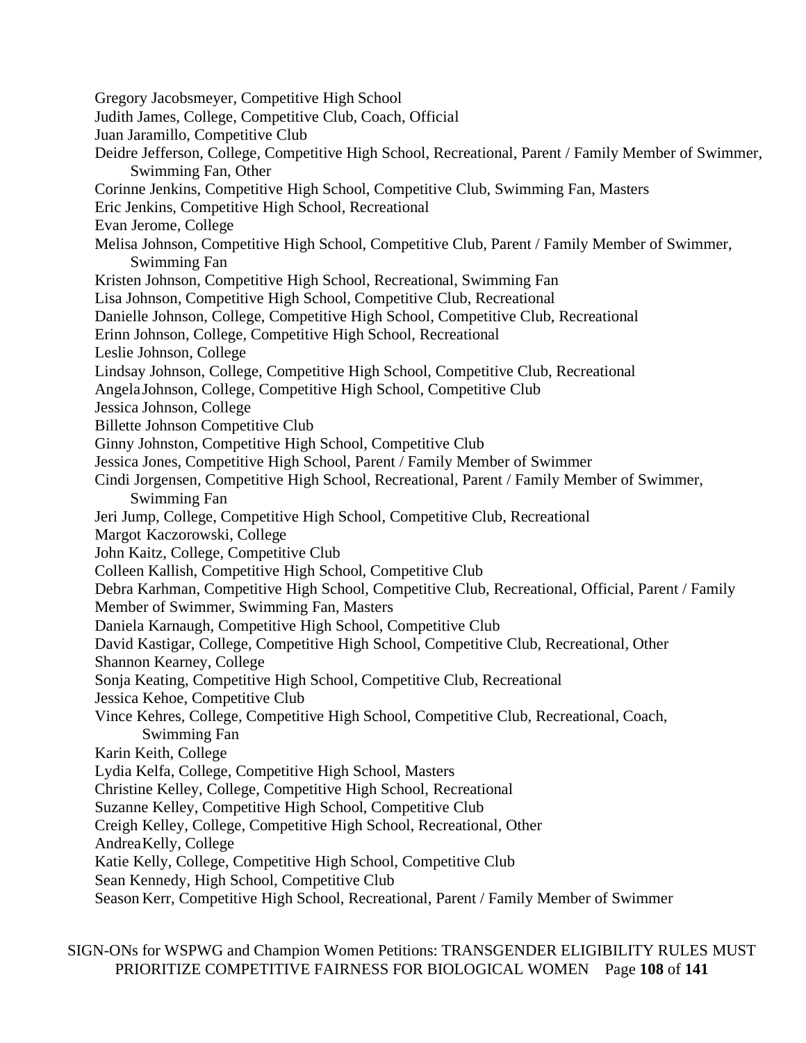Gregory Jacobsmeyer, Competitive High School
Judith James, College, Competitive Club, Coach, Official
Juan Jaramillo, Competitive Club
Deidre Jefferson, College, Competitive High School, Recreational, Parent / Family Member of Swimmer, Swimming Fan, Other
Corinne Jenkins, Competitive High School, Competitive Club, Swimming Fan, Masters
Eric Jenkins, Competitive High School, Recreational
Evan Jerome, College
Melisa Johnson, Competitive High School, Competitive Club, Parent / Family Member of Swimmer, Swimming Fan
Kristen Johnson, Competitive High School, Recreational, Swimming Fan
Lisa Johnson, Competitive High School, Competitive Club, Recreational
Danielle Johnson, College, Competitive High School, Competitive Club, Recreational
Erinn Johnson, College, Competitive High School, Recreational
Leslie Johnson, College
Lindsay Johnson, College, Competitive High School, Competitive Club, Recreational
Angela Johnson, College, Competitive High School, Competitive Club
Jessica Johnson, College
Billette Johnson Competitive Club
Ginny Johnston, Competitive High School, Competitive Club
Jessica Jones, Competitive High School, Parent / Family Member of Swimmer
Cindi Jorgensen, Competitive High School, Recreational, Parent / Family Member of Swimmer, Swimming Fan
Jeri Jump, College, Competitive High School, Competitive Club, Recreational
Margot Kaczorowski, College
John Kaitz, College, Competitive Club
Colleen Kallish, Competitive High School, Competitive Club
Debra Karhman, Competitive High School, Competitive Club, Recreational, Official, Parent / Family Member of Swimmer, Swimming Fan, Masters
Daniela Karnaugh, Competitive High School, Competitive Club
David Kastigar, College, Competitive High School, Competitive Club, Recreational, Other
Shannon Kearney, College
Sonja Keating, Competitive High School, Competitive Club, Recreational
Jessica Kehoe, Competitive Club
Vince Kehres, College, Competitive High School, Competitive Club, Recreational, Coach, Swimming Fan
Karin Keith, College
Lydia Kelfa, College, Competitive High School, Masters
Christine Kelley, College, Competitive High School, Recreational
Suzanne Kelley, Competitive High School, Competitive Club
Creigh Kelley, College, Competitive High School, Recreational, Other
Andrea Kelly, College
Katie Kelly, College, Competitive High School, Competitive Club
Sean Kennedy, High School, Competitive Club
Season Kerr, Competitive High School, Recreational, Parent / Family Member of Swimmer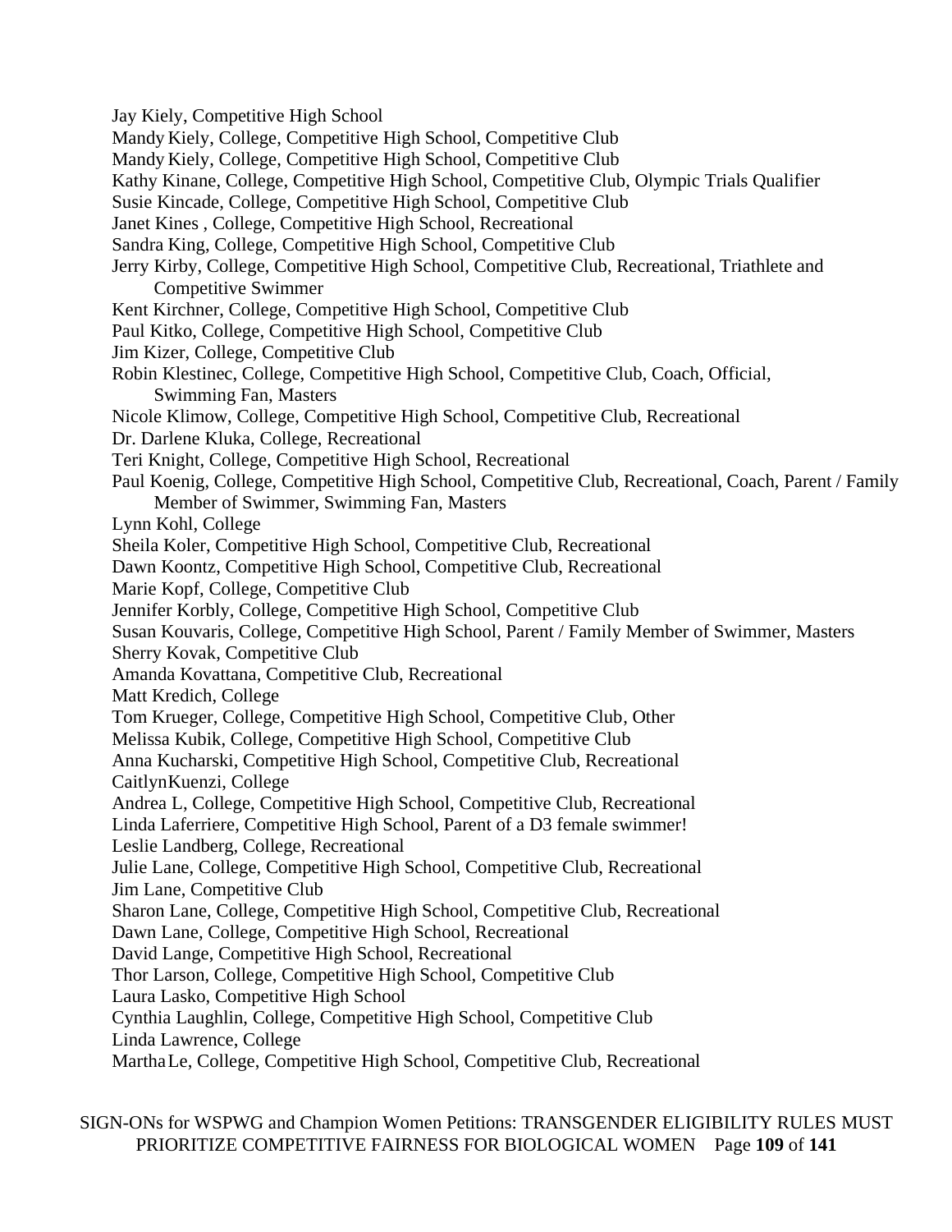Jay Kiely, Competitive High School
Mandy Kiely, College, Competitive High School, Competitive Club
Mandy Kiely, College, Competitive High School, Competitive Club
Kathy Kinane, College, Competitive High School, Competitive Club, Olympic Trials Qualifier
Susie Kincade, College, Competitive High School, Competitive Club
Janet Kines , College, Competitive High School, Recreational
Sandra King, College, Competitive High School, Competitive Club
Jerry Kirby, College, Competitive High School, Competitive Club, Recreational, Triathlete and Competitive Swimmer
Kent Kirchner, College, Competitive High School, Competitive Club
Paul Kitko, College, Competitive High School, Competitive Club
Jim Kizer, College, Competitive Club
Robin Klestinec, College, Competitive High School, Competitive Club, Coach, Official, Swimming Fan, Masters
Nicole Klimow, College, Competitive High School, Competitive Club, Recreational
Dr. Darlene Kluka, College, Recreational
Teri Knight, College, Competitive High School, Recreational
Paul Koenig, College, Competitive High School, Competitive Club, Recreational, Coach, Parent / Family Member of Swimmer, Swimming Fan, Masters
Lynn Kohl, College
Sheila Koler, Competitive High School, Competitive Club, Recreational
Dawn Koontz, Competitive High School, Competitive Club, Recreational
Marie Kopf, College, Competitive Club
Jennifer Korbly, College, Competitive High School, Competitive Club
Susan Kouvaris, College, Competitive High School, Parent / Family Member of Swimmer, Masters
Sherry Kovak, Competitive Club
Amanda Kovattana, Competitive Club, Recreational
Matt Kredich, College
Tom Krueger, College, Competitive High School, Competitive Club, Other
Melissa Kubik, College, Competitive High School, Competitive Club
Anna Kucharski, Competitive High School, Competitive Club, Recreational
CaitlynKuenzi, College
Andrea L, College, Competitive High School, Competitive Club, Recreational
Linda Laferriere, Competitive High School, Parent of a D3 female swimmer!
Leslie Landberg, College, Recreational
Julie Lane, College, Competitive High School, Competitive Club, Recreational
Jim Lane, Competitive Club
Sharon Lane, College, Competitive High School, Competitive Club, Recreational
Dawn Lane, College, Competitive High School, Recreational
David Lange, Competitive High School, Recreational
Thor Larson, College, Competitive High School, Competitive Club
Laura Lasko, Competitive High School
Cynthia Laughlin, College, Competitive High School, Competitive Club
Linda Lawrence, College
MarthaLe, College, Competitive High School, Competitive Club, Recreational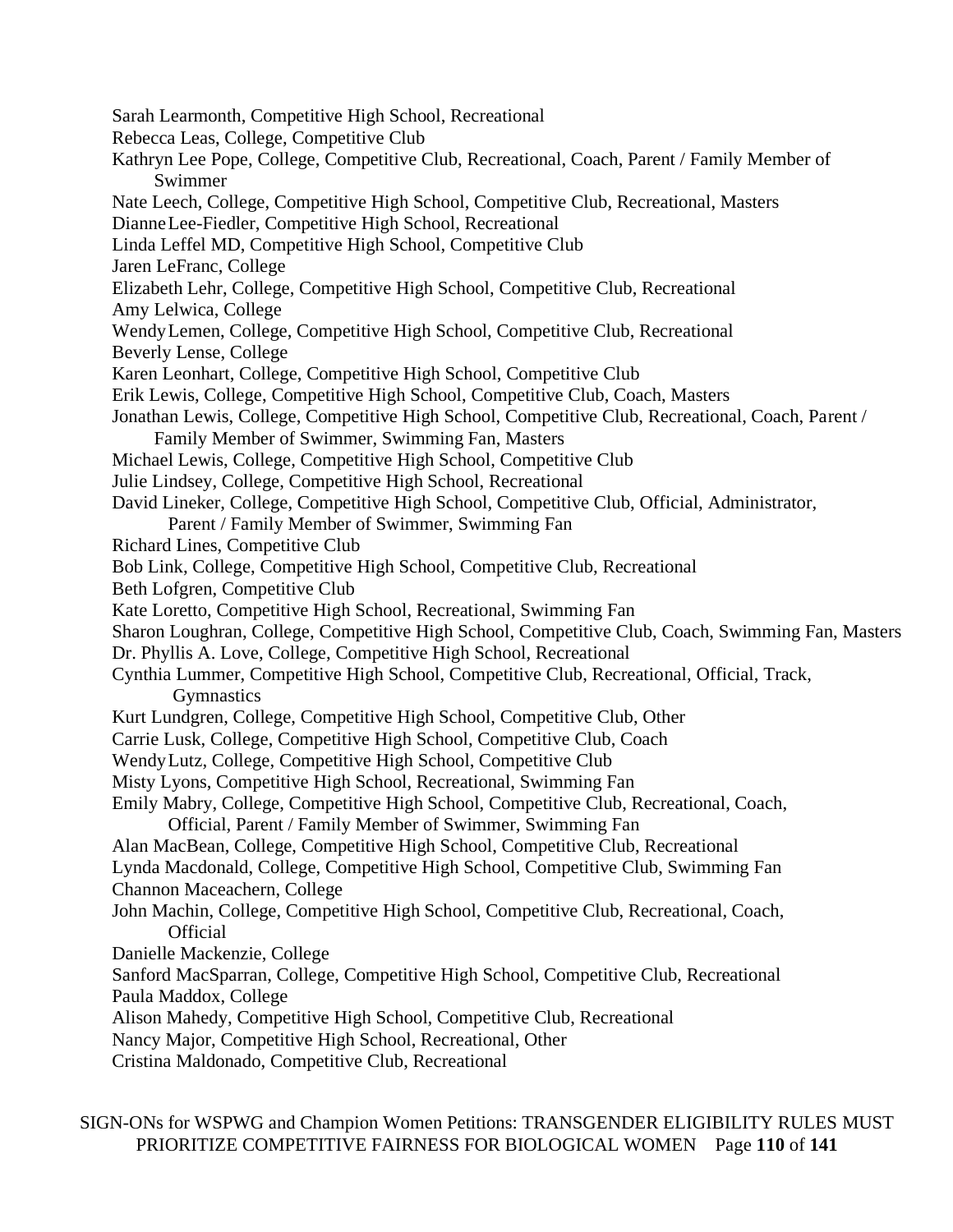Sarah Learmonth, Competitive High School, Recreational
Rebecca Leas, College, Competitive Club
Kathryn Lee Pope, College, Competitive Club, Recreational, Coach, Parent / Family Member of Swimmer
Nate Leech, College, Competitive High School, Competitive Club, Recreational, Masters
Dianne Lee-Fiedler, Competitive High School, Recreational
Linda Leffel MD, Competitive High School, Competitive Club
Jaren LeFranc, College
Elizabeth Lehr, College, Competitive High School, Competitive Club, Recreational
Amy Lelwica, College
Wendy Lemen, College, Competitive High School, Competitive Club, Recreational
Beverly Lense, College
Karen Leonhart, College, Competitive High School, Competitive Club
Erik Lewis, College, Competitive High School, Competitive Club, Coach, Masters
Jonathan Lewis, College, Competitive High School, Competitive Club, Recreational, Coach, Parent / Family Member of Swimmer, Swimming Fan, Masters
Michael Lewis, College, Competitive High School, Competitive Club
Julie Lindsey, College, Competitive High School, Recreational
David Lineker, College, Competitive High School, Competitive Club, Official, Administrator, Parent / Family Member of Swimmer, Swimming Fan
Richard Lines, Competitive Club
Bob Link, College, Competitive High School, Competitive Club, Recreational
Beth Lofgren, Competitive Club
Kate Loretto, Competitive High School, Recreational, Swimming Fan
Sharon Loughran, College, Competitive High School, Competitive Club, Coach, Swimming Fan, Masters
Dr. Phyllis A. Love, College, Competitive High School, Recreational
Cynthia Lummer, Competitive High School, Competitive Club, Recreational, Official, Track, Gymnastics
Kurt Lundgren, College, Competitive High School, Competitive Club, Other
Carrie Lusk, College, Competitive High School, Competitive Club, Coach
Wendy Lutz, College, Competitive High School, Competitive Club
Misty Lyons, Competitive High School, Recreational, Swimming Fan
Emily Mabry, College, Competitive High School, Competitive Club, Recreational, Coach, Official, Parent / Family Member of Swimmer, Swimming Fan
Alan MacBean, College, Competitive High School, Competitive Club, Recreational
Lynda Macdonald, College, Competitive High School, Competitive Club, Swimming Fan
Channon Maceachern, College
John Machin, College, Competitive High School, Competitive Club, Recreational, Coach, Official
Danielle Mackenzie, College
Sanford MacSparran, College, Competitive High School, Competitive Club, Recreational
Paula Maddox, College
Alison Mahedy, Competitive High School, Competitive Club, Recreational
Nancy Major, Competitive High School, Recreational, Other
Cristina Maldonado, Competitive Club, Recreational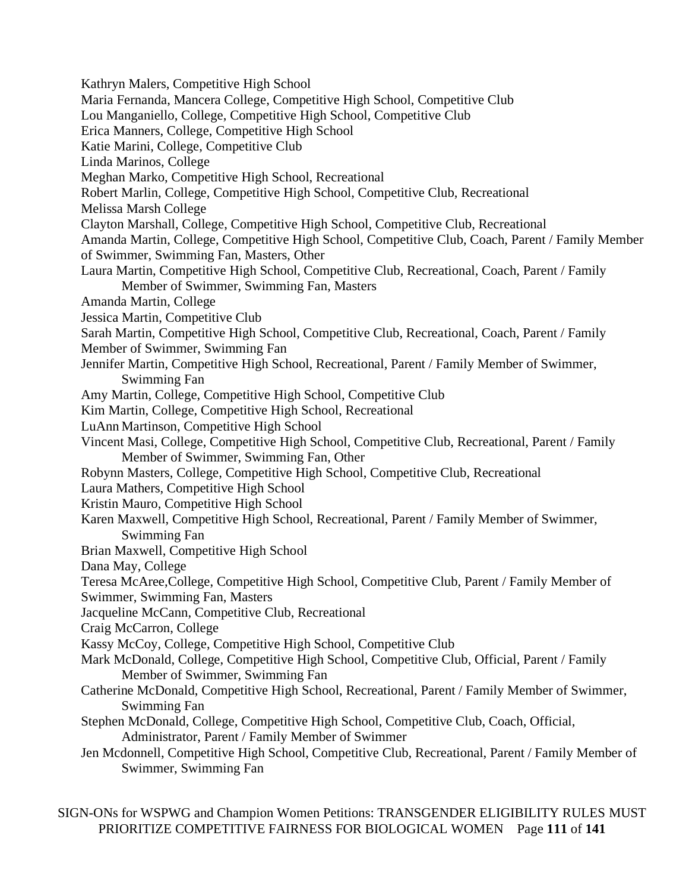Kathryn Malers, Competitive High School
Maria Fernanda, Mancera College, Competitive High School, Competitive Club
Lou Manganiello, College, Competitive High School, Competitive Club
Erica Manners, College, Competitive High School
Katie Marini, College, Competitive Club
Linda Marinos, College
Meghan Marko, Competitive High School, Recreational
Robert Marlin, College, Competitive High School, Competitive Club, Recreational
Melissa Marsh College
Clayton Marshall, College, Competitive High School, Competitive Club, Recreational
Amanda Martin, College, Competitive High School, Competitive Club, Coach, Parent / Family Member of Swimmer, Swimming Fan, Masters, Other
Laura Martin, Competitive High School, Competitive Club, Recreational, Coach, Parent / Family Member of Swimmer, Swimming Fan, Masters
Amanda Martin, College
Jessica Martin, Competitive Club
Sarah Martin, Competitive High School, Competitive Club, Recreational, Coach, Parent / Family Member of Swimmer, Swimming Fan
Jennifer Martin, Competitive High School, Recreational, Parent / Family Member of Swimmer, Swimming Fan
Amy Martin, College, Competitive High School, Competitive Club
Kim Martin, College, Competitive High School, Recreational
LuAnn Martinson, Competitive High School
Vincent Masi, College, Competitive High School, Competitive Club, Recreational, Parent / Family Member of Swimmer, Swimming Fan, Other
Robynn Masters, College, Competitive High School, Competitive Club, Recreational
Laura Mathers, Competitive High School
Kristin Mauro, Competitive High School
Karen Maxwell, Competitive High School, Recreational, Parent / Family Member of Swimmer, Swimming Fan
Brian Maxwell, Competitive High School
Dana May, College
Teresa McAree,College, Competitive High School, Competitive Club, Parent / Family Member of Swimmer, Swimming Fan, Masters
Jacqueline McCann, Competitive Club, Recreational
Craig McCarron, College
Kassy McCoy, College, Competitive High School, Competitive Club
Mark McDonald, College, Competitive High School, Competitive Club, Official, Parent / Family Member of Swimmer, Swimming Fan
Catherine McDonald, Competitive High School, Recreational, Parent / Family Member of Swimmer, Swimming Fan
Stephen McDonald, College, Competitive High School, Competitive Club, Coach, Official, Administrator, Parent / Family Member of Swimmer
Jen Mcdonnell, Competitive High School, Competitive Club, Recreational, Parent / Family Member of Swimmer, Swimming Fan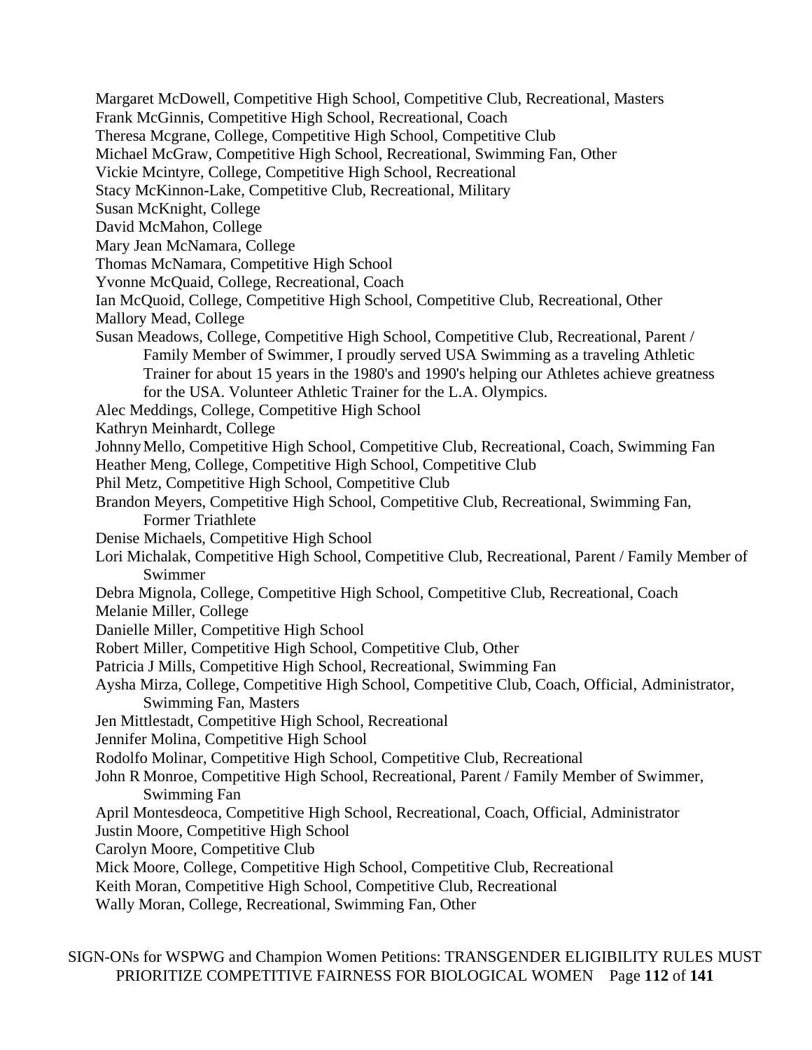Margaret McDowell, Competitive High School, Competitive Club, Recreational, Masters
Frank McGinnis, Competitive High School, Recreational, Coach
Theresa Mcgrane, College, Competitive High School, Competitive Club
Michael McGraw, Competitive High School, Recreational, Swimming Fan, Other
Vickie Mcintyre, College, Competitive High School, Recreational
Stacy McKinnon-Lake, Competitive Club, Recreational, Military
Susan McKnight, College
David McMahon, College
Mary Jean McNamara, College
Thomas McNamara, Competitive High School
Yvonne McQuaid, College, Recreational, Coach
Ian McQuoid, College, Competitive High School, Competitive Club, Recreational, Other
Mallory Mead, College
Susan Meadows, College, Competitive High School, Competitive Club, Recreational, Parent / Family Member of Swimmer, I proudly served USA Swimming as a traveling Athletic Trainer for about 15 years in the 1980's and 1990's helping our Athletes achieve greatness for the USA. Volunteer Athletic Trainer for the L.A. Olympics.
Alec Meddings, College, Competitive High School
Kathryn Meinhardt, College
Johnny Mello, Competitive High School, Competitive Club, Recreational, Coach, Swimming Fan
Heather Meng, College, Competitive High School, Competitive Club
Phil Metz, Competitive High School, Competitive Club
Brandon Meyers, Competitive High School, Competitive Club, Recreational, Swimming Fan, Former Triathlete
Denise Michaels, Competitive High School
Lori Michalak, Competitive High School, Competitive Club, Recreational, Parent / Family Member of Swimmer
Debra Mignola, College, Competitive High School, Competitive Club, Recreational, Coach
Melanie Miller, College
Danielle Miller, Competitive High School
Robert Miller, Competitive High School, Competitive Club, Other
Patricia J Mills, Competitive High School, Recreational, Swimming Fan
Aysha Mirza, College, Competitive High School, Competitive Club, Coach, Official, Administrator, Swimming Fan, Masters
Jen Mittlestadt, Competitive High School, Recreational
Jennifer Molina, Competitive High School
Rodolfo Molinar, Competitive High School, Competitive Club, Recreational
John R Monroe, Competitive High School, Recreational, Parent / Family Member of Swimmer, Swimming Fan
April Montesdeoca, Competitive High School, Recreational, Coach, Official, Administrator
Justin Moore, Competitive High School
Carolyn Moore, Competitive Club
Mick Moore, College, Competitive High School, Competitive Club, Recreational
Keith Moran, Competitive High School, Competitive Club, Recreational
Wally Moran, College, Recreational, Swimming Fan, Other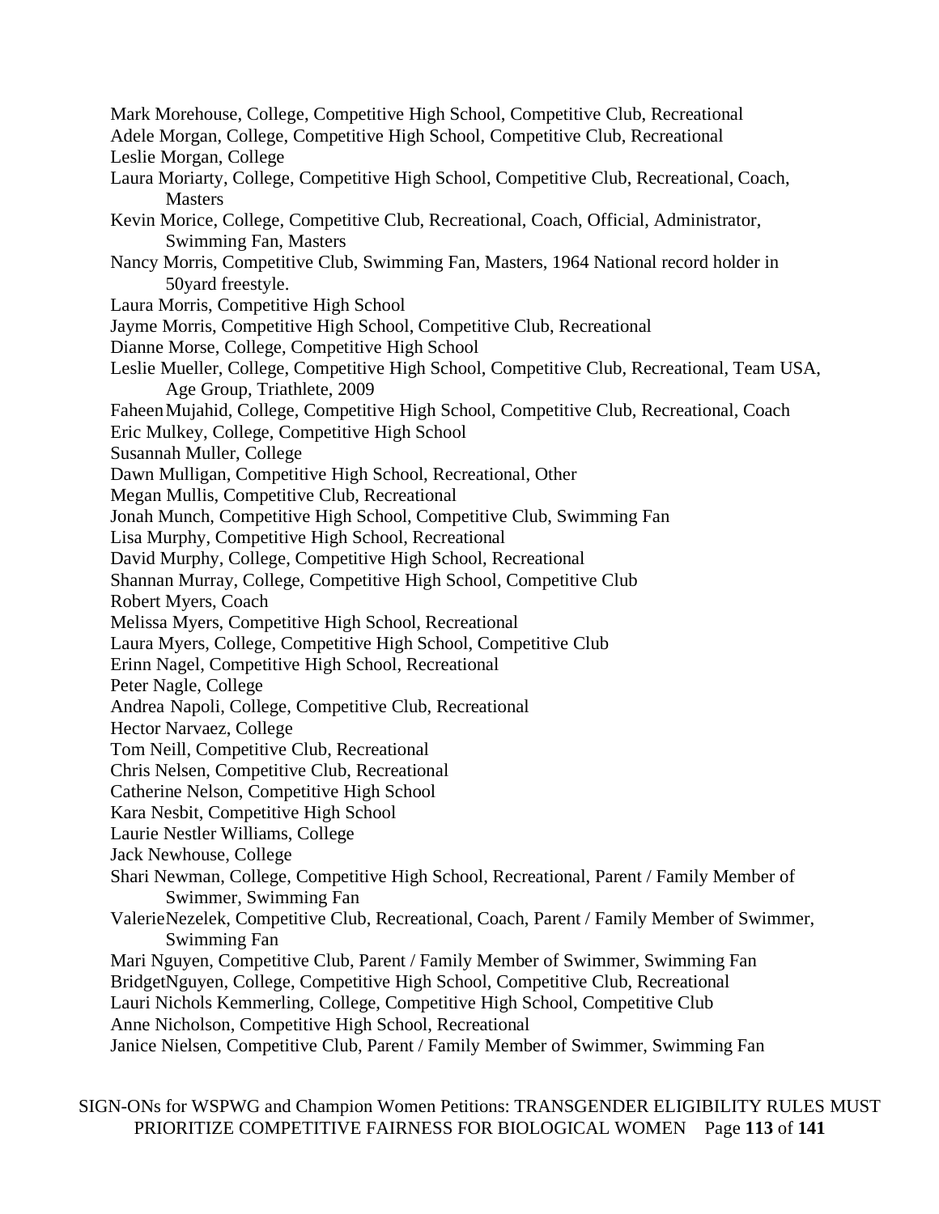Mark Morehouse, College, Competitive High School, Competitive Club, Recreational
Adele Morgan, College, Competitive High School, Competitive Club, Recreational
Leslie Morgan, College
Laura Moriarty, College, Competitive High School, Competitive Club, Recreational, Coach, Masters
Kevin Morice, College, Competitive Club, Recreational, Coach, Official, Administrator, Swimming Fan, Masters
Nancy Morris, Competitive Club, Swimming Fan, Masters, 1964 National record holder in 50yard freestyle.
Laura Morris, Competitive High School
Jayme Morris, Competitive High School, Competitive Club, Recreational
Dianne Morse, College, Competitive High School
Leslie Mueller, College, Competitive High School, Competitive Club, Recreational, Team USA, Age Group, Triathlete, 2009
Faheen Mujahid, College, Competitive High School, Competitive Club, Recreational, Coach
Eric Mulkey, College, Competitive High School
Susannah Muller, College
Dawn Mulligan, Competitive High School, Recreational, Other
Megan Mullis, Competitive Club, Recreational
Jonah Munch, Competitive High School, Competitive Club, Swimming Fan
Lisa Murphy, Competitive High School, Recreational
David Murphy, College, Competitive High School, Recreational
Shannan Murray, College, Competitive High School, Competitive Club
Robert Myers, Coach
Melissa Myers, Competitive High School, Recreational
Laura Myers, College, Competitive High School, Competitive Club
Erinn Nagel, Competitive High School, Recreational
Peter Nagle, College
Andrea Napoli, College, Competitive Club, Recreational
Hector Narvaez, College
Tom Neill, Competitive Club, Recreational
Chris Nelsen, Competitive Club, Recreational
Catherine Nelson, Competitive High School
Kara Nesbit, Competitive High School
Laurie Nestler Williams, College
Jack Newhouse, College
Shari Newman, College, Competitive High School, Recreational, Parent / Family Member of Swimmer, Swimming Fan
Valerie Nezelek, Competitive Club, Recreational, Coach, Parent / Family Member of Swimmer, Swimming Fan
Mari Nguyen, Competitive Club, Parent / Family Member of Swimmer, Swimming Fan
Bridget Nguyen, College, Competitive High School, Competitive Club, Recreational
Lauri Nichols Kemmerling, College, Competitive High School, Competitive Club
Anne Nicholson, Competitive High School, Recreational
Janice Nielsen, Competitive Club, Parent / Family Member of Swimmer, Swimming Fan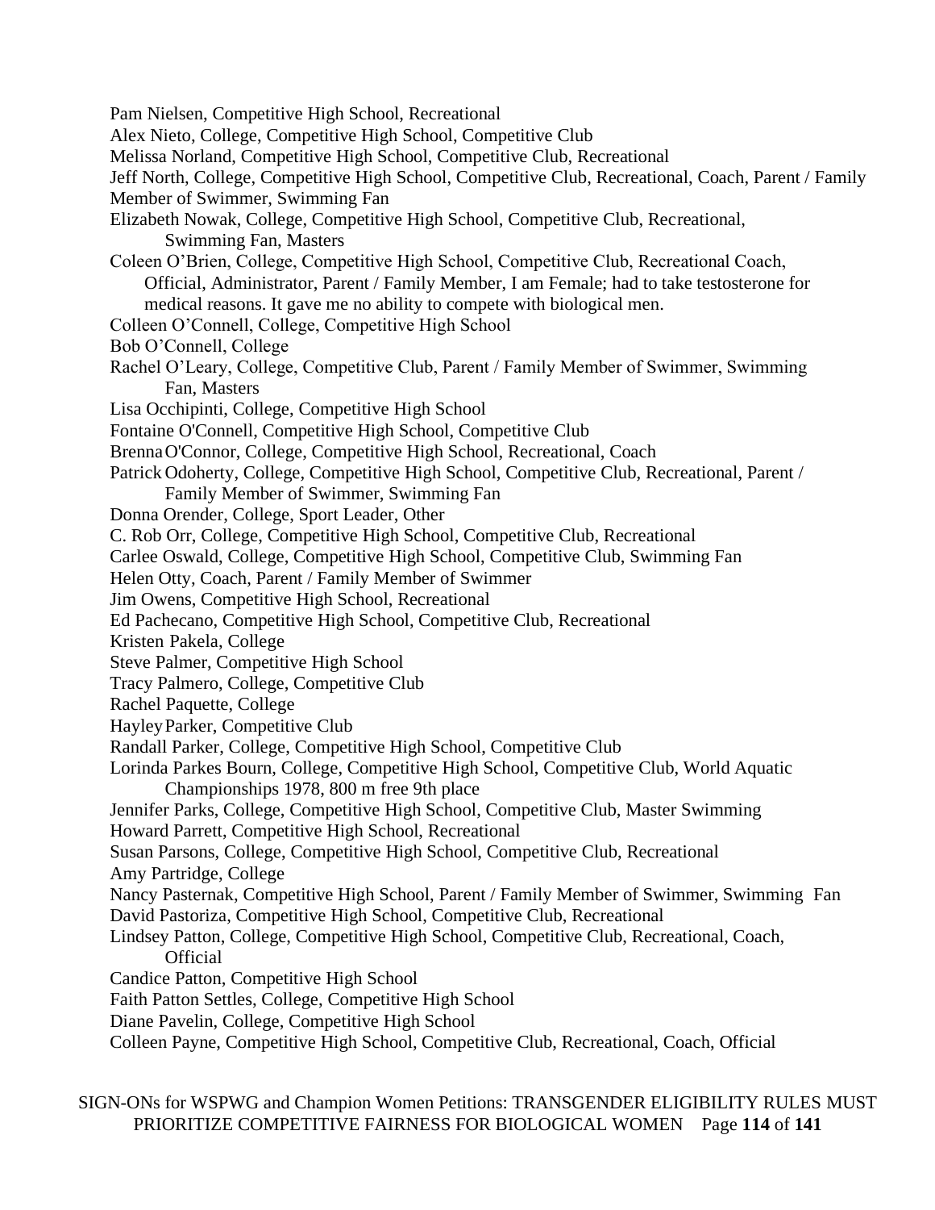Pam Nielsen, Competitive High School, Recreational

Alex Nieto, College, Competitive High School, Competitive Club

Melissa Norland, Competitive High School, Competitive Club, Recreational

Jeff North, College, Competitive High School, Competitive Club, Recreational, Coach, Parent / Family Member of Swimmer, Swimming Fan

Elizabeth Nowak, College, Competitive High School, Competitive Club, Recreational, Swimming Fan, Masters

Coleen O'Brien, College, Competitive High School, Competitive Club, Recreational Coach, Official, Administrator, Parent / Family Member, I am Female; had to take testosterone for medical reasons. It gave me no ability to compete with biological men.

Colleen O'Connell, College, Competitive High School

Bob O'Connell, College

Rachel O'Leary, College, Competitive Club, Parent / Family Member of Swimmer, Swimming Fan, Masters

Lisa Occhipinti, College, Competitive High School

Fontaine O'Connell, Competitive High School, Competitive Club

Brenna O'Connor, College, Competitive High School, Recreational, Coach

Patrick Odoherty, College, Competitive High School, Competitive Club, Recreational, Parent / Family Member of Swimmer, Swimming Fan

Donna Orender, College, Sport Leader, Other

C. Rob Orr, College, Competitive High School, Competitive Club, Recreational

Carlee Oswald, College, Competitive High School, Competitive Club, Swimming Fan

Helen Otty, Coach, Parent / Family Member of Swimmer

Jim Owens, Competitive High School, Recreational

Ed Pachecano, Competitive High School, Competitive Club, Recreational

Kristen Pakela, College

Steve Palmer, Competitive High School

Tracy Palmero, College, Competitive Club

Rachel Paquette, College

Hayley Parker, Competitive Club

Randall Parker, College, Competitive High School, Competitive Club

Lorinda Parkes Bourn, College, Competitive High School, Competitive Club, World Aquatic Championships 1978, 800 m free 9th place

Jennifer Parks, College, Competitive High School, Competitive Club, Master Swimming

Howard Parrett, Competitive High School, Recreational

Susan Parsons, College, Competitive High School, Competitive Club, Recreational

Amy Partridge, College

Nancy Pasternak, Competitive High School, Parent / Family Member of Swimmer, Swimming Fan

David Pastoriza, Competitive High School, Competitive Club, Recreational

Lindsey Patton, College, Competitive High School, Competitive Club, Recreational, Coach, Official

Candice Patton, Competitive High School

Faith Patton Settles, College, Competitive High School

Diane Pavelin, College, Competitive High School

Colleen Payne, Competitive High School, Competitive Club, Recreational, Coach, Official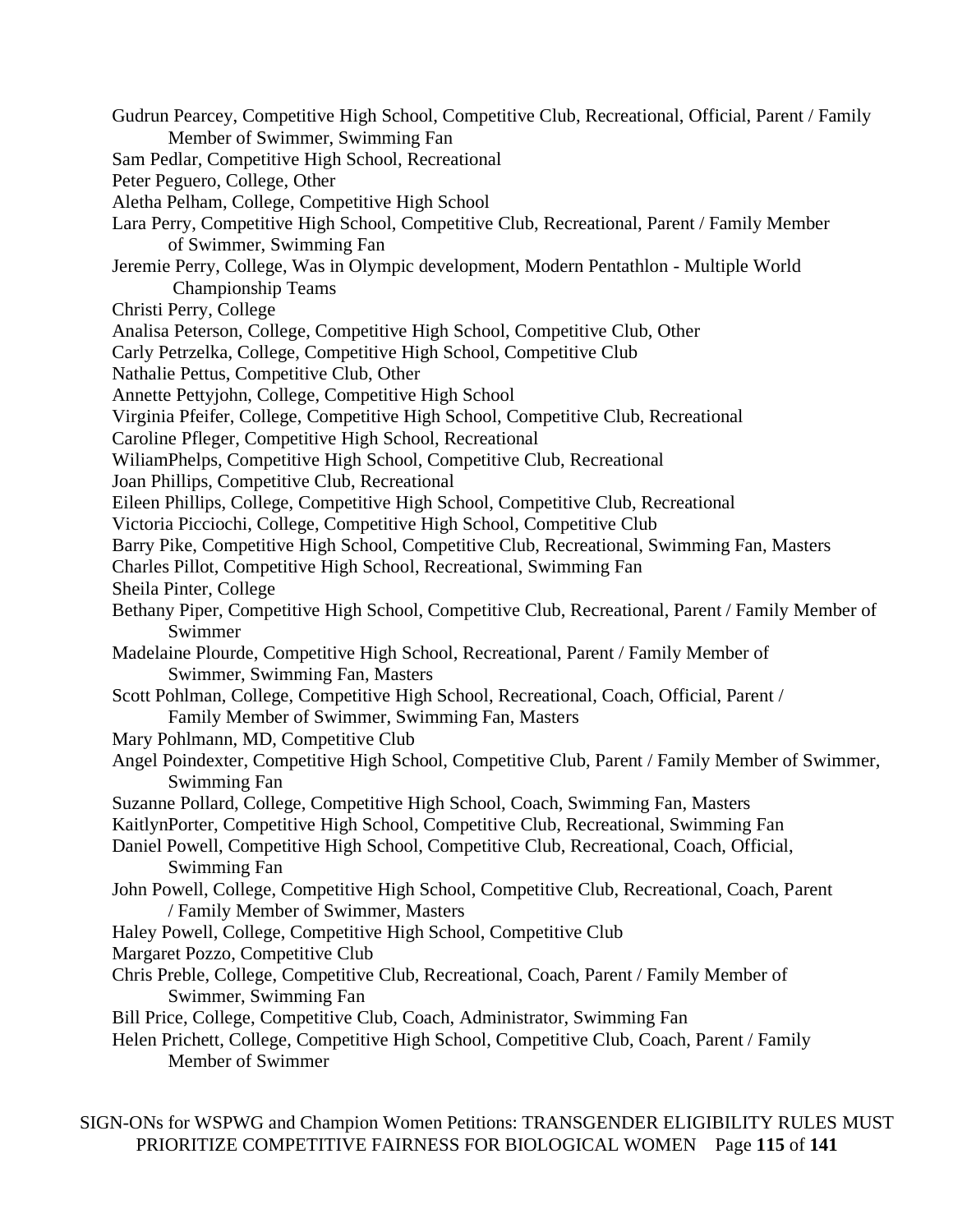Gudrun Pearcey, Competitive High School, Competitive Club, Recreational, Official, Parent / Family Member of Swimmer, Swimming Fan

Sam Pedlar, Competitive High School, Recreational

Peter Peguero, College, Other

Aletha Pelham, College, Competitive High School

Lara Perry, Competitive High School, Competitive Club, Recreational, Parent / Family Member of Swimmer, Swimming Fan

Jeremie Perry, College, Was in Olympic development, Modern Pentathlon - Multiple World Championship Teams

Christi Perry, College

Analisa Peterson, College, Competitive High School, Competitive Club, Other

Carly Petrzelka, College, Competitive High School, Competitive Club

Nathalie Pettus, Competitive Club, Other

Annette Pettyjohn, College, Competitive High School

Virginia Pfeifer, College, Competitive High School, Competitive Club, Recreational

Caroline Pfleger, Competitive High School, Recreational

WiliamPhelps, Competitive High School, Competitive Club, Recreational

Joan Phillips, Competitive Club, Recreational

Eileen Phillips, College, Competitive High School, Competitive Club, Recreational

Victoria Picciochi, College, Competitive High School, Competitive Club

Barry Pike, Competitive High School, Competitive Club, Recreational, Swimming Fan, Masters

Charles Pillot, Competitive High School, Recreational, Swimming Fan

Sheila Pinter, College

Bethany Piper, Competitive High School, Competitive Club, Recreational, Parent / Family Member of Swimmer

Madelaine Plourde, Competitive High School, Recreational, Parent / Family Member of Swimmer, Swimming Fan, Masters

Scott Pohlman, College, Competitive High School, Recreational, Coach, Official, Parent / Family Member of Swimmer, Swimming Fan, Masters

Mary Pohlmann, MD, Competitive Club

Angel Poindexter, Competitive High School, Competitive Club, Parent / Family Member of Swimmer, Swimming Fan

Suzanne Pollard, College, Competitive High School, Coach, Swimming Fan, Masters

KaitlynPorter, Competitive High School, Competitive Club, Recreational, Swimming Fan

Daniel Powell, Competitive High School, Competitive Club, Recreational, Coach, Official, Swimming Fan

John Powell, College, Competitive High School, Competitive Club, Recreational, Coach, Parent / Family Member of Swimmer, Masters

Haley Powell, College, Competitive High School, Competitive Club

Margaret Pozzo, Competitive Club

Chris Preble, College, Competitive Club, Recreational, Coach, Parent / Family Member of Swimmer, Swimming Fan

Bill Price, College, Competitive Club, Coach, Administrator, Swimming Fan

Helen Prichett, College, Competitive High School, Competitive Club, Coach, Parent / Family Member of Swimmer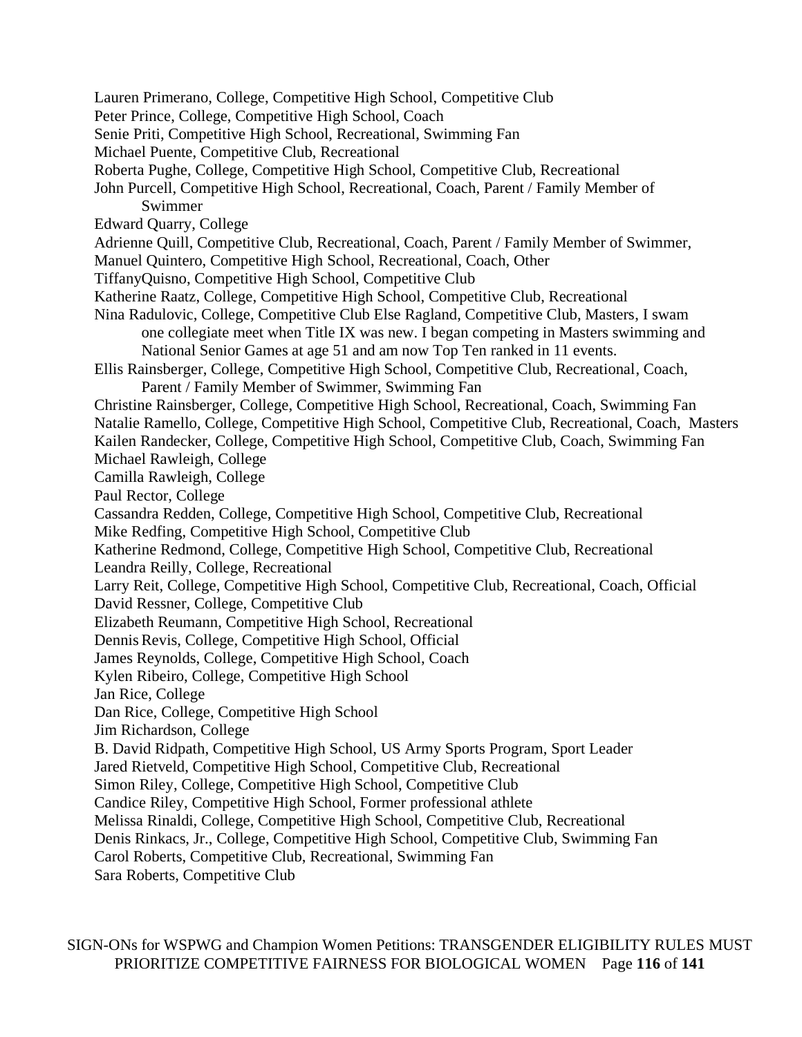Lauren Primerano, College, Competitive High School, Competitive Club
Peter Prince, College, Competitive High School, Coach
Senie Priti, Competitive High School, Recreational, Swimming Fan
Michael Puente, Competitive Club, Recreational
Roberta Pughe, College, Competitive High School, Competitive Club, Recreational
John Purcell, Competitive High School, Recreational, Coach, Parent / Family Member of Swimmer
Edward Quarry, College
Adrienne Quill, Competitive Club, Recreational, Coach, Parent / Family Member of Swimmer,
Manuel Quintero, Competitive High School, Recreational, Coach, Other
TiffanyQuisno, Competitive High School, Competitive Club
Katherine Raatz, College, Competitive High School, Competitive Club, Recreational
Nina Radulovic, College, Competitive Club Else Ragland, Competitive Club, Masters, I swam one collegiate meet when Title IX was new. I began competing in Masters swimming and National Senior Games at age 51 and am now Top Ten ranked in 11 events.
Ellis Rainsberger, College, Competitive High School, Competitive Club, Recreational, Coach, Parent / Family Member of Swimmer, Swimming Fan
Christine Rainsberger, College, Competitive High School, Recreational, Coach, Swimming Fan
Natalie Ramello, College, Competitive High School, Competitive Club, Recreational, Coach, Masters
Kailen Randecker, College, Competitive High School, Competitive Club, Coach, Swimming Fan
Michael Rawleigh, College
Camilla Rawleigh, College
Paul Rector, College
Cassandra Redden, College, Competitive High School, Competitive Club, Recreational
Mike Redfing, Competitive High School, Competitive Club
Katherine Redmond, College, Competitive High School, Competitive Club, Recreational
Leandra Reilly, College, Recreational
Larry Reit, College, Competitive High School, Competitive Club, Recreational, Coach, Official
David Ressner, College, Competitive Club
Elizabeth Reumann, Competitive High School, Recreational
Dennis Revis, College, Competitive High School, Official
James Reynolds, College, Competitive High School, Coach
Kylen Ribeiro, College, Competitive High School
Jan Rice, College
Dan Rice, College, Competitive High School
Jim Richardson, College
B. David Ridpath, Competitive High School, US Army Sports Program, Sport Leader
Jared Rietveld, Competitive High School, Competitive Club, Recreational
Simon Riley, College, Competitive High School, Competitive Club
Candice Riley, Competitive High School, Former professional athlete
Melissa Rinaldi, College, Competitive High School, Competitive Club, Recreational
Denis Rinkacs, Jr., College, Competitive High School, Competitive Club, Swimming Fan
Carol Roberts, Competitive Club, Recreational, Swimming Fan
Sara Roberts, Competitive Club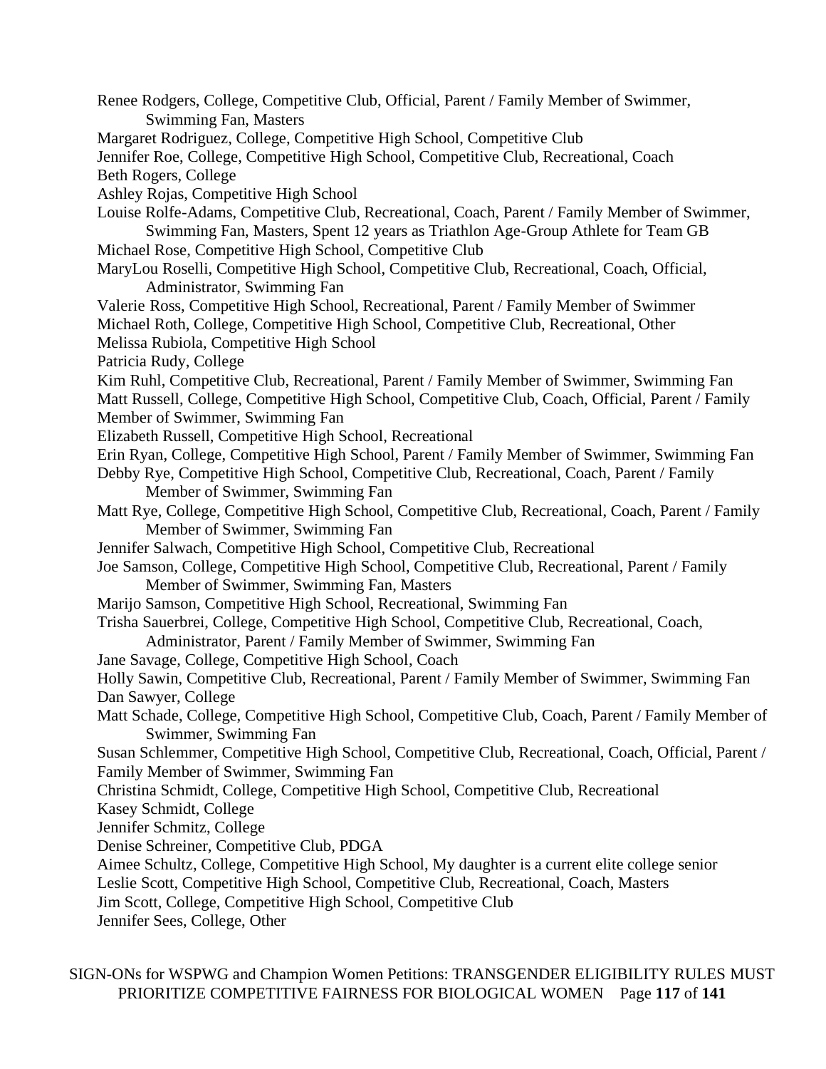Renee Rodgers, College, Competitive Club, Official, Parent / Family Member of Swimmer, Swimming Fan, Masters

Margaret Rodriguez, College, Competitive High School, Competitive Club

Jennifer Roe, College, Competitive High School, Competitive Club, Recreational, Coach

Beth Rogers, College

Ashley Rojas, Competitive High School

Louise Rolfe-Adams, Competitive Club, Recreational, Coach, Parent / Family Member of Swimmer, Swimming Fan, Masters, Spent 12 years as Triathlon Age-Group Athlete for Team GB

Michael Rose, Competitive High School, Competitive Club

MaryLou Roselli, Competitive High School, Competitive Club, Recreational, Coach, Official, Administrator, Swimming Fan

Valerie Ross, Competitive High School, Recreational, Parent / Family Member of Swimmer

Michael Roth, College, Competitive High School, Competitive Club, Recreational, Other

Melissa Rubiola, Competitive High School

Patricia Rudy, College

Kim Ruhl, Competitive Club, Recreational, Parent / Family Member of Swimmer, Swimming Fan

Matt Russell, College, Competitive High School, Competitive Club, Coach, Official, Parent / Family Member of Swimmer, Swimming Fan

Elizabeth Russell, Competitive High School, Recreational

Erin Ryan, College, Competitive High School, Parent / Family Member of Swimmer, Swimming Fan

Debby Rye, Competitive High School, Competitive Club, Recreational, Coach, Parent / Family Member of Swimmer, Swimming Fan

Matt Rye, College, Competitive High School, Competitive Club, Recreational, Coach, Parent / Family Member of Swimmer, Swimming Fan

Jennifer Salwach, Competitive High School, Competitive Club, Recreational

Joe Samson, College, Competitive High School, Competitive Club, Recreational, Parent / Family Member of Swimmer, Swimming Fan, Masters

Marijo Samson, Competitive High School, Recreational, Swimming Fan

Trisha Sauerbrei, College, Competitive High School, Competitive Club, Recreational, Coach, Administrator, Parent / Family Member of Swimmer, Swimming Fan

Jane Savage, College, Competitive High School, Coach

Holly Sawin, Competitive Club, Recreational, Parent / Family Member of Swimmer, Swimming Fan

Dan Sawyer, College

Matt Schade, College, Competitive High School, Competitive Club, Coach, Parent / Family Member of Swimmer, Swimming Fan

Susan Schlemmer, Competitive High School, Competitive Club, Recreational, Coach, Official, Parent / Family Member of Swimmer, Swimming Fan

Christina Schmidt, College, Competitive High School, Competitive Club, Recreational

Kasey Schmidt, College

Jennifer Schmitz, College

Denise Schreiner, Competitive Club, PDGA

Aimee Schultz, College, Competitive High School, My daughter is a current elite college senior

Leslie Scott, Competitive High School, Competitive Club, Recreational, Coach, Masters

Jim Scott, College, Competitive High School, Competitive Club

Jennifer Sees, College, Other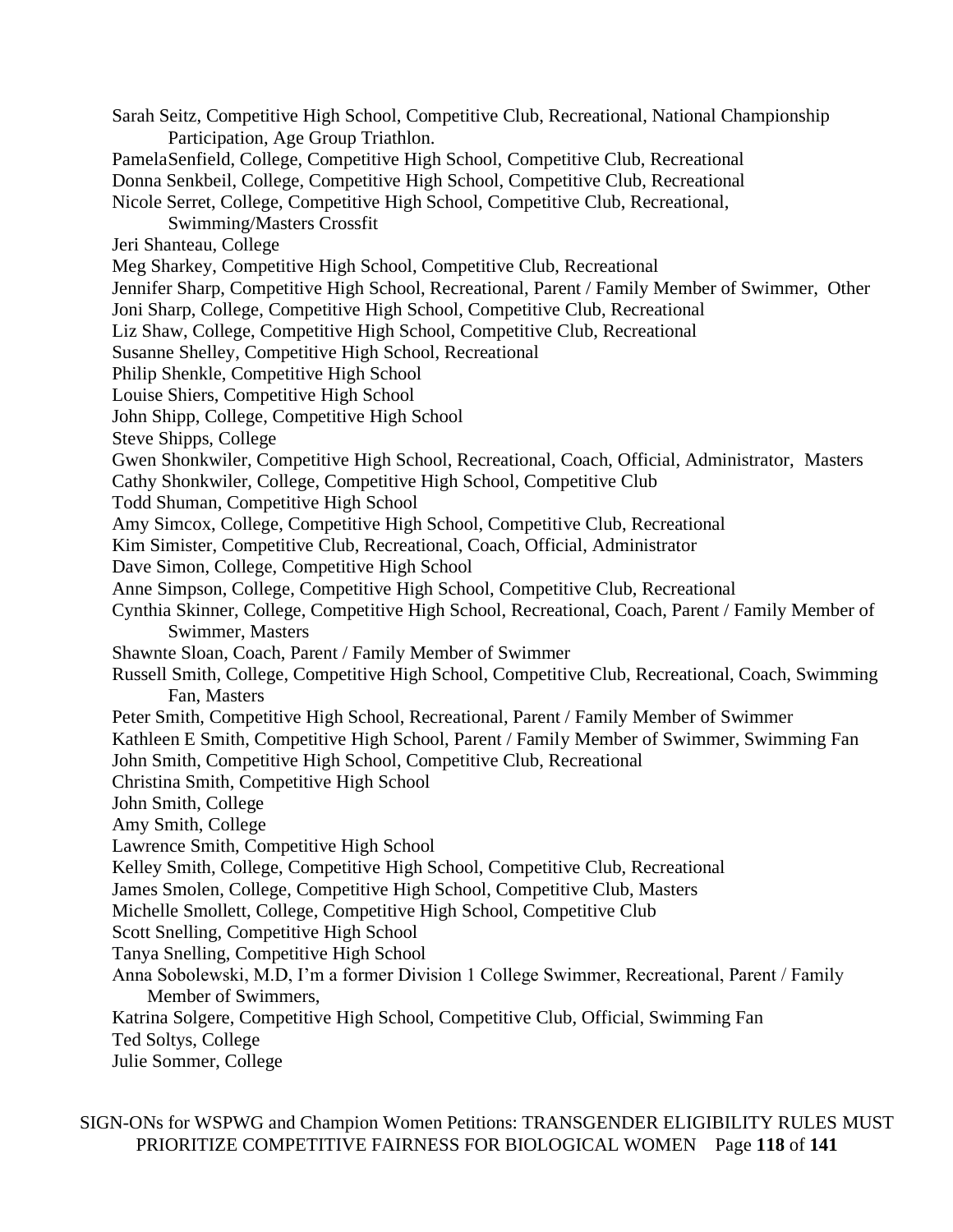Sarah Seitz, Competitive High School, Competitive Club, Recreational, National Championship Participation, Age Group Triathlon.

PamelaSenfield, College, Competitive High School, Competitive Club, Recreational

Donna Senkbeil, College, Competitive High School, Competitive Club, Recreational

Nicole Serret, College, Competitive High School, Competitive Club, Recreational, Swimming/Masters Crossfit

Jeri Shanteau, College

Meg Sharkey, Competitive High School, Competitive Club, Recreational

Jennifer Sharp, Competitive High School, Recreational, Parent / Family Member of Swimmer, Other

Joni Sharp, College, Competitive High School, Competitive Club, Recreational

Liz Shaw, College, Competitive High School, Competitive Club, Recreational

Susanne Shelley, Competitive High School, Recreational

Philip Shenkle, Competitive High School

Louise Shiers, Competitive High School

John Shipp, College, Competitive High School

Steve Shipps, College

Gwen Shonkwiler, Competitive High School, Recreational, Coach, Official, Administrator, Masters

Cathy Shonkwiler, College, Competitive High School, Competitive Club

Todd Shuman, Competitive High School

Amy Simcox, College, Competitive High School, Competitive Club, Recreational

Kim Simister, Competitive Club, Recreational, Coach, Official, Administrator

Dave Simon, College, Competitive High School

Anne Simpson, College, Competitive High School, Competitive Club, Recreational

Cynthia Skinner, College, Competitive High School, Recreational, Coach, Parent / Family Member of Swimmer, Masters

Shawnte Sloan, Coach, Parent / Family Member of Swimmer

Russell Smith, College, Competitive High School, Competitive Club, Recreational, Coach, Swimming Fan, Masters

Peter Smith, Competitive High School, Recreational, Parent / Family Member of Swimmer

Kathleen E Smith, Competitive High School, Parent / Family Member of Swimmer, Swimming Fan

John Smith, Competitive High School, Competitive Club, Recreational

Christina Smith, Competitive High School

John Smith, College

Amy Smith, College

Lawrence Smith, Competitive High School

Kelley Smith, College, Competitive High School, Competitive Club, Recreational

James Smolen, College, Competitive High School, Competitive Club, Masters

Michelle Smollett, College, Competitive High School, Competitive Club

Scott Snelling, Competitive High School

Tanya Snelling, Competitive High School

Anna Sobolewski, M.D, I'm a former Division 1 College Swimmer, Recreational, Parent / Family Member of Swimmers,

Katrina Solgere, Competitive High School, Competitive Club, Official, Swimming Fan

Ted Soltys, College

Julie Sommer, College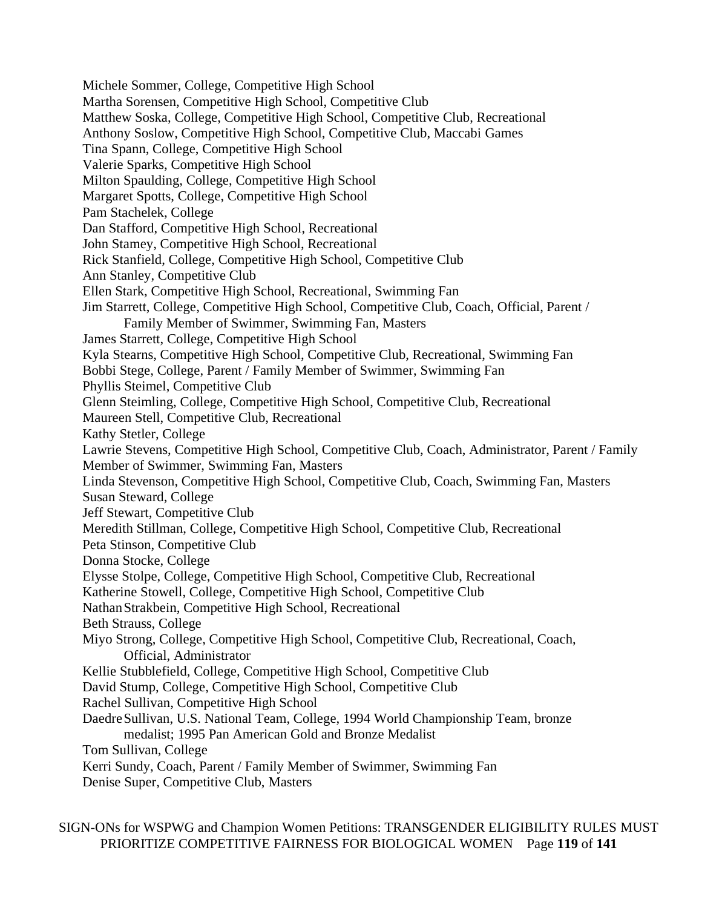Michele Sommer, College, Competitive High School
Martha Sorensen, Competitive High School, Competitive Club
Matthew Soska, College, Competitive High School, Competitive Club, Recreational
Anthony Soslow, Competitive High School, Competitive Club, Maccabi Games
Tina Spann, College, Competitive High School
Valerie Sparks, Competitive High School
Milton Spaulding, College, Competitive High School
Margaret Spotts, College, Competitive High School
Pam Stachelek, College
Dan Stafford, Competitive High School, Recreational
John Stamey, Competitive High School, Recreational
Rick Stanfield, College, Competitive High School, Competitive Club
Ann Stanley, Competitive Club
Ellen Stark, Competitive High School, Recreational, Swimming Fan
Jim Starrett, College, Competitive High School, Competitive Club, Coach, Official, Parent / Family Member of Swimmer, Swimming Fan, Masters
James Starrett, College, Competitive High School
Kyla Stearns, Competitive High School, Competitive Club, Recreational, Swimming Fan
Bobbi Stege, College, Parent / Family Member of Swimmer, Swimming Fan
Phyllis Steimel, Competitive Club
Glenn Steimling, College, Competitive High School, Competitive Club, Recreational
Maureen Stell, Competitive Club, Recreational
Kathy Stetler, College
Lawrie Stevens, Competitive High School, Competitive Club, Coach, Administrator, Parent / Family Member of Swimmer, Swimming Fan, Masters
Linda Stevenson, Competitive High School, Competitive Club, Coach, Swimming Fan, Masters
Susan Steward, College
Jeff Stewart, Competitive Club
Meredith Stillman, College, Competitive High School, Competitive Club, Recreational
Peta Stinson, Competitive Club
Donna Stocke, College
Elysse Stolpe, College, Competitive High School, Competitive Club, Recreational
Katherine Stowell, College, Competitive High School, Competitive Club
Nathan Strakbein, Competitive High School, Recreational
Beth Strauss, College
Miyo Strong, College, Competitive High School, Competitive Club, Recreational, Coach, Official, Administrator
Kellie Stubblefield, College, Competitive High School, Competitive Club
David Stump, College, Competitive High School, Competitive Club
Rachel Sullivan, Competitive High School
Daedre Sullivan, U.S. National Team, College, 1994 World Championship Team, bronze medalist; 1995 Pan American Gold and Bronze Medalist
Tom Sullivan, College
Kerri Sundy, Coach, Parent / Family Member of Swimmer, Swimming Fan
Denise Super, Competitive Club, Masters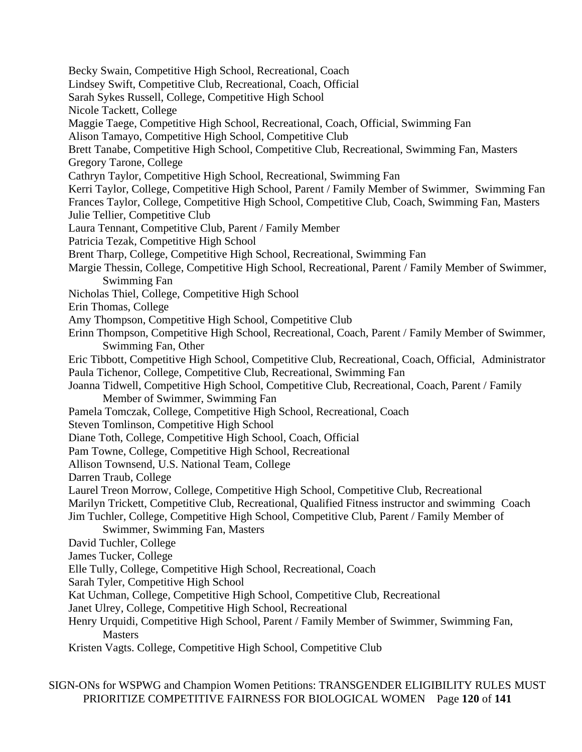Becky Swain, Competitive High School, Recreational, Coach
Lindsey Swift, Competitive Club, Recreational, Coach, Official
Sarah Sykes Russell, College, Competitive High School
Nicole Tackett, College
Maggie Taege, Competitive High School, Recreational, Coach, Official, Swimming Fan
Alison Tamayo, Competitive High School, Competitive Club
Brett Tanabe, Competitive High School, Competitive Club, Recreational, Swimming Fan, Masters
Gregory Tarone, College
Cathryn Taylor, Competitive High School, Recreational, Swimming Fan
Kerri Taylor, College, Competitive High School, Parent / Family Member of Swimmer, Swimming Fan
Frances Taylor, College, Competitive High School, Competitive Club, Coach, Swimming Fan, Masters
Julie Tellier, Competitive Club
Laura Tennant, Competitive Club, Parent / Family Member
Patricia Tezak, Competitive High School
Brent Tharp, College, Competitive High School, Recreational, Swimming Fan
Margie Thessin, College, Competitive High School, Recreational, Parent / Family Member of Swimmer, Swimming Fan
Nicholas Thiel, College, Competitive High School
Erin Thomas, College
Amy Thompson, Competitive High School, Competitive Club
Erinn Thompson, Competitive High School, Recreational, Coach, Parent / Family Member of Swimmer, Swimming Fan, Other
Eric Tibbott, Competitive High School, Competitive Club, Recreational, Coach, Official, Administrator
Paula Tichenor, College, Competitive Club, Recreational, Swimming Fan
Joanna Tidwell, Competitive High School, Competitive Club, Recreational, Coach, Parent / Family Member of Swimmer, Swimming Fan
Pamela Tomczak, College, Competitive High School, Recreational, Coach
Steven Tomlinson, Competitive High School
Diane Toth, College, Competitive High School, Coach, Official
Pam Towne, College, Competitive High School, Recreational
Allison Townsend, U.S. National Team, College
Darren Traub, College
Laurel Treon Morrow, College, Competitive High School, Competitive Club, Recreational
Marilyn Trickett, Competitive Club, Recreational, Qualified Fitness instructor and swimming Coach
Jim Tuchler, College, Competitive High School, Competitive Club, Parent / Family Member of Swimmer, Swimming Fan, Masters
David Tuchler, College
James Tucker, College
Elle Tully, College, Competitive High School, Recreational, Coach
Sarah Tyler, Competitive High School
Kat Uchman, College, Competitive High School, Competitive Club, Recreational
Janet Ulrey, College, Competitive High School, Recreational
Henry Urquidi, Competitive High School, Parent / Family Member of Swimmer, Swimming Fan, Masters
Kristen Vagts. College, Competitive High School, Competitive Club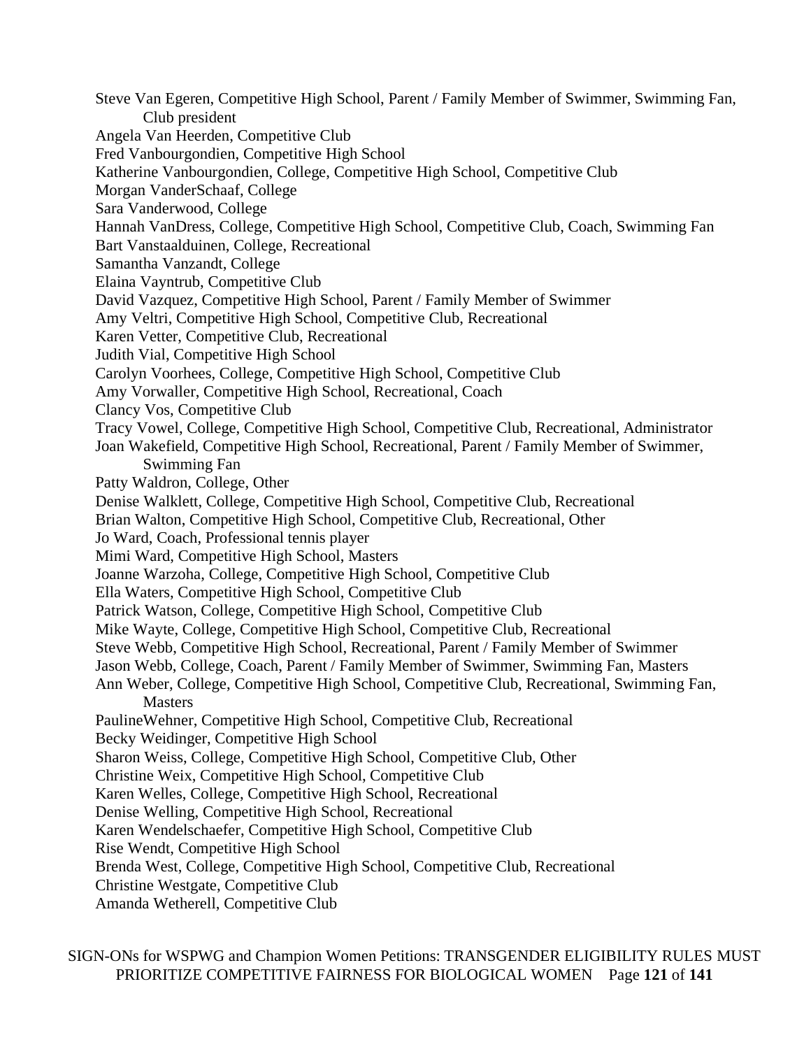Steve Van Egeren, Competitive High School, Parent / Family Member of Swimmer, Swimming Fan, Club president
Angela Van Heerden, Competitive Club
Fred Vanbourgondien, Competitive High School
Katherine Vanbourgondien, College, Competitive High School, Competitive Club
Morgan VanderSchaaf, College
Sara Vanderwood, College
Hannah VanDress, College, Competitive High School, Competitive Club, Coach, Swimming Fan
Bart Vanstaalduinen, College, Recreational
Samantha Vanzandt, College
Elaina Vayntrub, Competitive Club
David Vazquez, Competitive High School, Parent / Family Member of Swimmer
Amy Veltri, Competitive High School, Competitive Club, Recreational
Karen Vetter, Competitive Club, Recreational
Judith Vial, Competitive High School
Carolyn Voorhees, College, Competitive High School, Competitive Club
Amy Vorwaller, Competitive High School, Recreational, Coach
Clancy Vos, Competitive Club
Tracy Vowel, College, Competitive High School, Competitive Club, Recreational, Administrator
Joan Wakefield, Competitive High School, Recreational, Parent / Family Member of Swimmer, Swimming Fan
Patty Waldron, College, Other
Denise Walklett, College, Competitive High School, Competitive Club, Recreational
Brian Walton, Competitive High School, Competitive Club, Recreational, Other
Jo Ward, Coach, Professional tennis player
Mimi Ward, Competitive High School, Masters
Joanne Warzoha, College, Competitive High School, Competitive Club
Ella Waters, Competitive High School, Competitive Club
Patrick Watson, College, Competitive High School, Competitive Club
Mike Wayte, College, Competitive High School, Competitive Club, Recreational
Steve Webb, Competitive High School, Recreational, Parent / Family Member of Swimmer
Jason Webb, College, Coach, Parent / Family Member of Swimmer, Swimming Fan, Masters
Ann Weber, College, Competitive High School, Competitive Club, Recreational, Swimming Fan, Masters
PaulineWehner, Competitive High School, Competitive Club, Recreational
Becky Weidinger, Competitive High School
Sharon Weiss, College, Competitive High School, Competitive Club, Other
Christine Weix, Competitive High School, Competitive Club
Karen Welles, College, Competitive High School, Recreational
Denise Welling, Competitive High School, Recreational
Karen Wendelschaefer, Competitive High School, Competitive Club
Rise Wendt, Competitive High School
Brenda West, College, Competitive High School, Competitive Club, Recreational
Christine Westgate, Competitive Club
Amanda Wetherell, Competitive Club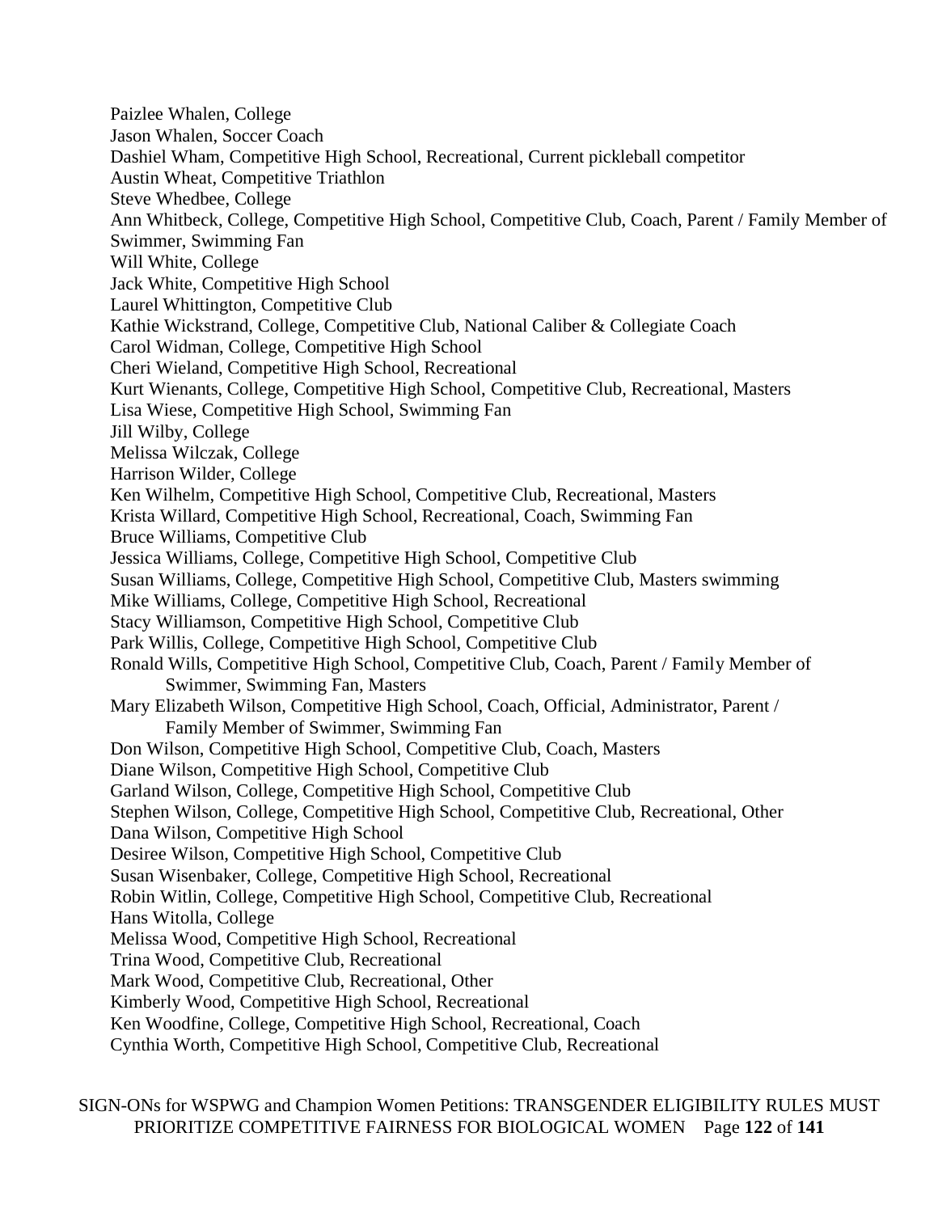Paizlee Whalen, College
Jason Whalen, Soccer Coach
Dashiel Wham, Competitive High School, Recreational, Current pickleball competitor
Austin Wheat, Competitive Triathlon
Steve Whedbee, College
Ann Whitbeck, College, Competitive High School, Competitive Club, Coach, Parent / Family Member of Swimmer, Swimming Fan
Will White, College
Jack White, Competitive High School
Laurel Whittington, Competitive Club
Kathie Wickstrand, College, Competitive Club, National Caliber & Collegiate Coach
Carol Widman, College, Competitive High School
Cheri Wieland, Competitive High School, Recreational
Kurt Wienants, College, Competitive High School, Competitive Club, Recreational, Masters
Lisa Wiese, Competitive High School, Swimming Fan
Jill Wilby, College
Melissa Wilczak, College
Harrison Wilder, College
Ken Wilhelm, Competitive High School, Competitive Club, Recreational, Masters
Krista Willard, Competitive High School, Recreational, Coach, Swimming Fan
Bruce Williams, Competitive Club
Jessica Williams, College, Competitive High School, Competitive Club
Susan Williams, College, Competitive High School, Competitive Club, Masters swimming
Mike Williams, College, Competitive High School, Recreational
Stacy Williamson, Competitive High School, Competitive Club
Park Willis, College, Competitive High School, Competitive Club
Ronald Wills, Competitive High School, Competitive Club, Coach, Parent / Family Member of Swimmer, Swimming Fan, Masters
Mary Elizabeth Wilson, Competitive High School, Coach, Official, Administrator, Parent / Family Member of Swimmer, Swimming Fan
Don Wilson, Competitive High School, Competitive Club, Coach, Masters
Diane Wilson, Competitive High School, Competitive Club
Garland Wilson, College, Competitive High School, Competitive Club
Stephen Wilson, College, Competitive High School, Competitive Club, Recreational, Other
Dana Wilson, Competitive High School
Desiree Wilson, Competitive High School, Competitive Club
Susan Wisenbaker, College, Competitive High School, Recreational
Robin Witlin, College, Competitive High School, Competitive Club, Recreational
Hans Witolla, College
Melissa Wood, Competitive High School, Recreational
Trina Wood, Competitive Club, Recreational
Mark Wood, Competitive Club, Recreational, Other
Kimberly Wood, Competitive High School, Recreational
Ken Woodfine, College, Competitive High School, Recreational, Coach
Cynthia Worth, Competitive High School, Competitive Club, Recreational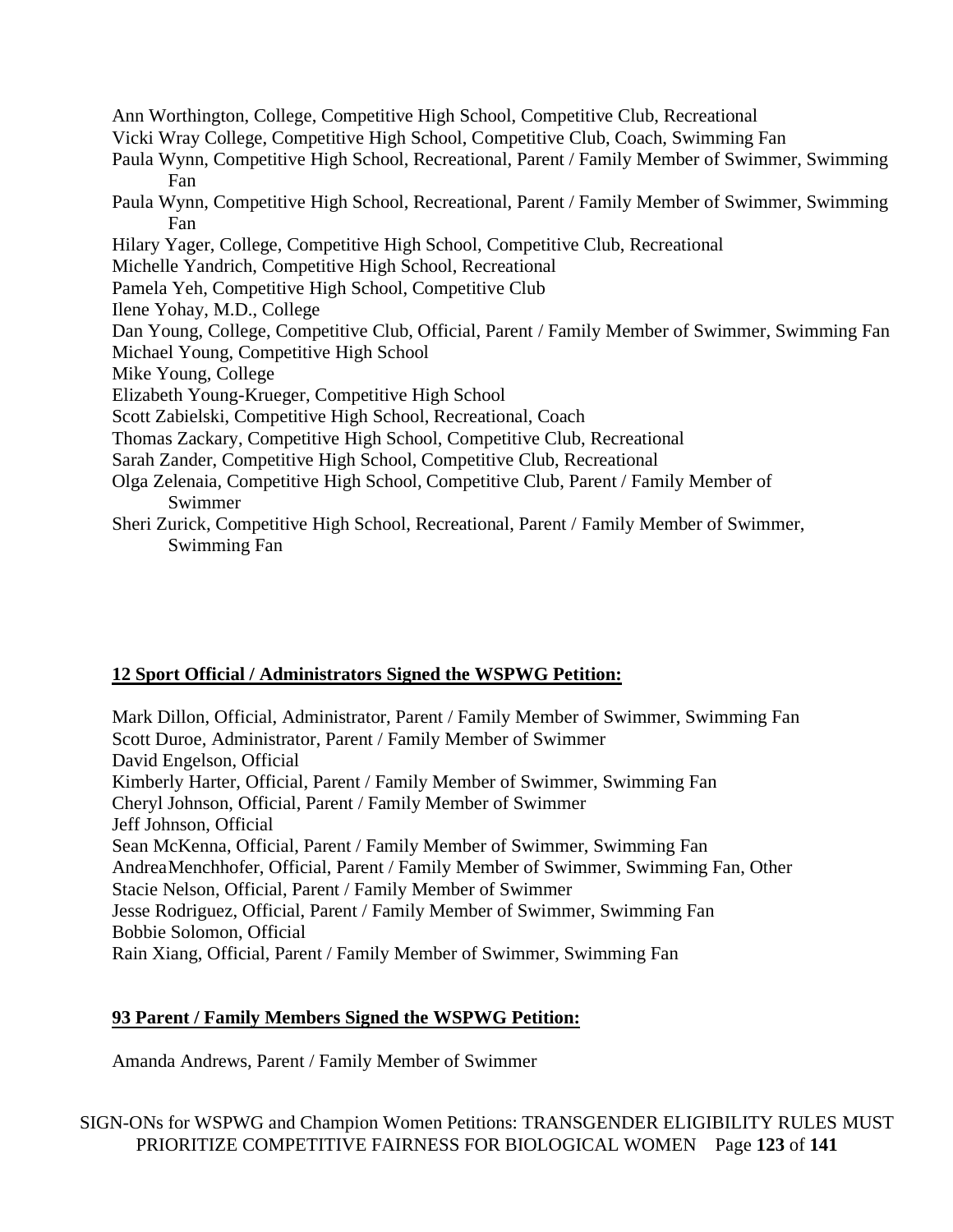Ann Worthington, College, Competitive High School, Competitive Club, Recreational
Vicki Wray College, Competitive High School, Competitive Club, Coach, Swimming Fan
Paula Wynn, Competitive High School, Recreational, Parent / Family Member of Swimmer, Swimming Fan
Paula Wynn, Competitive High School, Recreational, Parent / Family Member of Swimmer, Swimming Fan
Hilary Yager, College, Competitive High School, Competitive Club, Recreational
Michelle Yandrich, Competitive High School, Recreational
Pamela Yeh, Competitive High School, Competitive Club
Ilene Yohay, M.D., College
Dan Young, College, Competitive Club, Official, Parent / Family Member of Swimmer, Swimming Fan
Michael Young, Competitive High School
Mike Young, College
Elizabeth Young-Krueger, Competitive High School
Scott Zabielski, Competitive High School, Recreational, Coach
Thomas Zackary, Competitive High School, Competitive Club, Recreational
Sarah Zander, Competitive High School, Competitive Club, Recreational
Olga Zelenaia, Competitive High School, Competitive Club, Parent / Family Member of Swimmer
Sheri Zurick, Competitive High School, Recreational, Parent / Family Member of Swimmer, Swimming Fan

**12 Sport Official / Administrators Signed the WSPWG Petition:**

Mark Dillon, Official, Administrator, Parent / Family Member of Swimmer, Swimming Fan
Scott Duroe, Administrator, Parent / Family Member of Swimmer
David Engelson, Official
Kimberly Harter, Official, Parent / Family Member of Swimmer, Swimming Fan
Cheryl Johnson, Official, Parent / Family Member of Swimmer
Jeff Johnson, Official
Sean McKenna, Official, Parent / Family Member of Swimmer, Swimming Fan
AndreaMenchhofer, Official, Parent / Family Member of Swimmer, Swimming Fan, Other
Stacie Nelson, Official, Parent / Family Member of Swimmer
Jesse Rodriguez, Official, Parent / Family Member of Swimmer, Swimming Fan
Bobbie Solomon, Official
Rain Xiang, Official, Parent / Family Member of Swimmer, Swimming Fan

**93 Parent / Family Members Signed the WSPWG Petition:**

Amanda Andrews, Parent / Family Member of Swimmer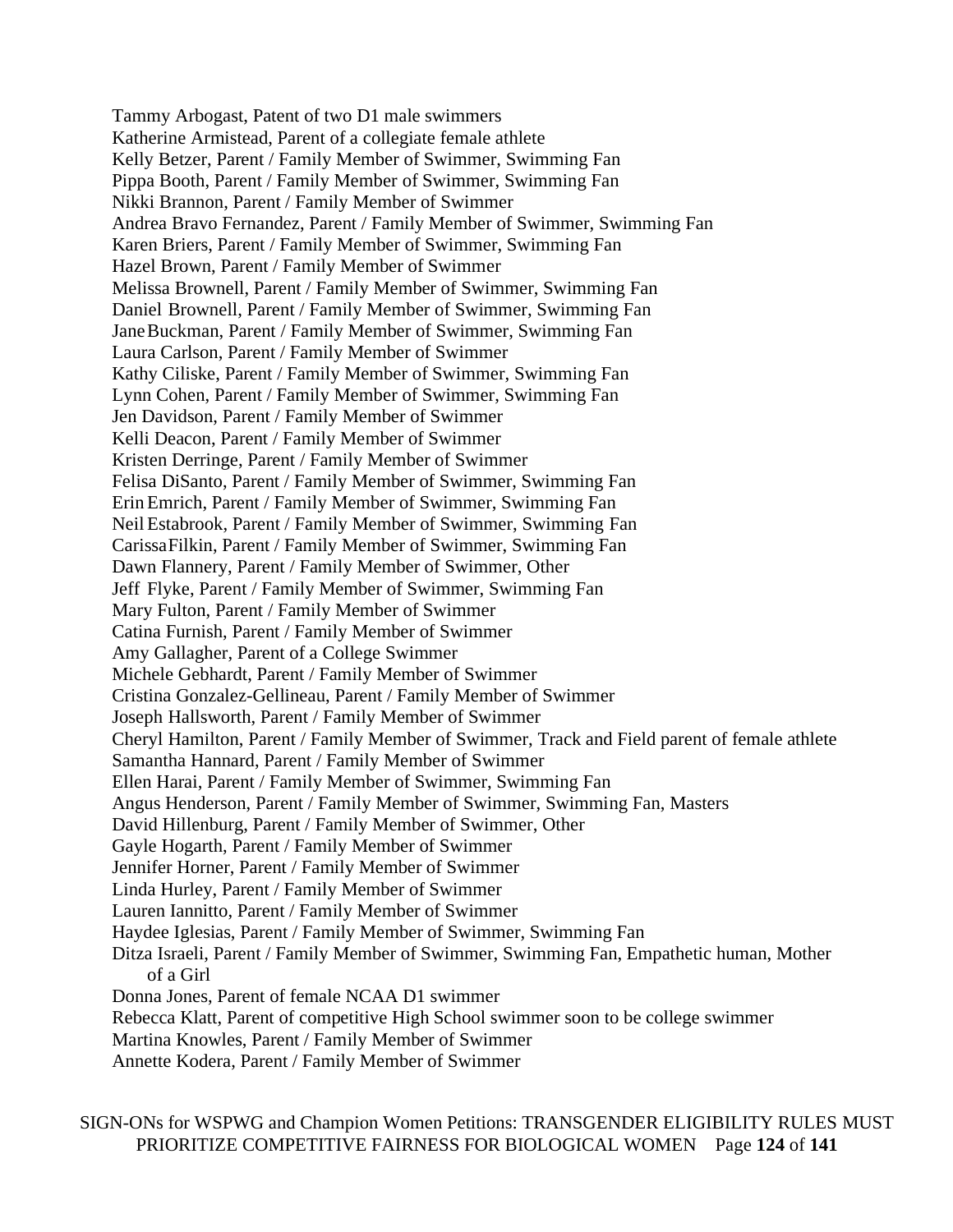Tammy Arbogast, Patent of two D1 male swimmers
Katherine Armistead, Parent of a collegiate female athlete
Kelly Betzer, Parent / Family Member of Swimmer, Swimming Fan
Pippa Booth, Parent / Family Member of Swimmer, Swimming Fan
Nikki Brannon, Parent / Family Member of Swimmer
Andrea Bravo Fernandez, Parent / Family Member of Swimmer, Swimming Fan
Karen Briers, Parent / Family Member of Swimmer, Swimming Fan
Hazel Brown, Parent / Family Member of Swimmer
Melissa Brownell, Parent / Family Member of Swimmer, Swimming Fan
Daniel Brownell, Parent / Family Member of Swimmer, Swimming Fan
Jane Buckman, Parent / Family Member of Swimmer, Swimming Fan
Laura Carlson, Parent / Family Member of Swimmer
Kathy Ciliske, Parent / Family Member of Swimmer, Swimming Fan
Lynn Cohen, Parent / Family Member of Swimmer, Swimming Fan
Jen Davidson, Parent / Family Member of Swimmer
Kelli Deacon, Parent / Family Member of Swimmer
Kristen Derringe, Parent / Family Member of Swimmer
Felisa DiSanto, Parent / Family Member of Swimmer, Swimming Fan
Erin Emrich, Parent / Family Member of Swimmer, Swimming Fan
Neil Estabrook, Parent / Family Member of Swimmer, Swimming Fan
Carissa Filkin, Parent / Family Member of Swimmer, Swimming Fan
Dawn Flannery, Parent / Family Member of Swimmer, Other
Jeff Flyke, Parent / Family Member of Swimmer, Swimming Fan
Mary Fulton, Parent / Family Member of Swimmer
Catina Furnish, Parent / Family Member of Swimmer
Amy Gallagher, Parent of a College Swimmer
Michele Gebhardt, Parent / Family Member of Swimmer
Cristina Gonzalez-Gellineau, Parent / Family Member of Swimmer
Joseph Hallsworth, Parent / Family Member of Swimmer
Cheryl Hamilton, Parent / Family Member of Swimmer, Track and Field parent of female athlete
Samantha Hannard, Parent / Family Member of Swimmer
Ellen Harai, Parent / Family Member of Swimmer, Swimming Fan
Angus Henderson, Parent / Family Member of Swimmer, Swimming Fan, Masters
David Hillenburg, Parent / Family Member of Swimmer, Other
Gayle Hogarth, Parent / Family Member of Swimmer
Jennifer Horner, Parent / Family Member of Swimmer
Linda Hurley, Parent / Family Member of Swimmer
Lauren Iannitto, Parent / Family Member of Swimmer
Haydee Iglesias, Parent / Family Member of Swimmer, Swimming Fan
Ditza Israeli, Parent / Family Member of Swimmer, Swimming Fan, Empathetic human, Mother of a Girl
Donna Jones, Parent of female NCAA D1 swimmer
Rebecca Klatt, Parent of competitive High School swimmer soon to be college swimmer
Martina Knowles, Parent / Family Member of Swimmer
Annette Kodera, Parent / Family Member of Swimmer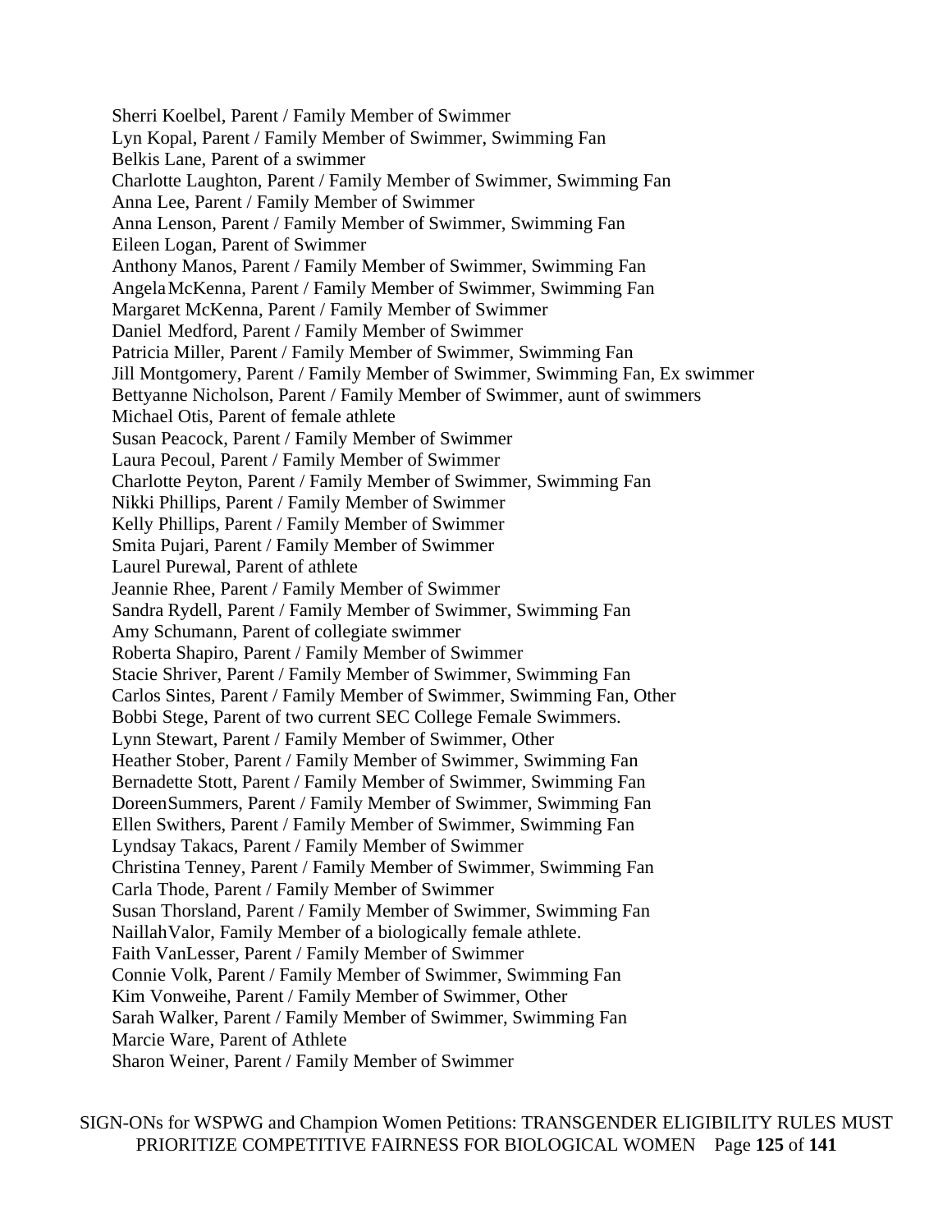Sherri Koelbel, Parent / Family Member of Swimmer
Lyn Kopal, Parent / Family Member of Swimmer, Swimming Fan
Belkis Lane, Parent of a swimmer
Charlotte Laughton, Parent / Family Member of Swimmer, Swimming Fan
Anna Lee, Parent / Family Member of Swimmer
Anna Lenson, Parent / Family Member of Swimmer, Swimming Fan
Eileen Logan, Parent of Swimmer
Anthony Manos, Parent / Family Member of Swimmer, Swimming Fan
Angela McKenna, Parent / Family Member of Swimmer, Swimming Fan
Margaret McKenna, Parent / Family Member of Swimmer
Daniel Medford, Parent / Family Member of Swimmer
Patricia Miller, Parent / Family Member of Swimmer, Swimming Fan
Jill Montgomery, Parent / Family Member of Swimmer, Swimming Fan, Ex swimmer
Bettyanne Nicholson, Parent / Family Member of Swimmer, aunt of swimmers
Michael Otis, Parent of female athlete
Susan Peacock, Parent / Family Member of Swimmer
Laura Pecoul, Parent / Family Member of Swimmer
Charlotte Peyton, Parent / Family Member of Swimmer, Swimming Fan
Nikki Phillips, Parent / Family Member of Swimmer
Kelly Phillips, Parent / Family Member of Swimmer
Smita Pujari, Parent / Family Member of Swimmer
Laurel Purewal, Parent of athlete
Jeannie Rhee, Parent / Family Member of Swimmer
Sandra Rydell, Parent / Family Member of Swimmer, Swimming Fan
Amy Schumann, Parent of collegiate swimmer
Roberta Shapiro, Parent / Family Member of Swimmer
Stacie Shriver, Parent / Family Member of Swimmer, Swimming Fan
Carlos Sintes, Parent / Family Member of Swimmer, Swimming Fan, Other
Bobbi Stege, Parent of two current SEC College Female Swimmers.
Lynn Stewart, Parent / Family Member of Swimmer, Other
Heather Stober, Parent / Family Member of Swimmer, Swimming Fan
Bernadette Stott, Parent / Family Member of Swimmer, Swimming Fan
Doreen Summers, Parent / Family Member of Swimmer, Swimming Fan
Ellen Swithers, Parent / Family Member of Swimmer, Swimming Fan
Lyndsay Takacs, Parent / Family Member of Swimmer
Christina Tenney, Parent / Family Member of Swimmer, Swimming Fan
Carla Thode, Parent / Family Member of Swimmer
Susan Thorsland, Parent / Family Member of Swimmer, Swimming Fan
Naillah Valor, Family Member of a biologically female athlete.
Faith VanLesser, Parent / Family Member of Swimmer
Connie Volk, Parent / Family Member of Swimmer, Swimming Fan
Kim Vonweihe, Parent / Family Member of Swimmer, Other
Sarah Walker, Parent / Family Member of Swimmer, Swimming Fan
Marcie Ware, Parent of Athlete
Sharon Weiner, Parent / Family Member of Swimmer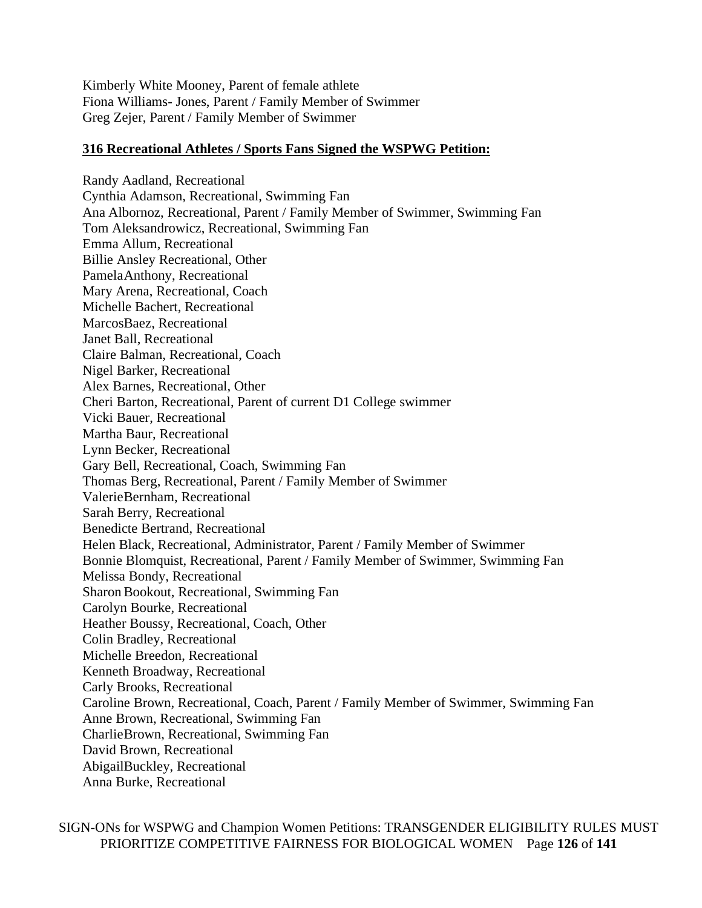Kimberly White Mooney, Parent of female athlete
Fiona Williams- Jones, Parent / Family Member of Swimmer
Greg Zejer, Parent / Family Member of Swimmer

**316 Recreational Athletes / Sports Fans Signed the WSPWG Petition:**

Randy Aadland, Recreational
Cynthia Adamson, Recreational, Swimming Fan
Ana Albornoz, Recreational, Parent / Family Member of Swimmer, Swimming Fan
Tom Aleksandrowicz, Recreational, Swimming Fan
Emma Allum, Recreational
Billie Ansley Recreational, Other
PamelaAnthony, Recreational
Mary Arena, Recreational, Coach
Michelle Bachert, Recreational
MarcosBaez, Recreational
Janet Ball, Recreational
Claire Balman, Recreational, Coach
Nigel Barker, Recreational
Alex Barnes, Recreational, Other
Cheri Barton, Recreational, Parent of current D1 College swimmer
Vicki Bauer, Recreational
Martha Baur, Recreational
Lynn Becker, Recreational
Gary Bell, Recreational, Coach, Swimming Fan
Thomas Berg, Recreational, Parent / Family Member of Swimmer
ValerieBernham, Recreational
Sarah Berry, Recreational
Benedicte Bertrand, Recreational
Helen Black, Recreational, Administrator, Parent / Family Member of Swimmer
Bonnie Blomquist, Recreational, Parent / Family Member of Swimmer, Swimming Fan
Melissa Bondy, Recreational
Sharon Bookout, Recreational, Swimming Fan
Carolyn Bourke, Recreational
Heather Boussy, Recreational, Coach, Other
Colin Bradley, Recreational
Michelle Breedon, Recreational
Kenneth Broadway, Recreational
Carly Brooks, Recreational
Caroline Brown, Recreational, Coach, Parent / Family Member of Swimmer, Swimming Fan
Anne Brown, Recreational, Swimming Fan
CharlieBrown, Recreational, Swimming Fan
David Brown, Recreational
AbigailBuckley, Recreational
Anna Burke, Recreational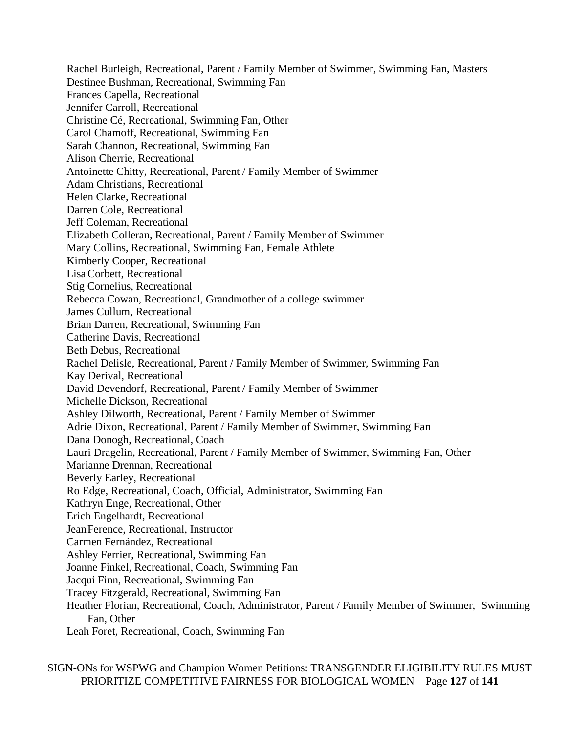Rachel Burleigh, Recreational, Parent / Family Member of Swimmer, Swimming Fan, Masters
Destinee Bushman, Recreational, Swimming Fan
Frances Capella, Recreational
Jennifer Carroll, Recreational
Christine Cé, Recreational, Swimming Fan, Other
Carol Chamoff, Recreational, Swimming Fan
Sarah Channon, Recreational, Swimming Fan
Alison Cherrie, Recreational
Antoinette Chitty, Recreational, Parent / Family Member of Swimmer
Adam Christians, Recreational
Helen Clarke, Recreational
Darren Cole, Recreational
Jeff Coleman, Recreational
Elizabeth Colleran, Recreational, Parent / Family Member of Swimmer
Mary Collins, Recreational, Swimming Fan, Female Athlete
Kimberly Cooper, Recreational
Lisa Corbett, Recreational
Stig Cornelius, Recreational
Rebecca Cowan, Recreational, Grandmother of a college swimmer
James Cullum, Recreational
Brian Darren, Recreational, Swimming Fan
Catherine Davis, Recreational
Beth Debus, Recreational
Rachel Delisle, Recreational, Parent / Family Member of Swimmer, Swimming Fan
Kay Derival, Recreational
David Devendorf, Recreational, Parent / Family Member of Swimmer
Michelle Dickson, Recreational
Ashley Dilworth, Recreational, Parent / Family Member of Swimmer
Adrie Dixon, Recreational, Parent / Family Member of Swimmer, Swimming Fan
Dana Donogh, Recreational, Coach
Lauri Dragelin, Recreational, Parent / Family Member of Swimmer, Swimming Fan, Other
Marianne Drennan, Recreational
Beverly Earley, Recreational
Ro Edge, Recreational, Coach, Official, Administrator, Swimming Fan
Kathryn Enge, Recreational, Other
Erich Engelhardt, Recreational
Jean Ference, Recreational, Instructor
Carmen Fernández, Recreational
Ashley Ferrier, Recreational, Swimming Fan
Joanne Finkel, Recreational, Coach, Swimming Fan
Jacqui Finn, Recreational, Swimming Fan
Tracey Fitzgerald, Recreational, Swimming Fan
Heather Florian, Recreational, Coach, Administrator, Parent / Family Member of Swimmer, Swimming Fan, Other
Leah Foret, Recreational, Coach, Swimming Fan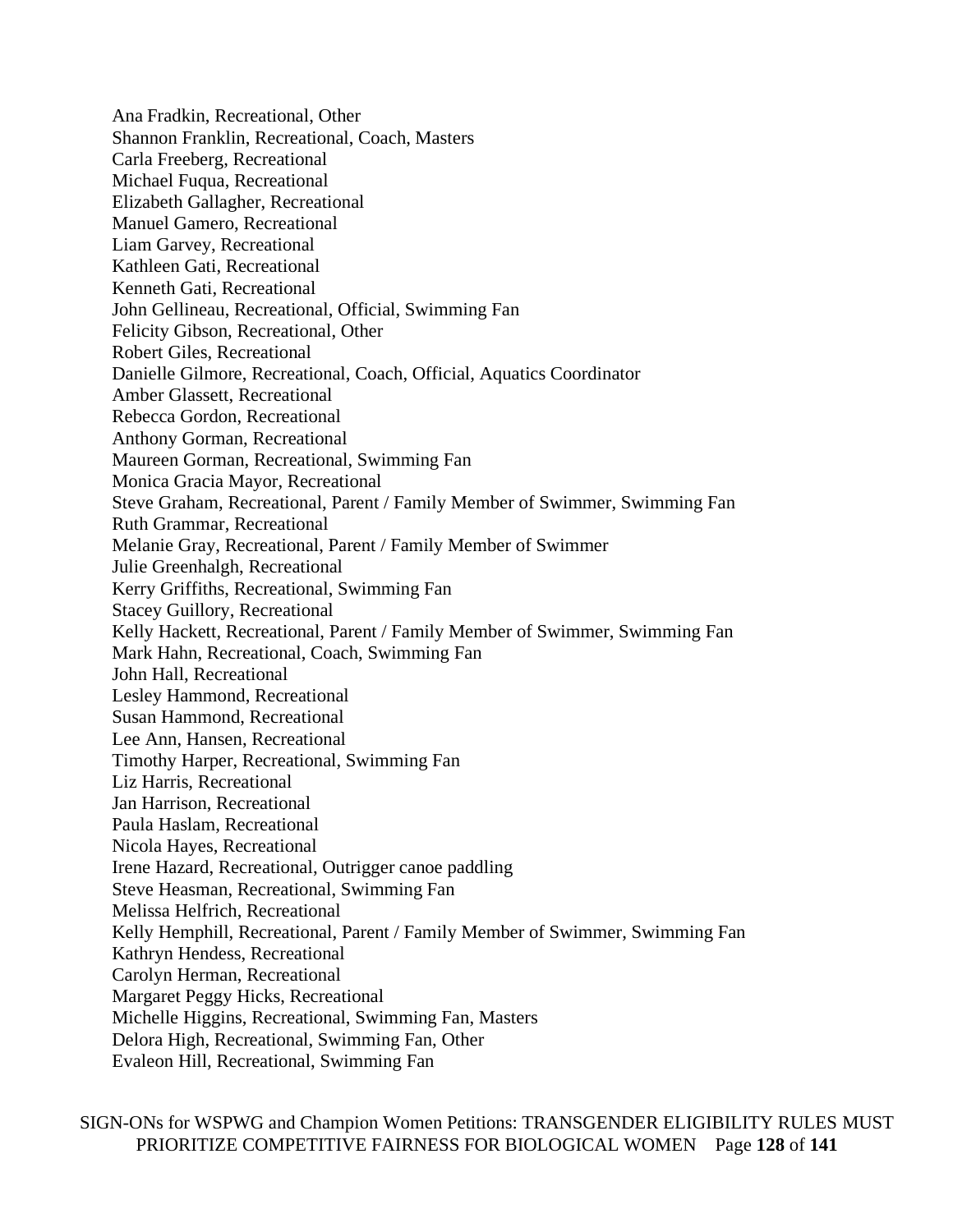Ana Fradkin, Recreational, Other
Shannon Franklin, Recreational, Coach, Masters
Carla Freeberg, Recreational
Michael Fuqua, Recreational
Elizabeth Gallagher, Recreational
Manuel Gamero, Recreational
Liam Garvey, Recreational
Kathleen Gati, Recreational
Kenneth Gati, Recreational
John Gellineau, Recreational, Official, Swimming Fan
Felicity Gibson, Recreational, Other
Robert Giles, Recreational
Danielle Gilmore, Recreational, Coach, Official, Aquatics Coordinator
Amber Glassett, Recreational
Rebecca Gordon, Recreational
Anthony Gorman, Recreational
Maureen Gorman, Recreational, Swimming Fan
Monica Gracia Mayor, Recreational
Steve Graham, Recreational, Parent / Family Member of Swimmer, Swimming Fan
Ruth Grammar, Recreational
Melanie Gray, Recreational, Parent / Family Member of Swimmer
Julie Greenhalgh, Recreational
Kerry Griffiths, Recreational, Swimming Fan
Stacey Guillory, Recreational
Kelly Hackett, Recreational, Parent / Family Member of Swimmer, Swimming Fan
Mark Hahn, Recreational, Coach, Swimming Fan
John Hall, Recreational
Lesley Hammond, Recreational
Susan Hammond, Recreational
Lee Ann, Hansen, Recreational
Timothy Harper, Recreational, Swimming Fan
Liz Harris, Recreational
Jan Harrison, Recreational
Paula Haslam, Recreational
Nicola Hayes, Recreational
Irene Hazard, Recreational, Outrigger canoe paddling
Steve Heasman, Recreational, Swimming Fan
Melissa Helfrich, Recreational
Kelly Hemphill, Recreational, Parent / Family Member of Swimmer, Swimming Fan
Kathryn Hendess, Recreational
Carolyn Herman, Recreational
Margaret Peggy Hicks, Recreational
Michelle Higgins, Recreational, Swimming Fan, Masters
Delora High, Recreational, Swimming Fan, Other
Evaleon Hill, Recreational, Swimming Fan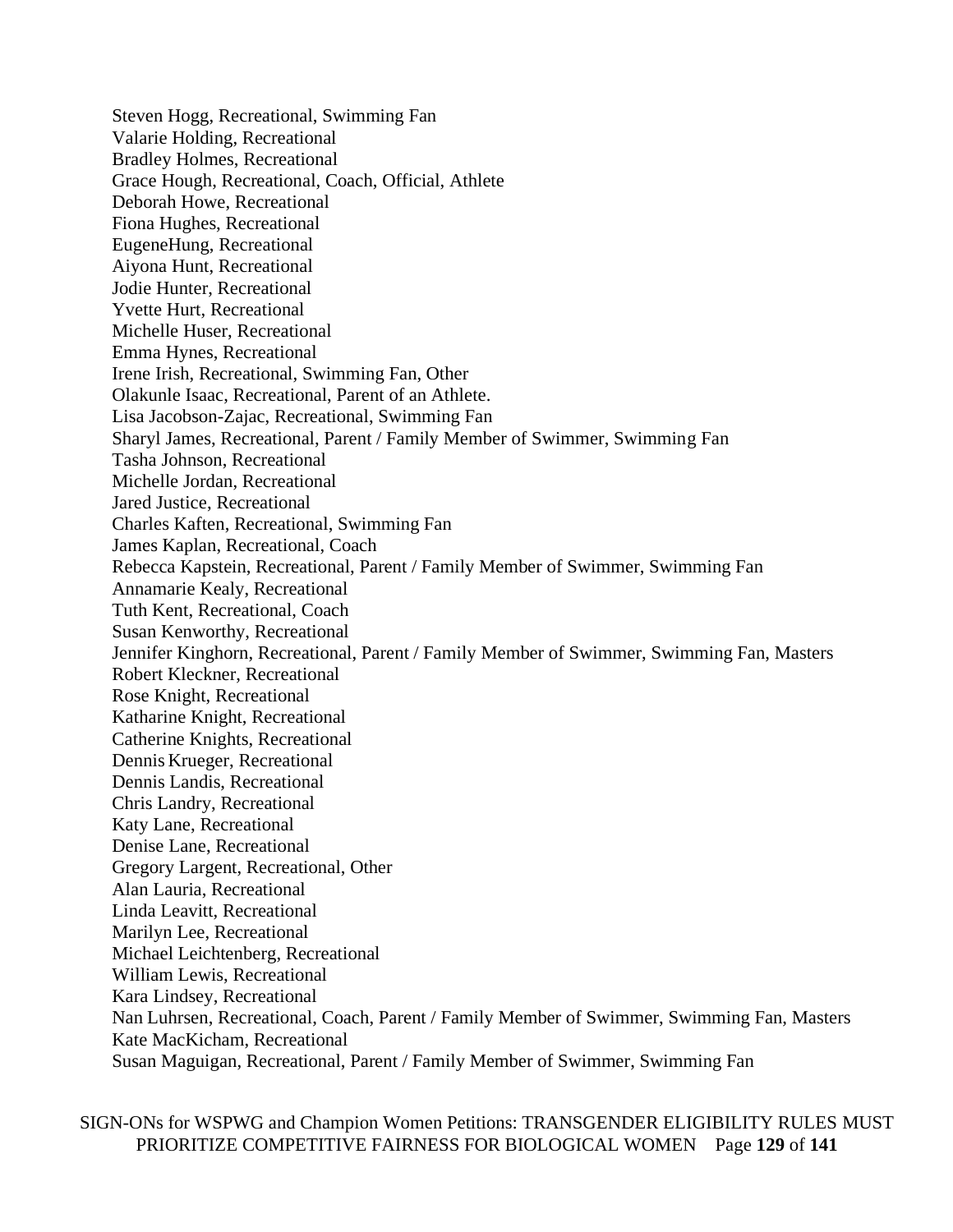Steven Hogg, Recreational, Swimming Fan
Valarie Holding, Recreational
Bradley Holmes, Recreational
Grace Hough, Recreational, Coach, Official, Athlete
Deborah Howe, Recreational
Fiona Hughes, Recreational
EugeneHung, Recreational
Aiyona Hunt, Recreational
Jodie Hunter, Recreational
Yvette Hurt, Recreational
Michelle Huser, Recreational
Emma Hynes, Recreational
Irene Irish, Recreational, Swimming Fan, Other
Olakunle Isaac, Recreational, Parent of an Athlete.
Lisa Jacobson-Zajac, Recreational, Swimming Fan
Sharyl James, Recreational, Parent / Family Member of Swimmer, Swimming Fan
Tasha Johnson, Recreational
Michelle Jordan, Recreational
Jared Justice, Recreational
Charles Kaften, Recreational, Swimming Fan
James Kaplan, Recreational, Coach
Rebecca Kapstein, Recreational, Parent / Family Member of Swimmer, Swimming Fan
Annamarie Kealy, Recreational
Tuth Kent, Recreational, Coach
Susan Kenworthy, Recreational
Jennifer Kinghorn, Recreational, Parent / Family Member of Swimmer, Swimming Fan, Masters
Robert Kleckner, Recreational
Rose Knight, Recreational
Katharine Knight, Recreational
Catherine Knights, Recreational
Dennis Krueger, Recreational
Dennis Landis, Recreational
Chris Landry, Recreational
Katy Lane, Recreational
Denise Lane, Recreational
Gregory Largent, Recreational, Other
Alan Lauria, Recreational
Linda Leavitt, Recreational
Marilyn Lee, Recreational
Michael Leichtenberg, Recreational
William Lewis, Recreational
Kara Lindsey, Recreational
Nan Luhrsen, Recreational, Coach, Parent / Family Member of Swimmer, Swimming Fan, Masters
Kate MacKicham, Recreational
Susan Maguigan, Recreational, Parent / Family Member of Swimmer, Swimming Fan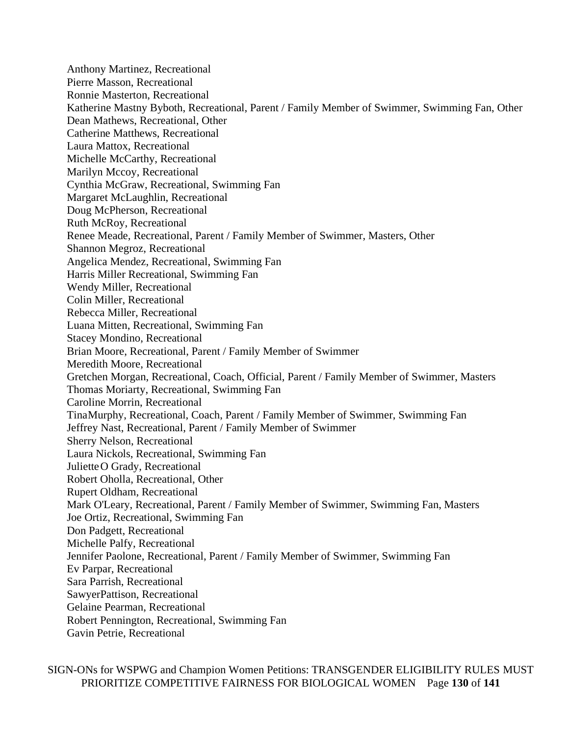Anthony Martinez, Recreational
Pierre Masson, Recreational
Ronnie Masterton, Recreational
Katherine Mastny Byboth, Recreational, Parent / Family Member of Swimmer, Swimming Fan, Other
Dean Mathews, Recreational, Other
Catherine Matthews, Recreational
Laura Mattox, Recreational
Michelle McCarthy, Recreational
Marilyn Mccoy, Recreational
Cynthia McGraw, Recreational, Swimming Fan
Margaret McLaughlin, Recreational
Doug McPherson, Recreational
Ruth McRoy, Recreational
Renee Meade, Recreational, Parent / Family Member of Swimmer, Masters, Other
Shannon Megroz, Recreational
Angelica Mendez, Recreational, Swimming Fan
Harris Miller Recreational, Swimming Fan
Wendy Miller, Recreational
Colin Miller, Recreational
Rebecca Miller, Recreational
Luana Mitten, Recreational, Swimming Fan
Stacey Mondino, Recreational
Brian Moore, Recreational, Parent / Family Member of Swimmer
Meredith Moore, Recreational
Gretchen Morgan, Recreational, Coach, Official, Parent / Family Member of Swimmer, Masters
Thomas Moriarty, Recreational, Swimming Fan
Caroline Morrin, Recreational
TinaMurphy, Recreational, Coach, Parent / Family Member of Swimmer, Swimming Fan
Jeffrey Nast, Recreational, Parent / Family Member of Swimmer
Sherry Nelson, Recreational
Laura Nickols, Recreational, Swimming Fan
Juliette O Grady, Recreational
Robert Oholla, Recreational, Other
Rupert Oldham, Recreational
Mark O'Leary, Recreational, Parent / Family Member of Swimmer, Swimming Fan, Masters
Joe Ortiz, Recreational, Swimming Fan
Don Padgett, Recreational
Michelle Palfy, Recreational
Jennifer Paolone, Recreational, Parent / Family Member of Swimmer, Swimming Fan
Ev Parpar, Recreational
Sara Parrish, Recreational
SawyerPattison, Recreational
Gelaine Pearman, Recreational
Robert Pennington, Recreational, Swimming Fan
Gavin Petrie, Recreational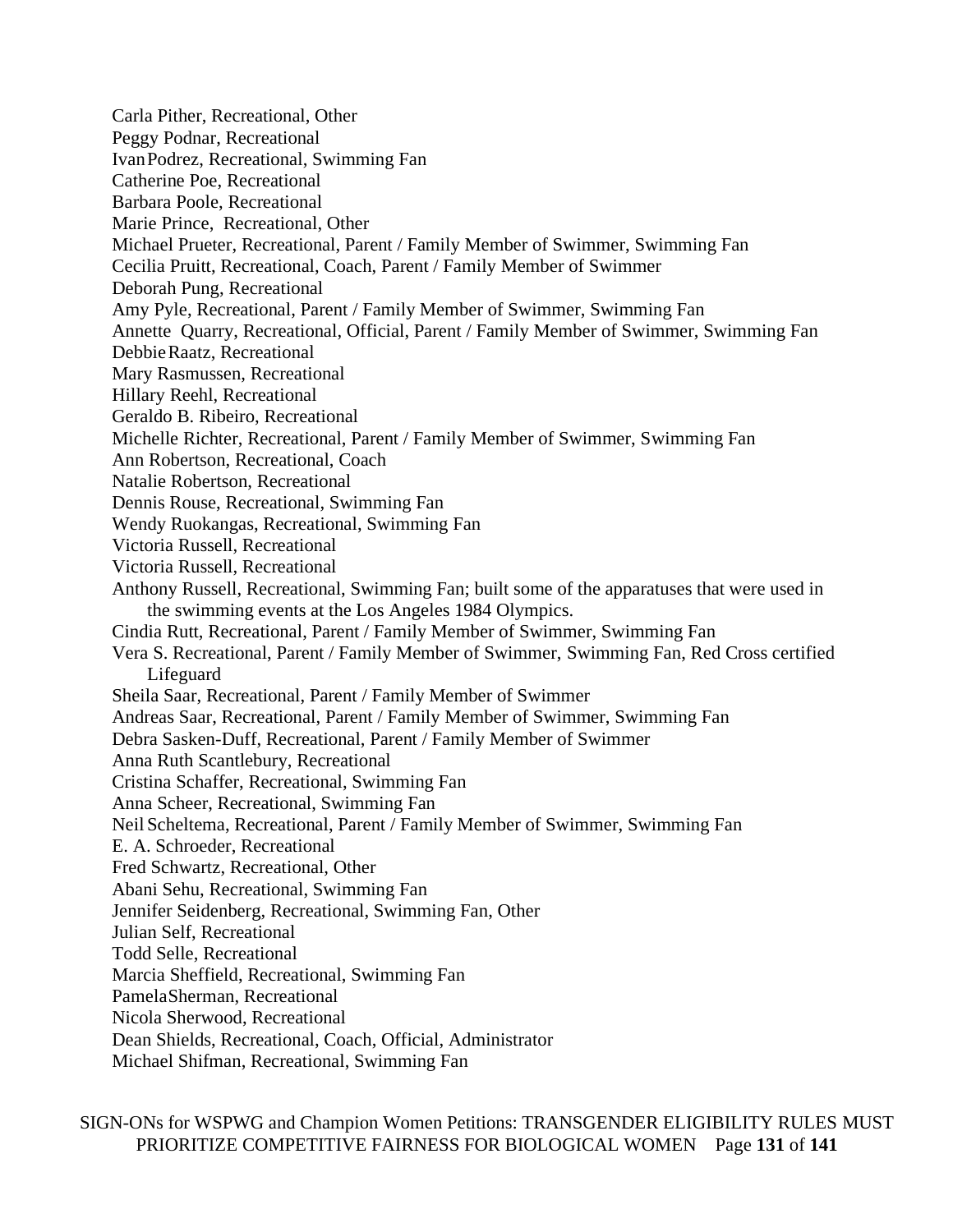Carla Pither, Recreational, Other
Peggy Podnar, Recreational
Ivan Podrez, Recreational, Swimming Fan
Catherine Poe, Recreational
Barbara Poole, Recreational
Marie Prince, Recreational, Other
Michael Prueter, Recreational, Parent / Family Member of Swimmer, Swimming Fan
Cecilia Pruitt, Recreational, Coach, Parent / Family Member of Swimmer
Deborah Pung, Recreational
Amy Pyle, Recreational, Parent / Family Member of Swimmer, Swimming Fan
Annette Quarry, Recreational, Official, Parent / Family Member of Swimmer, Swimming Fan
Debbie Raatz, Recreational
Mary Rasmussen, Recreational
Hillary Reehl, Recreational
Geraldo B. Ribeiro, Recreational
Michelle Richter, Recreational, Parent / Family Member of Swimmer, Swimming Fan
Ann Robertson, Recreational, Coach
Natalie Robertson, Recreational
Dennis Rouse, Recreational, Swimming Fan
Wendy Ruokangas, Recreational, Swimming Fan
Victoria Russell, Recreational
Victoria Russell, Recreational
Anthony Russell, Recreational, Swimming Fan; built some of the apparatuses that were used in the swimming events at the Los Angeles 1984 Olympics.
Cindia Rutt, Recreational, Parent / Family Member of Swimmer, Swimming Fan
Vera S. Recreational, Parent / Family Member of Swimmer, Swimming Fan, Red Cross certified Lifeguard
Sheila Saar, Recreational, Parent / Family Member of Swimmer
Andreas Saar, Recreational, Parent / Family Member of Swimmer, Swimming Fan
Debra Sasken-Duff, Recreational, Parent / Family Member of Swimmer
Anna Ruth Scantlebury, Recreational
Cristina Schaffer, Recreational, Swimming Fan
Anna Scheer, Recreational, Swimming Fan
Neil Scheltema, Recreational, Parent / Family Member of Swimmer, Swimming Fan
E. A. Schroeder, Recreational
Fred Schwartz, Recreational, Other
Abani Sehu, Recreational, Swimming Fan
Jennifer Seidenberg, Recreational, Swimming Fan, Other
Julian Self, Recreational
Todd Selle, Recreational
Marcia Sheffield, Recreational, Swimming Fan
Pamela Sherman, Recreational
Nicola Sherwood, Recreational
Dean Shields, Recreational, Coach, Official, Administrator
Michael Shifman, Recreational, Swimming Fan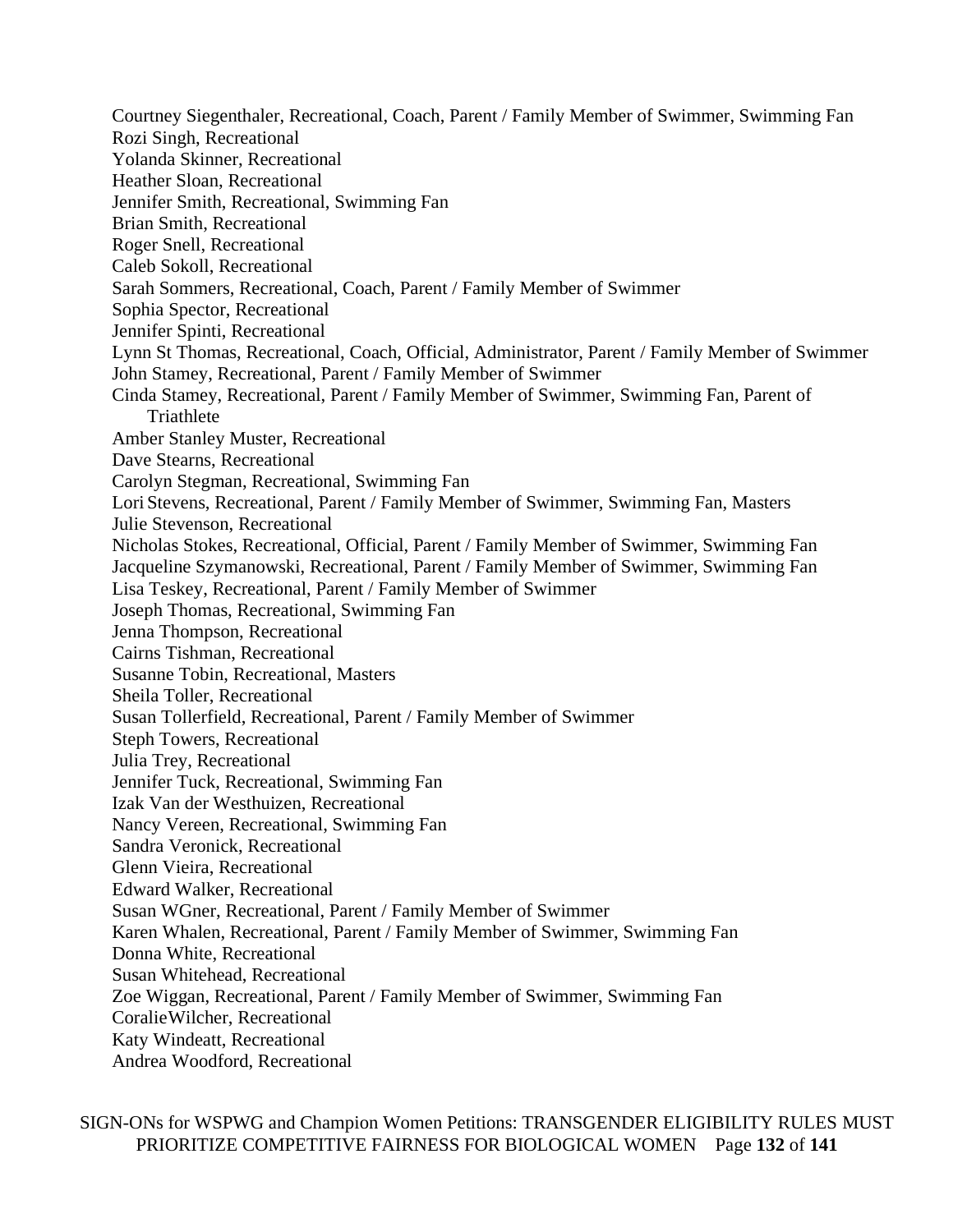Courtney Siegenthaler, Recreational, Coach, Parent / Family Member of Swimmer, Swimming Fan
Rozi Singh, Recreational
Yolanda Skinner, Recreational
Heather Sloan, Recreational
Jennifer Smith, Recreational, Swimming Fan
Brian Smith, Recreational
Roger Snell, Recreational
Caleb Sokoll, Recreational
Sarah Sommers, Recreational, Coach, Parent / Family Member of Swimmer
Sophia Spector, Recreational
Jennifer Spinti, Recreational
Lynn St Thomas, Recreational, Coach, Official, Administrator, Parent / Family Member of Swimmer
John Stamey, Recreational, Parent / Family Member of Swimmer
Cinda Stamey, Recreational, Parent / Family Member of Swimmer, Swimming Fan, Parent of Triathlete
Amber Stanley Muster, Recreational
Dave Stearns, Recreational
Carolyn Stegman, Recreational, Swimming Fan
Lori Stevens, Recreational, Parent / Family Member of Swimmer, Swimming Fan, Masters
Julie Stevenson, Recreational
Nicholas Stokes, Recreational, Official, Parent / Family Member of Swimmer, Swimming Fan
Jacqueline Szymanowski, Recreational, Parent / Family Member of Swimmer, Swimming Fan
Lisa Teskey, Recreational, Parent / Family Member of Swimmer
Joseph Thomas, Recreational, Swimming Fan
Jenna Thompson, Recreational
Cairns Tishman, Recreational
Susanne Tobin, Recreational, Masters
Sheila Toller, Recreational
Susan Tollerfield, Recreational, Parent / Family Member of Swimmer
Steph Towers, Recreational
Julia Trey, Recreational
Jennifer Tuck, Recreational, Swimming Fan
Izak Van der Westhuizen, Recreational
Nancy Vereen, Recreational, Swimming Fan
Sandra Veronick, Recreational
Glenn Vieira, Recreational
Edward Walker, Recreational
Susan WGner, Recreational, Parent / Family Member of Swimmer
Karen Whalen, Recreational, Parent / Family Member of Swimmer, Swimming Fan
Donna White, Recreational
Susan Whitehead, Recreational
Zoe Wiggan, Recreational, Parent / Family Member of Swimmer, Swimming Fan
CoralieWilcher, Recreational
Katy Windeatt, Recreational
Andrea Woodford, Recreational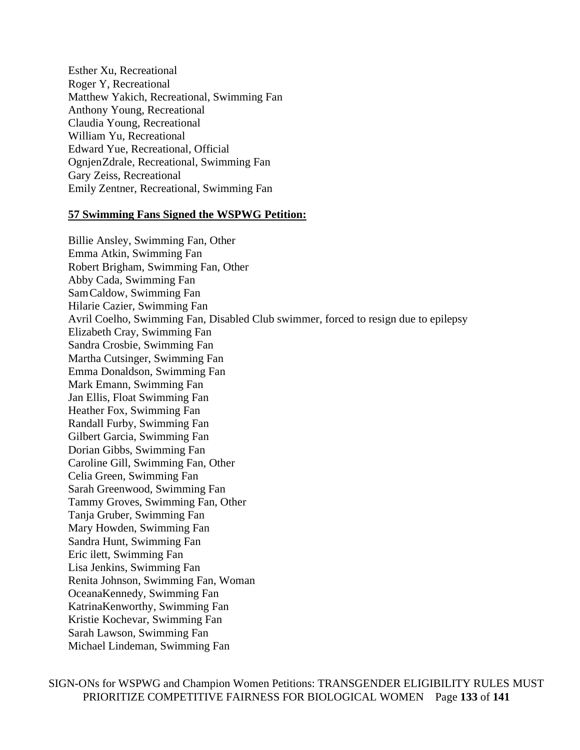Esther Xu, Recreational
Roger Y, Recreational
Matthew Yakich, Recreational, Swimming Fan
Anthony Young, Recreational
Claudia Young, Recreational
William Yu, Recreational
Edward Yue, Recreational, Official
OgnjenZdrale, Recreational, Swimming Fan
Gary Zeiss, Recreational
Emily Zentner, Recreational, Swimming Fan

**57 Swimming Fans Signed the WSPWG Petition:**

Billie Ansley, Swimming Fan, Other
Emma Atkin, Swimming Fan
Robert Brigham, Swimming Fan, Other
Abby Cada, Swimming Fan
SamCaldow, Swimming Fan
Hilarie Cazier, Swimming Fan
Avril Coelho, Swimming Fan, Disabled Club swimmer, forced to resign due to epilepsy
Elizabeth Cray, Swimming Fan
Sandra Crosbie, Swimming Fan
Martha Cutsinger, Swimming Fan
Emma Donaldson, Swimming Fan
Mark Emann, Swimming Fan
Jan Ellis, Float Swimming Fan
Heather Fox, Swimming Fan
Randall Furby, Swimming Fan
Gilbert Garcia, Swimming Fan
Dorian Gibbs, Swimming Fan
Caroline Gill, Swimming Fan, Other
Celia Green, Swimming Fan
Sarah Greenwood, Swimming Fan
Tammy Groves, Swimming Fan, Other
Tanja Gruber, Swimming Fan
Mary Howden, Swimming Fan
Sandra Hunt, Swimming Fan
Eric ilett, Swimming Fan
Lisa Jenkins, Swimming Fan
Renita Johnson, Swimming Fan, Woman
OceanaKennedy, Swimming Fan
KatrinaKenworthy, Swimming Fan
Kristie Kochevar, Swimming Fan
Sarah Lawson, Swimming Fan
Michael Lindeman, Swimming Fan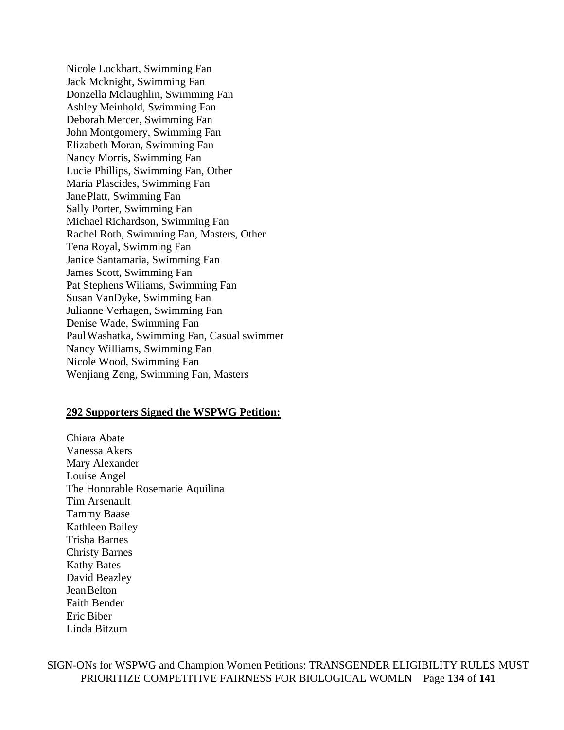Nicole Lockhart, Swimming Fan
Jack Mcknight, Swimming Fan
Donzella Mclaughlin, Swimming Fan
Ashley Meinhold, Swimming Fan
Deborah Mercer, Swimming Fan
John Montgomery, Swimming Fan
Elizabeth Moran, Swimming Fan
Nancy Morris, Swimming Fan
Lucie Phillips, Swimming Fan, Other
Maria Plascides, Swimming Fan
Jane Platt, Swimming Fan
Sally Porter, Swimming Fan
Michael Richardson, Swimming Fan
Rachel Roth, Swimming Fan, Masters, Other
Tena Royal, Swimming Fan
Janice Santamaria, Swimming Fan
James Scott, Swimming Fan
Pat Stephens Wiliams, Swimming Fan
Susan VanDyke, Swimming Fan
Julianne Verhagen, Swimming Fan
Denise Wade, Swimming Fan
Paul Washatka, Swimming Fan, Casual swimmer
Nancy Williams, Swimming Fan
Nicole Wood, Swimming Fan
Wenjiang Zeng, Swimming Fan, Masters

**292 Supporters Signed the WSPWG Petition:**

Chiara Abate
Vanessa Akers
Mary Alexander
Louise Angel
The Honorable Rosemarie Aquilina
Tim Arsenault
Tammy Baase
Kathleen Bailey
Trisha Barnes
Christy Barnes
Kathy Bates
David Beazley
Jean Belton
Faith Bender
Eric Biber
Linda Bitzum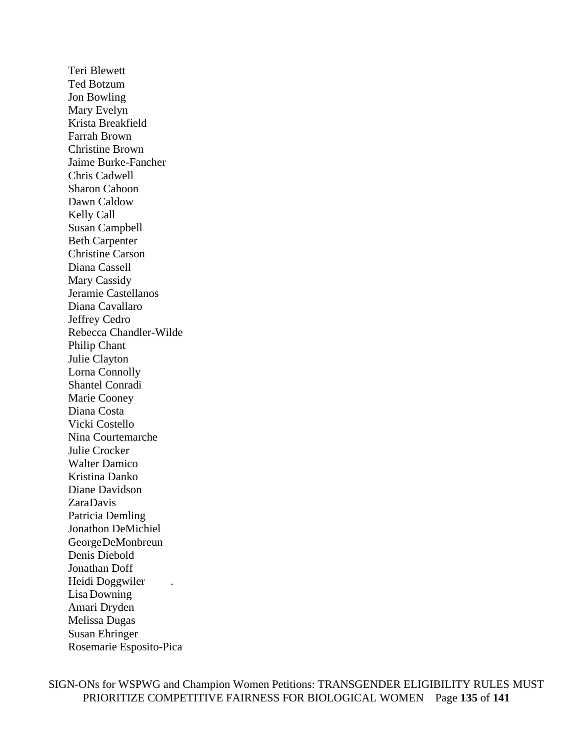Teri Blewett
Ted Botzum
Jon Bowling
Mary Evelyn
Krista Breakfield
Farrah Brown
Christine Brown
Jaime Burke-Fancher
Chris Cadwell
Sharon Cahoon
Dawn Caldow
Kelly Call
Susan Campbell
Beth Carpenter
Christine Carson
Diana Cassell
Mary Cassidy
Jeramie Castellanos
Diana Cavallaro
Jeffrey Cedro
Rebecca Chandler-Wilde
Philip Chant
Julie Clayton
Lorna Connolly
Shantel Conradi
Marie Cooney
Diana Costa
Vicki Costello
Nina Courtemarche
Julie Crocker
Walter Damico
Kristina Danko
Diane Davidson
ZaraDavis
Patricia Demling
Jonathon DeMichiel
GeorgeDeMonbreun
Denis Diebold
Jonathan Doff
Heidi Doggwiler .
Lisa Downing
Amari Dryden
Melissa Dugas
Susan Ehringer
Rosemarie Esposito-Pica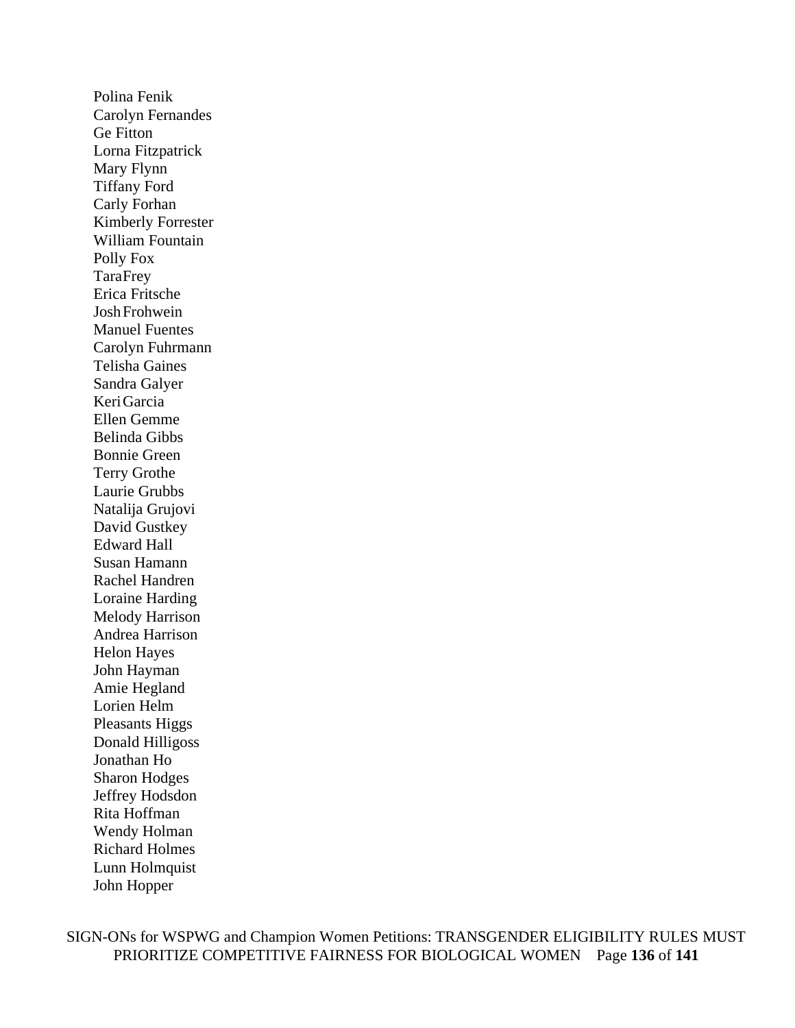Polina Fenik
Carolyn Fernandes
Ge Fitton
Lorna Fitzpatrick
Mary Flynn
Tiffany Ford
Carly Forhan
Kimberly Forrester
William Fountain
Polly Fox
TaraFrey
Erica Fritsche
Josh Frohwein
Manuel Fuentes
Carolyn Fuhrmann
Telisha Gaines
Sandra Galyer
Keri Garcia
Ellen Gemme
Belinda Gibbs
Bonnie Green
Terry Grothe
Laurie Grubbs
Natalija Grujovi
David Gustkey
Edward Hall
Susan Hamann
Rachel Handren
Loraine Harding
Melody Harrison
Andrea Harrison
Helon Hayes
John Hayman
Amie Hegland
Lorien Helm
Pleasants Higgs
Donald Hilligoss
Jonathan Ho
Sharon Hodges
Jeffrey Hodsdon
Rita Hoffman
Wendy Holman
Richard Holmes
Lunn Holmquist
John Hopper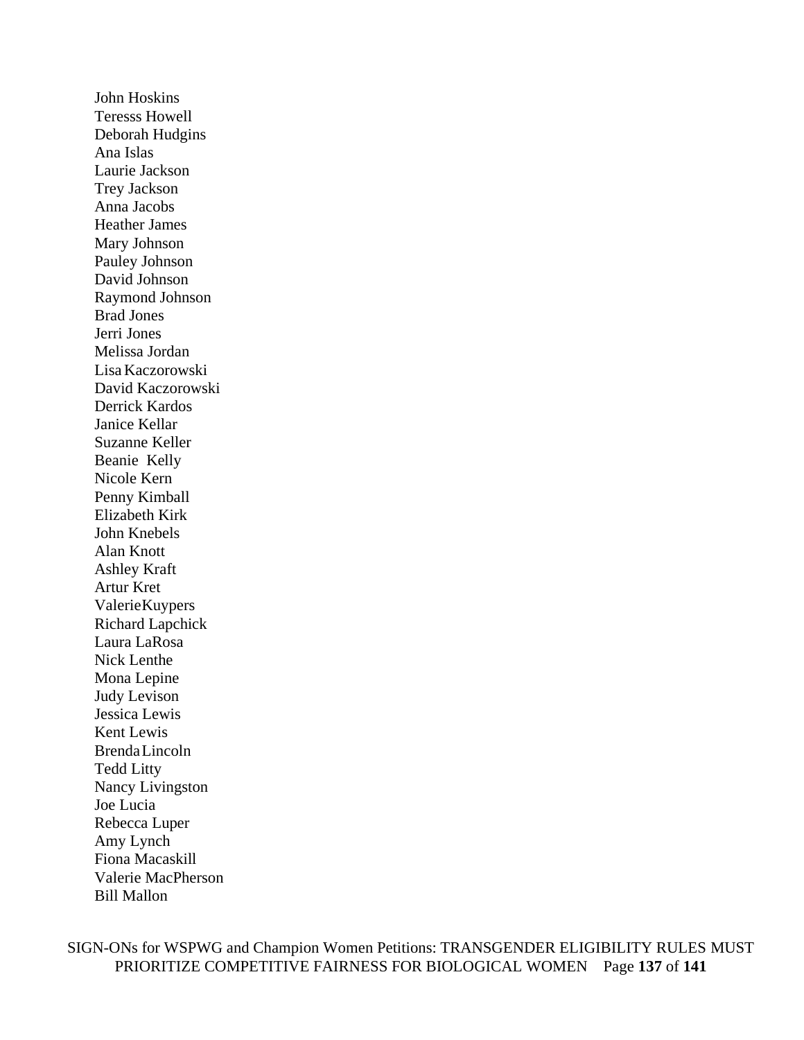John Hoskins
Teresss Howell
Deborah Hudgins
Ana Islas
Laurie Jackson
Trey Jackson
Anna Jacobs
Heather James
Mary Johnson
Pauley Johnson
David Johnson
Raymond Johnson
Brad Jones
Jerri Jones
Melissa Jordan
Lisa Kaczorowski
David Kaczorowski
Derrick Kardos
Janice Kellar
Suzanne Keller
Beanie Kelly
Nicole Kern
Penny Kimball
Elizabeth Kirk
John Knebels
Alan Knott
Ashley Kraft
Artur Kret
ValerieKuypers
Richard Lapchick
Laura LaRosa
Nick Lenthe
Mona Lepine
Judy Levison
Jessica Lewis
Kent Lewis
Brenda Lincoln
Tedd Litty
Nancy Livingston
Joe Lucia
Rebecca Luper
Amy Lynch
Fiona Macaskill
Valerie MacPherson
Bill Mallon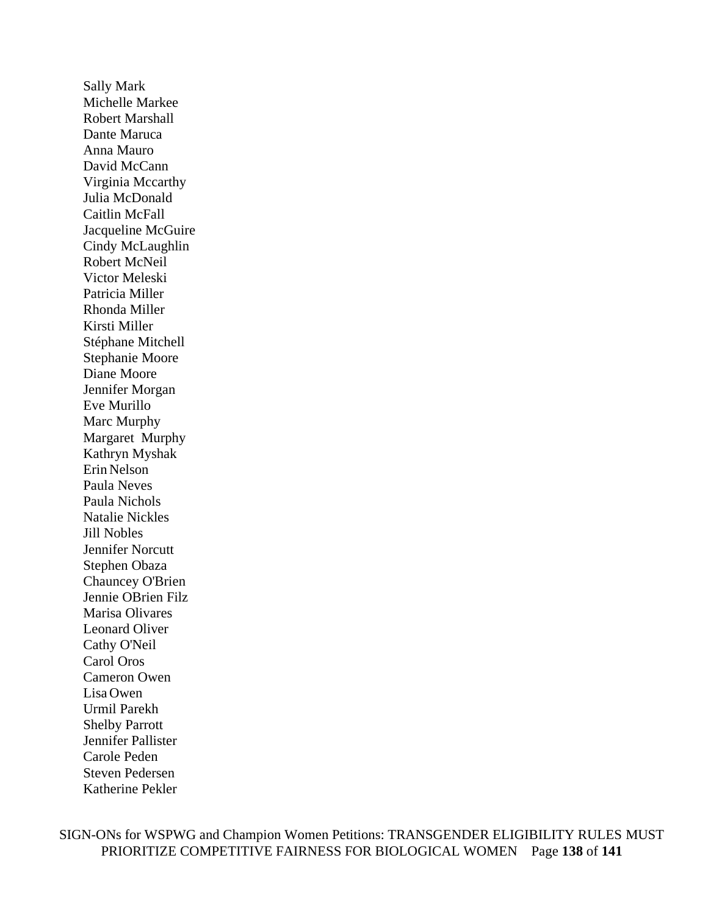Sally Mark
Michelle Markee
Robert Marshall
Dante Maruca
Anna Mauro
David McCann
Virginia Mccarthy
Julia McDonald
Caitlin McFall
Jacqueline McGuire
Cindy McLaughlin
Robert McNeil
Victor Meleski
Patricia Miller
Rhonda Miller
Kirsti Miller
Stéphane Mitchell
Stephanie Moore
Diane Moore
Jennifer Morgan
Eve Murillo
Marc Murphy
Margaret Murphy
Kathryn Myshak
Erin Nelson
Paula Neves
Paula Nichols
Natalie Nickles
Jill Nobles
Jennifer Norcutt
Stephen Obaza
Chauncey O'Brien
Jennie OBrien Filz
Marisa Olivares
Leonard Oliver
Cathy O'Neil
Carol Oros
Cameron Owen
Lisa Owen
Urmil Parekh
Shelby Parrott
Jennifer Pallister
Carole Peden
Steven Pedersen
Katherine Pekler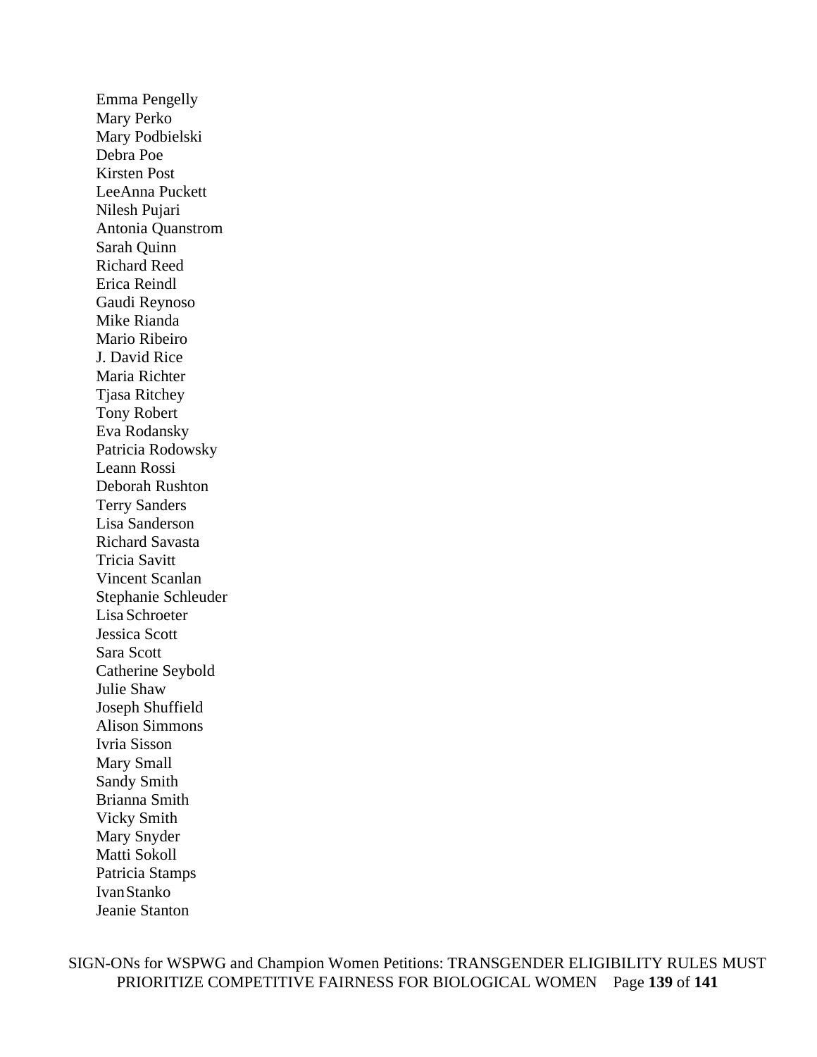Emma Pengelly
Mary Perko
Mary Podbielski
Debra Poe
Kirsten Post
LeeAnna Puckett
Nilesh Pujari
Antonia Quanstrom
Sarah Quinn
Richard Reed
Erica Reindl
Gaudi Reynoso
Mike Rianda
Mario Ribeiro
J. David Rice
Maria Richter
Tjasa Ritchey
Tony Robert
Eva Rodansky
Patricia Rodowsky
Leann Rossi
Deborah Rushton
Terry Sanders
Lisa Sanderson
Richard Savasta
Tricia Savitt
Vincent Scanlan
Stephanie Schleuder
Lisa Schroeter
Jessica Scott
Sara Scott
Catherine Seybold
Julie Shaw
Joseph Shuffield
Alison Simmons
Ivria Sisson
Mary Small
Sandy Smith
Brianna Smith
Vicky Smith
Mary Snyder
Matti Sokoll
Patricia Stamps
Ivan Stanko
Jeanie Stanton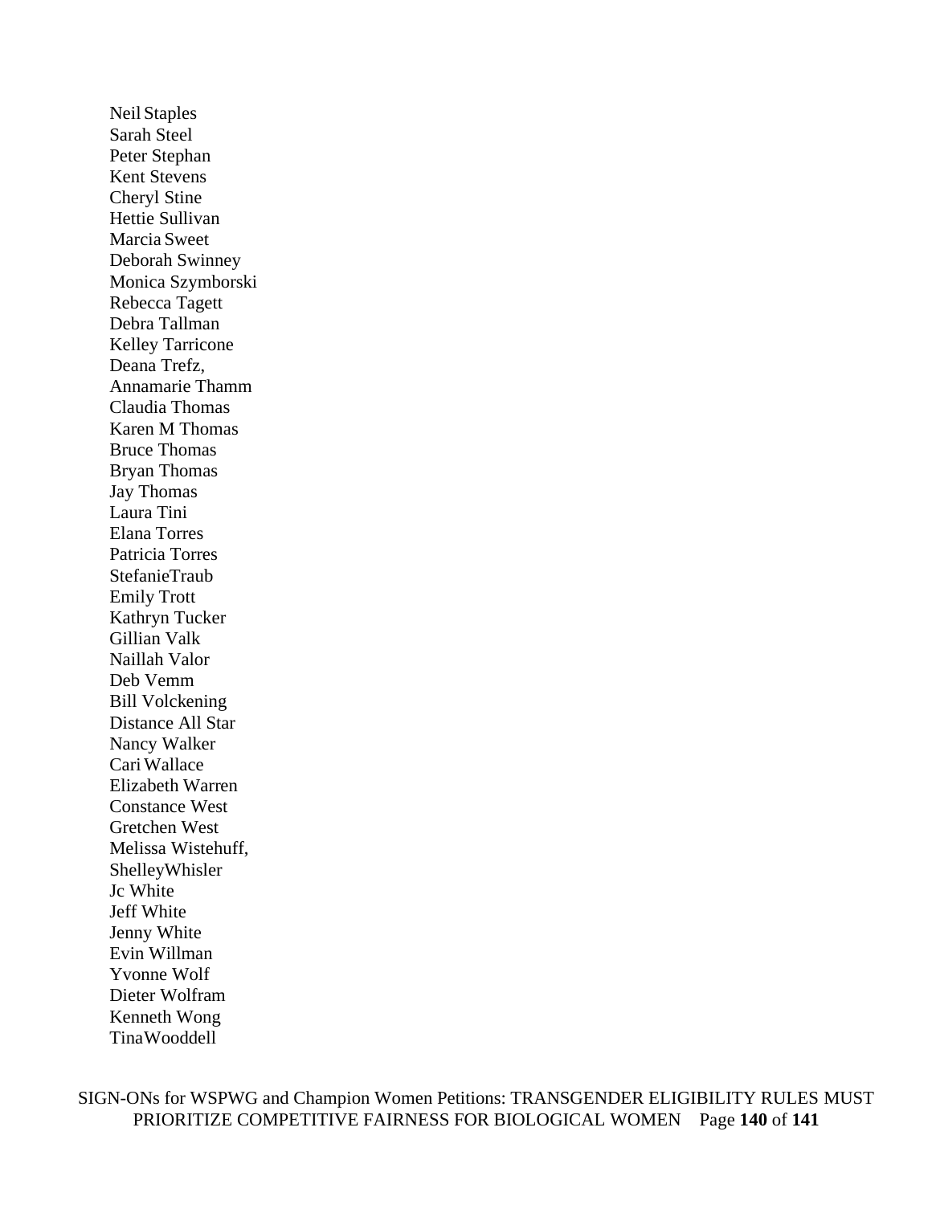Neil Staples  
Sarah Steel  
Peter Stephan  
Kent Stevens  
Cheryl Stine  
Hettie Sullivan  
Marcia Sweet  
Deborah Swinney  
Monica Szymborski  
Rebecca Tagett  
Debra Tallman  
Kelley Tarricone  
Deana Trefz,  
Annamarie Thamm  
Claudia Thomas  
Karen M Thomas  
Bruce Thomas  
Bryan Thomas  
Jay Thomas  
Laura Tini  
Elana Torres  
Patricia Torres  
StefanieTraub  
Emily Trott  
Kathryn Tucker  
Gillian Valk  
Naillah Valor  
Deb Vemm  
Bill Volckening  
Distance All Star  
Nancy Walker  
Cari Wallace  
Elizabeth Warren  
Constance West  
Gretchen West  
Melissa Wistehuff,  
ShelleyWhisler  
Jc White  
Jeff White  
Jenny White  
Evin Willman  
Yvonne Wolf  
Dieter Wolfram  
Kenneth Wong  
TinaWooddell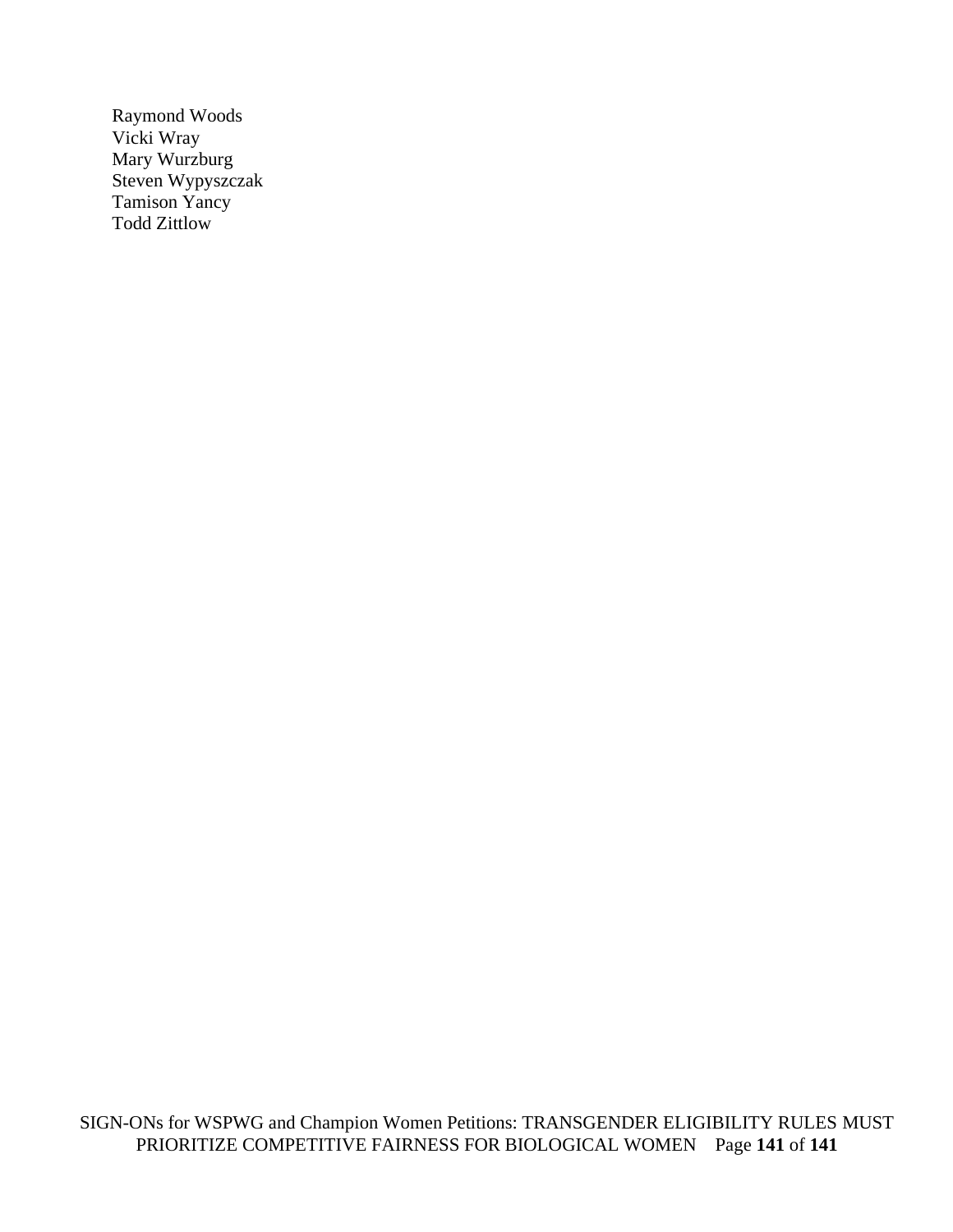Raymond Woods
Vicki Wray
Mary Wurzburg
Steven Wypyszczak
Tamison Yancy
Todd Zittlow